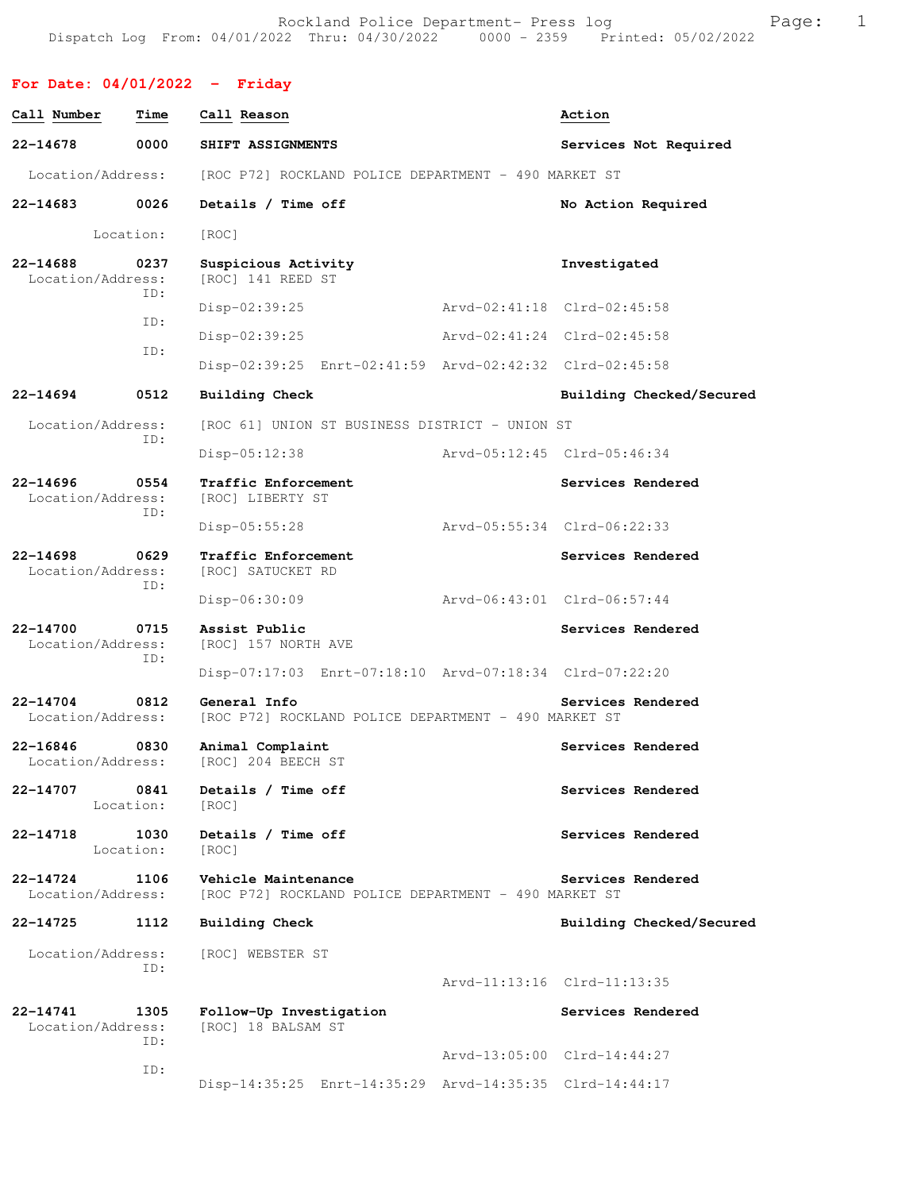Rockland Police Department- Press log
Dispatch Log From: 04/01/2022 Thru: 04/30/2022 0000 - 2359 Printed: 05/02/2022

## For Date: 04/01/2022 - Friday

| Call Number | Time | Call Reason | Action |
|---|---|---|---|
| 22-14678 | 0000 | SHIFT ASSIGNMENTS | Services Not Required |

Location/Address: [ROC P72] ROCKLAND POLICE DEPARTMENT - 490 MARKET ST

**22-14683** 0026 **Details / Time off** — No Action Required
Location: [ROC]

**22-14688** 0237 **Suspicious Activity** — Investigated
Location/Address: [ROC] 141 REED ST
ID: Disp-02:39:25 Arvd-02:41:18 Clrd-02:45:58
ID: Disp-02:39:25 Arvd-02:41:24 Clrd-02:45:58
ID: Disp-02:39:25 Enrt-02:41:59 Arvd-02:42:32 Clrd-02:45:58

**22-14694** 0512 **Building Check** — Building Checked/Secured
Location/Address: [ROC 61] UNION ST BUSINESS DISTRICT - UNION ST
ID: Disp-05:12:38 Arvd-05:12:45 Clrd-05:46:34

**22-14696** 0554 **Traffic Enforcement** — Services Rendered
Location/Address: [ROC] LIBERTY ST
ID: Disp-05:55:28 Arvd-05:55:34 Clrd-06:22:33

**22-14698** 0629 **Traffic Enforcement** — Services Rendered
Location/Address: [ROC] SATUCKET RD
ID: Disp-06:30:09 Arvd-06:43:01 Clrd-06:57:44

**22-14700** 0715 **Assist Public** — Services Rendered
Location/Address: [ROC] 157 NORTH AVE
ID: Disp-07:17:03 Enrt-07:18:10 Arvd-07:18:34 Clrd-07:22:20

**22-14704** 0812 **General Info** — Services Rendered
Location/Address: [ROC P72] ROCKLAND POLICE DEPARTMENT - 490 MARKET ST

**22-16846** 0830 **Animal Complaint** — Services Rendered
Location/Address: [ROC] 204 BEECH ST

**22-14707** 0841 **Details / Time off** — Services Rendered
Location: [ROC]

**22-14718** 1030 **Details / Time off** — Services Rendered
Location: [ROC]

**22-14724** 1106 **Vehicle Maintenance** — Services Rendered
Location/Address: [ROC P72] ROCKLAND POLICE DEPARTMENT - 490 MARKET ST

**22-14725** 1112 **Building Check** — Building Checked/Secured
Location/Address: [ROC] WEBSTER ST
ID: Arvd-11:13:16 Clrd-11:13:35

**22-14741** 1305 **Follow-Up Investigation** — Services Rendered
Location/Address: [ROC] 18 BALSAM ST
ID: Arvd-13:05:00 Clrd-14:44:27
ID: Disp-14:35:25 Enrt-14:35:29 Arvd-14:35:35 Clrd-14:44:17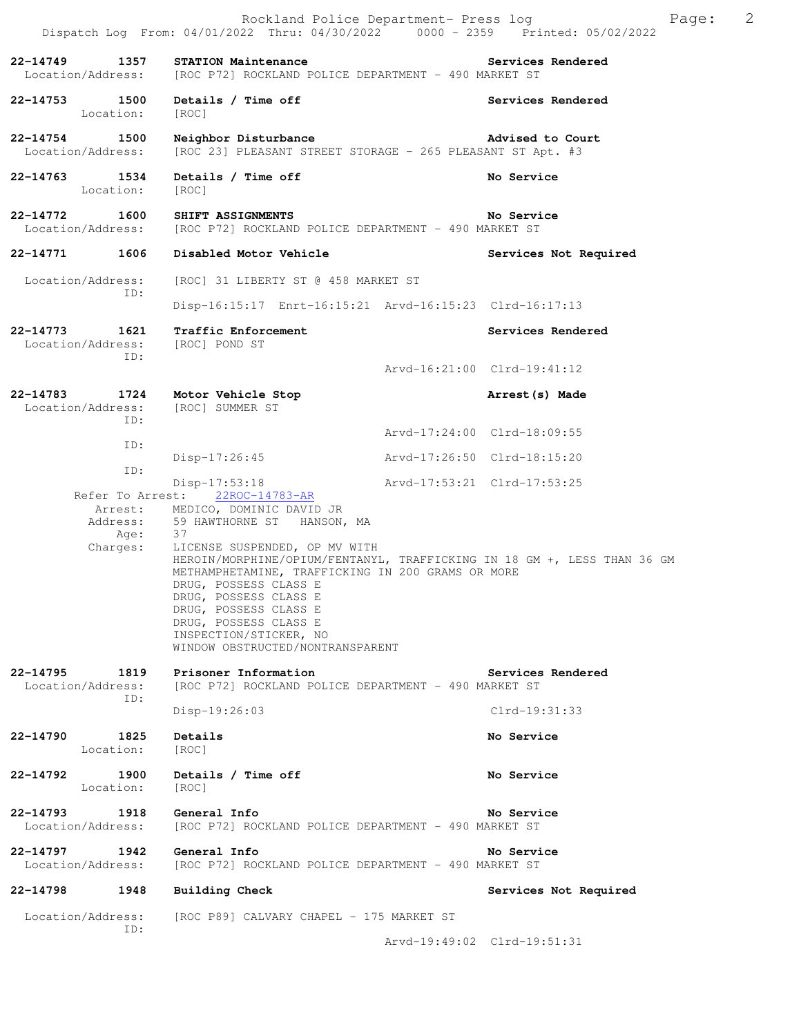**22-14749 1357 STATION Maintenance** — **Services Rendered**
Location/Address: [ROC P72] ROCKLAND POLICE DEPARTMENT - 490 MARKET ST

**22-14753 1500 Details / Time off** — **Services Rendered**
Location: [ROC]

**22-14754 1500 Neighbor Disturbance** — **Advised to Court**
Location/Address: [ROC 23] PLEASANT STREET STORAGE - 265 PLEASANT ST Apt. #3

**22-14763 1534 Details / Time off** — **No Service**
Location: [ROC]

**22-14772 1600 SHIFT ASSIGNMENTS** — **No Service**
Location/Address: [ROC P72] ROCKLAND POLICE DEPARTMENT - 490 MARKET ST

**22-14771 1606 Disabled Motor Vehicle** — **Services Not Required**
Location/Address: [ROC] 31 LIBERTY ST @ 458 MARKET ST
ID:
Disp-16:15:17 Enrt-16:15:21 Arvd-16:15:23 Clrd-16:17:13

**22-14773 1621 Traffic Enforcement** — **Services Rendered**
Location/Address: [ROC] POND ST
ID:
Arvd-16:21:00 Clrd-19:41:12

**22-14783 1724 Motor Vehicle Stop** — **Arrest(s) Made**
Location/Address: [ROC] SUMMER ST
ID:
Arvd-17:24:00 Clrd-18:09:55
ID:
Disp-17:26:45 Arvd-17:26:50 Clrd-18:15:20
ID:
Disp-17:53:18 Arvd-17:53:21 Clrd-17:53:25
Refer To Arrest: 22ROC-14783-AR
Arrest: MEDICO, DOMINIC DAVID JR
Address: 59 HAWTHORNE ST HANSON, MA
Age: 37
Charges: LICENSE SUSPENDED, OP MV WITH
HEROIN/MORPHINE/OPIUM/FENTANYL, TRAFFICKING IN 18 GM +, LESS THAN 36 GM
METHAMPHETAMINE, TRAFFICKING IN 200 GRAMS OR MORE
DRUG, POSSESS CLASS E
DRUG, POSSESS CLASS E
DRUG, POSSESS CLASS E
DRUG, POSSESS CLASS E
INSPECTION/STICKER, NO
WINDOW OBSTRUCTED/NONTRANSPARENT

**22-14795 1819 Prisoner Information** — **Services Rendered**
Location/Address: [ROC P72] ROCKLAND POLICE DEPARTMENT - 490 MARKET ST
ID:
Disp-19:26:03 Clrd-19:31:33

**22-14790 1825 Details** — **No Service**
Location: [ROC]

**22-14792 1900 Details / Time off** — **No Service**
Location: [ROC]

**22-14793 1918 General Info** — **No Service**
Location/Address: [ROC P72] ROCKLAND POLICE DEPARTMENT - 490 MARKET ST

**22-14797 1942 General Info** — **No Service**
Location/Address: [ROC P72] ROCKLAND POLICE DEPARTMENT - 490 MARKET ST

**22-14798 1948 Building Check** — **Services Not Required**
Location/Address: [ROC P89] CALVARY CHAPEL - 175 MARKET ST
ID:
Arvd-19:49:02 Clrd-19:51:31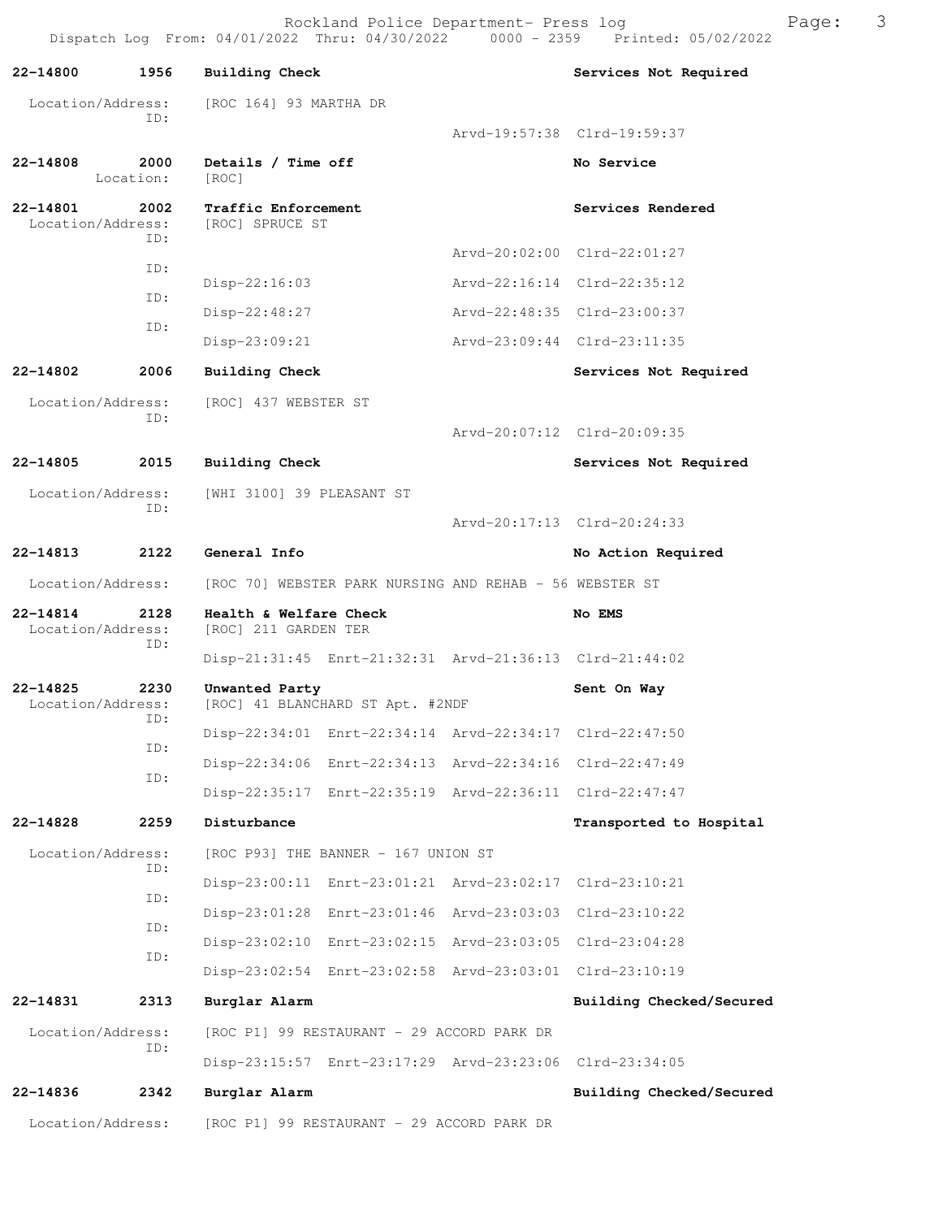22-14800 1956 Building Check Services Not Required

Location/Address: [ROC 164] 93 MARTHA DR
ID:
Arvd-19:57:38 Clrd-19:59:37

22-14808 2000 Details / Time off No Service
Location: [ROC]

22-14801 2002 Traffic Enforcement Services Rendered
Location/Address: [ROC] SPRUCE ST
ID:
Arvd-20:02:00 Clrd-22:01:27
ID:
Disp-22:16:03 Arvd-22:16:14 Clrd-22:35:12
ID:
Disp-22:48:27 Arvd-22:48:35 Clrd-23:00:37
ID:
Disp-23:09:21 Arvd-23:09:44 Clrd-23:11:35

22-14802 2006 Building Check Services Not Required

Location/Address: [ROC] 437 WEBSTER ST
ID:
Arvd-20:07:12 Clrd-20:09:35

22-14805 2015 Building Check Services Not Required

Location/Address: [WHI 3100] 39 PLEASANT ST
ID:
Arvd-20:17:13 Clrd-20:24:33

22-14813 2122 General Info No Action Required

Location/Address: [ROC 70] WEBSTER PARK NURSING AND REHAB - 56 WEBSTER ST

22-14814 2128 Health & Welfare Check No EMS
Location/Address: [ROC] 211 GARDEN TER
ID:
Disp-21:31:45 Enrt-21:32:31 Arvd-21:36:13 Clrd-21:44:02

22-14825 2230 Unwanted Party Sent On Way
Location/Address: [ROC] 41 BLANCHARD ST Apt. #2NDF
ID:
Disp-22:34:01 Enrt-22:34:14 Arvd-22:34:17 Clrd-22:47:50
ID:
Disp-22:34:06 Enrt-22:34:13 Arvd-22:34:16 Clrd-22:47:49
ID:
Disp-22:35:17 Enrt-22:35:19 Arvd-22:36:11 Clrd-22:47:47

22-14828 2259 Disturbance Transported to Hospital

Location/Address: [ROC P93] THE BANNER - 167 UNION ST
ID:
Disp-23:00:11 Enrt-23:01:21 Arvd-23:02:17 Clrd-23:10:21
ID:
Disp-23:01:28 Enrt-23:01:46 Arvd-23:03:03 Clrd-23:10:22
ID:
Disp-23:02:10 Enrt-23:02:15 Arvd-23:03:05 Clrd-23:04:28
ID:
Disp-23:02:54 Enrt-23:02:58 Arvd-23:03:01 Clrd-23:10:19

22-14831 2313 Burglar Alarm Building Checked/Secured

Location/Address: [ROC P1] 99 RESTAURANT - 29 ACCORD PARK DR
ID:
Disp-23:15:57 Enrt-23:17:29 Arvd-23:23:06 Clrd-23:34:05

22-14836 2342 Burglar Alarm Building Checked/Secured

Location/Address: [ROC P1] 99 RESTAURANT - 29 ACCORD PARK DR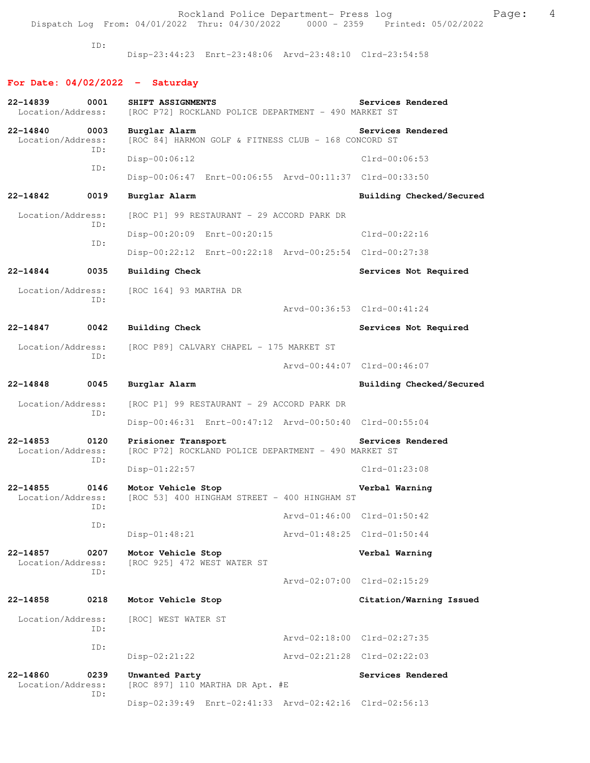ID:
Disp-23:44:23 Enrt-23:48:06 Arvd-23:48:10 Clrd-23:54:58

## For Date: 04/02/2022 - Saturday

**22-14839 0001 SHIFT ASSIGNMENTS** — Services Rendered
Location/Address: [ROC P72] ROCKLAND POLICE DEPARTMENT - 490 MARKET ST

**22-14840 0003 Burglar Alarm** — Services Rendered
Location/Address: [ROC 84] HARMON GOLF & FITNESS CLUB - 168 CONCORD ST
ID:
Disp-00:06:12 Clrd-00:06:53
ID:
Disp-00:06:47 Enrt-00:06:55 Arvd-00:11:37 Clrd-00:33:50

**22-14842 0019 Burglar Alarm** — Building Checked/Secured
Location/Address: [ROC P1] 99 RESTAURANT - 29 ACCORD PARK DR
ID:
Disp-00:20:09 Enrt-00:20:15 Clrd-00:22:16
ID:
Disp-00:22:12 Enrt-00:22:18 Arvd-00:25:54 Clrd-00:27:38

**22-14844 0035 Building Check** — Services Not Required
Location/Address: [ROC 164] 93 MARTHA DR
ID:
Arvd-00:36:53 Clrd-00:41:24

**22-14847 0042 Building Check** — Services Not Required
Location/Address: [ROC P89] CALVARY CHAPEL - 175 MARKET ST
ID:
Arvd-00:44:07 Clrd-00:46:07

**22-14848 0045 Burglar Alarm** — Building Checked/Secured
Location/Address: [ROC P1] 99 RESTAURANT - 29 ACCORD PARK DR
ID:
Disp-00:46:31 Enrt-00:47:12 Arvd-00:50:40 Clrd-00:55:04

**22-14853 0120 Prisioner Transport** — Services Rendered
Location/Address: [ROC P72] ROCKLAND POLICE DEPARTMENT - 490 MARKET ST
ID:
Disp-01:22:57 Clrd-01:23:08

**22-14855 0146 Motor Vehicle Stop** — Verbal Warning
Location/Address: [ROC 53] 400 HINGHAM STREET - 400 HINGHAM ST
ID:
Arvd-01:46:00 Clrd-01:50:42
ID:
Disp-01:48:21 Arvd-01:48:25 Clrd-01:50:44

**22-14857 0207 Motor Vehicle Stop** — Verbal Warning
Location/Address: [ROC 925] 472 WEST WATER ST
ID:
Arvd-02:07:00 Clrd-02:15:29

**22-14858 0218 Motor Vehicle Stop** — Citation/Warning Issued
Location/Address: [ROC] WEST WATER ST
ID:
Arvd-02:18:00 Clrd-02:27:35
ID:
Disp-02:21:22 Arvd-02:21:28 Clrd-02:22:03

**22-14860 0239 Unwanted Party** — Services Rendered
Location/Address: [ROC 897] 110 MARTHA DR Apt. #E
ID:
Disp-02:39:49 Enrt-02:41:33 Arvd-02:42:16 Clrd-02:56:13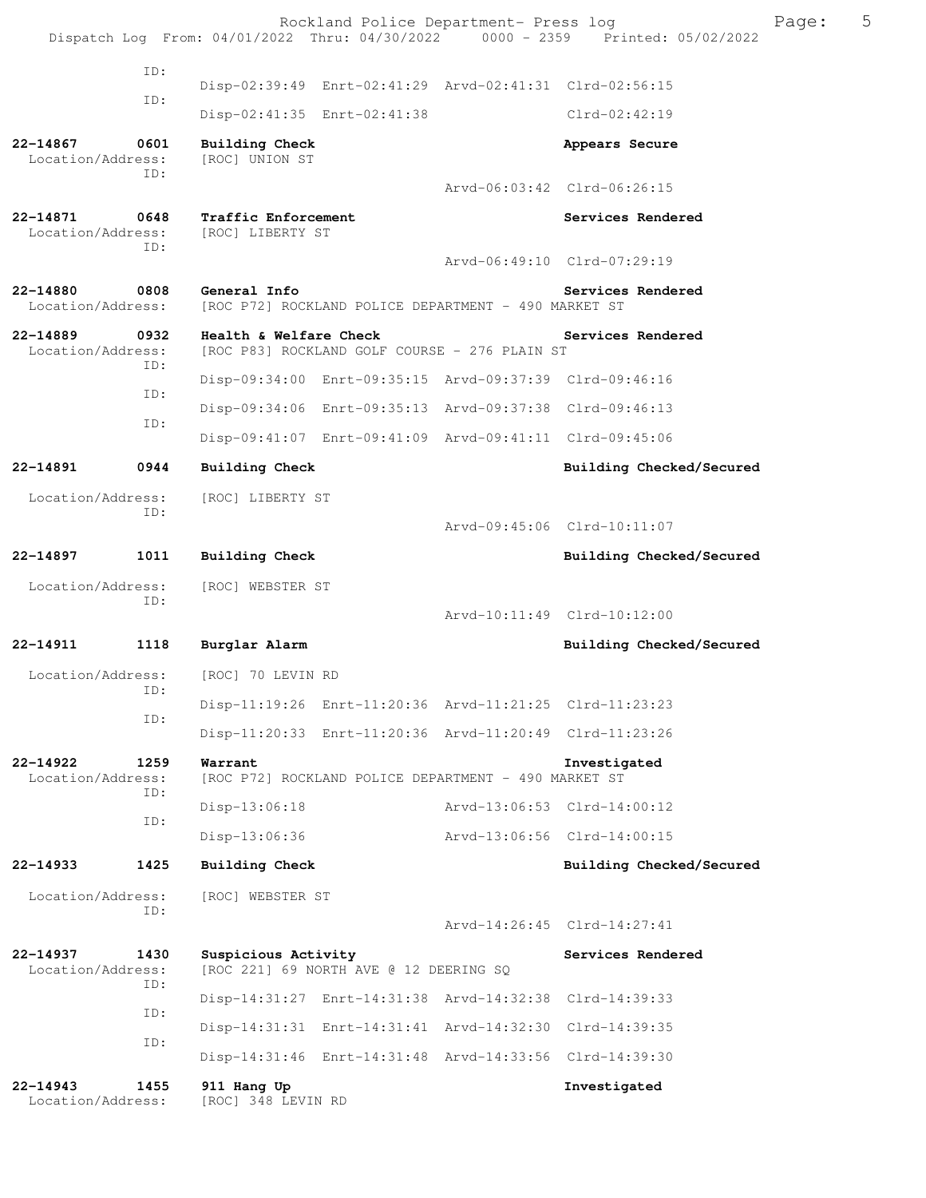```
        ID:
                Disp-02:39:49  Enrt-02:41:29  Arvd-02:41:31  Clrd-02:56:15
        ID:
                Disp-02:41:35  Enrt-02:41:38                 Clrd-02:42:19

22-14867      0601   Building Check                          Appears Secure
  Location/Address:   [ROC] UNION ST
        ID:
                                              Arvd-06:03:42  Clrd-06:26:15

22-14871      0648   Traffic Enforcement                     Services Rendered
  Location/Address:   [ROC] LIBERTY ST
        ID:
                                              Arvd-06:49:10  Clrd-07:29:19

22-14880      0808   General Info                            Services Rendered
  Location/Address:   [ROC P72] ROCKLAND POLICE DEPARTMENT - 490 MARKET ST

22-14889      0932   Health & Welfare Check                  Services Rendered
  Location/Address:   [ROC P83] ROCKLAND GOLF COURSE - 276 PLAIN ST
        ID:
                Disp-09:34:00  Enrt-09:35:15  Arvd-09:37:39  Clrd-09:46:16
        ID:
                Disp-09:34:06  Enrt-09:35:13  Arvd-09:37:38  Clrd-09:46:13
        ID:
                Disp-09:41:07  Enrt-09:41:09  Arvd-09:41:11  Clrd-09:45:06

22-14891      0944   Building Check                          Building Checked/Secured

  Location/Address:   [ROC] LIBERTY ST
        ID:
                                              Arvd-09:45:06  Clrd-10:11:07

22-14897      1011   Building Check                          Building Checked/Secured

  Location/Address:   [ROC] WEBSTER ST
        ID:
                                              Arvd-10:11:49  Clrd-10:12:00

22-14911      1118   Burglar Alarm                           Building Checked/Secured

  Location/Address:   [ROC] 70 LEVIN RD
        ID:
                Disp-11:19:26  Enrt-11:20:36  Arvd-11:21:25  Clrd-11:23:23
        ID:
                Disp-11:20:33  Enrt-11:20:36  Arvd-11:20:49  Clrd-11:23:26

22-14922      1259   Warrant                                 Investigated
  Location/Address:   [ROC P72] ROCKLAND POLICE DEPARTMENT - 490 MARKET ST
        ID:
                Disp-13:06:18                 Arvd-13:06:53  Clrd-14:00:12
        ID:
                Disp-13:06:36                 Arvd-13:06:56  Clrd-14:00:15

22-14933      1425   Building Check                          Building Checked/Secured

  Location/Address:   [ROC] WEBSTER ST
        ID:
                                              Arvd-14:26:45  Clrd-14:27:41

22-14937      1430   Suspicious Activity                     Services Rendered
  Location/Address:   [ROC 221] 69 NORTH AVE @ 12 DEERING SQ
        ID:
                Disp-14:31:27  Enrt-14:31:38  Arvd-14:32:38  Clrd-14:39:33
        ID:
                Disp-14:31:31  Enrt-14:31:41  Arvd-14:32:30  Clrd-14:39:35
        ID:
                Disp-14:31:46  Enrt-14:31:48  Arvd-14:33:56  Clrd-14:39:30

22-14943      1455   911 Hang Up                             Investigated
  Location/Address:   [ROC] 348 LEVIN RD
```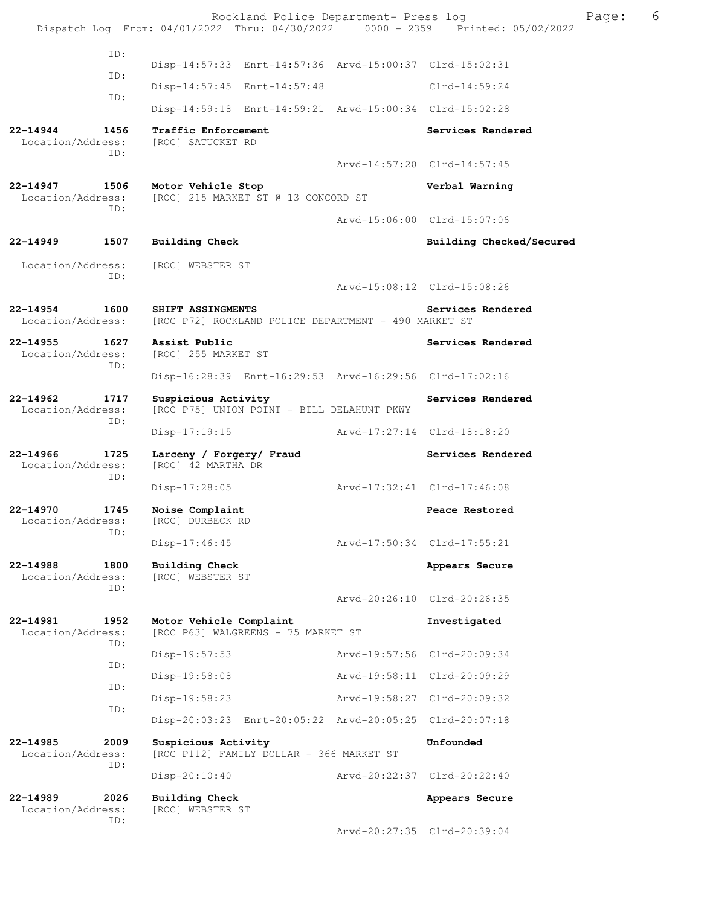```
             ID:
                      Disp-14:57:33  Enrt-14:57:36  Arvd-15:00:37  Clrd-15:02:31
             ID:
                      Disp-14:57:45  Enrt-14:57:48                 Clrd-14:59:24
             ID:
                      Disp-14:59:18  Enrt-14:59:21  Arvd-15:00:34  Clrd-15:02:28

22-14944      1456    Traffic Enforcement                          Services Rendered
 Location/Address:    [ROC] SATUCKET RD
             ID:
                                                    Arvd-14:57:20  Clrd-14:57:45

22-14947      1506    Motor Vehicle Stop                           Verbal Warning
 Location/Address:    [ROC] 215 MARKET ST @ 13 CONCORD ST
             ID:
                                                    Arvd-15:06:00  Clrd-15:07:06

22-14949      1507    Building Check                               Building Checked/Secured

 Location/Address:    [ROC] WEBSTER ST
             ID:
                                                    Arvd-15:08:12  Clrd-15:08:26

22-14954      1600    SHIFT ASSINGMENTS                            Services Rendered
 Location/Address:    [ROC P72] ROCKLAND POLICE DEPARTMENT - 490 MARKET ST

22-14955      1627    Assist Public                                Services Rendered
 Location/Address:    [ROC] 255 MARKET ST
             ID:
                      Disp-16:28:39  Enrt-16:29:53  Arvd-16:29:56  Clrd-17:02:16

22-14962      1717    Suspicious Activity                          Services Rendered
 Location/Address:    [ROC P75] UNION POINT - BILL DELAHUNT PKWY
             ID:
                      Disp-17:19:15                 Arvd-17:27:14  Clrd-18:18:20

22-14966      1725    Larceny / Forgery/ Fraud                     Services Rendered
 Location/Address:    [ROC] 42 MARTHA DR
             ID:
                      Disp-17:28:05                 Arvd-17:32:41  Clrd-17:46:08

22-14970      1745    Noise Complaint                              Peace Restored
 Location/Address:    [ROC] DURBECK RD
             ID:
                      Disp-17:46:45                 Arvd-17:50:34  Clrd-17:55:21

22-14988      1800    Building Check                               Appears Secure
 Location/Address:    [ROC] WEBSTER ST
             ID:
                                                    Arvd-20:26:10  Clrd-20:26:35

22-14981      1952    Motor Vehicle Complaint                      Investigated
 Location/Address:    [ROC P63] WALGREENS - 75 MARKET ST
             ID:
                      Disp-19:57:53                 Arvd-19:57:56  Clrd-20:09:34
             ID:
                      Disp-19:58:08                 Arvd-19:58:11  Clrd-20:09:29
             ID:
                      Disp-19:58:23                 Arvd-19:58:27  Clrd-20:09:32
             ID:
                      Disp-20:03:23  Enrt-20:05:22  Arvd-20:05:25  Clrd-20:07:18

22-14985      2009    Suspicious Activity                          Unfounded
 Location/Address:    [ROC P112] FAMILY DOLLAR - 366 MARKET ST
             ID:
                      Disp-20:10:40                 Arvd-20:22:37  Clrd-20:22:40

22-14989      2026    Building Check                               Appears Secure
 Location/Address:    [ROC] WEBSTER ST
             ID:
                                                    Arvd-20:27:35  Clrd-20:39:04
```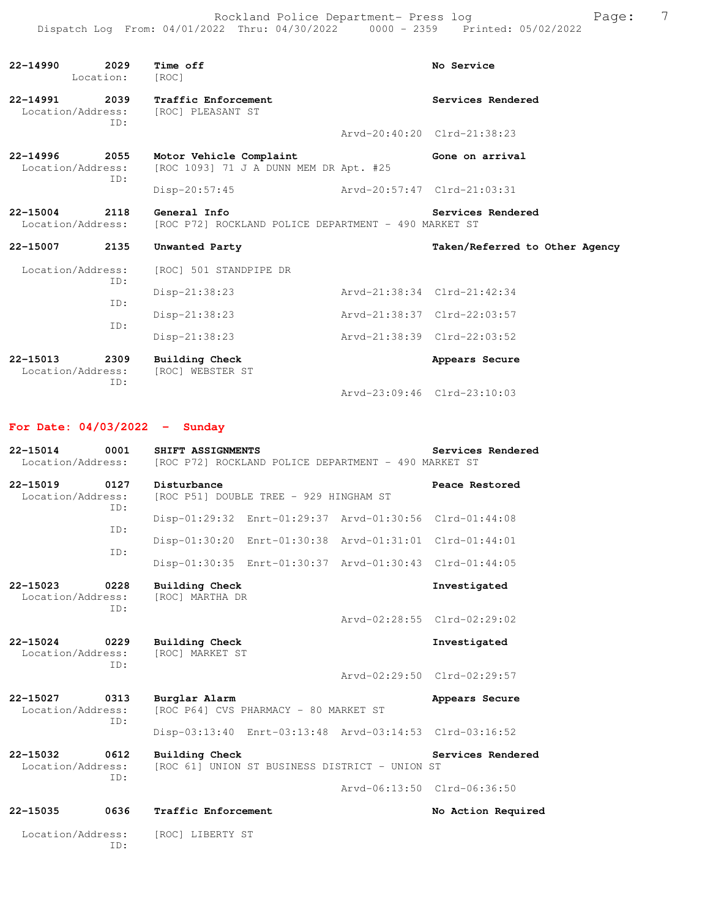22-14990 2029 **Time off** **No Service**
Location: [ROC]

22-14991 2039 **Traffic Enforcement** **Services Rendered**
Location/Address: [ROC] PLEASANT ST
ID:
Arvd-20:40:20 Clrd-21:38:23

22-14996 2055 **Motor Vehicle Complaint** **Gone on arrival**
Location/Address: [ROC 1093] 71 J A DUNN MEM DR Apt. #25
ID:
Disp-20:57:45 Arvd-20:57:47 Clrd-21:03:31

22-15004 2118 **General Info** **Services Rendered**
Location/Address: [ROC P72] ROCKLAND POLICE DEPARTMENT - 490 MARKET ST

22-15007 2135 **Unwanted Party** **Taken/Referred to Other Agency**
Location/Address: [ROC] 501 STANDPIPE DR
ID:
Disp-21:38:23 Arvd-21:38:34 Clrd-21:42:34
ID:
Disp-21:38:23 Arvd-21:38:37 Clrd-22:03:57
ID:
Disp-21:38:23 Arvd-21:38:39 Clrd-22:03:52

22-15013 2309 **Building Check** **Appears Secure**
Location/Address: [ROC] WEBSTER ST
ID:
Arvd-23:09:46 Clrd-23:10:03

## For Date: 04/03/2022 - Sunday

22-15014 0001 **SHIFT ASSIGNMENTS** **Services Rendered**
Location/Address: [ROC P72] ROCKLAND POLICE DEPARTMENT - 490 MARKET ST

22-15019 0127 **Disturbance** **Peace Restored**
Location/Address: [ROC P51] DOUBLE TREE - 929 HINGHAM ST
ID:
Disp-01:29:32 Enrt-01:29:37 Arvd-01:30:56 Clrd-01:44:08
ID:
Disp-01:30:20 Enrt-01:30:38 Arvd-01:31:01 Clrd-01:44:01
ID:
Disp-01:30:35 Enrt-01:30:37 Arvd-01:30:43 Clrd-01:44:05

22-15023 0228 **Building Check** **Investigated**
Location/Address: [ROC] MARTHA DR
ID:
Arvd-02:28:55 Clrd-02:29:02

22-15024 0229 **Building Check** **Investigated**
Location/Address: [ROC] MARKET ST
ID:
Arvd-02:29:50 Clrd-02:29:57

22-15027 0313 **Burglar Alarm** **Appears Secure**
Location/Address: [ROC P64] CVS PHARMACY - 80 MARKET ST
ID:
Disp-03:13:40 Enrt-03:13:48 Arvd-03:14:53 Clrd-03:16:52

22-15032 0612 **Building Check** **Services Rendered**
Location/Address: [ROC 61] UNION ST BUSINESS DISTRICT - UNION ST
ID:
Arvd-06:13:50 Clrd-06:36:50

22-15035 0636 **Traffic Enforcement** **No Action Required**
Location/Address: [ROC] LIBERTY ST
ID: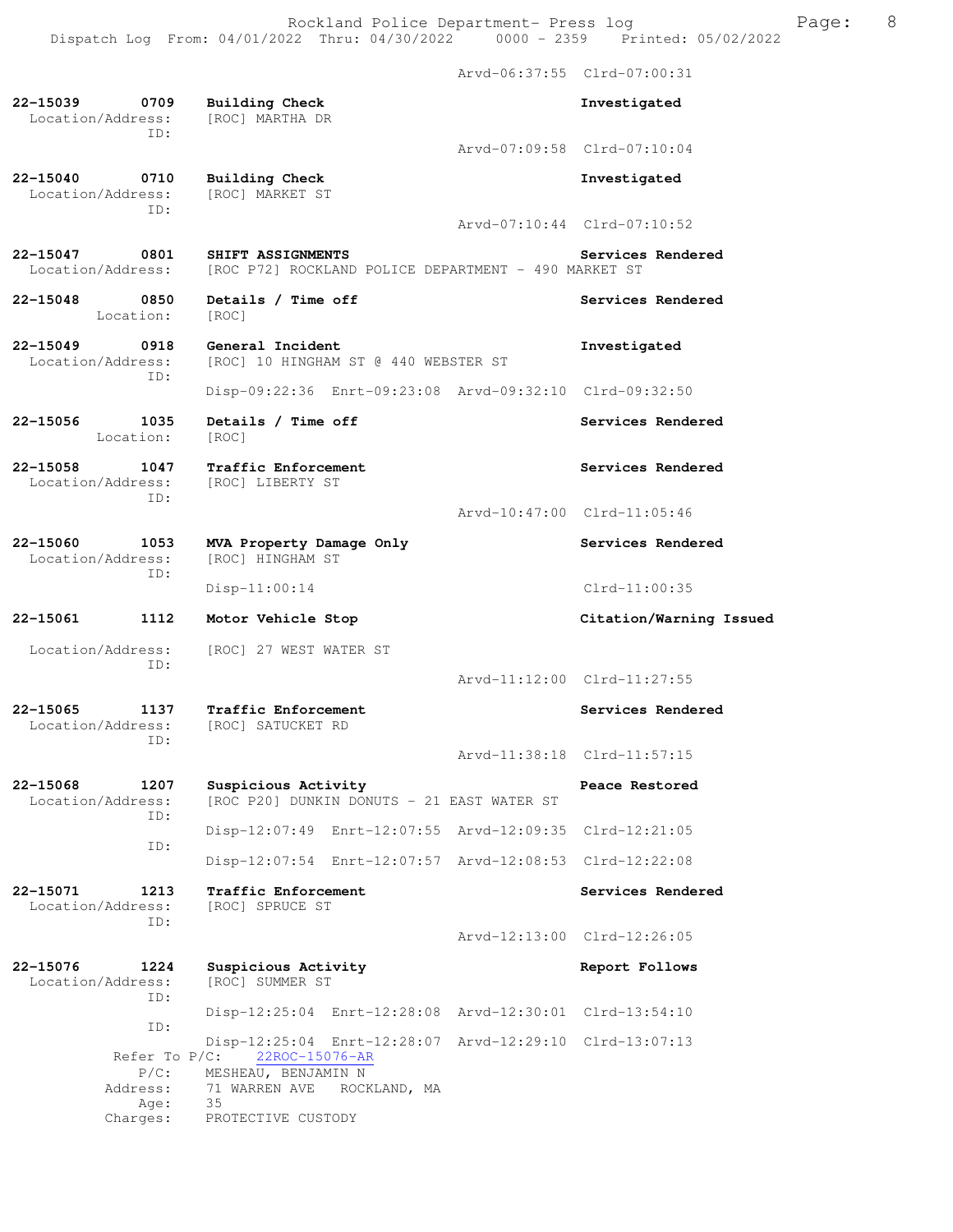Arvd-06:37:55 Clrd-07:00:31

**22-15039 0709 Building Check** — **Investigated**
Location/Address: [ROC] MARTHA DR
ID:
Arvd-07:09:58 Clrd-07:10:04

**22-15040 0710 Building Check** — **Investigated**
Location/Address: [ROC] MARKET ST
ID:
Arvd-07:10:44 Clrd-07:10:52

**22-15047 0801 SHIFT ASSIGNMENTS** — **Services Rendered**
Location/Address: [ROC P72] ROCKLAND POLICE DEPARTMENT - 490 MARKET ST

**22-15048 0850 Details / Time off** — **Services Rendered**
Location: [ROC]

**22-15049 0918 General Incident** — **Investigated**
Location/Address: [ROC] 10 HINGHAM ST @ 440 WEBSTER ST
ID:
Disp-09:22:36 Enrt-09:23:08 Arvd-09:32:10 Clrd-09:32:50

**22-15056 1035 Details / Time off** — **Services Rendered**
Location: [ROC]

**22-15058 1047 Traffic Enforcement** — **Services Rendered**
Location/Address: [ROC] LIBERTY ST
ID:
Arvd-10:47:00 Clrd-11:05:46

**22-15060 1053 MVA Property Damage Only** — **Services Rendered**
Location/Address: [ROC] HINGHAM ST
ID:
Disp-11:00:14 Clrd-11:00:35

**22-15061 1112 Motor Vehicle Stop** — **Citation/Warning Issued**
Location/Address: [ROC] 27 WEST WATER ST
ID:
Arvd-11:12:00 Clrd-11:27:55

**22-15065 1137 Traffic Enforcement** — **Services Rendered**
Location/Address: [ROC] SATUCKET RD
ID:
Arvd-11:38:18 Clrd-11:57:15

**22-15068 1207 Suspicious Activity** — **Peace Restored**
Location/Address: [ROC P20] DUNKIN DONUTS - 21 EAST WATER ST
ID:
Disp-12:07:49 Enrt-12:07:55 Arvd-12:09:35 Clrd-12:21:05
ID:
Disp-12:07:54 Enrt-12:07:57 Arvd-12:08:53 Clrd-12:22:08

**22-15071 1213 Traffic Enforcement** — **Services Rendered**
Location/Address: [ROC] SPRUCE ST
ID:
Arvd-12:13:00 Clrd-12:26:05

**22-15076 1224 Suspicious Activity** — **Report Follows**
Location/Address: [ROC] SUMMER ST
ID:
Disp-12:25:04 Enrt-12:28:08 Arvd-12:30:01 Clrd-13:54:10
ID:
Disp-12:25:04 Enrt-12:28:07 Arvd-12:29:10 Clrd-13:07:13
Refer To P/C: 22ROC-15076-AR
P/C: MESHEAU, BENJAMIN N
Address: 71 WARREN AVE ROCKLAND, MA
Age: 35
Charges: PROTECTIVE CUSTODY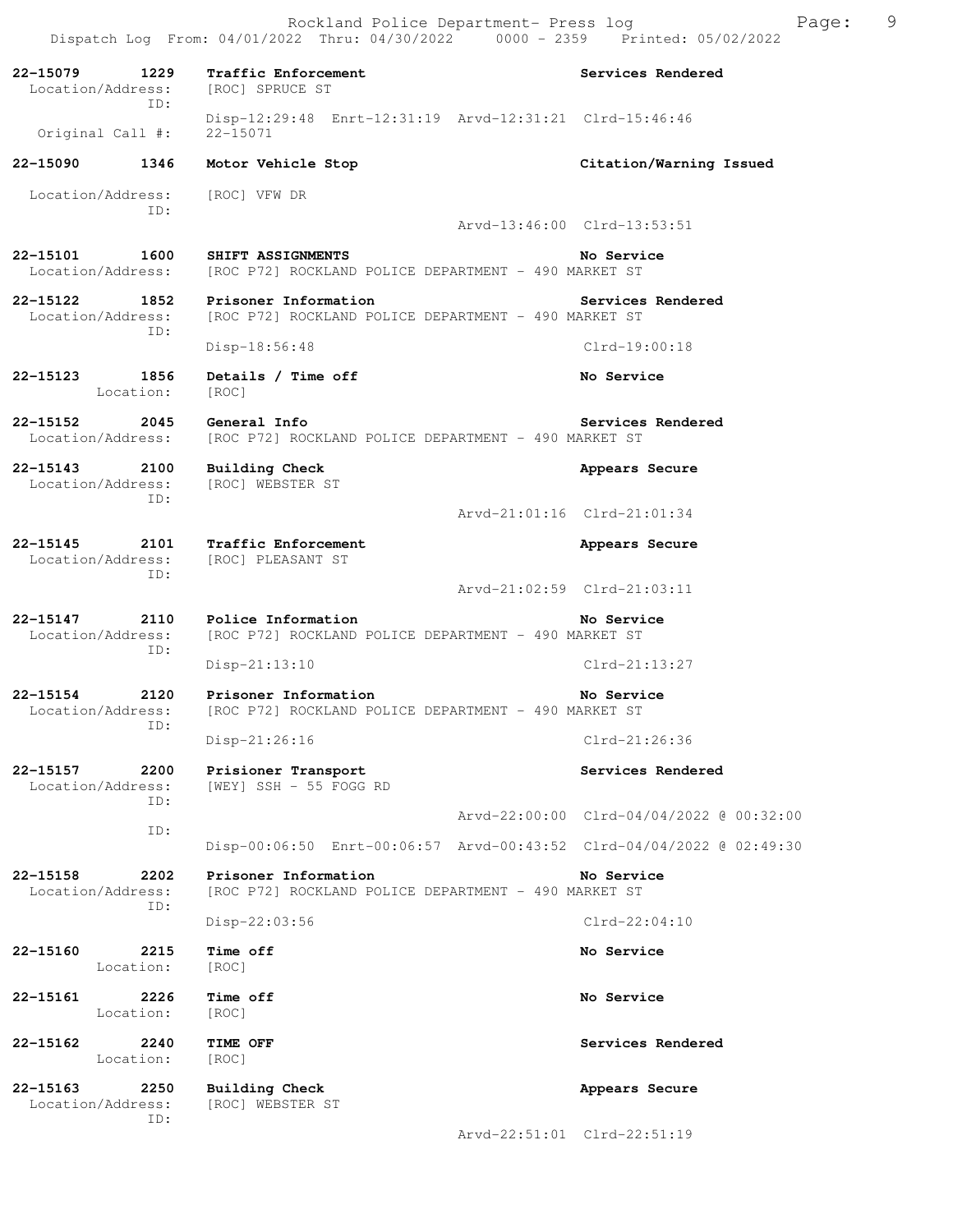**22-15079 1229 Traffic Enforcement** — **Services Rendered**
Location/Address: [ROC] SPRUCE ST
ID:
Disp-12:29:48 Enrt-12:31:19 Arvd-12:31:21 Clrd-15:46:46
Original Call #: 22-15071

**22-15090 1346 Motor Vehicle Stop** — **Citation/Warning Issued**
Location/Address: [ROC] VFW DR
ID:
Arvd-13:46:00 Clrd-13:53:51

**22-15101 1600 SHIFT ASSIGNMENTS** — **No Service**
Location/Address: [ROC P72] ROCKLAND POLICE DEPARTMENT - 490 MARKET ST

**22-15122 1852 Prisoner Information** — **Services Rendered**
Location/Address: [ROC P72] ROCKLAND POLICE DEPARTMENT - 490 MARKET ST
ID:
Disp-18:56:48 Clrd-19:00:18

**22-15123 1856 Details / Time off** — **No Service**
Location: [ROC]

**22-15152 2045 General Info** — **Services Rendered**
Location/Address: [ROC P72] ROCKLAND POLICE DEPARTMENT - 490 MARKET ST

**22-15143 2100 Building Check** — **Appears Secure**
Location/Address: [ROC] WEBSTER ST
ID:
Arvd-21:01:16 Clrd-21:01:34

**22-15145 2101 Traffic Enforcement** — **Appears Secure**
Location/Address: [ROC] PLEASANT ST
ID:
Arvd-21:02:59 Clrd-21:03:11

**22-15147 2110 Police Information** — **No Service**
Location/Address: [ROC P72] ROCKLAND POLICE DEPARTMENT - 490 MARKET ST
ID:
Disp-21:13:10 Clrd-21:13:27

**22-15154 2120 Prisoner Information** — **No Service**
Location/Address: [ROC P72] ROCKLAND POLICE DEPARTMENT - 490 MARKET ST
ID:
Disp-21:26:16 Clrd-21:26:36

**22-15157 2200 Prisioner Transport** — **Services Rendered**
Location/Address: [WEY] SSH - 55 FOGG RD
ID:
Arvd-22:00:00 Clrd-04/04/2022 @ 00:32:00
ID:
Disp-00:06:50 Enrt-00:06:57 Arvd-00:43:52 Clrd-04/04/2022 @ 02:49:30

**22-15158 2202 Prisoner Information** — **No Service**
Location/Address: [ROC P72] ROCKLAND POLICE DEPARTMENT - 490 MARKET ST
ID:
Disp-22:03:56 Clrd-22:04:10

**22-15160 2215 Time off** — **No Service**
Location: [ROC]

**22-15161 2226 Time off** — **No Service**
Location: [ROC]

**22-15162 2240 TIME OFF** — **Services Rendered**
Location: [ROC]

**22-15163 2250 Building Check** — **Appears Secure**
Location/Address: [ROC] WEBSTER ST
ID:
Arvd-22:51:01 Clrd-22:51:19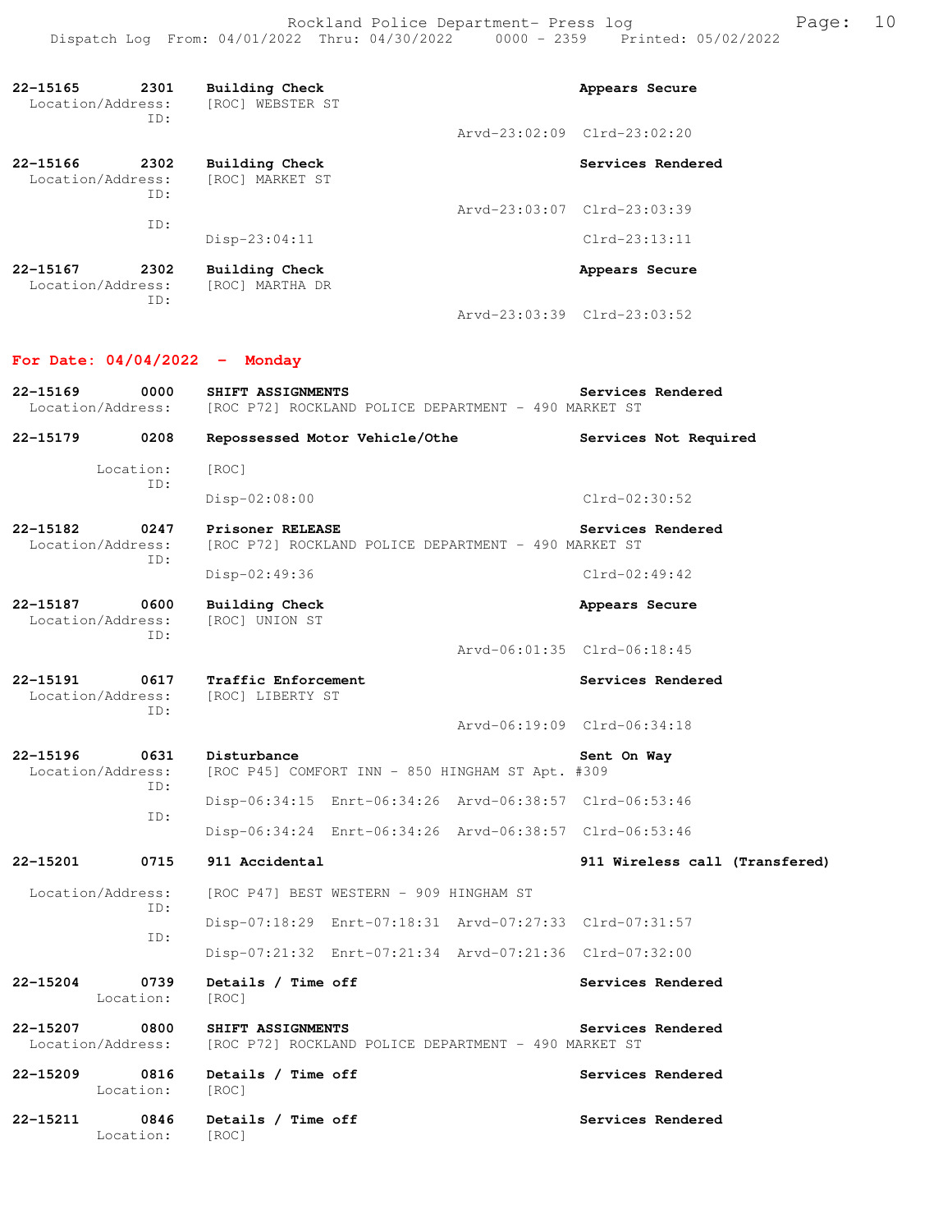22-15165 2301 **Building Check** **Appears Secure**
Location/Address: [ROC] WEBSTER ST
ID:
Arvd-23:02:09 Clrd-23:02:20

22-15166 2302 **Building Check** **Services Rendered**
Location/Address: [ROC] MARKET ST
ID:
Arvd-23:03:07 Clrd-23:03:39
ID:
Disp-23:04:11 Clrd-23:13:11

22-15167 2302 **Building Check** **Appears Secure**
Location/Address: [ROC] MARTHA DR
ID:
Arvd-23:03:39 Clrd-23:03:52

## For Date: 04/04/2022 - Monday

22-15169 0000 **SHIFT ASSIGNMENTS** **Services Rendered**
Location/Address: [ROC P72] ROCKLAND POLICE DEPARTMENT - 490 MARKET ST

22-15179 0208 **Repossessed Motor Vehicle/Othe** **Services Not Required**
Location: [ROC]
ID:
Disp-02:08:00 Clrd-02:30:52

22-15182 0247 **Prisoner RELEASE** **Services Rendered**
Location/Address: [ROC P72] ROCKLAND POLICE DEPARTMENT - 490 MARKET ST
ID:
Disp-02:49:36 Clrd-02:49:42

22-15187 0600 **Building Check** **Appears Secure**
Location/Address: [ROC] UNION ST
ID:
Arvd-06:01:35 Clrd-06:18:45

22-15191 0617 **Traffic Enforcement** **Services Rendered**
Location/Address: [ROC] LIBERTY ST
ID:
Arvd-06:19:09 Clrd-06:34:18

22-15196 0631 **Disturbance** **Sent On Way**
Location/Address: [ROC P45] COMFORT INN - 850 HINGHAM ST Apt. #309
ID:
Disp-06:34:15 Enrt-06:34:26 Arvd-06:38:57 Clrd-06:53:46
ID:
Disp-06:34:24 Enrt-06:34:26 Arvd-06:38:57 Clrd-06:53:46

22-15201 0715 **911 Accidental** **911 Wireless call (Transfered)**
Location/Address: [ROC P47] BEST WESTERN - 909 HINGHAM ST
ID:
Disp-07:18:29 Enrt-07:18:31 Arvd-07:27:33 Clrd-07:31:57
ID:
Disp-07:21:32 Enrt-07:21:34 Arvd-07:21:36 Clrd-07:32:00

22-15204 0739 **Details / Time off** **Services Rendered**
Location: [ROC]

22-15207 0800 **SHIFT ASSIGNMENTS** **Services Rendered**
Location/Address: [ROC P72] ROCKLAND POLICE DEPARTMENT - 490 MARKET ST

22-15209 0816 **Details / Time off** **Services Rendered**
Location: [ROC]

22-15211 0846 **Details / Time off** **Services Rendered**
Location: [ROC]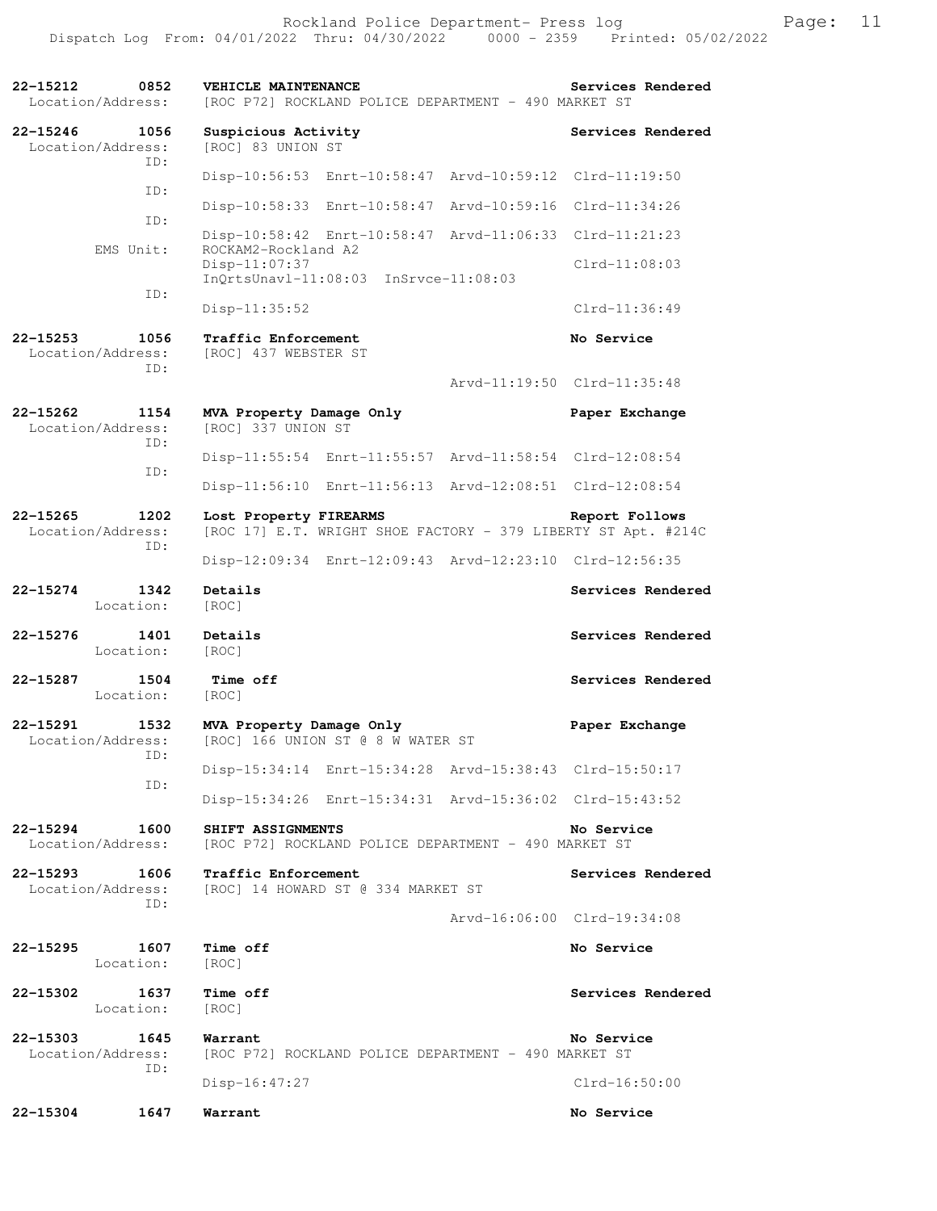```
22-15212      0852   VEHICLE MAINTENANCE                                    Services Rendered
 Location/Address:   [ROC P72] ROCKLAND POLICE DEPARTMENT - 490 MARKET ST

22-15246      1056   Suspicious Activity                                    Services Rendered
 Location/Address:   [ROC] 83 UNION ST
              ID:
                     Disp-10:56:53  Enrt-10:58:47  Arvd-10:59:12  Clrd-11:19:50
              ID:
                     Disp-10:58:33  Enrt-10:58:47  Arvd-10:59:16  Clrd-11:34:26
              ID:
                     Disp-10:58:42  Enrt-10:58:47  Arvd-11:06:33  Clrd-11:21:23
        EMS Unit:    ROCKAM2-Rockland A2
                     Disp-11:07:37                                Clrd-11:08:03
                     InQrtsUnavl-11:08:03  InSrvce-11:08:03
              ID:
                     Disp-11:35:52                                Clrd-11:36:49

22-15253      1056   Traffic Enforcement                                    No Service
 Location/Address:   [ROC] 437 WEBSTER ST
              ID:
                                                   Arvd-11:19:50  Clrd-11:35:48

22-15262      1154   MVA Property Damage Only                               Paper Exchange
 Location/Address:   [ROC] 337 UNION ST
              ID:
                     Disp-11:55:54  Enrt-11:55:57  Arvd-11:58:54  Clrd-12:08:54
              ID:
                     Disp-11:56:10  Enrt-11:56:13  Arvd-12:08:51  Clrd-12:08:54

22-15265      1202   Lost Property FIREARMS                                 Report Follows
 Location/Address:   [ROC 17] E.T. WRIGHT SHOE FACTORY - 379 LIBERTY ST Apt. #214C
              ID:
                     Disp-12:09:34  Enrt-12:09:43  Arvd-12:23:10  Clrd-12:56:35

22-15274      1342   Details                                                Services Rendered
        Location:    [ROC]

22-15276      1401   Details                                                Services Rendered
        Location:    [ROC]

22-15287      1504   Time off                                               Services Rendered
        Location:    [ROC]

22-15291      1532   MVA Property Damage Only                               Paper Exchange
 Location/Address:   [ROC] 166 UNION ST @ 8 W WATER ST
              ID:
                     Disp-15:34:14  Enrt-15:34:28  Arvd-15:38:43  Clrd-15:50:17
              ID:
                     Disp-15:34:26  Enrt-15:34:31  Arvd-15:36:02  Clrd-15:43:52

22-15294      1600   SHIFT ASSIGNMENTS                                      No Service
 Location/Address:   [ROC P72] ROCKLAND POLICE DEPARTMENT - 490 MARKET ST

22-15293      1606   Traffic Enforcement                                    Services Rendered
 Location/Address:   [ROC] 14 HOWARD ST @ 334 MARKET ST
              ID:
                                                   Arvd-16:06:00  Clrd-19:34:08

22-15295      1607   Time off                                               No Service
        Location:    [ROC]

22-15302      1637   Time off                                               Services Rendered
        Location:    [ROC]

22-15303      1645   Warrant                                                No Service
 Location/Address:   [ROC P72] ROCKLAND POLICE DEPARTMENT - 490 MARKET ST
              ID:
                     Disp-16:47:27                                Clrd-16:50:00

22-15304      1647   Warrant                                                No Service
```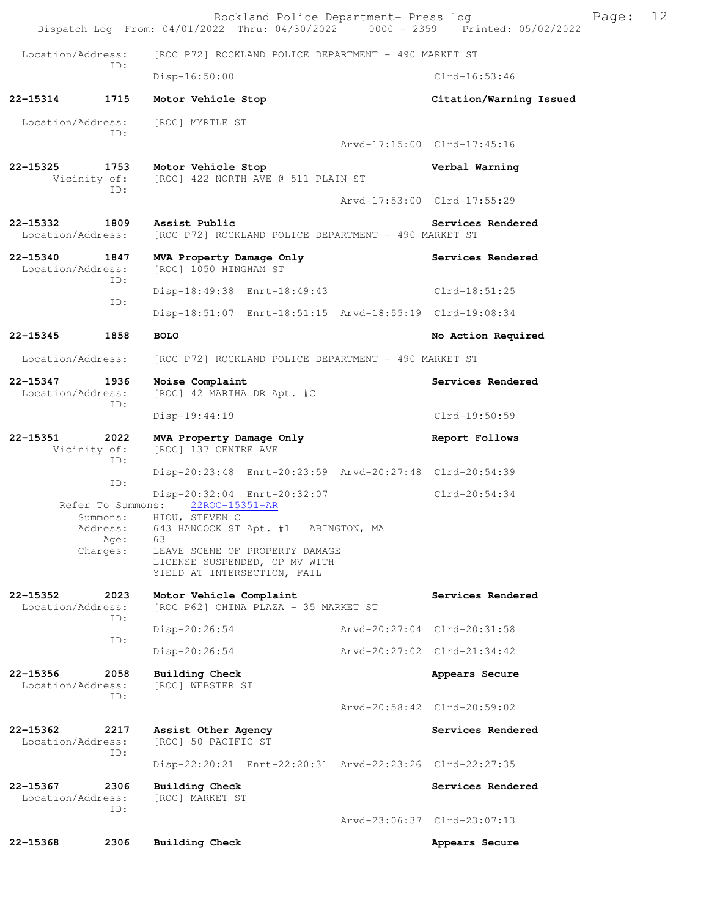Location/Address: [ROC P72] ROCKLAND POLICE DEPARTMENT - 490 MARKET ST
ID:
Disp-16:50:00 Clrd-16:53:46

**22-15314 1715 Motor Vehicle Stop Citation/Warning Issued**

Location/Address: [ROC] MYRTLE ST
ID:
Arvd-17:15:00 Clrd-17:45:16

**22-15325 1753 Motor Vehicle Stop Verbal Warning**
Vicinity of: [ROC] 422 NORTH AVE @ 511 PLAIN ST
ID:
Arvd-17:53:00 Clrd-17:55:29

**22-15332 1809 Assist Public Services Rendered**
Location/Address: [ROC P72] ROCKLAND POLICE DEPARTMENT - 490 MARKET ST

**22-15340 1847 MVA Property Damage Only Services Rendered**
Location/Address: [ROC] 1050 HINGHAM ST
ID:
Disp-18:49:38 Enrt-18:49:43 Clrd-18:51:25
ID:
Disp-18:51:07 Enrt-18:51:15 Arvd-18:55:19 Clrd-19:08:34

**22-15345 1858 BOLO No Action Required**

Location/Address: [ROC P72] ROCKLAND POLICE DEPARTMENT - 490 MARKET ST

**22-15347 1936 Noise Complaint Services Rendered**
Location/Address: [ROC] 42 MARTHA DR Apt. #C
ID:
Disp-19:44:19 Clrd-19:50:59

**22-15351 2022 MVA Property Damage Only Report Follows**
Vicinity of: [ROC] 137 CENTRE AVE
ID:
Disp-20:23:48 Enrt-20:23:59 Arvd-20:27:48 Clrd-20:54:39
ID:
Disp-20:32:04 Enrt-20:32:07 Clrd-20:54:34
Refer To Summons: 22ROC-15351-AR
Summons: HIOU, STEVEN C
Address: 643 HANCOCK ST Apt. #1 ABINGTON, MA
Age: 63
Charges: LEAVE SCENE OF PROPERTY DAMAGE
LICENSE SUSPENDED, OP MV WITH
YIELD AT INTERSECTION, FAIL

**22-15352 2023 Motor Vehicle Complaint Services Rendered**
Location/Address: [ROC P62] CHINA PLAZA - 35 MARKET ST
ID:
Disp-20:26:54 Arvd-20:27:04 Clrd-20:31:58
ID:
Disp-20:26:54 Arvd-20:27:02 Clrd-21:34:42

**22-15356 2058 Building Check Appears Secure**
Location/Address: [ROC] WEBSTER ST
ID:
Arvd-20:58:42 Clrd-20:59:02

**22-15362 2217 Assist Other Agency Services Rendered**
Location/Address: [ROC] 50 PACIFIC ST
ID:
Disp-22:20:21 Enrt-22:20:31 Arvd-22:23:26 Clrd-22:27:35

**22-15367 2306 Building Check Services Rendered**
Location/Address: [ROC] MARKET ST
ID:
Arvd-23:06:37 Clrd-23:07:13

**22-15368 2306 Building Check Appears Secure**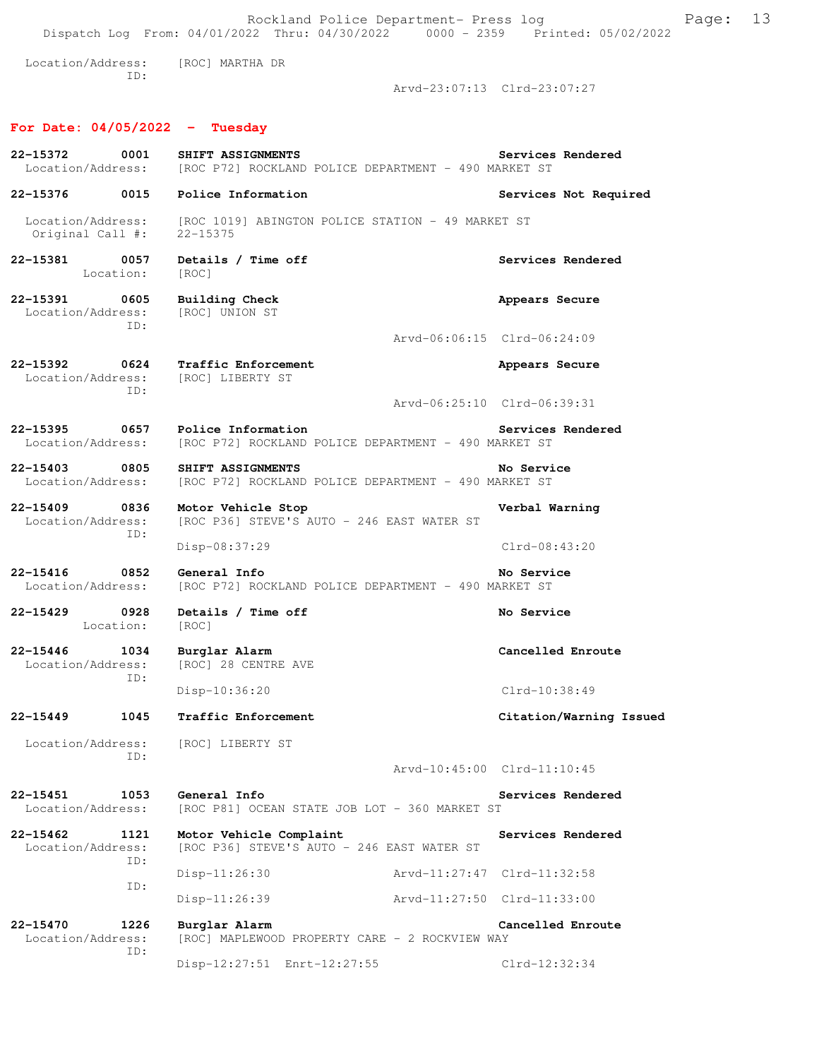Location/Address: [ROC] MARTHA DR
ID:
Arvd-23:07:13 Clrd-23:07:27

## For Date: 04/05/2022 - Tuesday

**22-15372 0001 SHIFT ASSIGNMENTS** — Services Rendered
Location/Address: [ROC P72] ROCKLAND POLICE DEPARTMENT - 490 MARKET ST

**22-15376 0015 Police Information** — Services Not Required
Location/Address: [ROC 1019] ABINGTON POLICE STATION - 49 MARKET ST
Original Call #: 22-15375

**22-15381 0057 Details / Time off** — Services Rendered
Location: [ROC]

**22-15391 0605 Building Check** — Appears Secure
Location/Address: [ROC] UNION ST
ID:
Arvd-06:06:15 Clrd-06:24:09

**22-15392 0624 Traffic Enforcement** — Appears Secure
Location/Address: [ROC] LIBERTY ST
ID:
Arvd-06:25:10 Clrd-06:39:31

**22-15395 0657 Police Information** — Services Rendered
Location/Address: [ROC P72] ROCKLAND POLICE DEPARTMENT - 490 MARKET ST

**22-15403 0805 SHIFT ASSIGNMENTS** — No Service
Location/Address: [ROC P72] ROCKLAND POLICE DEPARTMENT - 490 MARKET ST

**22-15409 0836 Motor Vehicle Stop** — Verbal Warning
Location/Address: [ROC P36] STEVE'S AUTO - 246 EAST WATER ST
ID:
Disp-08:37:29 Clrd-08:43:20

**22-15416 0852 General Info** — No Service
Location/Address: [ROC P72] ROCKLAND POLICE DEPARTMENT - 490 MARKET ST

**22-15429 0928 Details / Time off** — No Service
Location: [ROC]

**22-15446 1034 Burglar Alarm** — Cancelled Enroute
Location/Address: [ROC] 28 CENTRE AVE
ID:
Disp-10:36:20 Clrd-10:38:49

**22-15449 1045 Traffic Enforcement** — Citation/Warning Issued
Location/Address: [ROC] LIBERTY ST
ID:
Arvd-10:45:00 Clrd-11:10:45

**22-15451 1053 General Info** — Services Rendered
Location/Address: [ROC P81] OCEAN STATE JOB LOT - 360 MARKET ST

**22-15462 1121 Motor Vehicle Complaint** — Services Rendered
Location/Address: [ROC P36] STEVE'S AUTO - 246 EAST WATER ST
ID:
Disp-11:26:30 Arvd-11:27:47 Clrd-11:32:58
ID:
Disp-11:26:39 Arvd-11:27:50 Clrd-11:33:00

**22-15470 1226 Burglar Alarm** — Cancelled Enroute
Location/Address: [ROC] MAPLEWOOD PROPERTY CARE - 2 ROCKVIEW WAY
ID:
Disp-12:27:51 Enrt-12:27:55 Clrd-12:32:34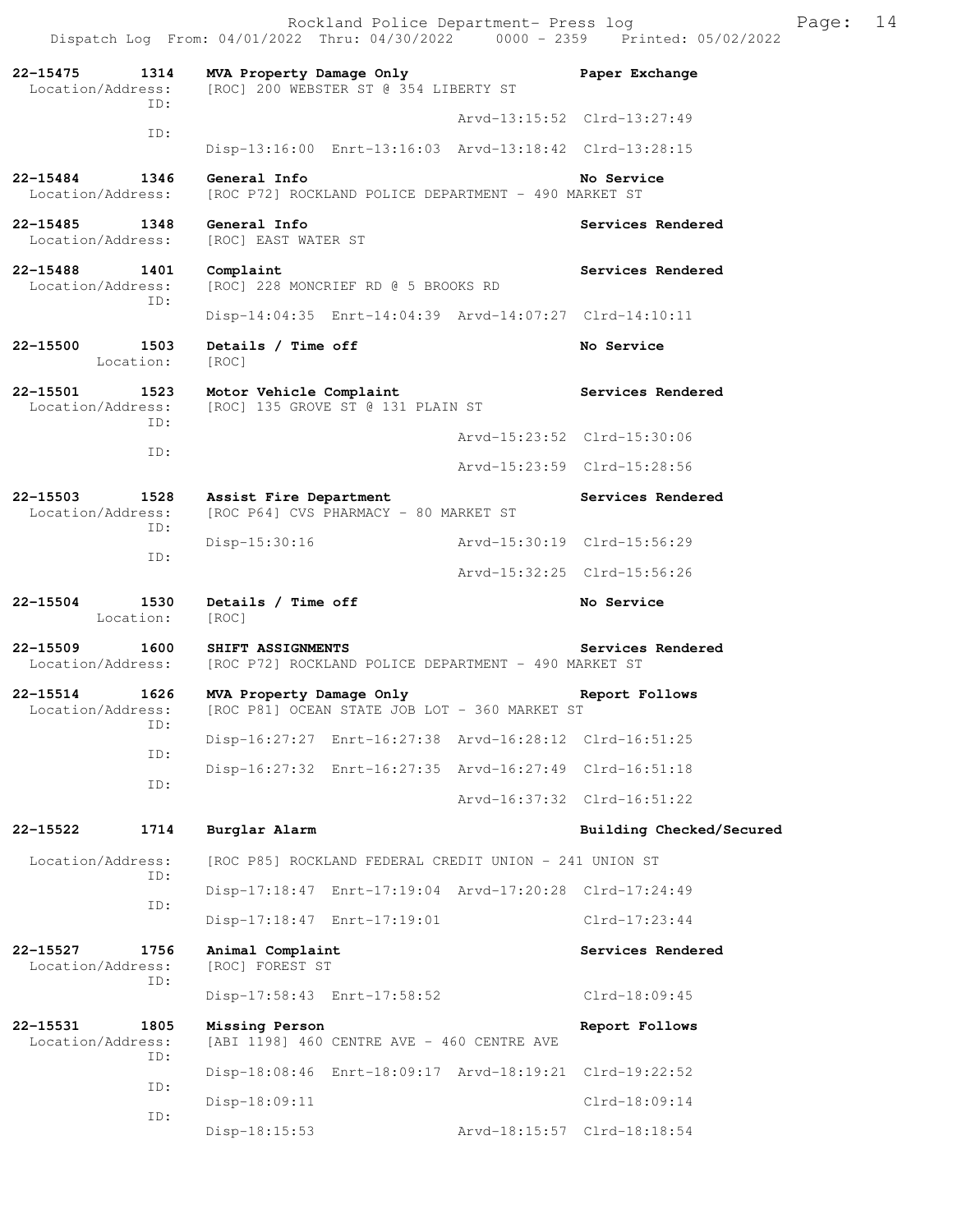22-15475 1314 **MVA Property Damage Only** **Paper Exchange**
Location/Address: [ROC] 200 WEBSTER ST @ 354 LIBERTY ST
ID: Arvd-13:15:52 Clrd-13:27:49
ID: Disp-13:16:00 Enrt-13:16:03 Arvd-13:18:42 Clrd-13:28:15

22-15484 1346 **General Info** **No Service**
Location/Address: [ROC P72] ROCKLAND POLICE DEPARTMENT - 490 MARKET ST

22-15485 1348 **General Info** **Services Rendered**
Location/Address: [ROC] EAST WATER ST

22-15488 1401 **Complaint** **Services Rendered**
Location/Address: [ROC] 228 MONCRIEF RD @ 5 BROOKS RD
ID: Disp-14:04:35 Enrt-14:04:39 Arvd-14:07:27 Clrd-14:10:11

22-15500 1503 **Details / Time off** **No Service**
Location: [ROC]

22-15501 1523 **Motor Vehicle Complaint** **Services Rendered**
Location/Address: [ROC] 135 GROVE ST @ 131 PLAIN ST
ID: Arvd-15:23:52 Clrd-15:30:06
ID: Arvd-15:23:59 Clrd-15:28:56

22-15503 1528 **Assist Fire Department** **Services Rendered**
Location/Address: [ROC P64] CVS PHARMACY - 80 MARKET ST
ID: Disp-15:30:16 Arvd-15:30:19 Clrd-15:56:29
ID: Arvd-15:32:25 Clrd-15:56:26

22-15504 1530 **Details / Time off** **No Service**
Location: [ROC]

22-15509 1600 **SHIFT ASSIGNMENTS** **Services Rendered**
Location/Address: [ROC P72] ROCKLAND POLICE DEPARTMENT - 490 MARKET ST

22-15514 1626 **MVA Property Damage Only** **Report Follows**
Location/Address: [ROC P81] OCEAN STATE JOB LOT - 360 MARKET ST
ID: Disp-16:27:27 Enrt-16:27:38 Arvd-16:28:12 Clrd-16:51:25
ID: Disp-16:27:32 Enrt-16:27:35 Arvd-16:27:49 Clrd-16:51:18
ID: Arvd-16:37:32 Clrd-16:51:22

22-15522 1714 **Burglar Alarm** **Building Checked/Secured**
Location/Address: [ROC P85] ROCKLAND FEDERAL CREDIT UNION - 241 UNION ST
ID: Disp-17:18:47 Enrt-17:19:04 Arvd-17:20:28 Clrd-17:24:49
ID: Disp-17:18:47 Enrt-17:19:01 Clrd-17:23:44

22-15527 1756 **Animal Complaint** **Services Rendered**
Location/Address: [ROC] FOREST ST
ID: Disp-17:58:43 Enrt-17:58:52 Clrd-18:09:45

22-15531 1805 **Missing Person** **Report Follows**
Location/Address: [ABI 1198] 460 CENTRE AVE - 460 CENTRE AVE
ID: Disp-18:08:46 Enrt-18:09:17 Arvd-18:19:21 Clrd-19:22:52
ID: Disp-18:09:11 Clrd-18:09:14
ID: Disp-18:15:53 Arvd-18:15:57 Clrd-18:18:54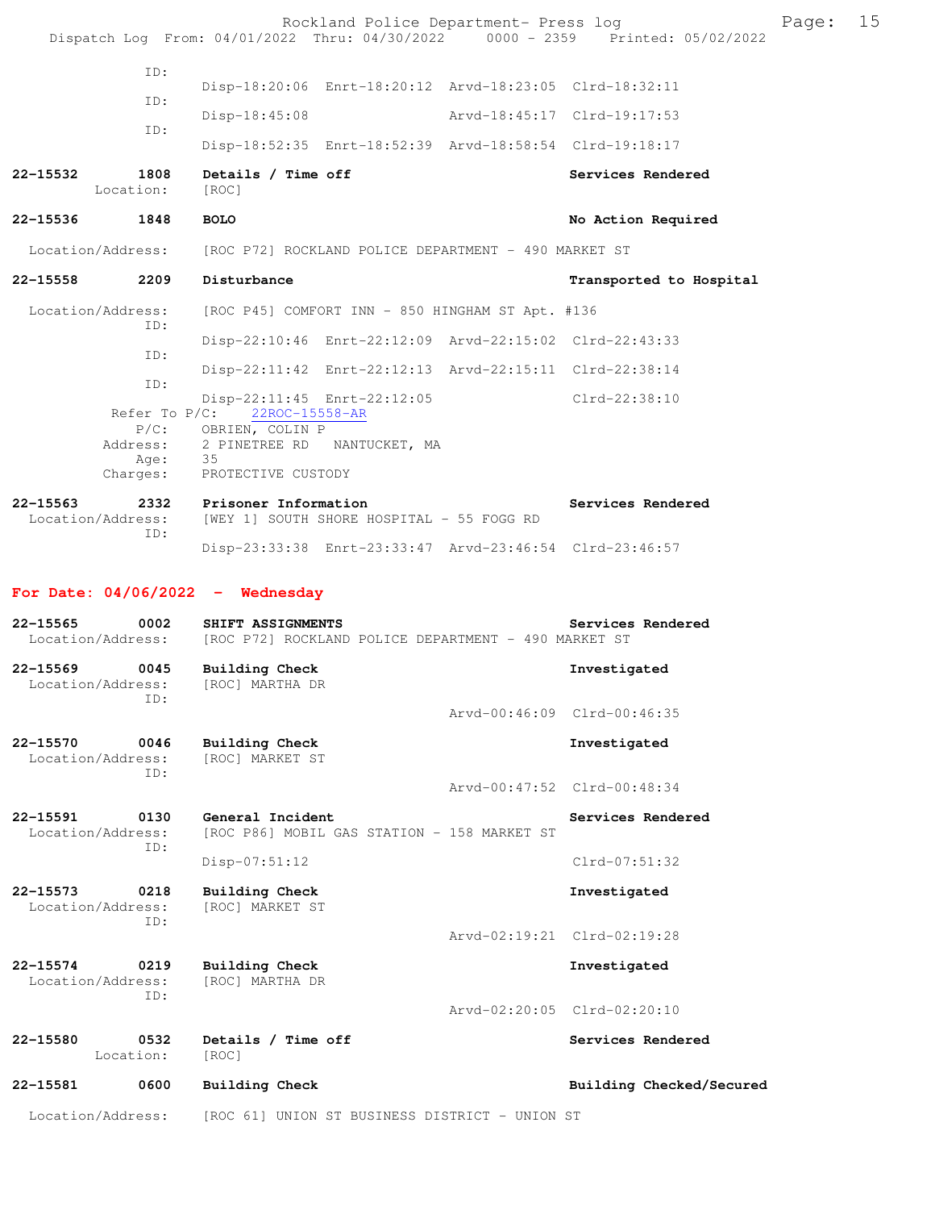```
              ID:
                         Disp-18:20:06  Enrt-18:20:12  Arvd-18:23:05  Clrd-18:32:11
              ID:
                         Disp-18:45:08                 Arvd-18:45:17  Clrd-19:17:53
              ID:
                         Disp-18:52:35  Enrt-18:52:39  Arvd-18:58:54  Clrd-19:18:17
```

**22-15532 1808 Details / Time off** — **Services Rendered**
Location: [ROC]

**22-15536 1848 BOLO** — **No Action Required**
Location/Address: [ROC P72] ROCKLAND POLICE DEPARTMENT - 490 MARKET ST

**22-15558 2209 Disturbance** — **Transported to Hospital**
Location/Address: [ROC P45] COMFORT INN - 850 HINGHAM ST Apt. #136

```
              ID:
                         Disp-22:10:46  Enrt-22:12:09  Arvd-22:15:02  Clrd-22:43:33
              ID:
                         Disp-22:11:42  Enrt-22:12:13  Arvd-22:15:11  Clrd-22:38:14
              ID:
                         Disp-22:11:45  Enrt-22:12:05                 Clrd-22:38:10
```

Refer To P/C: 22ROC-15558-AR
P/C: OBRIEN, COLIN P
Address: 2 PINETREE RD NANTUCKET, MA
Age: 35
Charges: PROTECTIVE CUSTODY

**22-15563 2332 Prisoner Information** — **Services Rendered**
Location/Address: [WEY 1] SOUTH SHORE HOSPITAL - 55 FOGG RD
ID:
Disp-23:33:38 Enrt-23:33:47 Arvd-23:46:54 Clrd-23:46:57

## For Date: 04/06/2022 - Wednesday

**22-15565 0002 SHIFT ASSIGNMENTS** — **Services Rendered**
Location/Address: [ROC P72] ROCKLAND POLICE DEPARTMENT - 490 MARKET ST

**22-15569 0045 Building Check** — **Investigated**
Location/Address: [ROC] MARTHA DR
ID:
Arvd-00:46:09 Clrd-00:46:35

**22-15570 0046 Building Check** — **Investigated**
Location/Address: [ROC] MARKET ST
ID:
Arvd-00:47:52 Clrd-00:48:34

**22-15591 0130 General Incident** — **Services Rendered**
Location/Address: [ROC P86] MOBIL GAS STATION - 158 MARKET ST
ID:
Disp-07:51:12 Clrd-07:51:32

**22-15573 0218 Building Check** — **Investigated**
Location/Address: [ROC] MARKET ST
ID:
Arvd-02:19:21 Clrd-02:19:28

**22-15574 0219 Building Check** — **Investigated**
Location/Address: [ROC] MARTHA DR
ID:
Arvd-02:20:05 Clrd-02:20:10

**22-15580 0532 Details / Time off** — **Services Rendered**
Location: [ROC]

**22-15581 0600 Building Check** — **Building Checked/Secured**
Location/Address: [ROC 61] UNION ST BUSINESS DISTRICT - UNION ST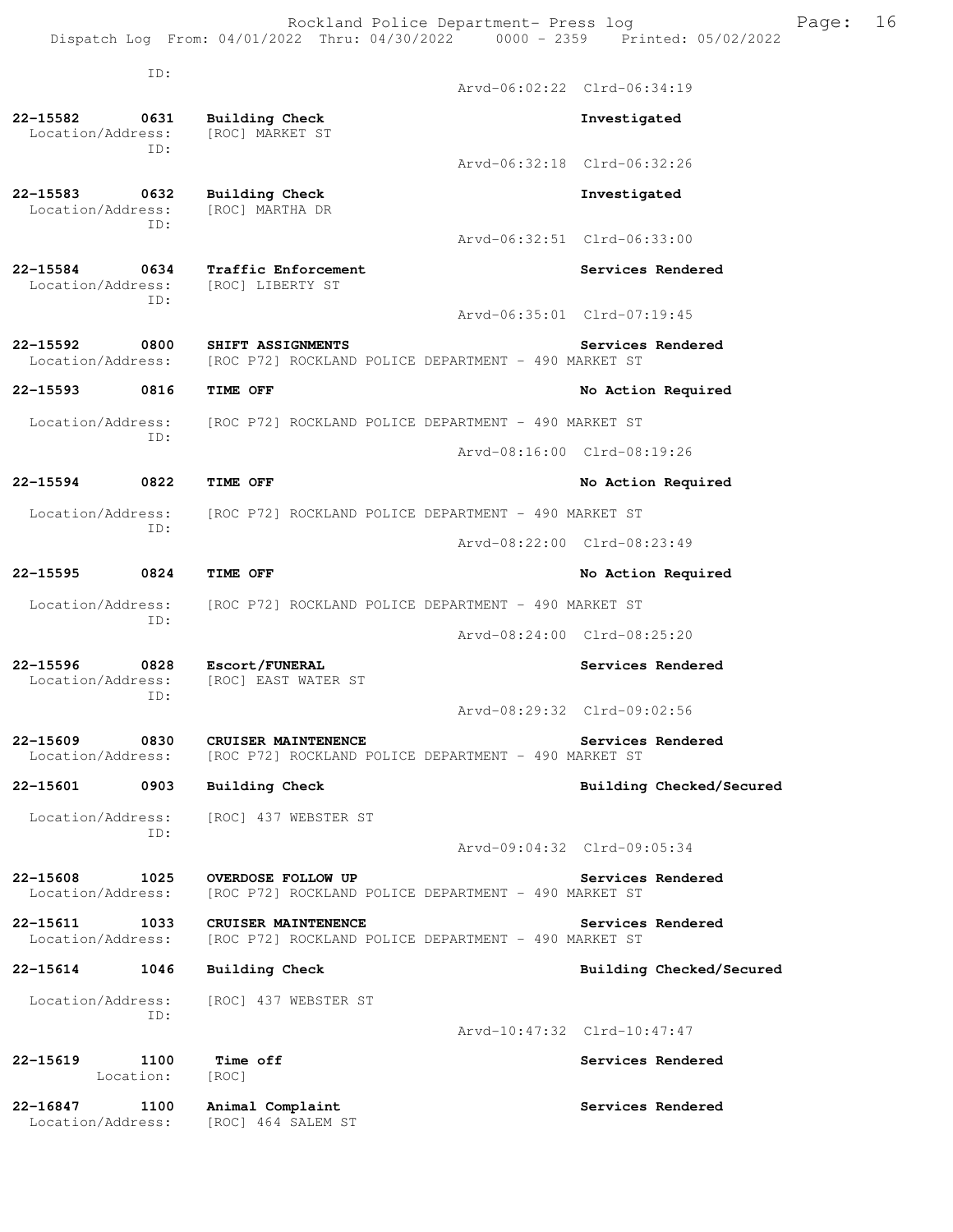ID:

Arvd-06:02:22 Clrd-06:34:19

**22-15582 0631 Building Check** **Investigated**
Location/Address: [ROC] MARKET ST
ID:

Arvd-06:32:18 Clrd-06:32:26

**22-15583 0632 Building Check** **Investigated**
Location/Address: [ROC] MARTHA DR
ID:

Arvd-06:32:51 Clrd-06:33:00

**22-15584 0634 Traffic Enforcement** **Services Rendered**
Location/Address: [ROC] LIBERTY ST
ID:

Arvd-06:35:01 Clrd-07:19:45

**22-15592 0800 SHIFT ASSIGNMENTS** **Services Rendered**
Location/Address: [ROC P72] ROCKLAND POLICE DEPARTMENT - 490 MARKET ST

**22-15593 0816 TIME OFF** **No Action Required**

Location/Address: [ROC P72] ROCKLAND POLICE DEPARTMENT - 490 MARKET ST
ID:

Arvd-08:16:00 Clrd-08:19:26

**22-15594 0822 TIME OFF** **No Action Required**

Location/Address: [ROC P72] ROCKLAND POLICE DEPARTMENT - 490 MARKET ST
ID:

Arvd-08:22:00 Clrd-08:23:49

**22-15595 0824 TIME OFF** **No Action Required**

Location/Address: [ROC P72] ROCKLAND POLICE DEPARTMENT - 490 MARKET ST
ID:

Arvd-08:24:00 Clrd-08:25:20

**22-15596 0828 Escort/FUNERAL** **Services Rendered**
Location/Address: [ROC] EAST WATER ST
ID:

Arvd-08:29:32 Clrd-09:02:56

**22-15609 0830 CRUISER MAINTENENCE** **Services Rendered**
Location/Address: [ROC P72] ROCKLAND POLICE DEPARTMENT - 490 MARKET ST

**22-15601 0903 Building Check** **Building Checked/Secured**

Location/Address: [ROC] 437 WEBSTER ST
ID:

Arvd-09:04:32 Clrd-09:05:34

**22-15608 1025 OVERDOSE FOLLOW UP** **Services Rendered**
Location/Address: [ROC P72] ROCKLAND POLICE DEPARTMENT - 490 MARKET ST

**22-15611 1033 CRUISER MAINTENENCE** **Services Rendered**
Location/Address: [ROC P72] ROCKLAND POLICE DEPARTMENT - 490 MARKET ST

**22-15614 1046 Building Check** **Building Checked/Secured**

Location/Address: [ROC] 437 WEBSTER ST
ID:

Arvd-10:47:32 Clrd-10:47:47

**22-15619 1100 Time off** **Services Rendered**
Location: [ROC]

**22-16847 1100 Animal Complaint** **Services Rendered**
Location/Address: [ROC] 464 SALEM ST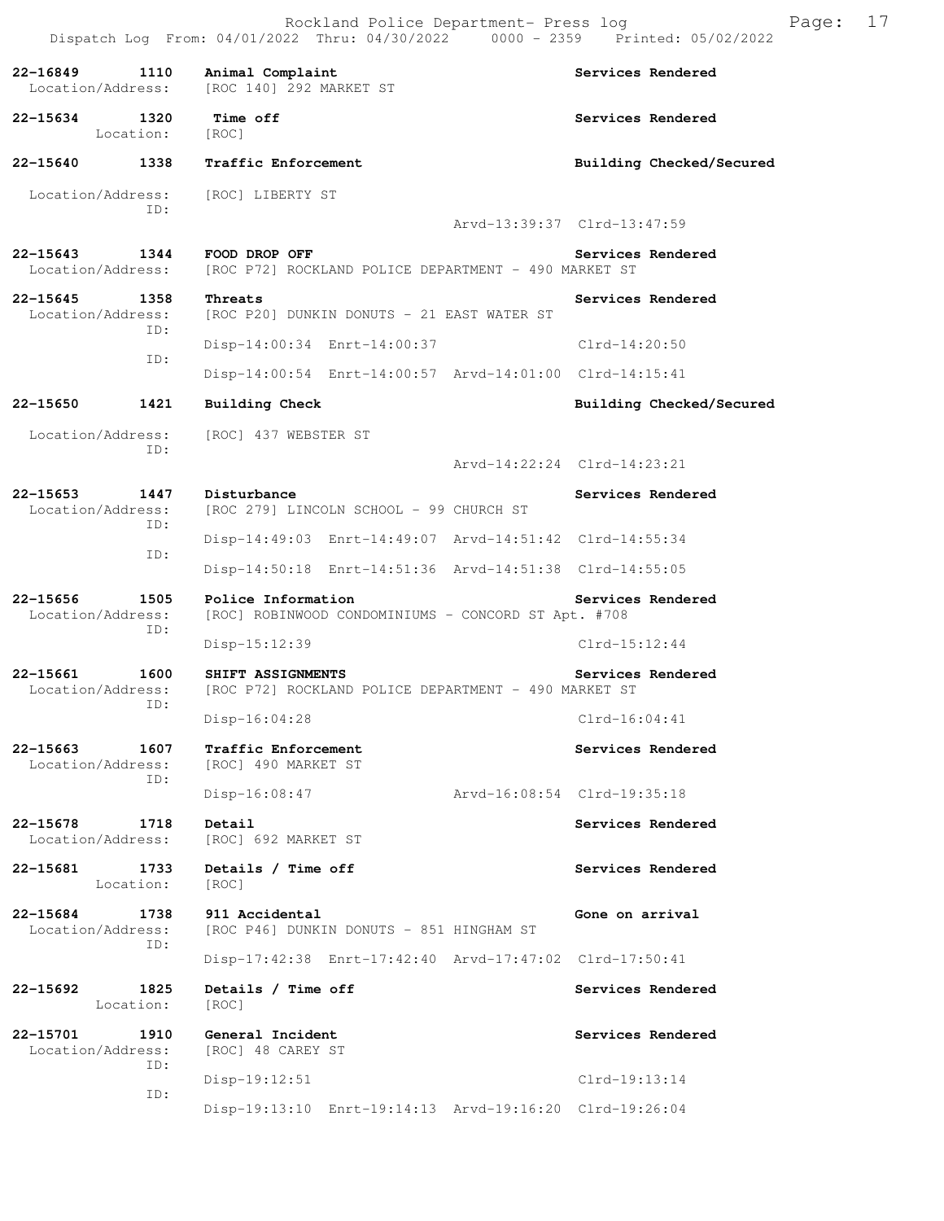22-16849 1110 Animal Complaint Services Rendered
Location/Address: [ROC 140] 292 MARKET ST

22-15634 1320 Time off Services Rendered
Location: [ROC]

22-15640 1338 Traffic Enforcement Building Checked/Secured

Location/Address: [ROC] LIBERTY ST
ID:
Arvd-13:39:37 Clrd-13:47:59

22-15643 1344 FOOD DROP OFF Services Rendered
Location/Address: [ROC P72] ROCKLAND POLICE DEPARTMENT - 490 MARKET ST

22-15645 1358 Threats Services Rendered
Location/Address: [ROC P20] DUNKIN DONUTS - 21 EAST WATER ST
ID:
Disp-14:00:34 Enrt-14:00:37 Clrd-14:20:50
ID:
Disp-14:00:54 Enrt-14:00:57 Arvd-14:01:00 Clrd-14:15:41

22-15650 1421 Building Check Building Checked/Secured

Location/Address: [ROC] 437 WEBSTER ST
ID:
Arvd-14:22:24 Clrd-14:23:21

22-15653 1447 Disturbance Services Rendered
Location/Address: [ROC 279] LINCOLN SCHOOL - 99 CHURCH ST
ID:
Disp-14:49:03 Enrt-14:49:07 Arvd-14:51:42 Clrd-14:55:34
ID:
Disp-14:50:18 Enrt-14:51:36 Arvd-14:51:38 Clrd-14:55:05

22-15656 1505 Police Information Services Rendered
Location/Address: [ROC] ROBINWOOD CONDOMINIUMS - CONCORD ST Apt. #708
ID:
Disp-15:12:39 Clrd-15:12:44

22-15661 1600 SHIFT ASSIGNMENTS Services Rendered
Location/Address: [ROC P72] ROCKLAND POLICE DEPARTMENT - 490 MARKET ST
ID:
Disp-16:04:28 Clrd-16:04:41

22-15663 1607 Traffic Enforcement Services Rendered
Location/Address: [ROC] 490 MARKET ST
ID:
Disp-16:08:47 Arvd-16:08:54 Clrd-19:35:18

22-15678 1718 Detail Services Rendered
Location/Address: [ROC] 692 MARKET ST

22-15681 1733 Details / Time off Services Rendered
Location: [ROC]

22-15684 1738 911 Accidental Gone on arrival
Location/Address: [ROC P46] DUNKIN DONUTS - 851 HINGHAM ST
ID:
Disp-17:42:38 Enrt-17:42:40 Arvd-17:47:02 Clrd-17:50:41

22-15692 1825 Details / Time off Services Rendered
Location: [ROC]

22-15701 1910 General Incident Services Rendered
Location/Address: [ROC] 48 CAREY ST
ID:
Disp-19:12:51 Clrd-19:13:14
ID:
Disp-19:13:10 Enrt-19:14:13 Arvd-19:16:20 Clrd-19:26:04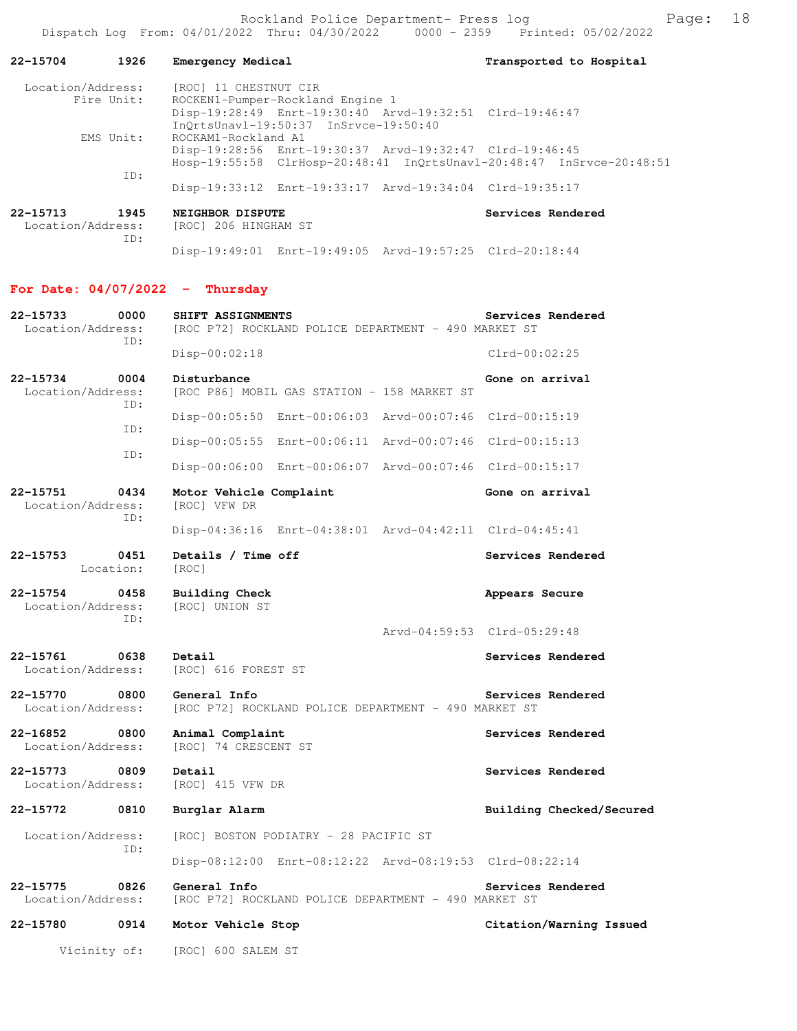**22-15704 1926 Emergency Medical — Transported to Hospital**

Location/Address: [ROC] 11 CHESTNUT CIR
Fire Unit: ROCKEN1-Pumper-Rockland Engine 1
Disp-19:28:49 Enrt-19:30:40 Arvd-19:32:51 Clrd-19:46:47
InQrtsUnavl-19:50:37 InSrvce-19:50:40
EMS Unit: ROCKAM1-Rockland A1
Disp-19:28:56 Enrt-19:30:37 Arvd-19:32:47 Clrd-19:46:45
Hosp-19:55:58 ClrHosp-20:48:41 InQrtsUnavl-20:48:47 InSrvce-20:48:51
ID:
Disp-19:33:12 Enrt-19:33:17 Arvd-19:34:04 Clrd-19:35:17

**22-15713 1945 NEIGHBOR DISPUTE — Services Rendered**

Location/Address: [ROC] 206 HINGHAM ST
ID:
Disp-19:49:01 Enrt-19:49:05 Arvd-19:57:25 Clrd-20:18:44

## For Date: 04/07/2022 - Thursday

**22-15733 0000 SHIFT ASSIGNMENTS — Services Rendered**

Location/Address: [ROC P72] ROCKLAND POLICE DEPARTMENT - 490 MARKET ST
ID:
Disp-00:02:18 Clrd-00:02:25

**22-15734 0004 Disturbance — Gone on arrival**

Location/Address: [ROC P86] MOBIL GAS STATION - 158 MARKET ST
ID:
Disp-00:05:50 Enrt-00:06:03 Arvd-00:07:46 Clrd-00:15:19
ID:
Disp-00:05:55 Enrt-00:06:11 Arvd-00:07:46 Clrd-00:15:13
ID:
Disp-00:06:00 Enrt-00:06:07 Arvd-00:07:46 Clrd-00:15:17

**22-15751 0434 Motor Vehicle Complaint — Gone on arrival**

Location/Address: [ROC] VFW DR
ID:
Disp-04:36:16 Enrt-04:38:01 Arvd-04:42:11 Clrd-04:45:41

**22-15753 0451 Details / Time off — Services Rendered**

Location: [ROC]

**22-15754 0458 Building Check — Appears Secure**

Location/Address: [ROC] UNION ST
ID:
Arvd-04:59:53 Clrd-05:29:48

**22-15761 0638 Detail — Services Rendered**

Location/Address: [ROC] 616 FOREST ST

**22-15770 0800 General Info — Services Rendered**

Location/Address: [ROC P72] ROCKLAND POLICE DEPARTMENT - 490 MARKET ST

**22-16852 0800 Animal Complaint — Services Rendered**

Location/Address: [ROC] 74 CRESCENT ST

**22-15773 0809 Detail — Services Rendered**

Location/Address: [ROC] 415 VFW DR

**22-15772 0810 Burglar Alarm — Building Checked/Secured**

Location/Address: [ROC] BOSTON PODIATRY - 28 PACIFIC ST
ID:
Disp-08:12:00 Enrt-08:12:22 Arvd-08:19:53 Clrd-08:22:14

**22-15775 0826 General Info — Services Rendered**

Location/Address: [ROC P72] ROCKLAND POLICE DEPARTMENT - 490 MARKET ST

**22-15780 0914 Motor Vehicle Stop — Citation/Warning Issued**

Vicinity of: [ROC] 600 SALEM ST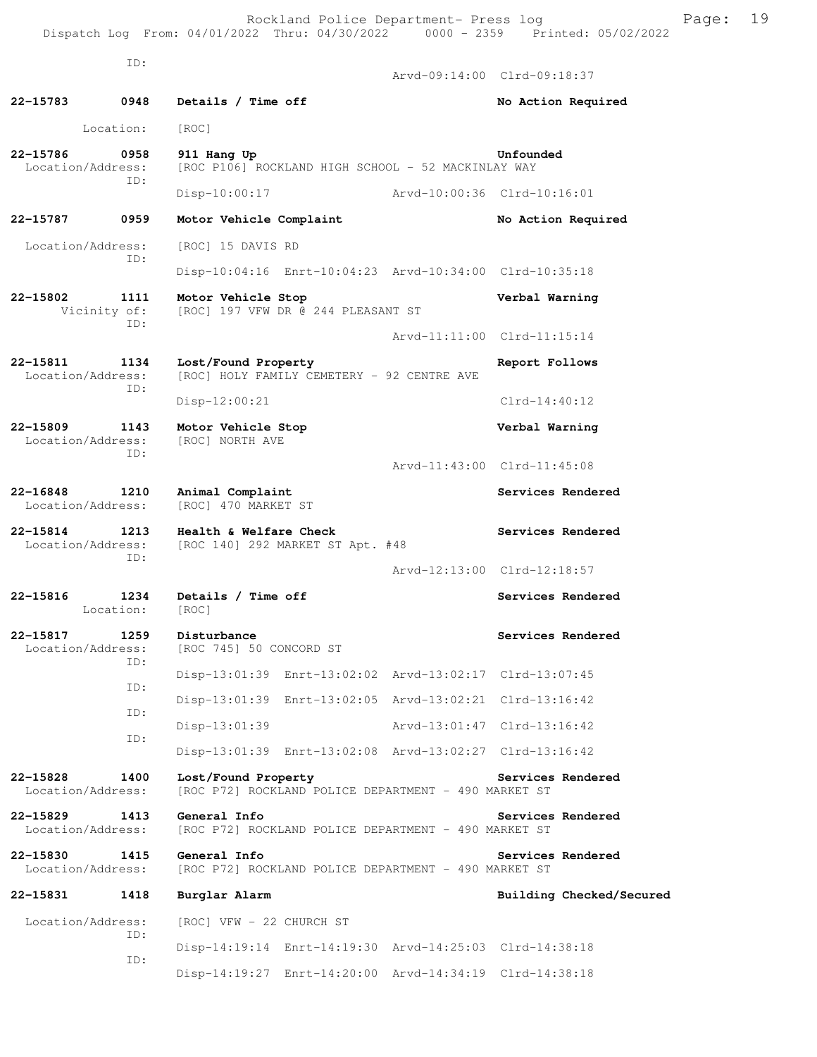ID:

Arvd-09:14:00 Clrd-09:18:37

**22-15783 0948 Details / Time off** — **No Action Required**
Location: [ROC]

**22-15786 0958 911 Hang Up** — **Unfounded**
Location/Address: [ROC P106] ROCKLAND HIGH SCHOOL - 52 MACKINLAY WAY
ID:
Disp-10:00:17 Arvd-10:00:36 Clrd-10:16:01

**22-15787 0959 Motor Vehicle Complaint** — **No Action Required**
Location/Address: [ROC] 15 DAVIS RD
ID:
Disp-10:04:16 Enrt-10:04:23 Arvd-10:34:00 Clrd-10:35:18

**22-15802 1111 Motor Vehicle Stop** — **Verbal Warning**
Vicinity of: [ROC] 197 VFW DR @ 244 PLEASANT ST
ID:
Arvd-11:11:00 Clrd-11:15:14

**22-15811 1134 Lost/Found Property** — **Report Follows**
Location/Address: [ROC] HOLY FAMILY CEMETERY - 92 CENTRE AVE
ID:
Disp-12:00:21 Clrd-14:40:12

**22-15809 1143 Motor Vehicle Stop** — **Verbal Warning**
Location/Address: [ROC] NORTH AVE
ID:
Arvd-11:43:00 Clrd-11:45:08

**22-16848 1210 Animal Complaint** — **Services Rendered**
Location/Address: [ROC] 470 MARKET ST

**22-15814 1213 Health & Welfare Check** — **Services Rendered**
Location/Address: [ROC 140] 292 MARKET ST Apt. #48
ID:
Arvd-12:13:00 Clrd-12:18:57

**22-15816 1234 Details / Time off** — **Services Rendered**
Location: [ROC]

**22-15817 1259 Disturbance** — **Services Rendered**
Location/Address: [ROC 745] 50 CONCORD ST
ID:
Disp-13:01:39 Enrt-13:02:02 Arvd-13:02:17 Clrd-13:07:45
ID:
Disp-13:01:39 Enrt-13:02:05 Arvd-13:02:21 Clrd-13:16:42
ID:
Disp-13:01:39 Arvd-13:01:47 Clrd-13:16:42
ID:
Disp-13:01:39 Enrt-13:02:08 Arvd-13:02:27 Clrd-13:16:42

**22-15828 1400 Lost/Found Property** — **Services Rendered**
Location/Address: [ROC P72] ROCKLAND POLICE DEPARTMENT - 490 MARKET ST

**22-15829 1413 General Info** — **Services Rendered**
Location/Address: [ROC P72] ROCKLAND POLICE DEPARTMENT - 490 MARKET ST

**22-15830 1415 General Info** — **Services Rendered**
Location/Address: [ROC P72] ROCKLAND POLICE DEPARTMENT - 490 MARKET ST

**22-15831 1418 Burglar Alarm** — **Building Checked/Secured**
Location/Address: [ROC] VFW - 22 CHURCH ST
ID:
Disp-14:19:14 Enrt-14:19:30 Arvd-14:25:03 Clrd-14:38:18
ID:
Disp-14:19:27 Enrt-14:20:00 Arvd-14:34:19 Clrd-14:38:18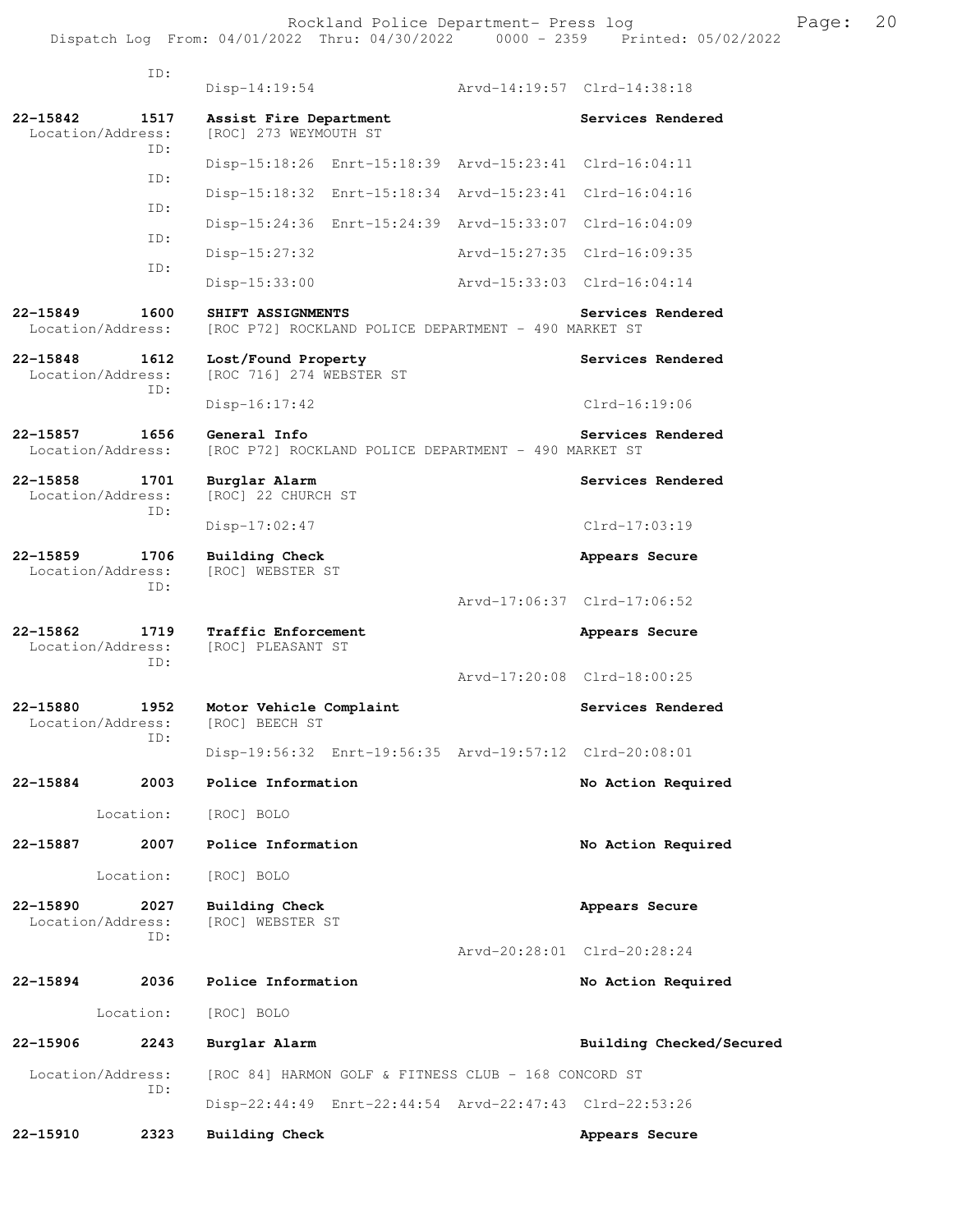ID:
Disp-14:19:54 Arvd-14:19:57 Clrd-14:38:18

**22-15842 1517 Assist Fire Department** — **Services Rendered**
Location/Address: [ROC] 273 WEYMOUTH ST
ID:
Disp-15:18:26 Enrt-15:18:39 Arvd-15:23:41 Clrd-16:04:11
ID:
Disp-15:18:32 Enrt-15:18:34 Arvd-15:23:41 Clrd-16:04:16
ID:
Disp-15:24:36 Enrt-15:24:39 Arvd-15:33:07 Clrd-16:04:09
ID:
Disp-15:27:32 Arvd-15:27:35 Clrd-16:09:35
ID:
Disp-15:33:00 Arvd-15:33:03 Clrd-16:04:14

**22-15849 1600 SHIFT ASSIGNMENTS** — **Services Rendered**
Location/Address: [ROC P72] ROCKLAND POLICE DEPARTMENT - 490 MARKET ST

**22-15848 1612 Lost/Found Property** — **Services Rendered**
Location/Address: [ROC 716] 274 WEBSTER ST
ID:
Disp-16:17:42 Clrd-16:19:06

**22-15857 1656 General Info** — **Services Rendered**
Location/Address: [ROC P72] ROCKLAND POLICE DEPARTMENT - 490 MARKET ST

**22-15858 1701 Burglar Alarm** — **Services Rendered**
Location/Address: [ROC] 22 CHURCH ST
ID:
Disp-17:02:47 Clrd-17:03:19

**22-15859 1706 Building Check** — **Appears Secure**
Location/Address: [ROC] WEBSTER ST
ID:
Arvd-17:06:37 Clrd-17:06:52

**22-15862 1719 Traffic Enforcement** — **Appears Secure**
Location/Address: [ROC] PLEASANT ST
ID:
Arvd-17:20:08 Clrd-18:00:25

**22-15880 1952 Motor Vehicle Complaint** — **Services Rendered**
Location/Address: [ROC] BEECH ST
ID:
Disp-19:56:32 Enrt-19:56:35 Arvd-19:57:12 Clrd-20:08:01

**22-15884 2003 Police Information** — **No Action Required**
Location: [ROC] BOLO

**22-15887 2007 Police Information** — **No Action Required**
Location: [ROC] BOLO

**22-15890 2027 Building Check** — **Appears Secure**
Location/Address: [ROC] WEBSTER ST
ID:
Arvd-20:28:01 Clrd-20:28:24

**22-15894 2036 Police Information** — **No Action Required**
Location: [ROC] BOLO

**22-15906 2243 Burglar Alarm** — **Building Checked/Secured**
Location/Address: [ROC 84] HARMON GOLF & FITNESS CLUB - 168 CONCORD ST
ID:
Disp-22:44:49 Enrt-22:44:54 Arvd-22:47:43 Clrd-22:53:26

**22-15910 2323 Building Check** — **Appears Secure**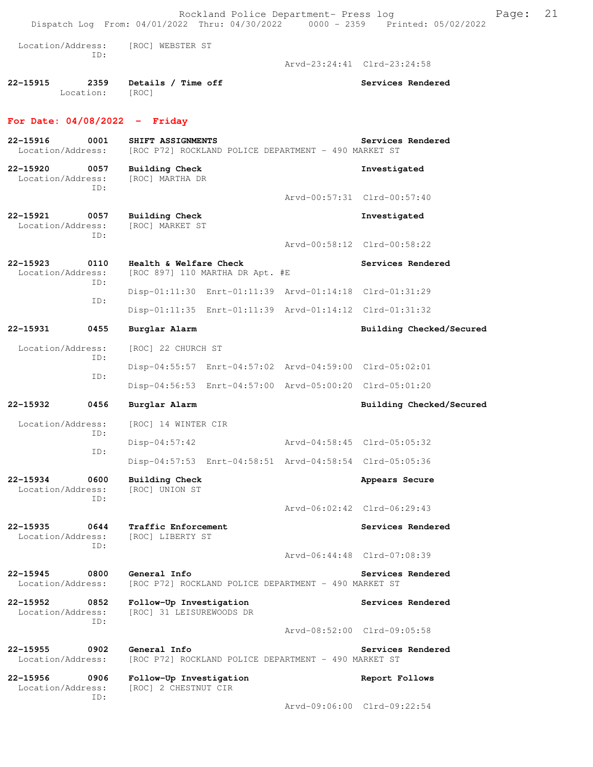Location/Address: [ROC] WEBSTER ST
ID:
Arvd-23:24:41 Clrd-23:24:58

**22-15915** 2359 **Details / Time off** **Services Rendered**
Location: [ROC]

## For Date: 04/08/2022 - Friday

**22-15916** 0001 **SHIFT ASSIGNMENTS** **Services Rendered**
Location/Address: [ROC P72] ROCKLAND POLICE DEPARTMENT - 490 MARKET ST

**22-15920** 0057 **Building Check** **Investigated**
Location/Address: [ROC] MARTHA DR
ID:
Arvd-00:57:31 Clrd-00:57:40

**22-15921** 0057 **Building Check** **Investigated**
Location/Address: [ROC] MARKET ST
ID:
Arvd-00:58:12 Clrd-00:58:22

**22-15923** 0110 **Health & Welfare Check** **Services Rendered**
Location/Address: [ROC 897] 110 MARTHA DR Apt. #E
ID:
Disp-01:11:30 Enrt-01:11:39 Arvd-01:14:18 Clrd-01:31:29
ID:
Disp-01:11:35 Enrt-01:11:39 Arvd-01:14:12 Clrd-01:31:32

**22-15931** 0455 **Burglar Alarm** **Building Checked/Secured**
Location/Address: [ROC] 22 CHURCH ST
ID:
Disp-04:55:57 Enrt-04:57:02 Arvd-04:59:00 Clrd-05:02:01
ID:
Disp-04:56:53 Enrt-04:57:00 Arvd-05:00:20 Clrd-05:01:20

**22-15932** 0456 **Burglar Alarm** **Building Checked/Secured**
Location/Address: [ROC] 14 WINTER CIR
ID:
Disp-04:57:42 Arvd-04:58:45 Clrd-05:05:32
ID:
Disp-04:57:53 Enrt-04:58:51 Arvd-04:58:54 Clrd-05:05:36

**22-15934** 0600 **Building Check** **Appears Secure**
Location/Address: [ROC] UNION ST
ID:
Arvd-06:02:42 Clrd-06:29:43

**22-15935** 0644 **Traffic Enforcement** **Services Rendered**
Location/Address: [ROC] LIBERTY ST
ID:
Arvd-06:44:48 Clrd-07:08:39

**22-15945** 0800 **General Info** **Services Rendered**
Location/Address: [ROC P72] ROCKLAND POLICE DEPARTMENT - 490 MARKET ST

**22-15952** 0852 **Follow-Up Investigation** **Services Rendered**
Location/Address: [ROC] 31 LEISUREWOODS DR
ID:
Arvd-08:52:00 Clrd-09:05:58

**22-15955** 0902 **General Info** **Services Rendered**
Location/Address: [ROC P72] ROCKLAND POLICE DEPARTMENT - 490 MARKET ST

**22-15956** 0906 **Follow-Up Investigation** **Report Follows**
Location/Address: [ROC] 2 CHESTNUT CIR
ID:
Arvd-09:06:00 Clrd-09:22:54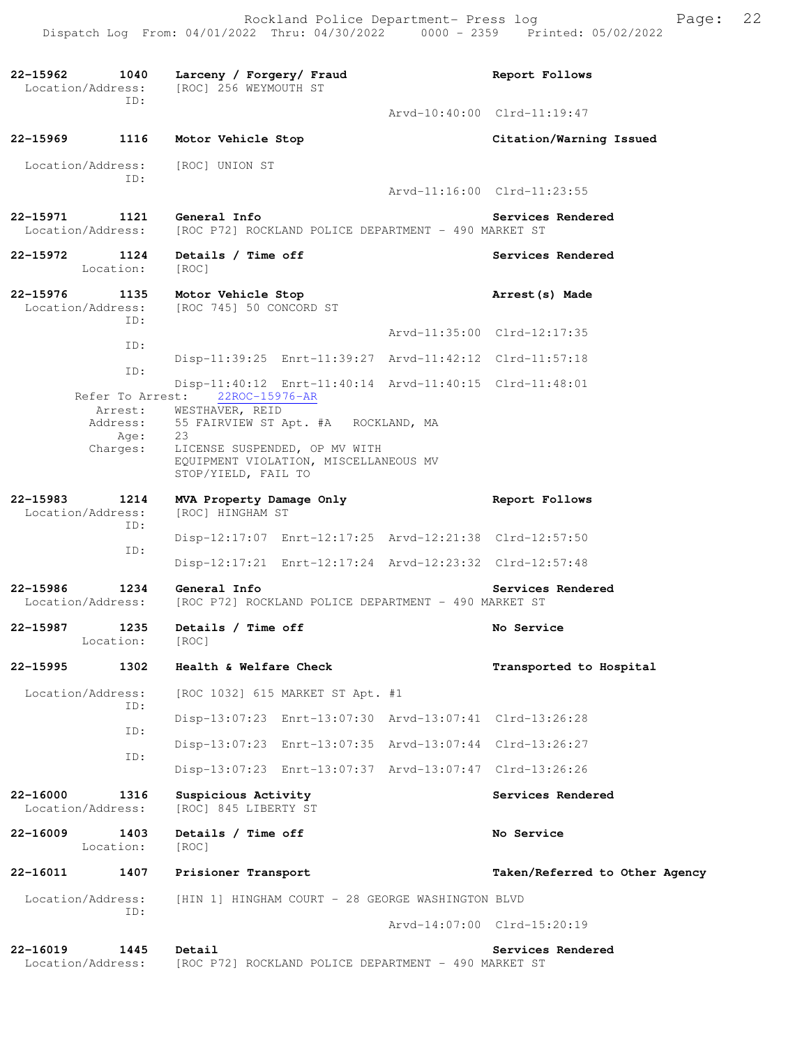```
22-15962      1040    Larceny / Forgery/ Fraud                        Report Follows
  Location/Address:   [ROC] 256 WEYMOUTH ST
               ID:
                                                     Arvd-10:40:00  Clrd-11:19:47

22-15969      1116    Motor Vehicle Stop                              Citation/Warning Issued

  Location/Address:   [ROC] UNION ST
               ID:
                                                     Arvd-11:16:00  Clrd-11:23:55

22-15971      1121    General Info                                    Services Rendered
  Location/Address:   [ROC P72] ROCKLAND POLICE DEPARTMENT - 490 MARKET ST

22-15972      1124    Details / Time off                              Services Rendered
         Location:    [ROC]

22-15976      1135    Motor Vehicle Stop                              Arrest(s) Made
  Location/Address:   [ROC 745] 50 CONCORD ST
               ID:
                                                     Arvd-11:35:00  Clrd-12:17:35
               ID:
                      Disp-11:39:25  Enrt-11:39:27  Arvd-11:42:12  Clrd-11:57:18
               ID:
                      Disp-11:40:12  Enrt-11:40:14  Arvd-11:40:15  Clrd-11:48:01
        Refer To Arrest:    22ROC-15976-AR
           Arrest:    WESTHAVER, REID
          Address:    55 FAIRVIEW ST Apt. #A   ROCKLAND, MA
              Age:    23
          Charges:    LICENSE SUSPENDED, OP MV WITH
                      EQUIPMENT VIOLATION, MISCELLANEOUS MV
                      STOP/YIELD, FAIL TO

22-15983      1214    MVA Property Damage Only                        Report Follows
  Location/Address:   [ROC] HINGHAM ST
               ID:
                      Disp-12:17:07  Enrt-12:17:25  Arvd-12:21:38  Clrd-12:57:50
               ID:
                      Disp-12:17:21  Enrt-12:17:24  Arvd-12:23:32  Clrd-12:57:48

22-15986      1234    General Info                                    Services Rendered
  Location/Address:   [ROC P72] ROCKLAND POLICE DEPARTMENT - 490 MARKET ST

22-15987      1235    Details / Time off                              No Service
         Location:    [ROC]

22-15995      1302    Health & Welfare Check                          Transported to Hospital

  Location/Address:   [ROC 1032] 615 MARKET ST Apt. #1
               ID:
                      Disp-13:07:23  Enrt-13:07:30  Arvd-13:07:41  Clrd-13:26:28
               ID:
                      Disp-13:07:23  Enrt-13:07:35  Arvd-13:07:44  Clrd-13:26:27
               ID:
                      Disp-13:07:23  Enrt-13:07:37  Arvd-13:07:47  Clrd-13:26:26

22-16000      1316    Suspicious Activity                             Services Rendered
  Location/Address:   [ROC] 845 LIBERTY ST

22-16009      1403    Details / Time off                              No Service
         Location:    [ROC]

22-16011      1407    Prisioner Transport                             Taken/Referred to Other Agency

  Location/Address:   [HIN 1] HINGHAM COURT - 28 GEORGE WASHINGTON BLVD
               ID:
                                                     Arvd-14:07:00  Clrd-15:20:19

22-16019      1445    Detail                                          Services Rendered
  Location/Address:   [ROC P72] ROCKLAND POLICE DEPARTMENT - 490 MARKET ST
```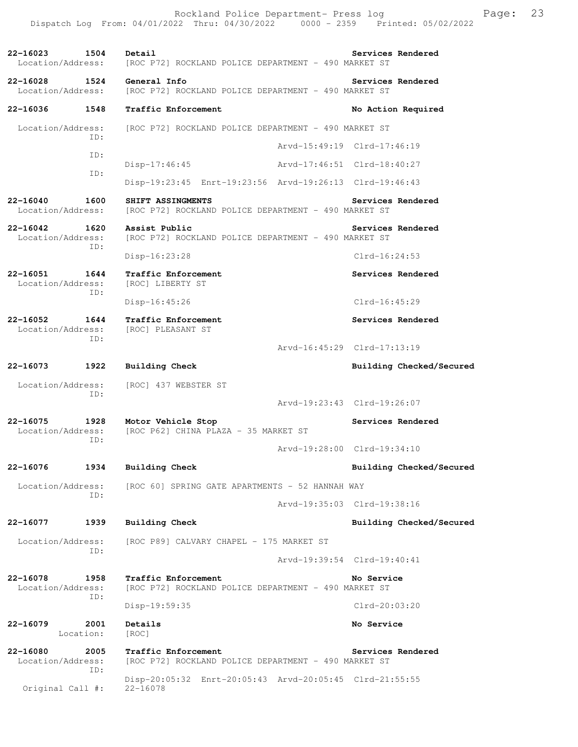Rockland Police Department- Press log
Dispatch Log From: 04/01/2022 Thru: 04/30/2022 0000 - 2359 Printed: 05/02/2022

**22-16023 1504 Detail** — **Services Rendered**
Location/Address: [ROC P72] ROCKLAND POLICE DEPARTMENT - 490 MARKET ST

**22-16028 1524 General Info** — **Services Rendered**
Location/Address: [ROC P72] ROCKLAND POLICE DEPARTMENT - 490 MARKET ST

**22-16036 1548 Traffic Enforcement** — **No Action Required**
Location/Address: [ROC P72] ROCKLAND POLICE DEPARTMENT - 490 MARKET ST
ID:
Arvd-15:49:19 Clrd-17:46:19
ID:
Disp-17:46:45 Arvd-17:46:51 Clrd-18:40:27
ID:
Disp-19:23:45 Enrt-19:23:56 Arvd-19:26:13 Clrd-19:46:43

**22-16040 1600 SHIFT ASSINGMENTS** — **Services Rendered**
Location/Address: [ROC P72] ROCKLAND POLICE DEPARTMENT - 490 MARKET ST

**22-16042 1620 Assist Public** — **Services Rendered**
Location/Address: [ROC P72] ROCKLAND POLICE DEPARTMENT - 490 MARKET ST
ID:
Disp-16:23:28 Clrd-16:24:53

**22-16051 1644 Traffic Enforcement** — **Services Rendered**
Location/Address: [ROC] LIBERTY ST
ID:
Disp-16:45:26 Clrd-16:45:29

**22-16052 1644 Traffic Enforcement** — **Services Rendered**
Location/Address: [ROC] PLEASANT ST
ID:
Arvd-16:45:29 Clrd-17:13:19

**22-16073 1922 Building Check** — **Building Checked/Secured**
Location/Address: [ROC] 437 WEBSTER ST
ID:
Arvd-19:23:43 Clrd-19:26:07

**22-16075 1928 Motor Vehicle Stop** — **Services Rendered**
Location/Address: [ROC P62] CHINA PLAZA - 35 MARKET ST
ID:
Arvd-19:28:00 Clrd-19:34:10

**22-16076 1934 Building Check** — **Building Checked/Secured**
Location/Address: [ROC 60] SPRING GATE APARTMENTS - 52 HANNAH WAY
ID:
Arvd-19:35:03 Clrd-19:38:16

**22-16077 1939 Building Check** — **Building Checked/Secured**
Location/Address: [ROC P89] CALVARY CHAPEL - 175 MARKET ST
ID:
Arvd-19:39:54 Clrd-19:40:41

**22-16078 1958 Traffic Enforcement** — **No Service**
Location/Address: [ROC P72] ROCKLAND POLICE DEPARTMENT - 490 MARKET ST
ID:
Disp-19:59:35 Clrd-20:03:20

**22-16079 2001 Details** — **No Service**
Location: [ROC]

**22-16080 2005 Traffic Enforcement** — **Services Rendered**
Location/Address: [ROC P72] ROCKLAND POLICE DEPARTMENT - 490 MARKET ST
ID:
Disp-20:05:32 Enrt-20:05:43 Arvd-20:05:45 Clrd-21:55:55
Original Call #: 22-16078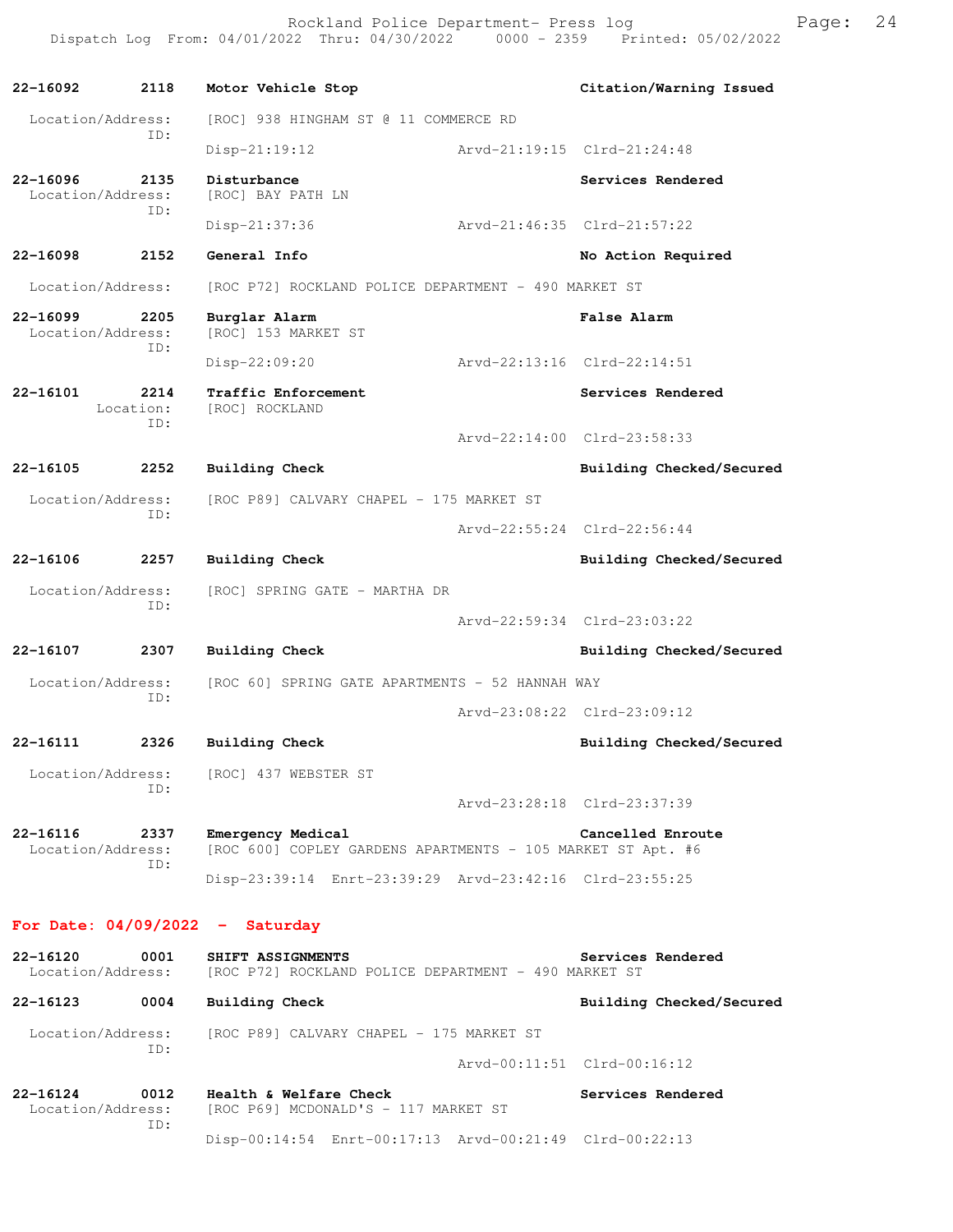| Call # | Time | Call Type | Disposition |
|---|---|---|---|
| 22-16092 | 2118 | Motor Vehicle Stop | Citation/Warning Issued |

Location/Address: [ROC] 938 HINGHAM ST @ 11 COMMERCE RD
ID:
Disp-21:19:12 Arvd-21:19:15 Clrd-21:24:48

**22-16096 2135 Disturbance** — **Services Rendered**
Location/Address: [ROC] BAY PATH LN
ID:
Disp-21:37:36 Arvd-21:46:35 Clrd-21:57:22

**22-16098 2152 General Info** — **No Action Required**
Location/Address: [ROC P72] ROCKLAND POLICE DEPARTMENT - 490 MARKET ST

**22-16099 2205 Burglar Alarm** — **False Alarm**
Location/Address: [ROC] 153 MARKET ST
ID:
Disp-22:09:20 Arvd-22:13:16 Clrd-22:14:51

**22-16101 2214 Traffic Enforcement** — **Services Rendered**
Location: [ROC] ROCKLAND
ID:
Arvd-22:14:00 Clrd-23:58:33

**22-16105 2252 Building Check** — **Building Checked/Secured**
Location/Address: [ROC P89] CALVARY CHAPEL - 175 MARKET ST
ID:
Arvd-22:55:24 Clrd-22:56:44

**22-16106 2257 Building Check** — **Building Checked/Secured**
Location/Address: [ROC] SPRING GATE - MARTHA DR
ID:
Arvd-22:59:34 Clrd-23:03:22

**22-16107 2307 Building Check** — **Building Checked/Secured**
Location/Address: [ROC 60] SPRING GATE APARTMENTS - 52 HANNAH WAY
ID:
Arvd-23:08:22 Clrd-23:09:12

**22-16111 2326 Building Check** — **Building Checked/Secured**
Location/Address: [ROC] 437 WEBSTER ST
ID:
Arvd-23:28:18 Clrd-23:37:39

**22-16116 2337 Emergency Medical** — **Cancelled Enroute**
Location/Address: [ROC 600] COPLEY GARDENS APARTMENTS - 105 MARKET ST Apt. #6
ID:
Disp-23:39:14 Enrt-23:39:29 Arvd-23:42:16 Clrd-23:55:25

## For Date: 04/09/2022 - Saturday

**22-16120 0001 SHIFT ASSIGNMENTS** — **Services Rendered**
Location/Address: [ROC P72] ROCKLAND POLICE DEPARTMENT - 490 MARKET ST

**22-16123 0004 Building Check** — **Building Checked/Secured**
Location/Address: [ROC P89] CALVARY CHAPEL - 175 MARKET ST
ID:
Arvd-00:11:51 Clrd-00:16:12

**22-16124 0012 Health & Welfare Check** — **Services Rendered**
Location/Address: [ROC P69] MCDONALD'S - 117 MARKET ST
ID:
Disp-00:14:54 Enrt-00:17:13 Arvd-00:21:49 Clrd-00:22:13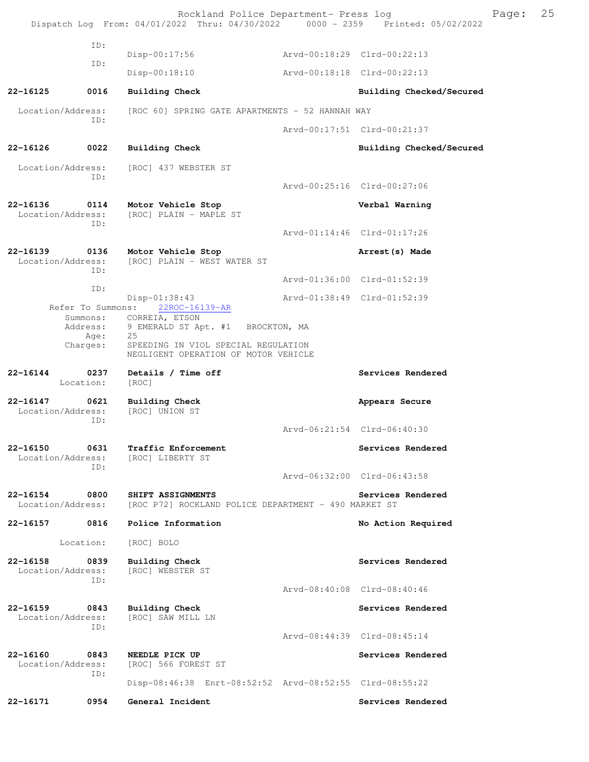```
            ID:
                    Disp-00:17:56                Arvd-00:18:29  Clrd-00:22:13
            ID:
                    Disp-00:18:10                Arvd-00:18:18  Clrd-00:22:13

22-16125      0016  Building Check                              Building Checked/Secured
  Location/Address:   [ROC 60] SPRING GATE APARTMENTS - 52 HANNAH WAY
            ID:
                                                 Arvd-00:17:51  Clrd-00:21:37

22-16126      0022  Building Check                              Building Checked/Secured
  Location/Address:   [ROC] 437 WEBSTER ST
            ID:
                                                 Arvd-00:25:16  Clrd-00:27:06

22-16136      0114  Motor Vehicle Stop                          Verbal Warning
  Location/Address:   [ROC] PLAIN - MAPLE ST
            ID:
                                                 Arvd-01:14:46  Clrd-01:17:26

22-16139      0136  Motor Vehicle Stop                          Arrest(s) Made
  Location/Address:   [ROC] PLAIN - WEST WATER ST
            ID:
                                                 Arvd-01:36:00  Clrd-01:52:39
            ID:
                    Disp-01:38:43                Arvd-01:38:49  Clrd-01:52:39
      Refer To Summons:   22ROC-16139-AR
          Summons:    CORREIA, ETSON
          Address:    9 EMERALD ST Apt. #1   BROCKTON, MA
              Age:    25
          Charges:    SPEEDING IN VIOL SPECIAL REGULATION
                      NEGLIGENT OPERATION OF MOTOR VEHICLE

22-16144      0237  Details / Time off                          Services Rendered
         Location:    [ROC]

22-16147      0621  Building Check                              Appears Secure
  Location/Address:   [ROC] UNION ST
            ID:
                                                 Arvd-06:21:54  Clrd-06:40:30

22-16150      0631  Traffic Enforcement                         Services Rendered
  Location/Address:   [ROC] LIBERTY ST
            ID:
                                                 Arvd-06:32:00  Clrd-06:43:58

22-16154      0800  SHIFT ASSIGNMENTS                           Services Rendered
  Location/Address:   [ROC P72] ROCKLAND POLICE DEPARTMENT - 490 MARKET ST

22-16157      0816  Police Information                          No Action Required

         Location:    [ROC] BOLO

22-16158      0839  Building Check                              Services Rendered
  Location/Address:   [ROC] WEBSTER ST
            ID:
                                                 Arvd-08:40:08  Clrd-08:40:46

22-16159      0843  Building Check                              Services Rendered
  Location/Address:   [ROC] SAW MILL LN
            ID:
                                                 Arvd-08:44:39  Clrd-08:45:14

22-16160      0843  NEEDLE PICK UP                              Services Rendered
  Location/Address:   [ROC] 566 FOREST ST
            ID:
                    Disp-08:46:38  Enrt-08:52:52  Arvd-08:52:55  Clrd-08:55:22

22-16171      0954  General Incident                            Services Rendered
```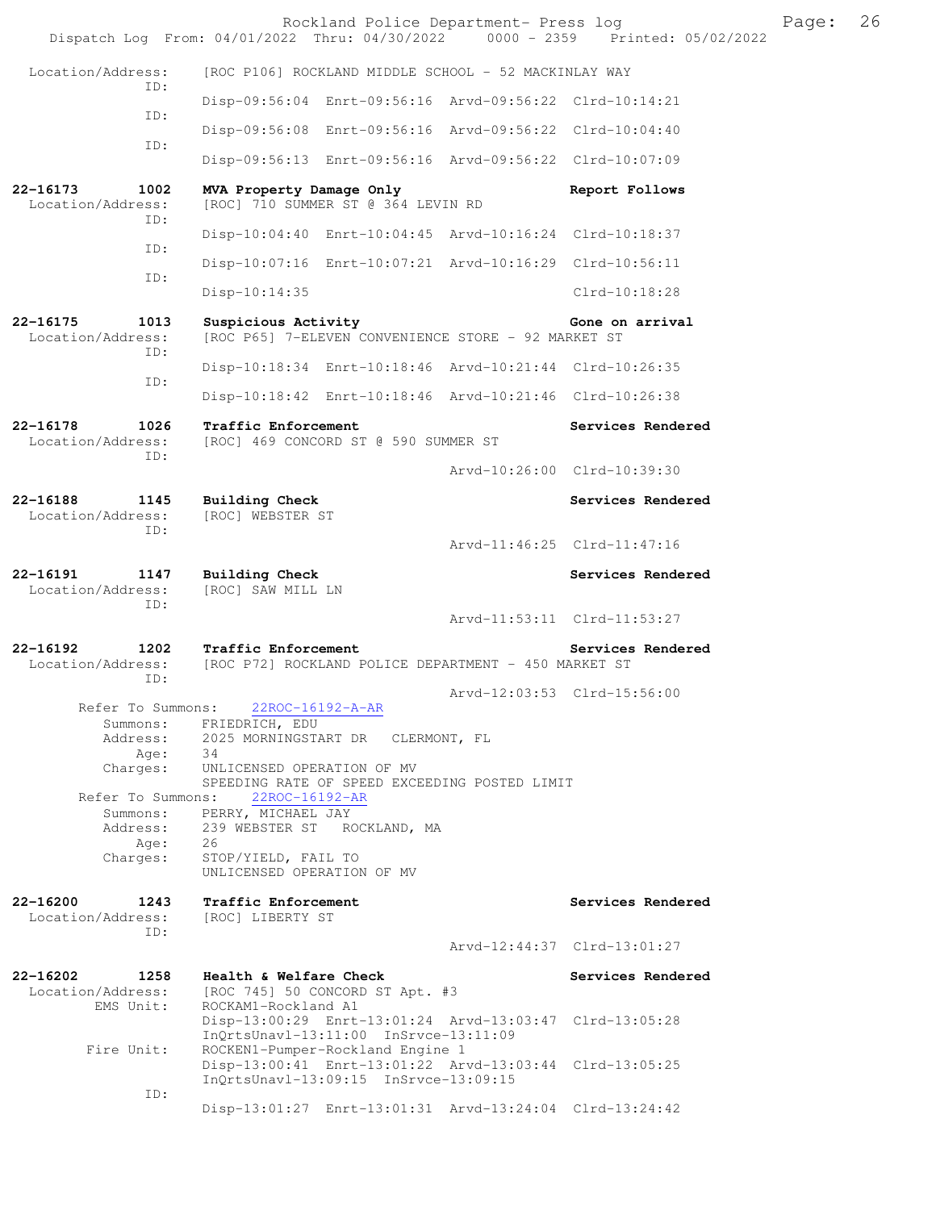Location/Address: [ROC P106] ROCKLAND MIDDLE SCHOOL - 52 MACKINLAY WAY

ID:
Disp-09:56:04 Enrt-09:56:16 Arvd-09:56:22 Clrd-10:14:21

ID:
Disp-09:56:08 Enrt-09:56:16 Arvd-09:56:22 Clrd-10:04:40

ID:
Disp-09:56:13 Enrt-09:56:16 Arvd-09:56:22 Clrd-10:07:09

**22-16173 1002 MVA Property Damage Only** — **Report Follows**

Location/Address: [ROC] 710 SUMMER ST @ 364 LEVIN RD

ID:
Disp-10:04:40 Enrt-10:04:45 Arvd-10:16:24 Clrd-10:18:37

ID:
Disp-10:07:16 Enrt-10:07:21 Arvd-10:16:29 Clrd-10:56:11

ID:
Disp-10:14:35 Clrd-10:18:28

**22-16175 1013 Suspicious Activity** — **Gone on arrival**

Location/Address: [ROC P65] 7-ELEVEN CONVENIENCE STORE - 92 MARKET ST

ID:
Disp-10:18:34 Enrt-10:18:46 Arvd-10:21:44 Clrd-10:26:35

ID:
Disp-10:18:42 Enrt-10:18:46 Arvd-10:21:46 Clrd-10:26:38

**22-16178 1026 Traffic Enforcement** — **Services Rendered**

Location/Address: [ROC] 469 CONCORD ST @ 590 SUMMER ST

ID:
Arvd-10:26:00 Clrd-10:39:30

**22-16188 1145 Building Check** — **Services Rendered**

Location/Address: [ROC] WEBSTER ST

ID:
Arvd-11:46:25 Clrd-11:47:16

**22-16191 1147 Building Check** — **Services Rendered**

Location/Address: [ROC] SAW MILL LN

ID:
Arvd-11:53:11 Clrd-11:53:27

**22-16192 1202 Traffic Enforcement** — **Services Rendered**

Location/Address: [ROC P72] ROCKLAND POLICE DEPARTMENT - 450 MARKET ST

ID:
Arvd-12:03:53 Clrd-15:56:00

Refer To Summons: 22ROC-16192-A-AR
Summons: FRIEDRICH, EDU
Address: 2025 MORNINGSTART DR CLERMONT, FL
Age: 34
Charges: UNLICENSED OPERATION OF MV
SPEEDING RATE OF SPEED EXCEEDING POSTED LIMIT

Refer To Summons: 22ROC-16192-AR
Summons: PERRY, MICHAEL JAY
Address: 239 WEBSTER ST ROCKLAND, MA
Age: 26
Charges: STOP/YIELD, FAIL TO
UNLICENSED OPERATION OF MV

**22-16200 1243 Traffic Enforcement** — **Services Rendered**

Location/Address: [ROC] LIBERTY ST

ID:
Arvd-12:44:37 Clrd-13:01:27

**22-16202 1258 Health & Welfare Check** — **Services Rendered**

Location/Address: [ROC 745] 50 CONCORD ST Apt. #3

EMS Unit: ROCKAM1-Rockland A1
Disp-13:00:29 Enrt-13:01:24 Arvd-13:03:47 Clrd-13:05:28
InQrtsUnavl-13:11:00 InSrvce-13:11:09

Fire Unit: ROCKEN1-Pumper-Rockland Engine 1
Disp-13:00:41 Enrt-13:01:22 Arvd-13:03:44 Clrd-13:05:25
InQrtsUnavl-13:09:15 InSrvce-13:09:15

ID:
Disp-13:01:27 Enrt-13:01:31 Arvd-13:24:04 Clrd-13:24:42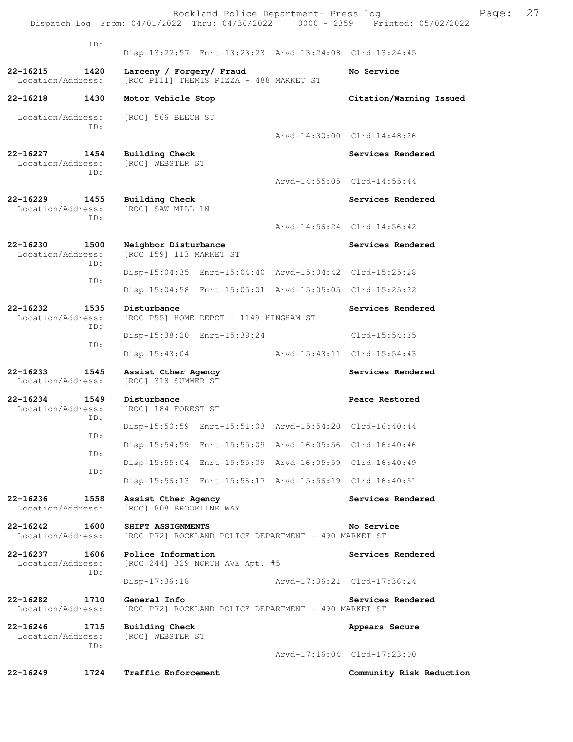ID:
Disp-13:22:57 Enrt-13:23:23 Arvd-13:24:08 Clrd-13:24:45

**22-16215 1420 Larceny / Forgery/ Fraud** — **No Service**
Location/Address: [ROC P111] THEMIS PIZZA - 488 MARKET ST

**22-16218 1430 Motor Vehicle Stop** — **Citation/Warning Issued**
Location/Address: [ROC] 566 BEECH ST
ID:
Arvd-14:30:00 Clrd-14:48:26

**22-16227 1454 Building Check** — **Services Rendered**
Location/Address: [ROC] WEBSTER ST
ID:
Arvd-14:55:05 Clrd-14:55:44

**22-16229 1455 Building Check** — **Services Rendered**
Location/Address: [ROC] SAW MILL LN
ID:
Arvd-14:56:24 Clrd-14:56:42

**22-16230 1500 Neighbor Disturbance** — **Services Rendered**
Location/Address: [ROC 159] 113 MARKET ST
ID:
Disp-15:04:35 Enrt-15:04:40 Arvd-15:04:42 Clrd-15:25:28
ID:
Disp-15:04:58 Enrt-15:05:01 Arvd-15:05:05 Clrd-15:25:22

**22-16232 1535 Disturbance** — **Services Rendered**
Location/Address: [ROC P55] HOME DEPOT - 1149 HINGHAM ST
ID:
Disp-15:38:20 Enrt-15:38:24 Clrd-15:54:35
ID:
Disp-15:43:04 Arvd-15:43:11 Clrd-15:54:43

**22-16233 1545 Assist Other Agency** — **Services Rendered**
Location/Address: [ROC] 318 SUMMER ST

**22-16234 1549 Disturbance** — **Peace Restored**
Location/Address: [ROC] 184 FOREST ST
ID:
Disp-15:50:59 Enrt-15:51:03 Arvd-15:54:20 Clrd-16:40:44
ID:
Disp-15:54:59 Enrt-15:55:09 Arvd-16:05:56 Clrd-16:40:46
ID:
Disp-15:55:04 Enrt-15:55:09 Arvd-16:05:59 Clrd-16:40:49
ID:
Disp-15:56:13 Enrt-15:56:17 Arvd-15:56:19 Clrd-16:40:51

**22-16236 1558 Assist Other Agency** — **Services Rendered**
Location/Address: [ROC] 808 BROOKLINE WAY

**22-16242 1600 SHIFT ASSIGNMENTS** — **No Service**
Location/Address: [ROC P72] ROCKLAND POLICE DEPARTMENT - 490 MARKET ST

**22-16237 1606 Police Information** — **Services Rendered**
Location/Address: [ROC 244] 329 NORTH AVE Apt. #5
ID:
Disp-17:36:18 Arvd-17:36:21 Clrd-17:36:24

**22-16282 1710 General Info** — **Services Rendered**
Location/Address: [ROC P72] ROCKLAND POLICE DEPARTMENT - 490 MARKET ST

**22-16246 1715 Building Check** — **Appears Secure**
Location/Address: [ROC] WEBSTER ST
ID:
Arvd-17:16:04 Clrd-17:23:00

**22-16249 1724 Traffic Enforcement** — **Community Risk Reduction**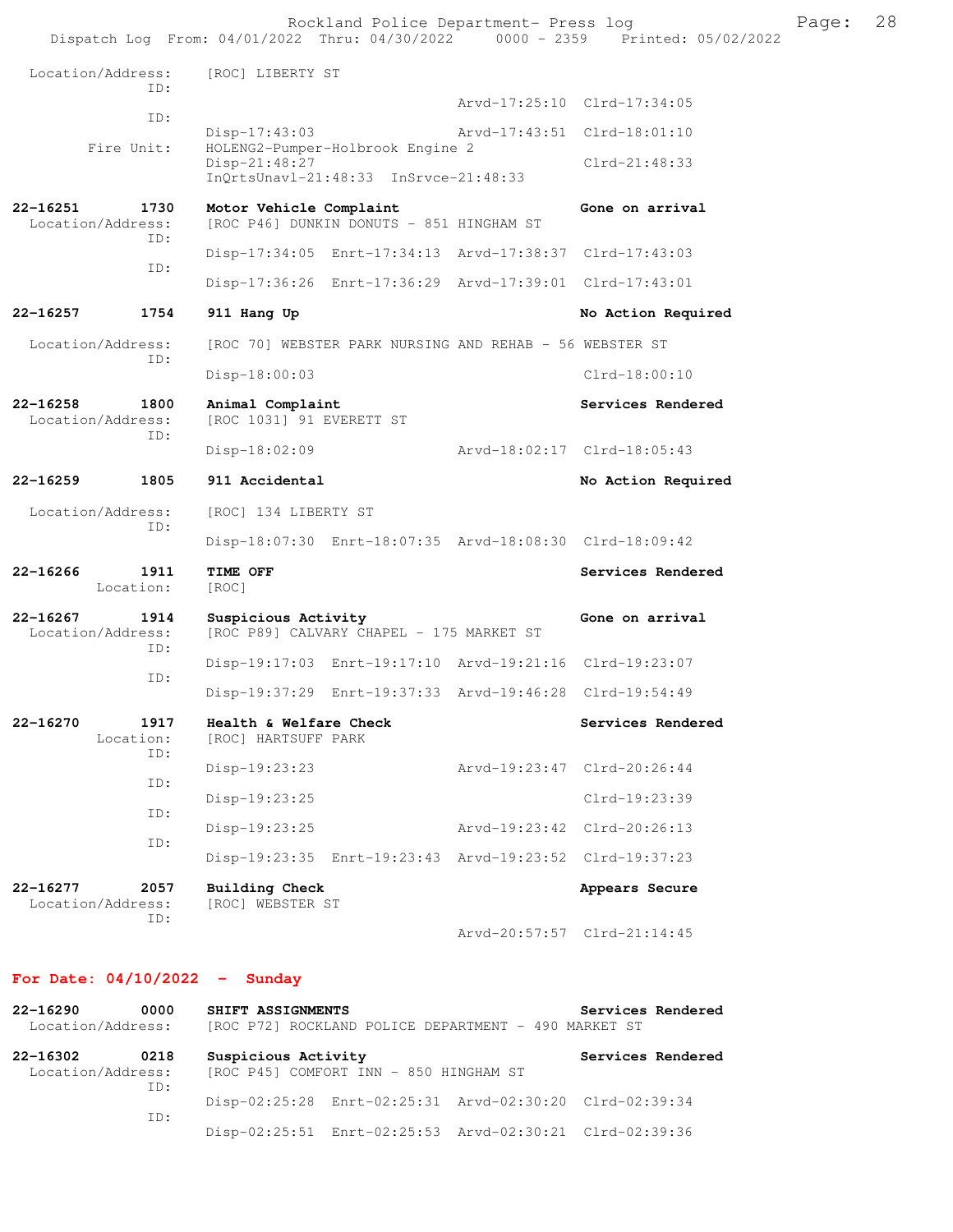Location/Address: [ROC] LIBERTY ST
ID:
Arvd-17:25:10 Clrd-17:34:05
ID:
Disp-17:43:03 Arvd-17:43:51 Clrd-18:01:10
Fire Unit: HOLENG2-Pumper-Holbrook Engine 2
Disp-21:48:27 Clrd-21:48:33
InQrtsUnavl-21:48:33 InSrvce-21:48:33

**22-16251 1730 Motor Vehicle Complaint — Gone on arrival**
Location/Address: [ROC P46] DUNKIN DONUTS - 851 HINGHAM ST
ID:
Disp-17:34:05 Enrt-17:34:13 Arvd-17:38:37 Clrd-17:43:03
ID:
Disp-17:36:26 Enrt-17:36:29 Arvd-17:39:01 Clrd-17:43:01

**22-16257 1754 911 Hang Up — No Action Required**
Location/Address: [ROC 70] WEBSTER PARK NURSING AND REHAB - 56 WEBSTER ST
ID:
Disp-18:00:03 Clrd-18:00:10

**22-16258 1800 Animal Complaint — Services Rendered**
Location/Address: [ROC 1031] 91 EVERETT ST
ID:
Disp-18:02:09 Arvd-18:02:17 Clrd-18:05:43

**22-16259 1805 911 Accidental — No Action Required**
Location/Address: [ROC] 134 LIBERTY ST
ID:
Disp-18:07:30 Enrt-18:07:35 Arvd-18:08:30 Clrd-18:09:42

**22-16266 1911 TIME OFF — Services Rendered**
Location: [ROC]

**22-16267 1914 Suspicious Activity — Gone on arrival**
Location/Address: [ROC P89] CALVARY CHAPEL - 175 MARKET ST
ID:
Disp-19:17:03 Enrt-19:17:10 Arvd-19:21:16 Clrd-19:23:07
ID:
Disp-19:37:29 Enrt-19:37:33 Arvd-19:46:28 Clrd-19:54:49

**22-16270 1917 Health & Welfare Check — Services Rendered**
Location: [ROC] HARTSUFF PARK
ID:
Disp-19:23:23 Arvd-19:23:47 Clrd-20:26:44
ID:
Disp-19:23:25 Clrd-19:23:39
ID:
Disp-19:23:25 Arvd-19:23:42 Clrd-20:26:13
ID:
Disp-19:23:35 Enrt-19:23:43 Arvd-19:23:52 Clrd-19:37:23

**22-16277 2057 Building Check — Appears Secure**
Location/Address: [ROC] WEBSTER ST
ID:
Arvd-20:57:57 Clrd-21:14:45

## For Date: 04/10/2022 - Sunday

**22-16290 0000 SHIFT ASSIGNMENTS — Services Rendered**
Location/Address: [ROC P72] ROCKLAND POLICE DEPARTMENT - 490 MARKET ST

**22-16302 0218 Suspicious Activity — Services Rendered**
Location/Address: [ROC P45] COMFORT INN - 850 HINGHAM ST
ID:
Disp-02:25:28 Enrt-02:25:31 Arvd-02:30:20 Clrd-02:39:34
ID:
Disp-02:25:51 Enrt-02:25:53 Arvd-02:30:21 Clrd-02:39:36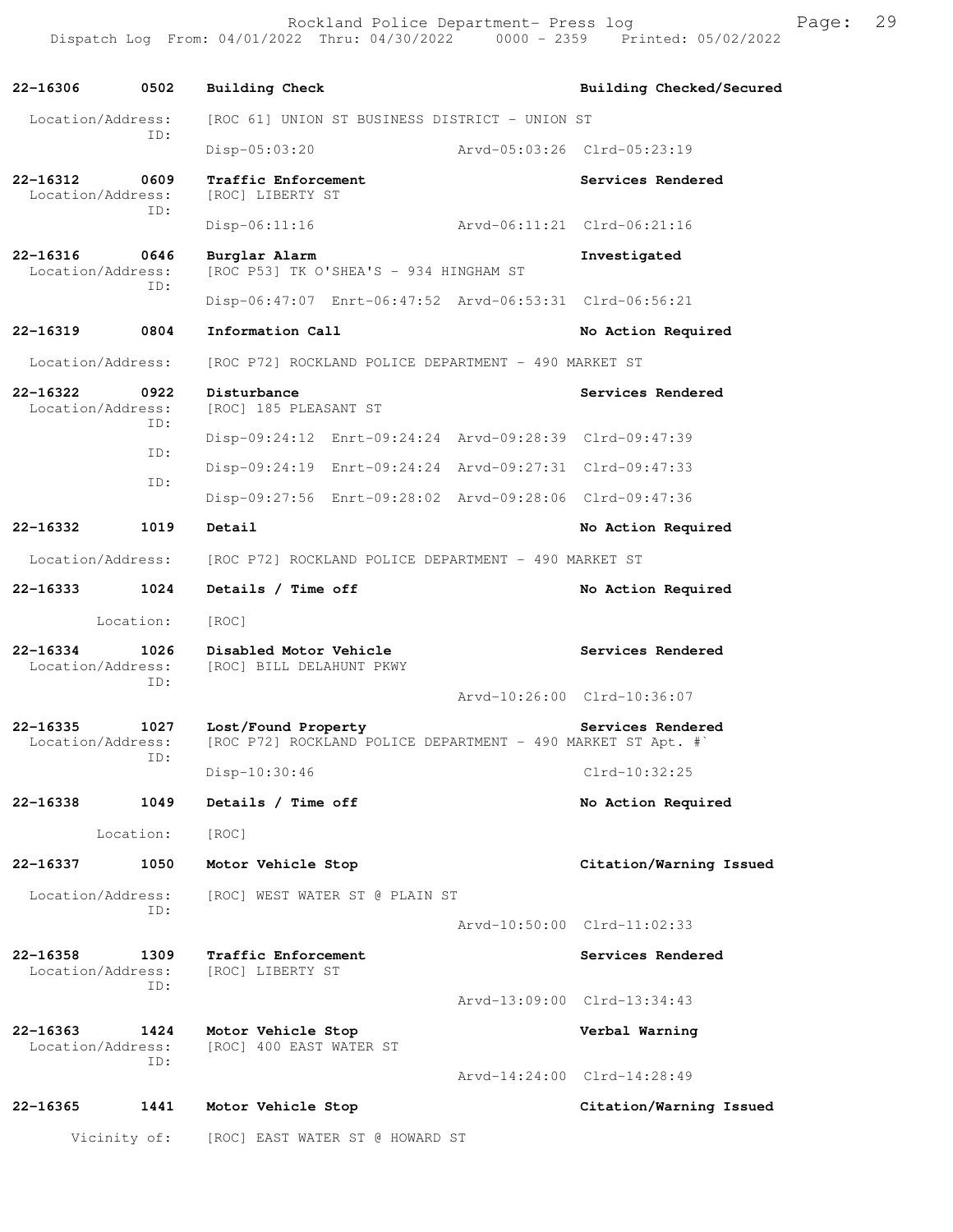**22-16306** 0502 **Building Check** — **Building Checked/Secured**

Location/Address: [ROC 61] UNION ST BUSINESS DISTRICT - UNION ST
ID:
Disp-05:03:20 Arvd-05:03:26 Clrd-05:23:19

**22-16312** 0609 **Traffic Enforcement** — **Services Rendered**

Location/Address: [ROC] LIBERTY ST
ID:
Disp-06:11:16 Arvd-06:11:21 Clrd-06:21:16

**22-16316** 0646 **Burglar Alarm** — **Investigated**

Location/Address: [ROC P53] TK O'SHEA'S - 934 HINGHAM ST
ID:
Disp-06:47:07 Enrt-06:47:52 Arvd-06:53:31 Clrd-06:56:21

**22-16319** 0804 **Information Call** — **No Action Required**

Location/Address: [ROC P72] ROCKLAND POLICE DEPARTMENT - 490 MARKET ST

**22-16322** 0922 **Disturbance** — **Services Rendered**

Location/Address: [ROC] 185 PLEASANT ST
ID:
Disp-09:24:12 Enrt-09:24:24 Arvd-09:28:39 Clrd-09:47:39
ID:
Disp-09:24:19 Enrt-09:24:24 Arvd-09:27:31 Clrd-09:47:33
ID:
Disp-09:27:56 Enrt-09:28:02 Arvd-09:28:06 Clrd-09:47:36

**22-16332** 1019 **Detail** — **No Action Required**

Location/Address: [ROC P72] ROCKLAND POLICE DEPARTMENT - 490 MARKET ST

**22-16333** 1024 **Details / Time off** — **No Action Required**

Location: [ROC]

**22-16334** 1026 **Disabled Motor Vehicle** — **Services Rendered**

Location/Address: [ROC] BILL DELAHUNT PKWY
ID:
Arvd-10:26:00 Clrd-10:36:07

**22-16335** 1027 **Lost/Found Property** — **Services Rendered**

Location/Address: [ROC P72] ROCKLAND POLICE DEPARTMENT - 490 MARKET ST Apt. #`
ID:
Disp-10:30:46 Clrd-10:32:25

**22-16338** 1049 **Details / Time off** — **No Action Required**

Location: [ROC]

**22-16337** 1050 **Motor Vehicle Stop** — **Citation/Warning Issued**

Location/Address: [ROC] WEST WATER ST @ PLAIN ST
ID:
Arvd-10:50:00 Clrd-11:02:33

**22-16358** 1309 **Traffic Enforcement** — **Services Rendered**

Location/Address: [ROC] LIBERTY ST
ID:
Arvd-13:09:00 Clrd-13:34:43

**22-16363** 1424 **Motor Vehicle Stop** — **Verbal Warning**

Location/Address: [ROC] 400 EAST WATER ST
ID:
Arvd-14:24:00 Clrd-14:28:49

**22-16365** 1441 **Motor Vehicle Stop** — **Citation/Warning Issued**

Vicinity of: [ROC] EAST WATER ST @ HOWARD ST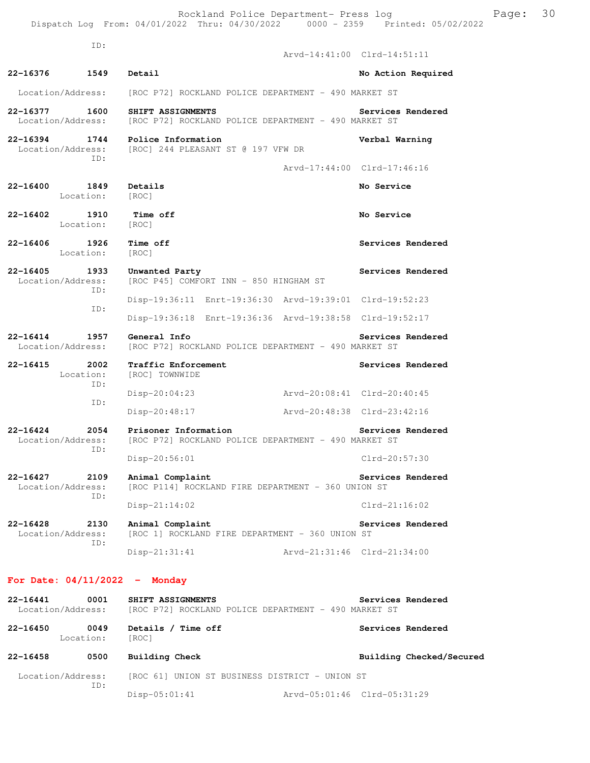ID:
Arvd-14:41:00 Clrd-14:51:11

**22-16376 1549 Detail** — **No Action Required**
Location/Address: [ROC P72] ROCKLAND POLICE DEPARTMENT - 490 MARKET ST

**22-16377 1600 SHIFT ASSIGNMENTS** — **Services Rendered**
Location/Address: [ROC P72] ROCKLAND POLICE DEPARTMENT - 490 MARKET ST

**22-16394 1744 Police Information** — **Verbal Warning**
Location/Address: [ROC] 244 PLEASANT ST @ 197 VFW DR
ID:
Arvd-17:44:00 Clrd-17:46:16

**22-16400 1849 Details** — **No Service**
Location: [ROC]

**22-16402 1910 Time off** — **No Service**
Location: [ROC]

**22-16406 1926 Time off** — **Services Rendered**
Location: [ROC]

**22-16405 1933 Unwanted Party** — **Services Rendered**
Location/Address: [ROC P45] COMFORT INN - 850 HINGHAM ST
ID:
Disp-19:36:11 Enrt-19:36:30 Arvd-19:39:01 Clrd-19:52:23
ID:
Disp-19:36:18 Enrt-19:36:36 Arvd-19:38:58 Clrd-19:52:17

**22-16414 1957 General Info** — **Services Rendered**
Location/Address: [ROC P72] ROCKLAND POLICE DEPARTMENT - 490 MARKET ST

**22-16415 2002 Traffic Enforcement** — **Services Rendered**
Location: [ROC] TOWNWIDE
ID:
Disp-20:04:23 Arvd-20:08:41 Clrd-20:40:45
ID:
Disp-20:48:17 Arvd-20:48:38 Clrd-23:42:16

**22-16424 2054 Prisoner Information** — **Services Rendered**
Location/Address: [ROC P72] ROCKLAND POLICE DEPARTMENT - 490 MARKET ST
ID:
Disp-20:56:01 Clrd-20:57:30

**22-16427 2109 Animal Complaint** — **Services Rendered**
Location/Address: [ROC P114] ROCKLAND FIRE DEPARTMENT - 360 UNION ST
ID:
Disp-21:14:02 Clrd-21:16:02

**22-16428 2130 Animal Complaint** — **Services Rendered**
Location/Address: [ROC 1] ROCKLAND FIRE DEPARTMENT - 360 UNION ST
ID:
Disp-21:31:41 Arvd-21:31:46 Clrd-21:34:00

## For Date: 04/11/2022 - Monday

**22-16441 0001 SHIFT ASSIGNMENTS** — **Services Rendered**
Location/Address: [ROC P72] ROCKLAND POLICE DEPARTMENT - 490 MARKET ST

**22-16450 0049 Details / Time off** — **Services Rendered**
Location: [ROC]

**22-16458 0500 Building Check** — **Building Checked/Secured**
Location/Address: [ROC 61] UNION ST BUSINESS DISTRICT - UNION ST
ID:
Disp-05:01:41 Arvd-05:01:46 Clrd-05:31:29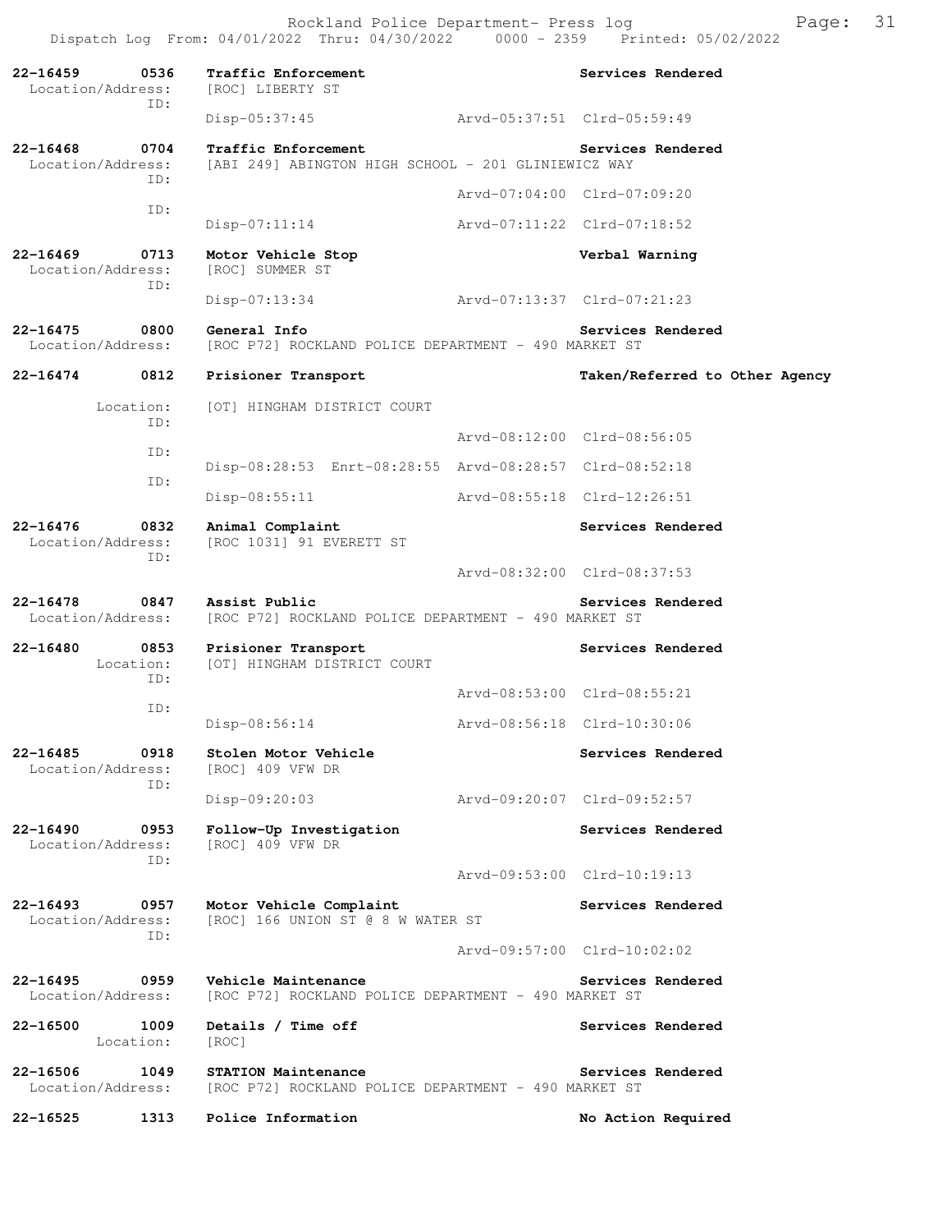**22-16459 0536 Traffic Enforcement** — **Services Rendered**
Location/Address: [ROC] LIBERTY ST
ID:
Disp-05:37:45 Arvd-05:37:51 Clrd-05:59:49

**22-16468 0704 Traffic Enforcement** — **Services Rendered**
Location/Address: [ABI 249] ABINGTON HIGH SCHOOL - 201 GLINIEWICZ WAY
ID:
Arvd-07:04:00 Clrd-07:09:20
ID:
Disp-07:11:14 Arvd-07:11:22 Clrd-07:18:52

**22-16469 0713 Motor Vehicle Stop** — **Verbal Warning**
Location/Address: [ROC] SUMMER ST
ID:
Disp-07:13:34 Arvd-07:13:37 Clrd-07:21:23

**22-16475 0800 General Info** — **Services Rendered**
Location/Address: [ROC P72] ROCKLAND POLICE DEPARTMENT - 490 MARKET ST

**22-16474 0812 Prisioner Transport** — **Taken/Referred to Other Agency**
Location: [OT] HINGHAM DISTRICT COURT
ID:
Arvd-08:12:00 Clrd-08:56:05
ID:
Disp-08:28:53 Enrt-08:28:55 Arvd-08:28:57 Clrd-08:52:18
ID:
Disp-08:55:11 Arvd-08:55:18 Clrd-12:26:51

**22-16476 0832 Animal Complaint** — **Services Rendered**
Location/Address: [ROC 1031] 91 EVERETT ST
ID:
Arvd-08:32:00 Clrd-08:37:53

**22-16478 0847 Assist Public** — **Services Rendered**
Location/Address: [ROC P72] ROCKLAND POLICE DEPARTMENT - 490 MARKET ST

**22-16480 0853 Prisioner Transport** — **Services Rendered**
Location: [OT] HINGHAM DISTRICT COURT
ID:
Arvd-08:53:00 Clrd-08:55:21
ID:
Disp-08:56:14 Arvd-08:56:18 Clrd-10:30:06

**22-16485 0918 Stolen Motor Vehicle** — **Services Rendered**
Location/Address: [ROC] 409 VFW DR
ID:
Disp-09:20:03 Arvd-09:20:07 Clrd-09:52:57

**22-16490 0953 Follow-Up Investigation** — **Services Rendered**
Location/Address: [ROC] 409 VFW DR
ID:
Arvd-09:53:00 Clrd-10:19:13

**22-16493 0957 Motor Vehicle Complaint** — **Services Rendered**
Location/Address: [ROC] 166 UNION ST @ 8 W WATER ST
ID:
Arvd-09:57:00 Clrd-10:02:02

**22-16495 0959 Vehicle Maintenance** — **Services Rendered**
Location/Address: [ROC P72] ROCKLAND POLICE DEPARTMENT - 490 MARKET ST

**22-16500 1009 Details / Time off** — **Services Rendered**
Location: [ROC]

**22-16506 1049 STATION Maintenance** — **Services Rendered**
Location/Address: [ROC P72] ROCKLAND POLICE DEPARTMENT - 490 MARKET ST

**22-16525 1313 Police Information** — **No Action Required**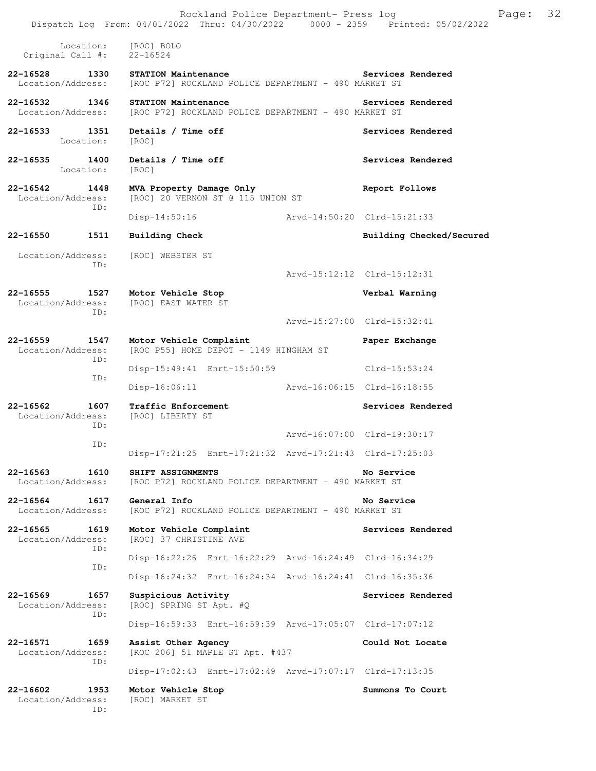Location: [ROC] BOLO
Original Call #: 22-16524

**22-16528 1330 STATION Maintenance** — Services Rendered
Location/Address: [ROC P72] ROCKLAND POLICE DEPARTMENT - 490 MARKET ST

**22-16532 1346 STATION Maintenance** — Services Rendered
Location/Address: [ROC P72] ROCKLAND POLICE DEPARTMENT - 490 MARKET ST

**22-16533 1351 Details / Time off** — Services Rendered
Location: [ROC]

**22-16535 1400 Details / Time off** — Services Rendered
Location: [ROC]

**22-16542 1448 MVA Property Damage Only** — Report Follows
Location/Address: [ROC] 20 VERNON ST @ 115 UNION ST
ID:
Disp-14:50:16 Arvd-14:50:20 Clrd-15:21:33

**22-16550 1511 Building Check** — Building Checked/Secured
Location/Address: [ROC] WEBSTER ST
ID:
Arvd-15:12:12 Clrd-15:12:31

**22-16555 1527 Motor Vehicle Stop** — Verbal Warning
Location/Address: [ROC] EAST WATER ST
ID:
Arvd-15:27:00 Clrd-15:32:41

**22-16559 1547 Motor Vehicle Complaint** — Paper Exchange
Location/Address: [ROC P55] HOME DEPOT - 1149 HINGHAM ST
ID:
Disp-15:49:41 Enrt-15:50:59 Clrd-15:53:24
ID:
Disp-16:06:11 Arvd-16:06:15 Clrd-16:18:55

**22-16562 1607 Traffic Enforcement** — Services Rendered
Location/Address: [ROC] LIBERTY ST
ID:
Arvd-16:07:00 Clrd-19:30:17
ID:
Disp-17:21:25 Enrt-17:21:32 Arvd-17:21:43 Clrd-17:25:03

**22-16563 1610 SHIFT ASSIGNMENTS** — No Service
Location/Address: [ROC P72] ROCKLAND POLICE DEPARTMENT - 490 MARKET ST

**22-16564 1617 General Info** — No Service
Location/Address: [ROC P72] ROCKLAND POLICE DEPARTMENT - 490 MARKET ST

**22-16565 1619 Motor Vehicle Complaint** — Services Rendered
Location/Address: [ROC] 37 CHRISTINE AVE
ID:
Disp-16:22:26 Enrt-16:22:29 Arvd-16:24:49 Clrd-16:34:29
ID:
Disp-16:24:32 Enrt-16:24:34 Arvd-16:24:41 Clrd-16:35:36

**22-16569 1657 Suspicious Activity** — Services Rendered
Location/Address: [ROC] SPRING ST Apt. #Q
ID:
Disp-16:59:33 Enrt-16:59:39 Arvd-17:05:07 Clrd-17:07:12

**22-16571 1659 Assist Other Agency** — Could Not Locate
Location/Address: [ROC 206] 51 MAPLE ST Apt. #437
ID:
Disp-17:02:43 Enrt-17:02:49 Arvd-17:07:17 Clrd-17:13:35

**22-16602 1953 Motor Vehicle Stop** — Summons To Court
Location/Address: [ROC] MARKET ST
ID: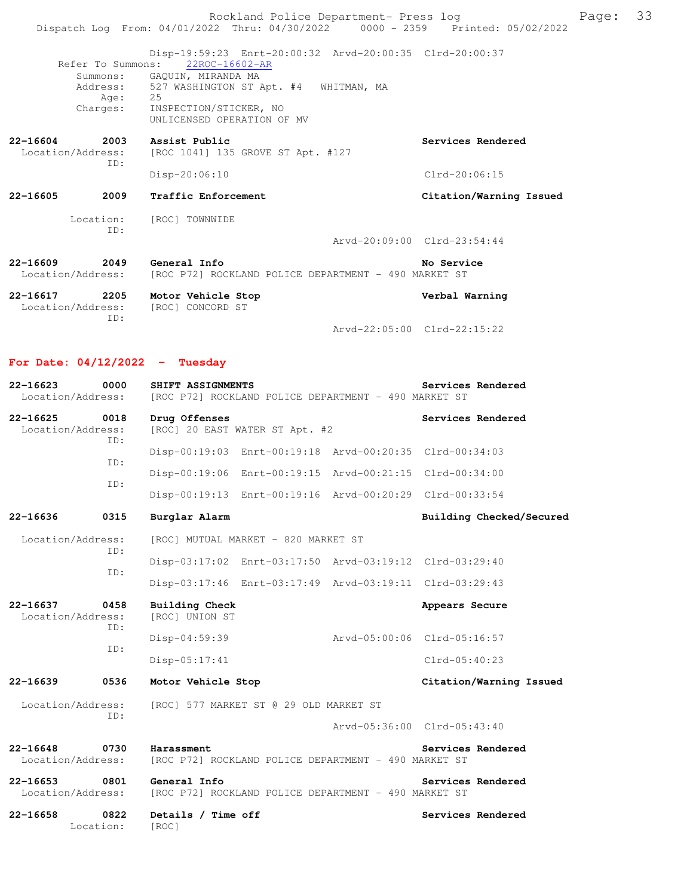Disp-19:59:23 Enrt-20:00:32 Arvd-20:00:35 Clrd-20:00:37

Refer To Summons: 22ROC-16602-AR

Summons: GAQUIN, MIRANDA MA
Address: 527 WASHINGTON ST Apt. #4 WHITMAN, MA
Age: 25
Charges: INSPECTION/STICKER, NO
UNLICENSED OPERATION OF MV

**22-16604 2003 Assist Public** — Services Rendered
Location/Address: [ROC 1041] 135 GROVE ST Apt. #127
ID:
Disp-20:06:10 Clrd-20:06:15

**22-16605 2009 Traffic Enforcement** — Citation/Warning Issued
Location: [ROC] TOWNWIDE
ID:
Arvd-20:09:00 Clrd-23:54:44

**22-16609 2049 General Info** — No Service
Location/Address: [ROC P72] ROCKLAND POLICE DEPARTMENT - 490 MARKET ST

**22-16617 2205 Motor Vehicle Stop** — Verbal Warning
Location/Address: [ROC] CONCORD ST
ID:
Arvd-22:05:00 Clrd-22:15:22

## For Date: 04/12/2022 - Tuesday

**22-16623 0000 SHIFT ASSIGNMENTS** — Services Rendered
Location/Address: [ROC P72] ROCKLAND POLICE DEPARTMENT - 490 MARKET ST

**22-16625 0018 Drug Offenses** — Services Rendered
Location/Address: [ROC] 20 EAST WATER ST Apt. #2
ID:
Disp-00:19:03 Enrt-00:19:18 Arvd-00:20:35 Clrd-00:34:03
ID:
Disp-00:19:06 Enrt-00:19:15 Arvd-00:21:15 Clrd-00:34:00
ID:
Disp-00:19:13 Enrt-00:19:16 Arvd-00:20:29 Clrd-00:33:54

**22-16636 0315 Burglar Alarm** — Building Checked/Secured
Location/Address: [ROC] MUTUAL MARKET - 820 MARKET ST
ID:
Disp-03:17:02 Enrt-03:17:50 Arvd-03:19:12 Clrd-03:29:40
ID:
Disp-03:17:46 Enrt-03:17:49 Arvd-03:19:11 Clrd-03:29:43

**22-16637 0458 Building Check** — Appears Secure
Location/Address: [ROC] UNION ST
ID:
Disp-04:59:39 Arvd-05:00:06 Clrd-05:16:57
ID:
Disp-05:17:41 Clrd-05:40:23

**22-16639 0536 Motor Vehicle Stop** — Citation/Warning Issued
Location/Address: [ROC] 577 MARKET ST @ 29 OLD MARKET ST
ID:
Arvd-05:36:00 Clrd-05:43:40

**22-16648 0730 Harassment** — Services Rendered
Location/Address: [ROC P72] ROCKLAND POLICE DEPARTMENT - 490 MARKET ST

**22-16653 0801 General Info** — Services Rendered
Location/Address: [ROC P72] ROCKLAND POLICE DEPARTMENT - 490 MARKET ST

**22-16658 0822 Details / Time off** — Services Rendered
Location: [ROC]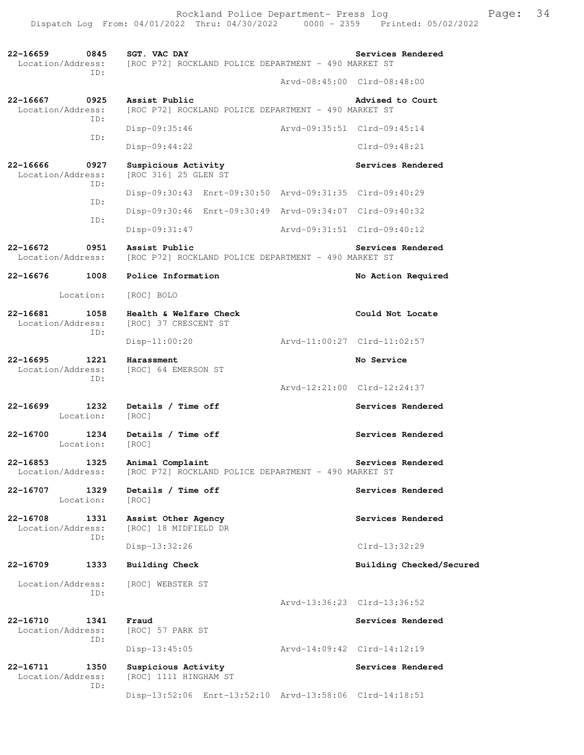**22-16659 0845 SGT. VAC DAY** — **Services Rendered**
Location/Address: [ROC P72] ROCKLAND POLICE DEPARTMENT - 490 MARKET ST
ID:
Arvd-08:45:00 Clrd-08:48:00

**22-16667 0925 Assist Public** — **Advised to Court**
Location/Address: [ROC P72] ROCKLAND POLICE DEPARTMENT - 490 MARKET ST
ID:
Disp-09:35:46 Arvd-09:35:51 Clrd-09:45:14
ID:
Disp-09:44:22 Clrd-09:48:21

**22-16666 0927 Suspicious Activity** — **Services Rendered**
Location/Address: [ROC 316] 25 GLEN ST
ID:
Disp-09:30:43 Enrt-09:30:50 Arvd-09:31:35 Clrd-09:40:29
ID:
Disp-09:30:46 Enrt-09:30:49 Arvd-09:34:07 Clrd-09:40:32
ID:
Disp-09:31:47 Arvd-09:31:51 Clrd-09:40:12

**22-16672 0951 Assist Public** — **Services Rendered**
Location/Address: [ROC P72] ROCKLAND POLICE DEPARTMENT - 490 MARKET ST

**22-16676 1008 Police Information** — **No Action Required**
Location: [ROC] BOLO

**22-16681 1058 Health & Welfare Check** — **Could Not Locate**
Location/Address: [ROC] 37 CRESCENT ST
ID:
Disp-11:00:20 Arvd-11:00:27 Clrd-11:02:57

**22-16695 1221 Harassment** — **No Service**
Location/Address: [ROC] 64 EMERSON ST
ID:
Arvd-12:21:00 Clrd-12:24:37

**22-16699 1232 Details / Time off** — **Services Rendered**
Location: [ROC]

**22-16700 1234 Details / Time off** — **Services Rendered**
Location: [ROC]

**22-16853 1325 Animal Complaint** — **Services Rendered**
Location/Address: [ROC P72] ROCKLAND POLICE DEPARTMENT - 490 MARKET ST

**22-16707 1329 Details / Time off** — **Services Rendered**
Location: [ROC]

**22-16708 1331 Assist Other Agency** — **Services Rendered**
Location/Address: [ROC] 18 MIDFIELD DR
ID:
Disp-13:32:26 Clrd-13:32:29

**22-16709 1333 Building Check** — **Building Checked/Secured**
Location/Address: [ROC] WEBSTER ST
ID:
Arvd-13:36:23 Clrd-13:36:52

**22-16710 1341 Fraud** — **Services Rendered**
Location/Address: [ROC] 57 PARK ST
ID:
Disp-13:45:05 Arvd-14:09:42 Clrd-14:12:19

**22-16711 1350 Suspicious Activity** — **Services Rendered**
Location/Address: [ROC] 1111 HINGHAM ST
ID:
Disp-13:52:06 Enrt-13:52:10 Arvd-13:58:06 Clrd-14:18:51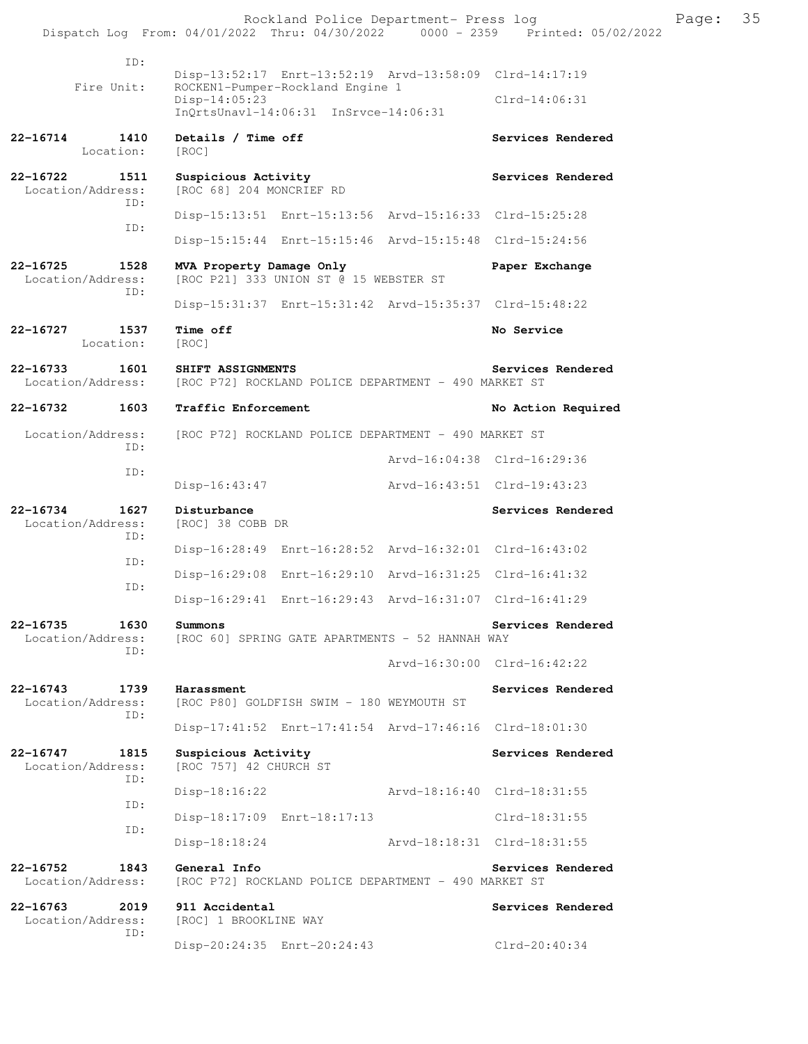```
              ID:
                      Disp-13:52:17  Enrt-13:52:19  Arvd-13:58:09  Clrd-14:17:19
      Fire Unit:      ROCKEN1-Pumper-Rockland Engine 1
                      Disp-14:05:23                                Clrd-14:06:31
                      InQrtsUnavl-14:06:31  InSrvce-14:06:31

22-16714      1410    Details / Time off                           Services Rendered
      Location:       [ROC]

22-16722      1511    Suspicious Activity                          Services Rendered
  Location/Address:   [ROC 68] 204 MONCRIEF RD
              ID:
                      Disp-15:13:51  Enrt-15:13:56  Arvd-15:16:33  Clrd-15:25:28
              ID:
                      Disp-15:15:44  Enrt-15:15:46  Arvd-15:15:48  Clrd-15:24:56

22-16725      1528    MVA Property Damage Only                     Paper Exchange
  Location/Address:   [ROC P21] 333 UNION ST @ 15 WEBSTER ST
              ID:
                      Disp-15:31:37  Enrt-15:31:42  Arvd-15:35:37  Clrd-15:48:22

22-16727      1537    Time off                                     No Service
      Location:       [ROC]

22-16733      1601    SHIFT ASSIGNMENTS                            Services Rendered
  Location/Address:   [ROC P72] ROCKLAND POLICE DEPARTMENT - 490 MARKET ST

22-16732      1603    Traffic Enforcement                          No Action Required

  Location/Address:   [ROC P72] ROCKLAND POLICE DEPARTMENT - 490 MARKET ST
              ID:
                                                    Arvd-16:04:38  Clrd-16:29:36
              ID:
                      Disp-16:43:47                 Arvd-16:43:51  Clrd-19:43:23

22-16734      1627    Disturbance                                  Services Rendered
  Location/Address:   [ROC] 38 COBB DR
              ID:
                      Disp-16:28:49  Enrt-16:28:52  Arvd-16:32:01  Clrd-16:43:02
              ID:
                      Disp-16:29:08  Enrt-16:29:10  Arvd-16:31:25  Clrd-16:41:32
              ID:
                      Disp-16:29:41  Enrt-16:29:43  Arvd-16:31:07  Clrd-16:41:29

22-16735      1630    Summons                                      Services Rendered
  Location/Address:   [ROC 60] SPRING GATE APARTMENTS - 52 HANNAH WAY
              ID:
                                                    Arvd-16:30:00  Clrd-16:42:22

22-16743      1739    Harassment                                   Services Rendered
  Location/Address:   [ROC P80] GOLDFISH SWIM - 180 WEYMOUTH ST
              ID:
                      Disp-17:41:52  Enrt-17:41:54  Arvd-17:46:16  Clrd-18:01:30

22-16747      1815    Suspicious Activity                          Services Rendered
  Location/Address:   [ROC 757] 42 CHURCH ST
              ID:
                      Disp-18:16:22                 Arvd-18:16:40  Clrd-18:31:55
              ID:
                      Disp-18:17:09  Enrt-18:17:13                 Clrd-18:31:55
              ID:
                      Disp-18:18:24                 Arvd-18:18:31  Clrd-18:31:55

22-16752      1843    General Info                                 Services Rendered
  Location/Address:   [ROC P72] ROCKLAND POLICE DEPARTMENT - 490 MARKET ST

22-16763      2019    911 Accidental                               Services Rendered
  Location/Address:   [ROC] 1 BROOKLINE WAY
              ID:
                      Disp-20:24:35  Enrt-20:24:43                 Clrd-20:40:34
```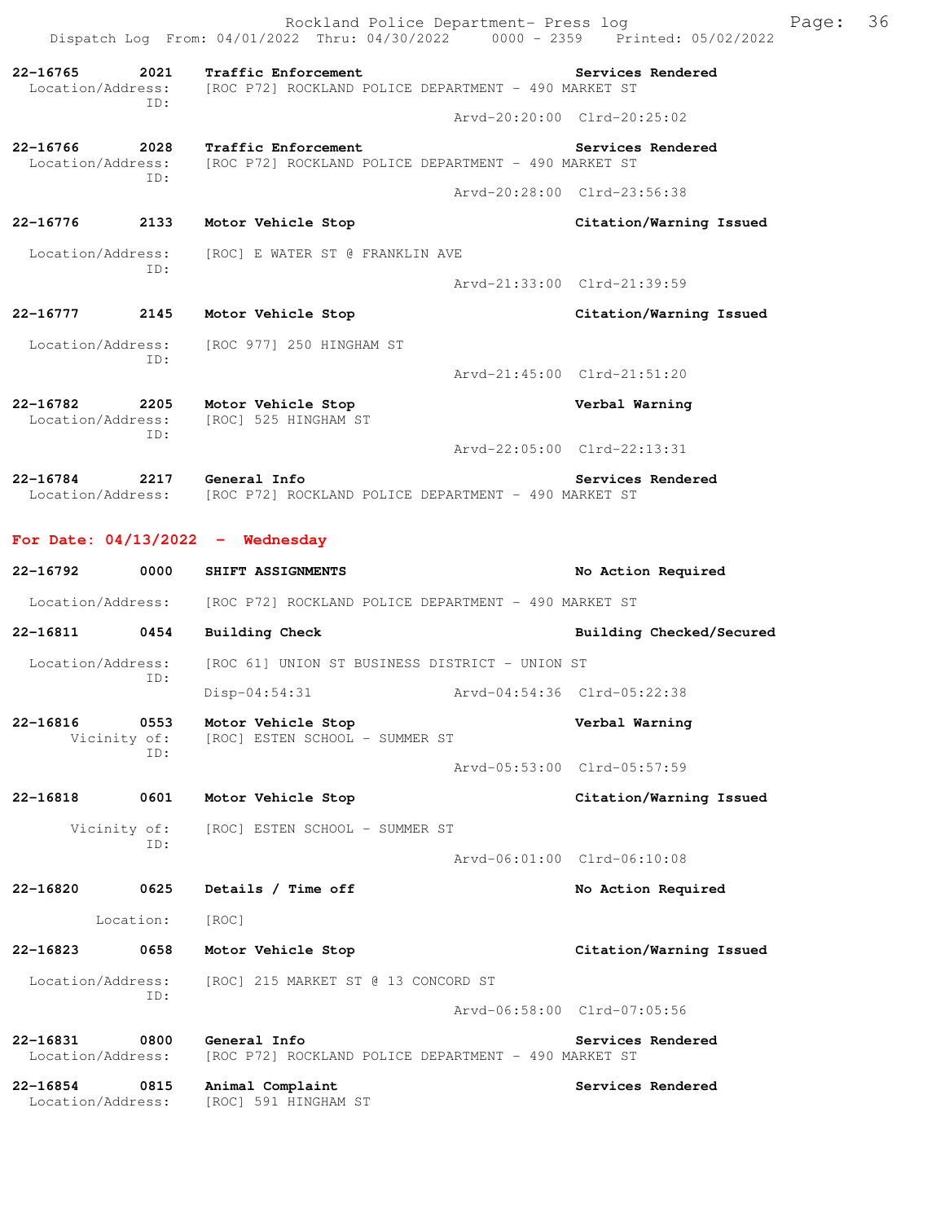**22-16765 2021 Traffic Enforcement** **Services Rendered**
Location/Address: [ROC P72] ROCKLAND POLICE DEPARTMENT - 490 MARKET ST
ID:
Arvd-20:20:00 Clrd-20:25:02

**22-16766 2028 Traffic Enforcement** **Services Rendered**
Location/Address: [ROC P72] ROCKLAND POLICE DEPARTMENT - 490 MARKET ST
ID:
Arvd-20:28:00 Clrd-23:56:38

**22-16776 2133 Motor Vehicle Stop** **Citation/Warning Issued**
Location/Address: [ROC] E WATER ST @ FRANKLIN AVE
ID:
Arvd-21:33:00 Clrd-21:39:59

**22-16777 2145 Motor Vehicle Stop** **Citation/Warning Issued**
Location/Address: [ROC 977] 250 HINGHAM ST
ID:
Arvd-21:45:00 Clrd-21:51:20

**22-16782 2205 Motor Vehicle Stop** **Verbal Warning**
Location/Address: [ROC] 525 HINGHAM ST
ID:
Arvd-22:05:00 Clrd-22:13:31

**22-16784 2217 General Info** **Services Rendered**
Location/Address: [ROC P72] ROCKLAND POLICE DEPARTMENT - 490 MARKET ST

## For Date: 04/13/2022 - Wednesday

**22-16792 0000 SHIFT ASSIGNMENTS** **No Action Required**
Location/Address: [ROC P72] ROCKLAND POLICE DEPARTMENT - 490 MARKET ST

**22-16811 0454 Building Check** **Building Checked/Secured**
Location/Address: [ROC 61] UNION ST BUSINESS DISTRICT - UNION ST
ID:
Disp-04:54:31 Arvd-04:54:36 Clrd-05:22:38

**22-16816 0553 Motor Vehicle Stop** **Verbal Warning**
Vicinity of: [ROC] ESTEN SCHOOL - SUMMER ST
ID:
Arvd-05:53:00 Clrd-05:57:59

**22-16818 0601 Motor Vehicle Stop** **Citation/Warning Issued**
Vicinity of: [ROC] ESTEN SCHOOL - SUMMER ST
ID:
Arvd-06:01:00 Clrd-06:10:08

**22-16820 0625 Details / Time off** **No Action Required**
Location: [ROC]

**22-16823 0658 Motor Vehicle Stop** **Citation/Warning Issued**
Location/Address: [ROC] 215 MARKET ST @ 13 CONCORD ST
ID:
Arvd-06:58:00 Clrd-07:05:56

**22-16831 0800 General Info** **Services Rendered**
Location/Address: [ROC P72] ROCKLAND POLICE DEPARTMENT - 490 MARKET ST

**22-16854 0815 Animal Complaint** **Services Rendered**
Location/Address: [ROC] 591 HINGHAM ST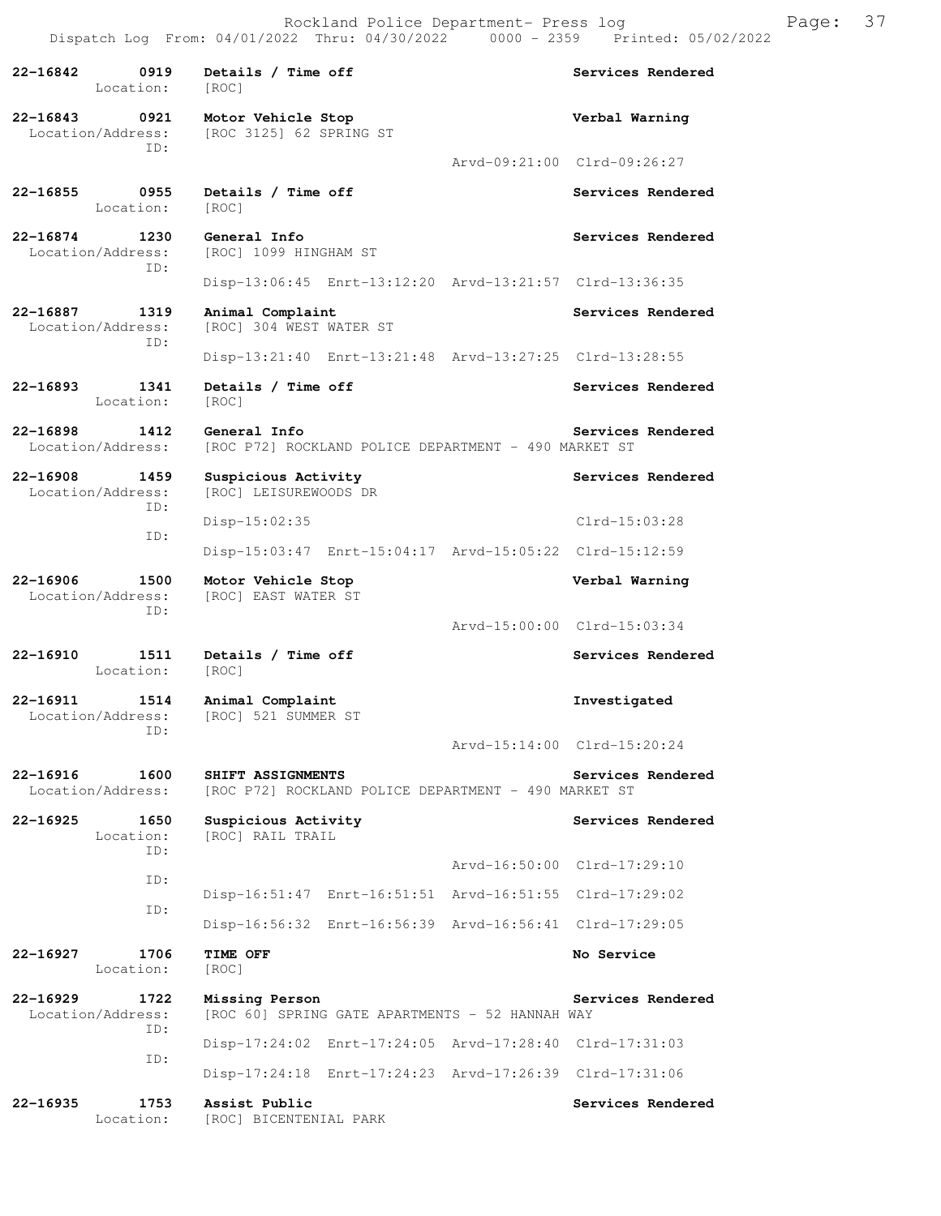22-16842 0919 Details / Time off Services Rendered
Location: [ROC]

22-16843 0921 Motor Vehicle Stop Verbal Warning
Location/Address: [ROC 3125] 62 SPRING ST
ID:
Arvd-09:21:00 Clrd-09:26:27

22-16855 0955 Details / Time off Services Rendered
Location: [ROC]

22-16874 1230 General Info Services Rendered
Location/Address: [ROC] 1099 HINGHAM ST
ID:
Disp-13:06:45 Enrt-13:12:20 Arvd-13:21:57 Clrd-13:36:35

22-16887 1319 Animal Complaint Services Rendered
Location/Address: [ROC] 304 WEST WATER ST
ID:
Disp-13:21:40 Enrt-13:21:48 Arvd-13:27:25 Clrd-13:28:55

22-16893 1341 Details / Time off Services Rendered
Location: [ROC]

22-16898 1412 General Info Services Rendered
Location/Address: [ROC P72] ROCKLAND POLICE DEPARTMENT - 490 MARKET ST

22-16908 1459 Suspicious Activity Services Rendered
Location/Address: [ROC] LEISUREWOODS DR
ID:
Disp-15:02:35 Clrd-15:03:28
ID:
Disp-15:03:47 Enrt-15:04:17 Arvd-15:05:22 Clrd-15:12:59

22-16906 1500 Motor Vehicle Stop Verbal Warning
Location/Address: [ROC] EAST WATER ST
ID:
Arvd-15:00:00 Clrd-15:03:34

22-16910 1511 Details / Time off Services Rendered
Location: [ROC]

22-16911 1514 Animal Complaint Investigated
Location/Address: [ROC] 521 SUMMER ST
ID:
Arvd-15:14:00 Clrd-15:20:24

22-16916 1600 SHIFT ASSIGNMENTS Services Rendered
Location/Address: [ROC P72] ROCKLAND POLICE DEPARTMENT - 490 MARKET ST

22-16925 1650 Suspicious Activity Services Rendered
Location: [ROC] RAIL TRAIL
ID:
Arvd-16:50:00 Clrd-17:29:10
ID:
Disp-16:51:47 Enrt-16:51:51 Arvd-16:51:55 Clrd-17:29:02
ID:
Disp-16:56:32 Enrt-16:56:39 Arvd-16:56:41 Clrd-17:29:05

22-16927 1706 TIME OFF No Service
Location: [ROC]

22-16929 1722 Missing Person Services Rendered
Location/Address: [ROC 60] SPRING GATE APARTMENTS - 52 HANNAH WAY
ID:
Disp-17:24:02 Enrt-17:24:05 Arvd-17:28:40 Clrd-17:31:03
ID:
Disp-17:24:18 Enrt-17:24:23 Arvd-17:26:39 Clrd-17:31:06

22-16935 1753 Assist Public Services Rendered
Location: [ROC] BICENTENIAL PARK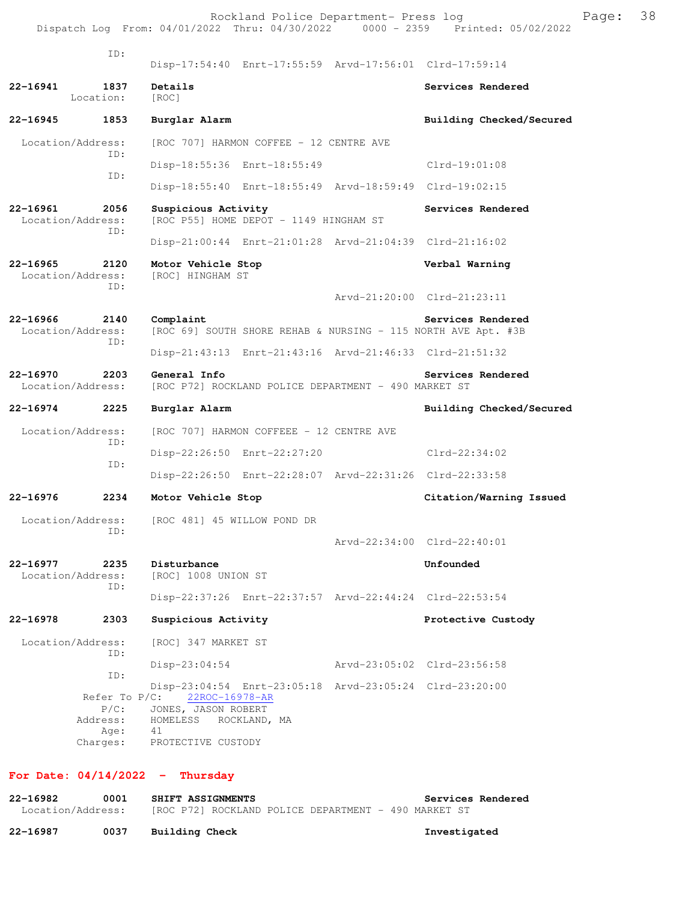```
            ID:
                 Disp-17:54:40  Enrt-17:55:59  Arvd-17:56:01  Clrd-17:59:14

22-16941      1837    Details                                   Services Rendered
       Location:      [ROC]

22-16945      1853    Burglar Alarm                             Building Checked/Secured

 Location/Address:    [ROC 707] HARMON COFFEE - 12 CENTRE AVE
            ID:
                 Disp-18:55:36  Enrt-18:55:49                 Clrd-19:01:08
            ID:
                 Disp-18:55:40  Enrt-18:55:49  Arvd-18:59:49  Clrd-19:02:15

22-16961      2056    Suspicious Activity                       Services Rendered
 Location/Address:    [ROC P55] HOME DEPOT - 1149 HINGHAM ST
            ID:
                 Disp-21:00:44  Enrt-21:01:28  Arvd-21:04:39  Clrd-21:16:02

22-16965      2120    Motor Vehicle Stop                        Verbal Warning
 Location/Address:    [ROC] HINGHAM ST
            ID:
                                               Arvd-21:20:00  Clrd-21:23:11

22-16966      2140    Complaint                                 Services Rendered
 Location/Address:    [ROC 69] SOUTH SHORE REHAB & NURSING - 115 NORTH AVE Apt. #3B
            ID:
                 Disp-21:43:13  Enrt-21:43:16  Arvd-21:46:33  Clrd-21:51:32

22-16970      2203    General Info                              Services Rendered
 Location/Address:    [ROC P72] ROCKLAND POLICE DEPARTMENT - 490 MARKET ST

22-16974      2225    Burglar Alarm                             Building Checked/Secured

 Location/Address:    [ROC 707] HARMON COFFEEE - 12 CENTRE AVE
            ID:
                 Disp-22:26:50  Enrt-22:27:20                 Clrd-22:34:02
            ID:
                 Disp-22:26:50  Enrt-22:28:07  Arvd-22:31:26  Clrd-22:33:58

22-16976      2234    Motor Vehicle Stop                        Citation/Warning Issued

 Location/Address:    [ROC 481] 45 WILLOW POND DR
            ID:
                                               Arvd-22:34:00  Clrd-22:40:01

22-16977      2235    Disturbance                               Unfounded
 Location/Address:    [ROC] 1008 UNION ST
            ID:
                 Disp-22:37:26  Enrt-22:37:57  Arvd-22:44:24  Clrd-22:53:54

22-16978      2303    Suspicious Activity                       Protective Custody

 Location/Address:    [ROC] 347 MARKET ST
            ID:
                 Disp-23:04:54                 Arvd-23:05:02  Clrd-23:56:58
            ID:
                 Disp-23:04:54  Enrt-23:05:18  Arvd-23:05:24  Clrd-23:20:00
      Refer To P/C:   22ROC-16978-AR
             P/C:     JONES, JASON ROBERT
         Address:     HOMELESS   ROCKLAND, MA
             Age:     41
         Charges:     PROTECTIVE CUSTODY
```

**For Date: 04/14/2022 - Thursday**

```
22-16982      0001    SHIFT ASSIGNMENTS                         Services Rendered
 Location/Address:    [ROC P72] ROCKLAND POLICE DEPARTMENT - 490 MARKET ST

22-16987      0037    Building Check                            Investigated
```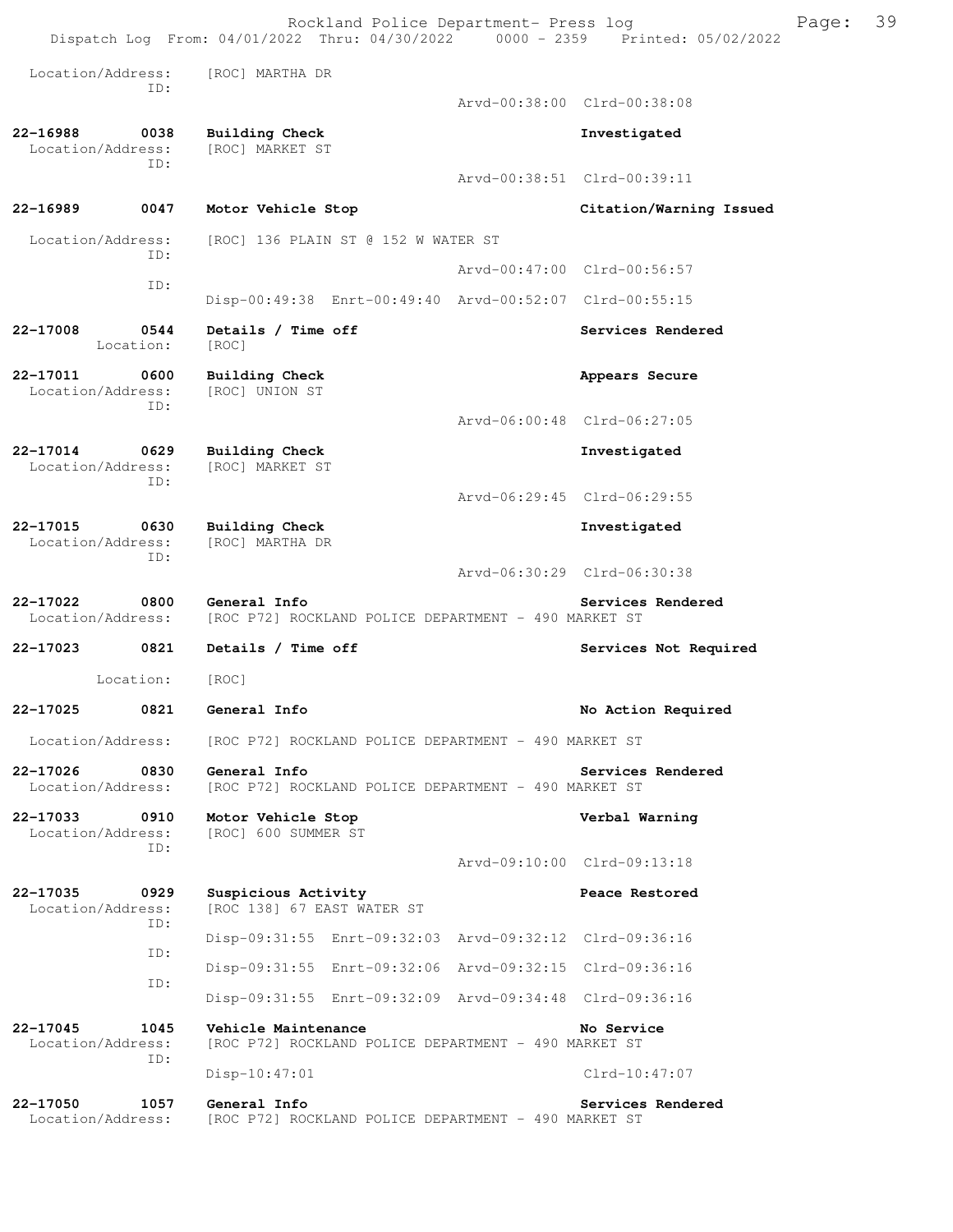```
Location/Address:    [ROC] MARTHA DR
              ID:
                                                  Arvd-00:38:00  Clrd-00:38:08

22-16988      0038    Building Check                               Investigated
 Location/Address:    [ROC] MARKET ST
              ID:
                                                  Arvd-00:38:51  Clrd-00:39:11

22-16989      0047    Motor Vehicle Stop                           Citation/Warning Issued

 Location/Address:    [ROC] 136 PLAIN ST @ 152 W WATER ST
              ID:
                                                  Arvd-00:47:00  Clrd-00:56:57
              ID:
                      Disp-00:49:38  Enrt-00:49:40  Arvd-00:52:07  Clrd-00:55:15

22-17008      0544    Details / Time off                           Services Rendered
        Location:     [ROC]

22-17011      0600    Building Check                               Appears Secure
 Location/Address:    [ROC] UNION ST
              ID:
                                                  Arvd-06:00:48  Clrd-06:27:05

22-17014      0629    Building Check                               Investigated
 Location/Address:    [ROC] MARKET ST
              ID:
                                                  Arvd-06:29:45  Clrd-06:29:55

22-17015      0630    Building Check                               Investigated
 Location/Address:    [ROC] MARTHA DR
              ID:
                                                  Arvd-06:30:29  Clrd-06:30:38

22-17022      0800    General Info                                 Services Rendered
 Location/Address:    [ROC P72] ROCKLAND POLICE DEPARTMENT - 490 MARKET ST

22-17023      0821    Details / Time off                           Services Not Required

        Location:     [ROC]

22-17025      0821    General Info                                 No Action Required

 Location/Address:    [ROC P72] ROCKLAND POLICE DEPARTMENT - 490 MARKET ST

22-17026      0830    General Info                                 Services Rendered
 Location/Address:    [ROC P72] ROCKLAND POLICE DEPARTMENT - 490 MARKET ST

22-17033      0910    Motor Vehicle Stop                           Verbal Warning
 Location/Address:    [ROC] 600 SUMMER ST
              ID:
                                                  Arvd-09:10:00  Clrd-09:13:18

22-17035      0929    Suspicious Activity                          Peace Restored
 Location/Address:    [ROC 138] 67 EAST WATER ST
              ID:
                      Disp-09:31:55  Enrt-09:32:03  Arvd-09:32:12  Clrd-09:36:16
              ID:
                      Disp-09:31:55  Enrt-09:32:06  Arvd-09:32:15  Clrd-09:36:16
              ID:
                      Disp-09:31:55  Enrt-09:32:09  Arvd-09:34:48  Clrd-09:36:16

22-17045      1045    Vehicle Maintenance                          No Service
 Location/Address:    [ROC P72] ROCKLAND POLICE DEPARTMENT - 490 MARKET ST
              ID:
                      Disp-10:47:01                                Clrd-10:47:07

22-17050      1057    General Info                                 Services Rendered
 Location/Address:    [ROC P72] ROCKLAND POLICE DEPARTMENT - 490 MARKET ST
```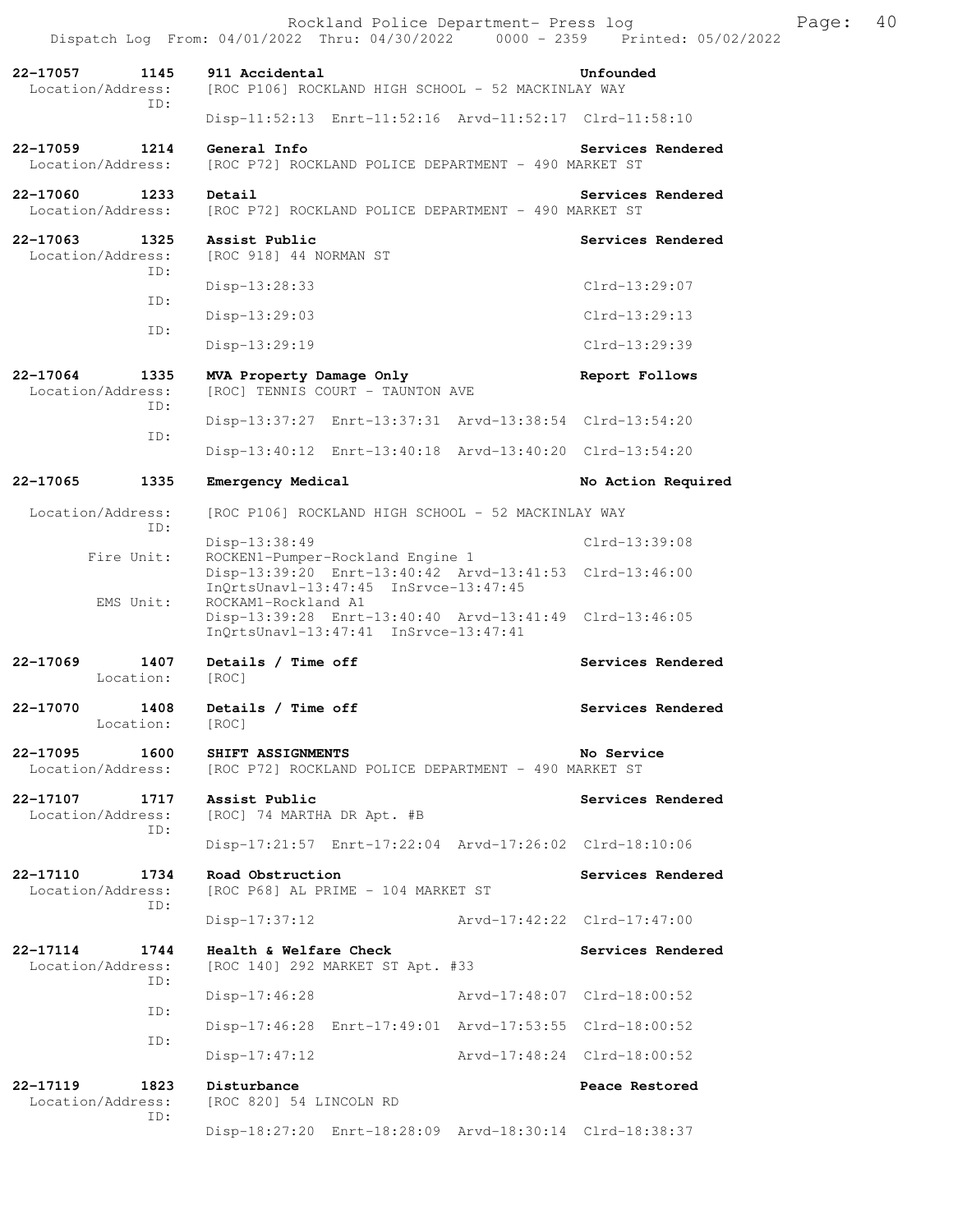**22-17057 1145 911 Accidental** — **Unfounded**
Location/Address: [ROC P106] ROCKLAND HIGH SCHOOL - 52 MACKINLAY WAY
ID:
Disp-11:52:13 Enrt-11:52:16 Arvd-11:52:17 Clrd-11:58:10

**22-17059 1214 General Info** — **Services Rendered**
Location/Address: [ROC P72] ROCKLAND POLICE DEPARTMENT - 490 MARKET ST

**22-17060 1233 Detail** — **Services Rendered**
Location/Address: [ROC P72] ROCKLAND POLICE DEPARTMENT - 490 MARKET ST

**22-17063 1325 Assist Public** — **Services Rendered**
Location/Address: [ROC 918] 44 NORMAN ST
ID:
Disp-13:28:33 Clrd-13:29:07
ID:
Disp-13:29:03 Clrd-13:29:13
ID:
Disp-13:29:19 Clrd-13:29:39

**22-17064 1335 MVA Property Damage Only** — **Report Follows**
Location/Address: [ROC] TENNIS COURT - TAUNTON AVE
ID:
Disp-13:37:27 Enrt-13:37:31 Arvd-13:38:54 Clrd-13:54:20
ID:
Disp-13:40:12 Enrt-13:40:18 Arvd-13:40:20 Clrd-13:54:20

**22-17065 1335 Emergency Medical** — **No Action Required**
Location/Address: [ROC P106] ROCKLAND HIGH SCHOOL - 52 MACKINLAY WAY
ID:
Disp-13:38:49 Clrd-13:39:08
Fire Unit: ROCKEN1-Pumper-Rockland Engine 1
Disp-13:39:20 Enrt-13:40:42 Arvd-13:41:53 Clrd-13:46:00
InQrtsUnavl-13:47:45 InSrvce-13:47:45
EMS Unit: ROCKAM1-Rockland A1
Disp-13:39:28 Enrt-13:40:40 Arvd-13:41:49 Clrd-13:46:05
InQrtsUnavl-13:47:41 InSrvce-13:47:41

**22-17069 1407 Details / Time off** — **Services Rendered**
Location: [ROC]

**22-17070 1408 Details / Time off** — **Services Rendered**
Location: [ROC]

**22-17095 1600 SHIFT ASSIGNMENTS** — **No Service**
Location/Address: [ROC P72] ROCKLAND POLICE DEPARTMENT - 490 MARKET ST

**22-17107 1717 Assist Public** — **Services Rendered**
Location/Address: [ROC] 74 MARTHA DR Apt. #B
ID:
Disp-17:21:57 Enrt-17:22:04 Arvd-17:26:02 Clrd-18:10:06

**22-17110 1734 Road Obstruction** — **Services Rendered**
Location/Address: [ROC P68] AL PRIME - 104 MARKET ST
ID:
Disp-17:37:12 Arvd-17:42:22 Clrd-17:47:00

**22-17114 1744 Health & Welfare Check** — **Services Rendered**
Location/Address: [ROC 140] 292 MARKET ST Apt. #33
ID:
Disp-17:46:28 Arvd-17:48:07 Clrd-18:00:52
ID:
Disp-17:46:28 Enrt-17:49:01 Arvd-17:53:55 Clrd-18:00:52
ID:
Disp-17:47:12 Arvd-17:48:24 Clrd-18:00:52

**22-17119 1823 Disturbance** — **Peace Restored**
Location/Address: [ROC 820] 54 LINCOLN RD
ID:
Disp-18:27:20 Enrt-18:28:09 Arvd-18:30:14 Clrd-18:38:37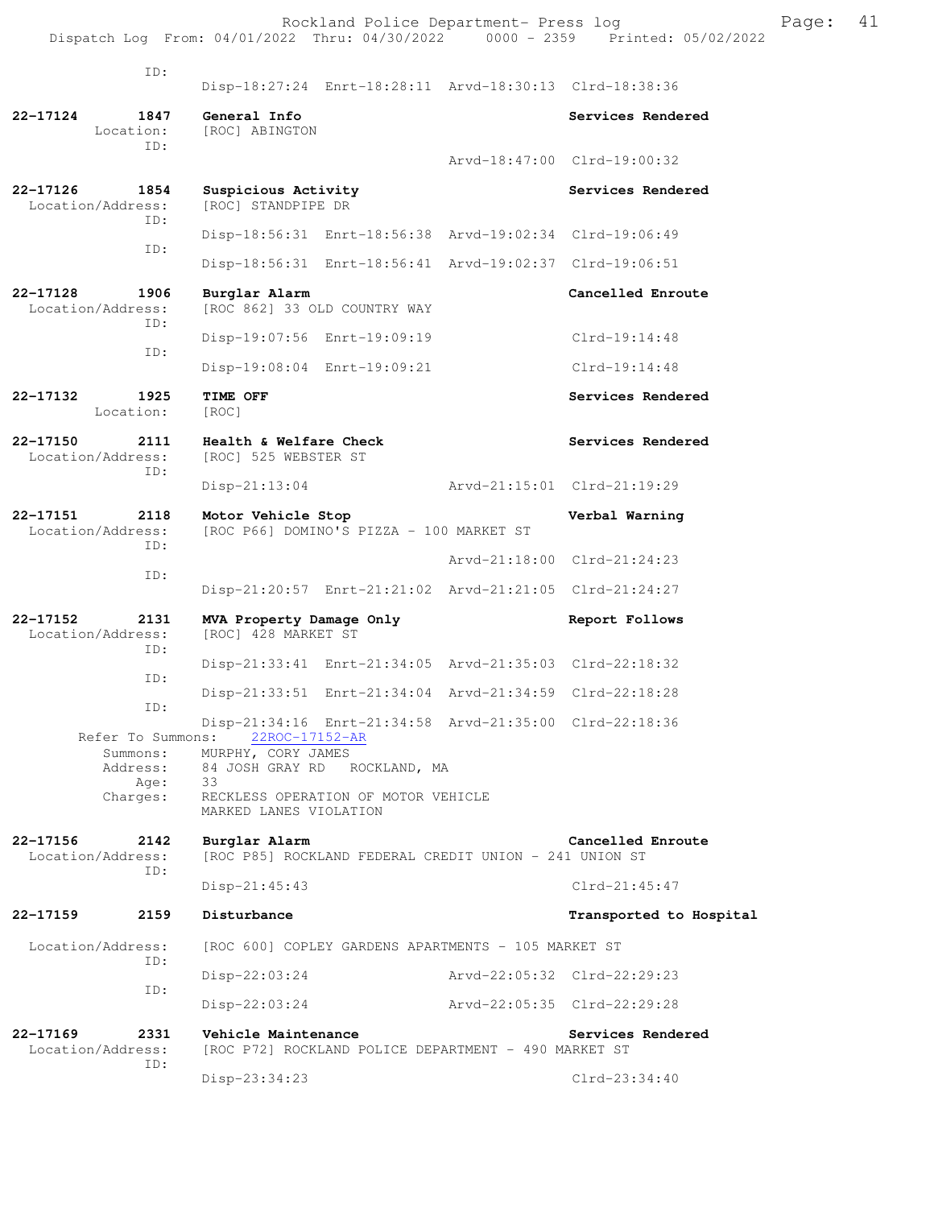ID:
Disp-18:27:24 Enrt-18:28:11 Arvd-18:30:13 Clrd-18:38:36

**22-17124 1847 General Info** — **Services Rendered**
Location: [ROC] ABINGTON
ID:
Arvd-18:47:00 Clrd-19:00:32

**22-17126 1854 Suspicious Activity** — **Services Rendered**
Location/Address: [ROC] STANDPIPE DR
ID:
Disp-18:56:31 Enrt-18:56:38 Arvd-19:02:34 Clrd-19:06:49
ID:
Disp-18:56:31 Enrt-18:56:41 Arvd-19:02:37 Clrd-19:06:51

**22-17128 1906 Burglar Alarm** — **Cancelled Enroute**
Location/Address: [ROC 862] 33 OLD COUNTRY WAY
ID:
Disp-19:07:56 Enrt-19:09:19 Clrd-19:14:48
ID:
Disp-19:08:04 Enrt-19:09:21 Clrd-19:14:48

**22-17132 1925 TIME OFF** — **Services Rendered**
Location: [ROC]

**22-17150 2111 Health & Welfare Check** — **Services Rendered**
Location/Address: [ROC] 525 WEBSTER ST
ID:
Disp-21:13:04 Arvd-21:15:01 Clrd-21:19:29

**22-17151 2118 Motor Vehicle Stop** — **Verbal Warning**
Location/Address: [ROC P66] DOMINO'S PIZZA - 100 MARKET ST
ID:
Arvd-21:18:00 Clrd-21:24:23
ID:
Disp-21:20:57 Enrt-21:21:02 Arvd-21:21:05 Clrd-21:24:27

**22-17152 2131 MVA Property Damage Only** — **Report Follows**
Location/Address: [ROC] 428 MARKET ST
ID:
Disp-21:33:41 Enrt-21:34:05 Arvd-21:35:03 Clrd-22:18:32
ID:
Disp-21:33:51 Enrt-21:34:04 Arvd-21:34:59 Clrd-22:18:28
ID:
Disp-21:34:16 Enrt-21:34:58 Arvd-21:35:00 Clrd-22:18:36
Refer To Summons: 22ROC-17152-AR
Summons: MURPHY, CORY JAMES
Address: 84 JOSH GRAY RD ROCKLAND, MA
Age: 33
Charges: RECKLESS OPERATION OF MOTOR VEHICLE
MARKED LANES VIOLATION

**22-17156 2142 Burglar Alarm** — **Cancelled Enroute**
Location/Address: [ROC P85] ROCKLAND FEDERAL CREDIT UNION - 241 UNION ST
ID:
Disp-21:45:43 Clrd-21:45:47

**22-17159 2159 Disturbance** — **Transported to Hospital**
Location/Address: [ROC 600] COPLEY GARDENS APARTMENTS - 105 MARKET ST
ID:
Disp-22:03:24 Arvd-22:05:32 Clrd-22:29:23
ID:
Disp-22:03:24 Arvd-22:05:35 Clrd-22:29:28

**22-17169 2331 Vehicle Maintenance** — **Services Rendered**
Location/Address: [ROC P72] ROCKLAND POLICE DEPARTMENT - 490 MARKET ST
ID:
Disp-23:34:23 Clrd-23:34:40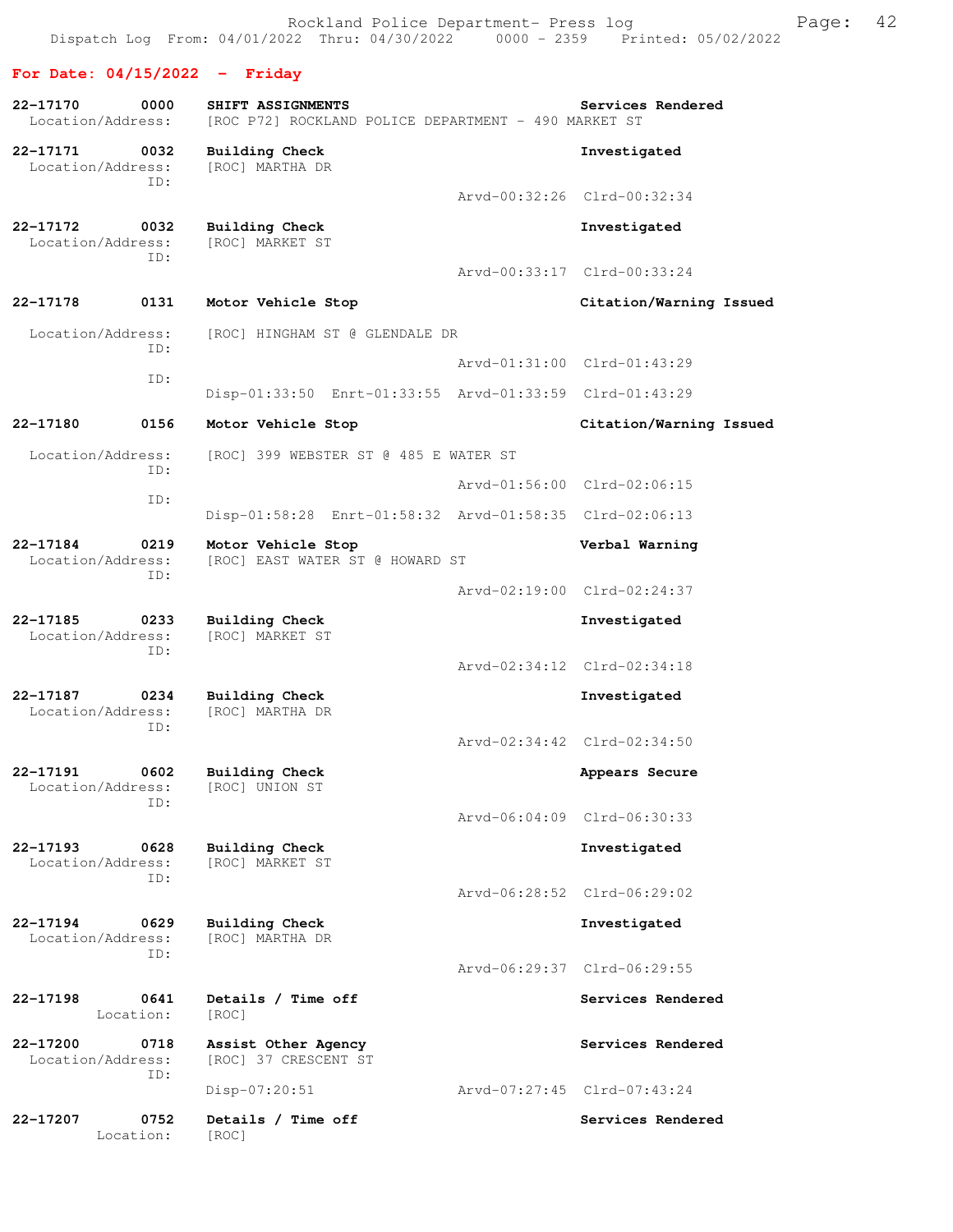## For Date: 04/15/2022 - Friday

**22-17170 0000 SHIFT ASSIGNMENTS** — Services Rendered
Location/Address: [ROC P72] ROCKLAND POLICE DEPARTMENT - 490 MARKET ST

**22-17171 0032 Building Check** — Investigated
Location/Address: [ROC] MARTHA DR
ID:
Arvd-00:32:26 Clrd-00:32:34

**22-17172 0032 Building Check** — Investigated
Location/Address: [ROC] MARKET ST
ID:
Arvd-00:33:17 Clrd-00:33:24

**22-17178 0131 Motor Vehicle Stop** — Citation/Warning Issued
Location/Address: [ROC] HINGHAM ST @ GLENDALE DR
ID:
Arvd-01:31:00 Clrd-01:43:29
ID:
Disp-01:33:50 Enrt-01:33:55 Arvd-01:33:59 Clrd-01:43:29

**22-17180 0156 Motor Vehicle Stop** — Citation/Warning Issued
Location/Address: [ROC] 399 WEBSTER ST @ 485 E WATER ST
ID:
Arvd-01:56:00 Clrd-02:06:15
ID:
Disp-01:58:28 Enrt-01:58:32 Arvd-01:58:35 Clrd-02:06:13

**22-17184 0219 Motor Vehicle Stop** — Verbal Warning
Location/Address: [ROC] EAST WATER ST @ HOWARD ST
ID:
Arvd-02:19:00 Clrd-02:24:37

**22-17185 0233 Building Check** — Investigated
Location/Address: [ROC] MARKET ST
ID:
Arvd-02:34:12 Clrd-02:34:18

**22-17187 0234 Building Check** — Investigated
Location/Address: [ROC] MARTHA DR
ID:
Arvd-02:34:42 Clrd-02:34:50

**22-17191 0602 Building Check** — Appears Secure
Location/Address: [ROC] UNION ST
ID:
Arvd-06:04:09 Clrd-06:30:33

**22-17193 0628 Building Check** — Investigated
Location/Address: [ROC] MARKET ST
ID:
Arvd-06:28:52 Clrd-06:29:02

**22-17194 0629 Building Check** — Investigated
Location/Address: [ROC] MARTHA DR
ID:
Arvd-06:29:37 Clrd-06:29:55

**22-17198 0641 Details / Time off** — Services Rendered
Location: [ROC]

**22-17200 0718 Assist Other Agency** — Services Rendered
Location/Address: [ROC] 37 CRESCENT ST
ID:
Disp-07:20:51 Arvd-07:27:45 Clrd-07:43:24

**22-17207 0752 Details / Time off** — Services Rendered
Location: [ROC]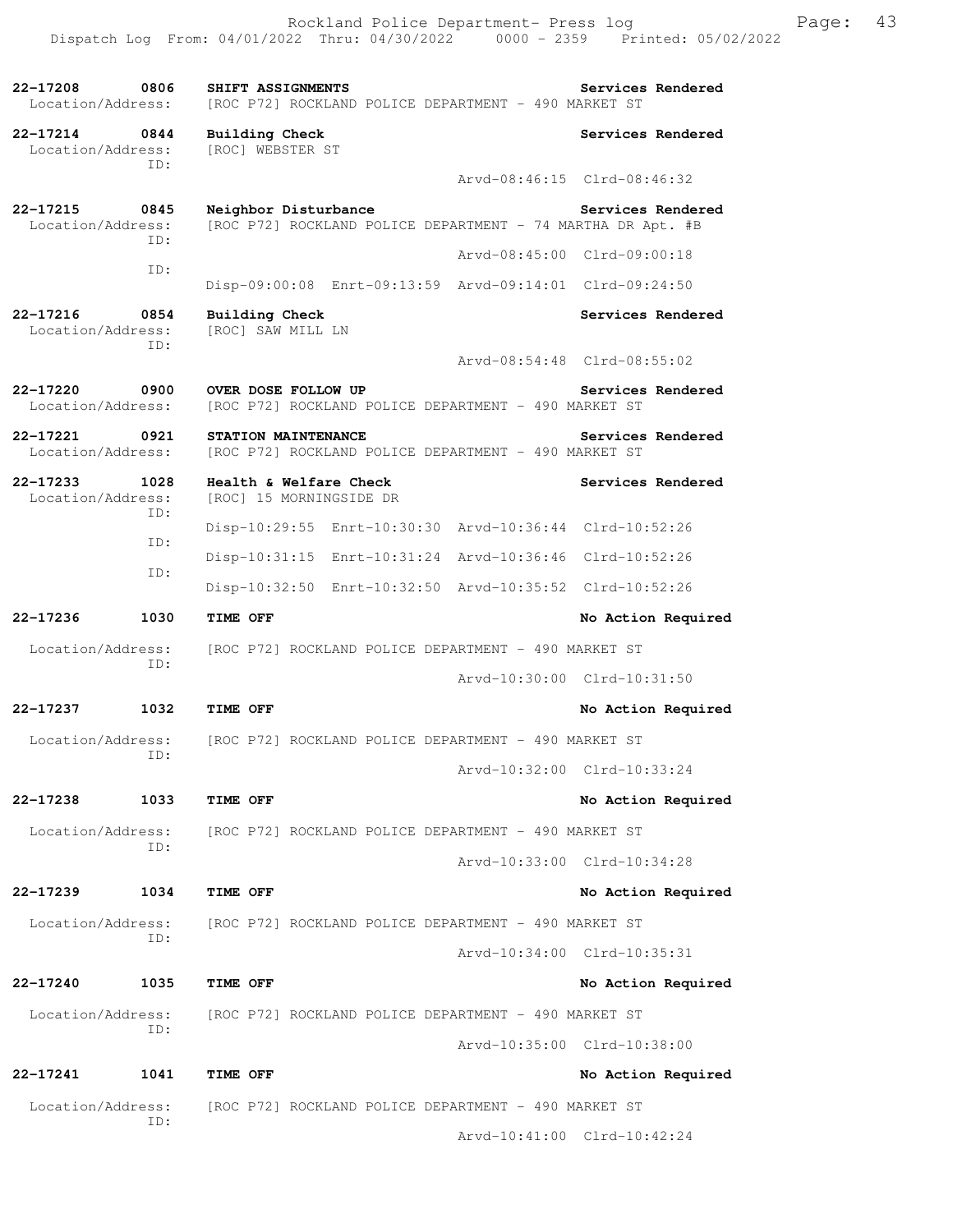**22-17208 0806 SHIFT ASSIGNMENTS** — Services Rendered
Location/Address: [ROC P72] ROCKLAND POLICE DEPARTMENT - 490 MARKET ST

**22-17214 0844 Building Check** — Services Rendered
Location/Address: [ROC] WEBSTER ST
ID:
Arvd-08:46:15 Clrd-08:46:32

**22-17215 0845 Neighbor Disturbance** — Services Rendered
Location/Address: [ROC P72] ROCKLAND POLICE DEPARTMENT - 74 MARTHA DR Apt. #B
ID:
Arvd-08:45:00 Clrd-09:00:18
ID:
Disp-09:00:08 Enrt-09:13:59 Arvd-09:14:01 Clrd-09:24:50

**22-17216 0854 Building Check** — Services Rendered
Location/Address: [ROC] SAW MILL LN
ID:
Arvd-08:54:48 Clrd-08:55:02

**22-17220 0900 OVER DOSE FOLLOW UP** — Services Rendered
Location/Address: [ROC P72] ROCKLAND POLICE DEPARTMENT - 490 MARKET ST

**22-17221 0921 STATION MAINTENANCE** — Services Rendered
Location/Address: [ROC P72] ROCKLAND POLICE DEPARTMENT - 490 MARKET ST

**22-17233 1028 Health & Welfare Check** — Services Rendered
Location/Address: [ROC] 15 MORNINGSIDE DR
ID:
Disp-10:29:55 Enrt-10:30:30 Arvd-10:36:44 Clrd-10:52:26
ID:
Disp-10:31:15 Enrt-10:31:24 Arvd-10:36:46 Clrd-10:52:26
ID:
Disp-10:32:50 Enrt-10:32:50 Arvd-10:35:52 Clrd-10:52:26

**22-17236 1030 TIME OFF** — No Action Required
Location/Address: [ROC P72] ROCKLAND POLICE DEPARTMENT - 490 MARKET ST
ID:
Arvd-10:30:00 Clrd-10:31:50

**22-17237 1032 TIME OFF** — No Action Required
Location/Address: [ROC P72] ROCKLAND POLICE DEPARTMENT - 490 MARKET ST
ID:
Arvd-10:32:00 Clrd-10:33:24

**22-17238 1033 TIME OFF** — No Action Required
Location/Address: [ROC P72] ROCKLAND POLICE DEPARTMENT - 490 MARKET ST
ID:
Arvd-10:33:00 Clrd-10:34:28

**22-17239 1034 TIME OFF** — No Action Required
Location/Address: [ROC P72] ROCKLAND POLICE DEPARTMENT - 490 MARKET ST
ID:
Arvd-10:34:00 Clrd-10:35:31

**22-17240 1035 TIME OFF** — No Action Required
Location/Address: [ROC P72] ROCKLAND POLICE DEPARTMENT - 490 MARKET ST
ID:
Arvd-10:35:00 Clrd-10:38:00

**22-17241 1041 TIME OFF** — No Action Required
Location/Address: [ROC P72] ROCKLAND POLICE DEPARTMENT - 490 MARKET ST
ID:
Arvd-10:41:00 Clrd-10:42:24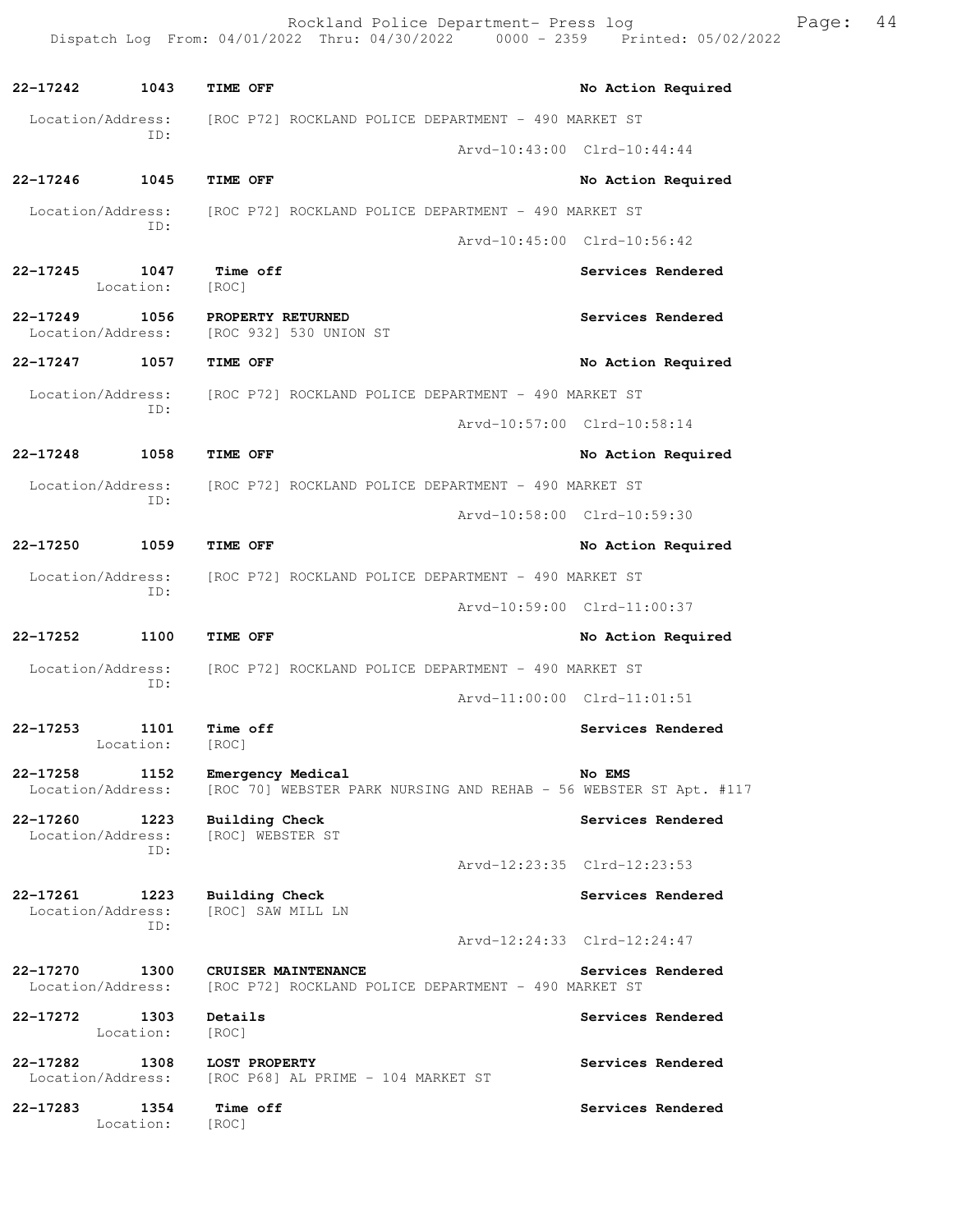**22-17242 1043 TIME OFF** — No Action Required

Location/Address: [ROC P72] ROCKLAND POLICE DEPARTMENT - 490 MARKET ST
ID:
Arvd-10:43:00 Clrd-10:44:44

**22-17246 1045 TIME OFF** — No Action Required

Location/Address: [ROC P72] ROCKLAND POLICE DEPARTMENT - 490 MARKET ST
ID:
Arvd-10:45:00 Clrd-10:56:42

**22-17245 1047 Time off** — Services Rendered

Location: [ROC]

**22-17249 1056 PROPERTY RETURNED** — Services Rendered

Location/Address: [ROC 932] 530 UNION ST

**22-17247 1057 TIME OFF** — No Action Required

Location/Address: [ROC P72] ROCKLAND POLICE DEPARTMENT - 490 MARKET ST
ID:
Arvd-10:57:00 Clrd-10:58:14

**22-17248 1058 TIME OFF** — No Action Required

Location/Address: [ROC P72] ROCKLAND POLICE DEPARTMENT - 490 MARKET ST
ID:
Arvd-10:58:00 Clrd-10:59:30

**22-17250 1059 TIME OFF** — No Action Required

Location/Address: [ROC P72] ROCKLAND POLICE DEPARTMENT - 490 MARKET ST
ID:
Arvd-10:59:00 Clrd-11:00:37

**22-17252 1100 TIME OFF** — No Action Required

Location/Address: [ROC P72] ROCKLAND POLICE DEPARTMENT - 490 MARKET ST
ID:
Arvd-11:00:00 Clrd-11:01:51

**22-17253 1101 Time off** — Services Rendered

Location: [ROC]

**22-17258 1152 Emergency Medical** — No EMS

Location/Address: [ROC 70] WEBSTER PARK NURSING AND REHAB - 56 WEBSTER ST Apt. #117

**22-17260 1223 Building Check** — Services Rendered

Location/Address: [ROC] WEBSTER ST
ID:
Arvd-12:23:35 Clrd-12:23:53

**22-17261 1223 Building Check** — Services Rendered

Location/Address: [ROC] SAW MILL LN
ID:
Arvd-12:24:33 Clrd-12:24:47

**22-17270 1300 CRUISER MAINTENANCE** — Services Rendered

Location/Address: [ROC P72] ROCKLAND POLICE DEPARTMENT - 490 MARKET ST

**22-17272 1303 Details** — Services Rendered

Location: [ROC]

**22-17282 1308 LOST PROPERTY** — Services Rendered

Location/Address: [ROC P68] AL PRIME - 104 MARKET ST

**22-17283 1354 Time off** — Services Rendered

Location: [ROC]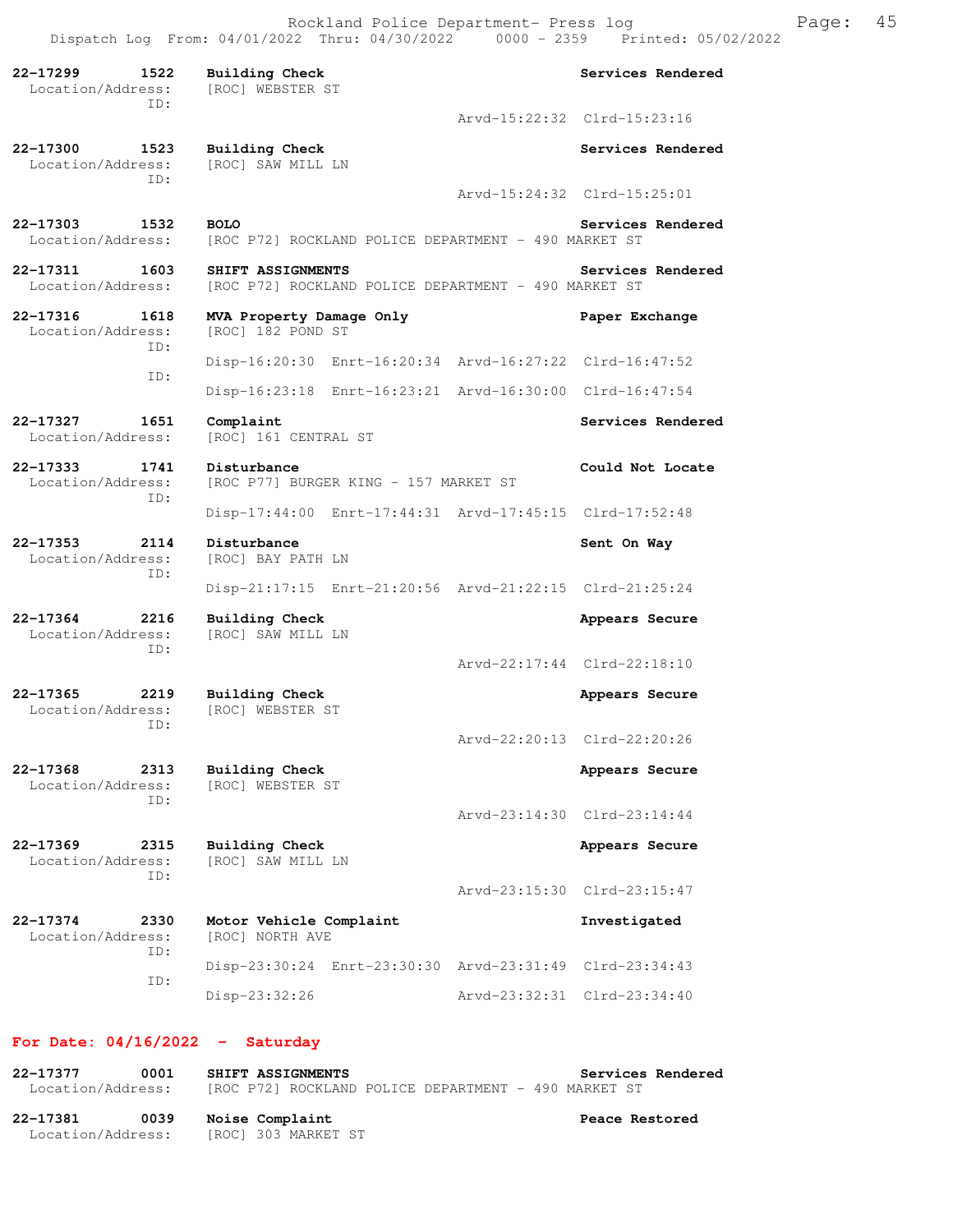**22-17299** 1522 **Building Check** **Services Rendered**
Location/Address: [ROC] WEBSTER ST
ID:
Arvd-15:22:32 Clrd-15:23:16

**22-17300** 1523 **Building Check** **Services Rendered**
Location/Address: [ROC] SAW MILL LN
ID:
Arvd-15:24:32 Clrd-15:25:01

**22-17303** 1532 **BOLO** **Services Rendered**
Location/Address: [ROC P72] ROCKLAND POLICE DEPARTMENT - 490 MARKET ST

**22-17311** 1603 **SHIFT ASSIGNMENTS** **Services Rendered**
Location/Address: [ROC P72] ROCKLAND POLICE DEPARTMENT - 490 MARKET ST

**22-17316** 1618 **MVA Property Damage Only** **Paper Exchange**
Location/Address: [ROC] 182 POND ST
ID:
Disp-16:20:30 Enrt-16:20:34 Arvd-16:27:22 Clrd-16:47:52
ID:
Disp-16:23:18 Enrt-16:23:21 Arvd-16:30:00 Clrd-16:47:54

**22-17327** 1651 **Complaint** **Services Rendered**
Location/Address: [ROC] 161 CENTRAL ST

**22-17333** 1741 **Disturbance** **Could Not Locate**
Location/Address: [ROC P77] BURGER KING - 157 MARKET ST
ID:
Disp-17:44:00 Enrt-17:44:31 Arvd-17:45:15 Clrd-17:52:48

**22-17353** 2114 **Disturbance** **Sent On Way**
Location/Address: [ROC] BAY PATH LN
ID:
Disp-21:17:15 Enrt-21:20:56 Arvd-21:22:15 Clrd-21:25:24

**22-17364** 2216 **Building Check** **Appears Secure**
Location/Address: [ROC] SAW MILL LN
ID:
Arvd-22:17:44 Clrd-22:18:10

**22-17365** 2219 **Building Check** **Appears Secure**
Location/Address: [ROC] WEBSTER ST
ID:
Arvd-22:20:13 Clrd-22:20:26

**22-17368** 2313 **Building Check** **Appears Secure**
Location/Address: [ROC] WEBSTER ST
ID:
Arvd-23:14:30 Clrd-23:14:44

**22-17369** 2315 **Building Check** **Appears Secure**
Location/Address: [ROC] SAW MILL LN
ID:
Arvd-23:15:30 Clrd-23:15:47

**22-17374** 2330 **Motor Vehicle Complaint** **Investigated**
Location/Address: [ROC] NORTH AVE
ID:
Disp-23:30:24 Enrt-23:30:30 Arvd-23:31:49 Clrd-23:34:43
ID:
Disp-23:32:26 Arvd-23:32:31 Clrd-23:34:40

## For Date: 04/16/2022 - Saturday

**22-17377** 0001 **SHIFT ASSIGNMENTS** **Services Rendered**
Location/Address: [ROC P72] ROCKLAND POLICE DEPARTMENT - 490 MARKET ST

**22-17381** 0039 **Noise Complaint** **Peace Restored**
Location/Address: [ROC] 303 MARKET ST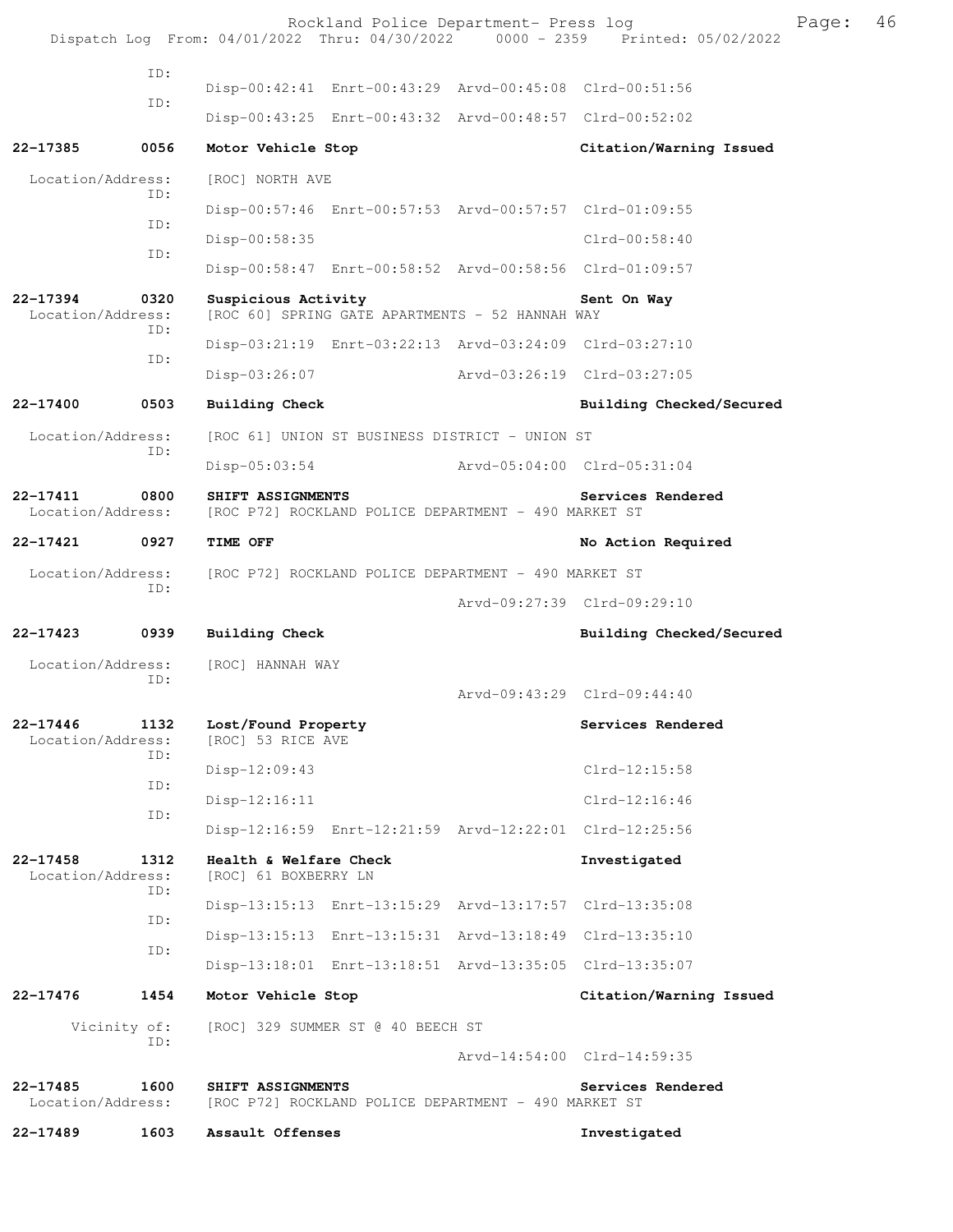ID:
Disp-00:42:41 Enrt-00:43:29 Arvd-00:45:08 Clrd-00:51:56
ID:
Disp-00:43:25 Enrt-00:43:32 Arvd-00:48:57 Clrd-00:52:02

**22-17385 0056 Motor Vehicle Stop** **Citation/Warning Issued**

Location/Address: [ROC] NORTH AVE
ID:
Disp-00:57:46 Enrt-00:57:53 Arvd-00:57:57 Clrd-01:09:55
ID:
Disp-00:58:35 Clrd-00:58:40
ID:
Disp-00:58:47 Enrt-00:58:52 Arvd-00:58:56 Clrd-01:09:57

**22-17394 0320 Suspicious Activity** **Sent On Way**
Location/Address: [ROC 60] SPRING GATE APARTMENTS - 52 HANNAH WAY
ID:
Disp-03:21:19 Enrt-03:22:13 Arvd-03:24:09 Clrd-03:27:10
ID:
Disp-03:26:07 Arvd-03:26:19 Clrd-03:27:05

**22-17400 0503 Building Check** **Building Checked/Secured**

Location/Address: [ROC 61] UNION ST BUSINESS DISTRICT - UNION ST
ID:
Disp-05:03:54 Arvd-05:04:00 Clrd-05:31:04

**22-17411 0800 SHIFT ASSIGNMENTS** **Services Rendered**
Location/Address: [ROC P72] ROCKLAND POLICE DEPARTMENT - 490 MARKET ST

**22-17421 0927 TIME OFF** **No Action Required**

Location/Address: [ROC P72] ROCKLAND POLICE DEPARTMENT - 490 MARKET ST
ID:
Arvd-09:27:39 Clrd-09:29:10

**22-17423 0939 Building Check** **Building Checked/Secured**

Location/Address: [ROC] HANNAH WAY
ID:
Arvd-09:43:29 Clrd-09:44:40

**22-17446 1132 Lost/Found Property** **Services Rendered**
Location/Address: [ROC] 53 RICE AVE
ID:
Disp-12:09:43 Clrd-12:15:58
ID:
Disp-12:16:11 Clrd-12:16:46
ID:
Disp-12:16:59 Enrt-12:21:59 Arvd-12:22:01 Clrd-12:25:56

**22-17458 1312 Health & Welfare Check** **Investigated**
Location/Address: [ROC] 61 BOXBERRY LN
ID:
Disp-13:15:13 Enrt-13:15:29 Arvd-13:17:57 Clrd-13:35:08
ID:
Disp-13:15:13 Enrt-13:15:31 Arvd-13:18:49 Clrd-13:35:10
ID:
Disp-13:18:01 Enrt-13:18:51 Arvd-13:35:05 Clrd-13:35:07

**22-17476 1454 Motor Vehicle Stop** **Citation/Warning Issued**

Vicinity of: [ROC] 329 SUMMER ST @ 40 BEECH ST
ID:
Arvd-14:54:00 Clrd-14:59:35

**22-17485 1600 SHIFT ASSIGNMENTS** **Services Rendered**
Location/Address: [ROC P72] ROCKLAND POLICE DEPARTMENT - 490 MARKET ST

**22-17489 1603 Assault Offenses** **Investigated**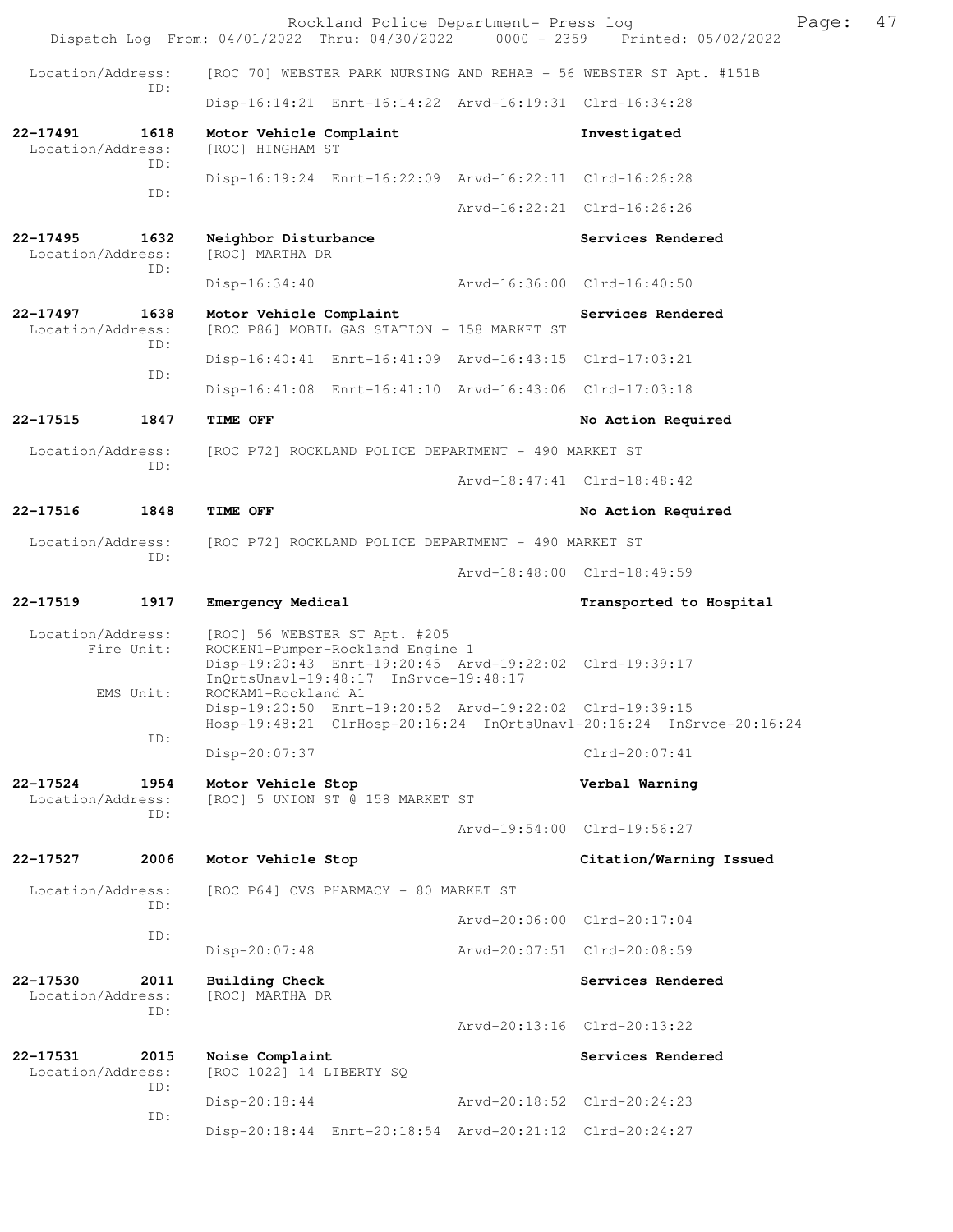Location/Address: [ROC 70] WEBSTER PARK NURSING AND REHAB - 56 WEBSTER ST Apt. #151B
ID:
Disp-16:14:21 Enrt-16:14:22 Arvd-16:19:31 Clrd-16:34:28

**22-17491 1618 Motor Vehicle Complaint** — **Investigated**
Location/Address: [ROC] HINGHAM ST
ID:
Disp-16:19:24 Enrt-16:22:09 Arvd-16:22:11 Clrd-16:26:28
ID:
Arvd-16:22:21 Clrd-16:26:26

**22-17495 1632 Neighbor Disturbance** — **Services Rendered**
Location/Address: [ROC] MARTHA DR
ID:
Disp-16:34:40 Arvd-16:36:00 Clrd-16:40:50

**22-17497 1638 Motor Vehicle Complaint** — **Services Rendered**
Location/Address: [ROC P86] MOBIL GAS STATION - 158 MARKET ST
ID:
Disp-16:40:41 Enrt-16:41:09 Arvd-16:43:15 Clrd-17:03:21
ID:
Disp-16:41:08 Enrt-16:41:10 Arvd-16:43:06 Clrd-17:03:18

**22-17515 1847 TIME OFF** — **No Action Required**
Location/Address: [ROC P72] ROCKLAND POLICE DEPARTMENT - 490 MARKET ST
ID:
Arvd-18:47:41 Clrd-18:48:42

**22-17516 1848 TIME OFF** — **No Action Required**
Location/Address: [ROC P72] ROCKLAND POLICE DEPARTMENT - 490 MARKET ST
ID:
Arvd-18:48:00 Clrd-18:49:59

**22-17519 1917 Emergency Medical** — **Transported to Hospital**
Location/Address: [ROC] 56 WEBSTER ST Apt. #205
Fire Unit: ROCKEN1-Pumper-Rockland Engine 1
Disp-19:20:43 Enrt-19:20:45 Arvd-19:22:02 Clrd-19:39:17
InQrtsUnavl-19:48:17 InSrvce-19:48:17
EMS Unit: ROCKAM1-Rockland A1
Disp-19:20:50 Enrt-19:20:52 Arvd-19:22:02 Clrd-19:39:15
Hosp-19:48:21 ClrHosp-20:16:24 InQrtsUnavl-20:16:24 InSrvce-20:16:24
ID:
Disp-20:07:37 Clrd-20:07:41

**22-17524 1954 Motor Vehicle Stop** — **Verbal Warning**
Location/Address: [ROC] 5 UNION ST @ 158 MARKET ST
ID:
Arvd-19:54:00 Clrd-19:56:27

**22-17527 2006 Motor Vehicle Stop** — **Citation/Warning Issued**
Location/Address: [ROC P64] CVS PHARMACY - 80 MARKET ST
ID:
Arvd-20:06:00 Clrd-20:17:04
ID:
Disp-20:07:48 Arvd-20:07:51 Clrd-20:08:59

**22-17530 2011 Building Check** — **Services Rendered**
Location/Address: [ROC] MARTHA DR
ID:
Arvd-20:13:16 Clrd-20:13:22

**22-17531 2015 Noise Complaint** — **Services Rendered**
Location/Address: [ROC 1022] 14 LIBERTY SQ
ID:
Disp-20:18:44 Arvd-20:18:52 Clrd-20:24:23
ID:
Disp-20:18:44 Enrt-20:18:54 Arvd-20:21:12 Clrd-20:24:27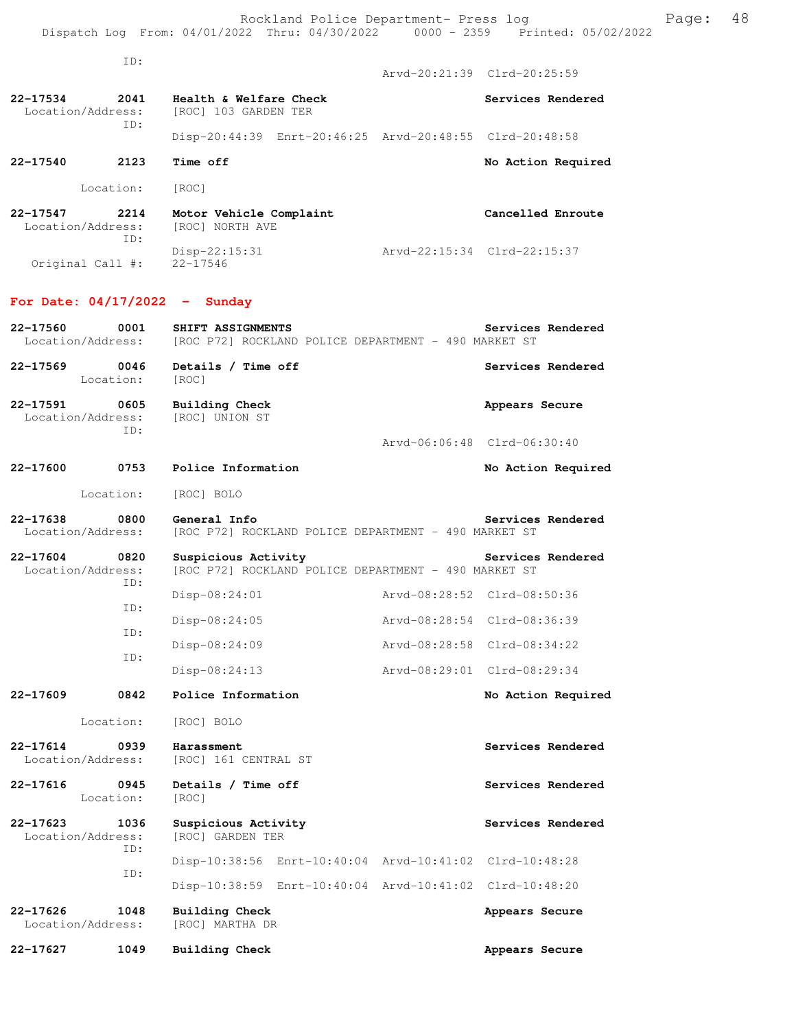ID:
Arvd-20:21:39 Clrd-20:25:59

**22-17534 2041 Health & Welfare Check** — Services Rendered
Location/Address: [ROC] 103 GARDEN TER
ID:
Disp-20:44:39 Enrt-20:46:25 Arvd-20:48:55 Clrd-20:48:58

**22-17540 2123 Time off** — No Action Required
Location: [ROC]

**22-17547 2214 Motor Vehicle Complaint** — Cancelled Enroute
Location/Address: [ROC] NORTH AVE
ID:
Disp-22:15:31 Arvd-22:15:34 Clrd-22:15:37
Original Call #: 22-17546

## For Date: 04/17/2022 - Sunday

**22-17560 0001 SHIFT ASSIGNMENTS** — Services Rendered
Location/Address: [ROC P72] ROCKLAND POLICE DEPARTMENT - 490 MARKET ST

**22-17569 0046 Details / Time off** — Services Rendered
Location: [ROC]

**22-17591 0605 Building Check** — Appears Secure
Location/Address: [ROC] UNION ST
ID:
Arvd-06:06:48 Clrd-06:30:40

**22-17600 0753 Police Information** — No Action Required
Location: [ROC] BOLO

**22-17638 0800 General Info** — Services Rendered
Location/Address: [ROC P72] ROCKLAND POLICE DEPARTMENT - 490 MARKET ST

**22-17604 0820 Suspicious Activity** — Services Rendered
Location/Address: [ROC P72] ROCKLAND POLICE DEPARTMENT - 490 MARKET ST
ID:
Disp-08:24:01 Arvd-08:28:52 Clrd-08:50:36
ID:
Disp-08:24:05 Arvd-08:28:54 Clrd-08:36:39
ID:
Disp-08:24:09 Arvd-08:28:58 Clrd-08:34:22
ID:
Disp-08:24:13 Arvd-08:29:01 Clrd-08:29:34

**22-17609 0842 Police Information** — No Action Required
Location: [ROC] BOLO

**22-17614 0939 Harassment** — Services Rendered
Location/Address: [ROC] 161 CENTRAL ST

**22-17616 0945 Details / Time off** — Services Rendered
Location: [ROC]

**22-17623 1036 Suspicious Activity** — Services Rendered
Location/Address: [ROC] GARDEN TER
ID:
Disp-10:38:56 Enrt-10:40:04 Arvd-10:41:02 Clrd-10:48:28
ID:
Disp-10:38:59 Enrt-10:40:04 Arvd-10:41:02 Clrd-10:48:20

**22-17626 1048 Building Check** — Appears Secure
Location/Address: [ROC] MARTHA DR

**22-17627 1049 Building Check** — Appears Secure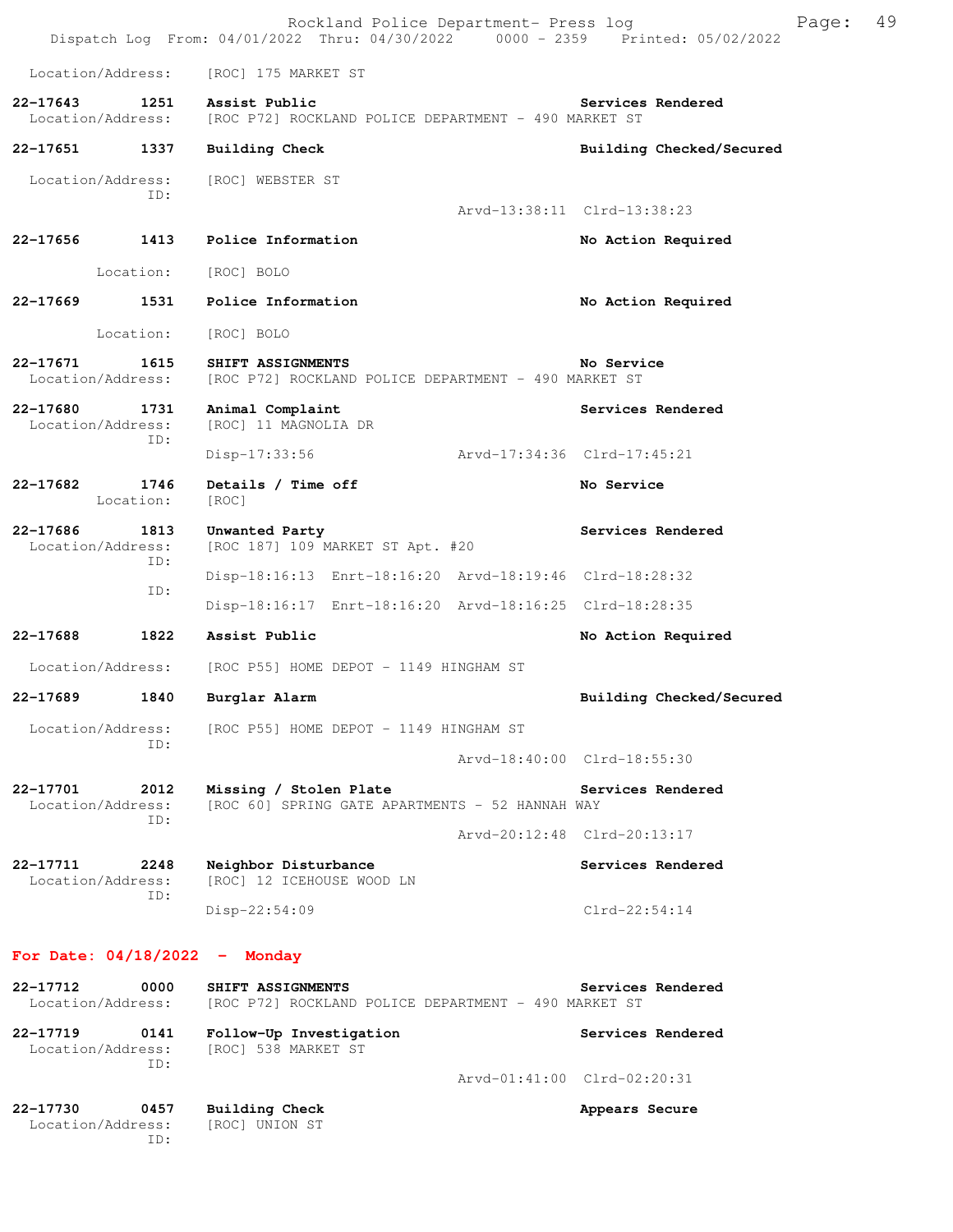Location/Address: [ROC] 175 MARKET ST

**22-17643 1251 Assist Public** — Services Rendered
Location/Address: [ROC P72] ROCKLAND POLICE DEPARTMENT - 490 MARKET ST

**22-17651 1337 Building Check** — Building Checked/Secured
Location/Address: [ROC] WEBSTER ST
ID:
Arvd-13:38:11 Clrd-13:38:23

**22-17656 1413 Police Information** — No Action Required
Location: [ROC] BOLO

**22-17669 1531 Police Information** — No Action Required
Location: [ROC] BOLO

**22-17671 1615 SHIFT ASSIGNMENTS** — No Service
Location/Address: [ROC P72] ROCKLAND POLICE DEPARTMENT - 490 MARKET ST

**22-17680 1731 Animal Complaint** — Services Rendered
Location/Address: [ROC] 11 MAGNOLIA DR
ID:
Disp-17:33:56 Arvd-17:34:36 Clrd-17:45:21

**22-17682 1746 Details / Time off** — No Service
Location: [ROC]

**22-17686 1813 Unwanted Party** — Services Rendered
Location/Address: [ROC 187] 109 MARKET ST Apt. #20
ID:
Disp-18:16:13 Enrt-18:16:20 Arvd-18:19:46 Clrd-18:28:32
ID:
Disp-18:16:17 Enrt-18:16:20 Arvd-18:16:25 Clrd-18:28:35

**22-17688 1822 Assist Public** — No Action Required
Location/Address: [ROC P55] HOME DEPOT - 1149 HINGHAM ST

**22-17689 1840 Burglar Alarm** — Building Checked/Secured
Location/Address: [ROC P55] HOME DEPOT - 1149 HINGHAM ST
ID:
Arvd-18:40:00 Clrd-18:55:30

**22-17701 2012 Missing / Stolen Plate** — Services Rendered
Location/Address: [ROC 60] SPRING GATE APARTMENTS - 52 HANNAH WAY
ID:
Arvd-20:12:48 Clrd-20:13:17

**22-17711 2248 Neighbor Disturbance** — Services Rendered
Location/Address: [ROC] 12 ICEHOUSE WOOD LN
ID:
Disp-22:54:09 Clrd-22:54:14

## For Date: 04/18/2022 - Monday

**22-17712 0000 SHIFT ASSIGNMENTS** — Services Rendered
Location/Address: [ROC P72] ROCKLAND POLICE DEPARTMENT - 490 MARKET ST

**22-17719 0141 Follow-Up Investigation** — Services Rendered
Location/Address: [ROC] 538 MARKET ST
ID:
Arvd-01:41:00 Clrd-02:20:31

**22-17730 0457 Building Check** — Appears Secure
Location/Address: [ROC] UNION ST
ID: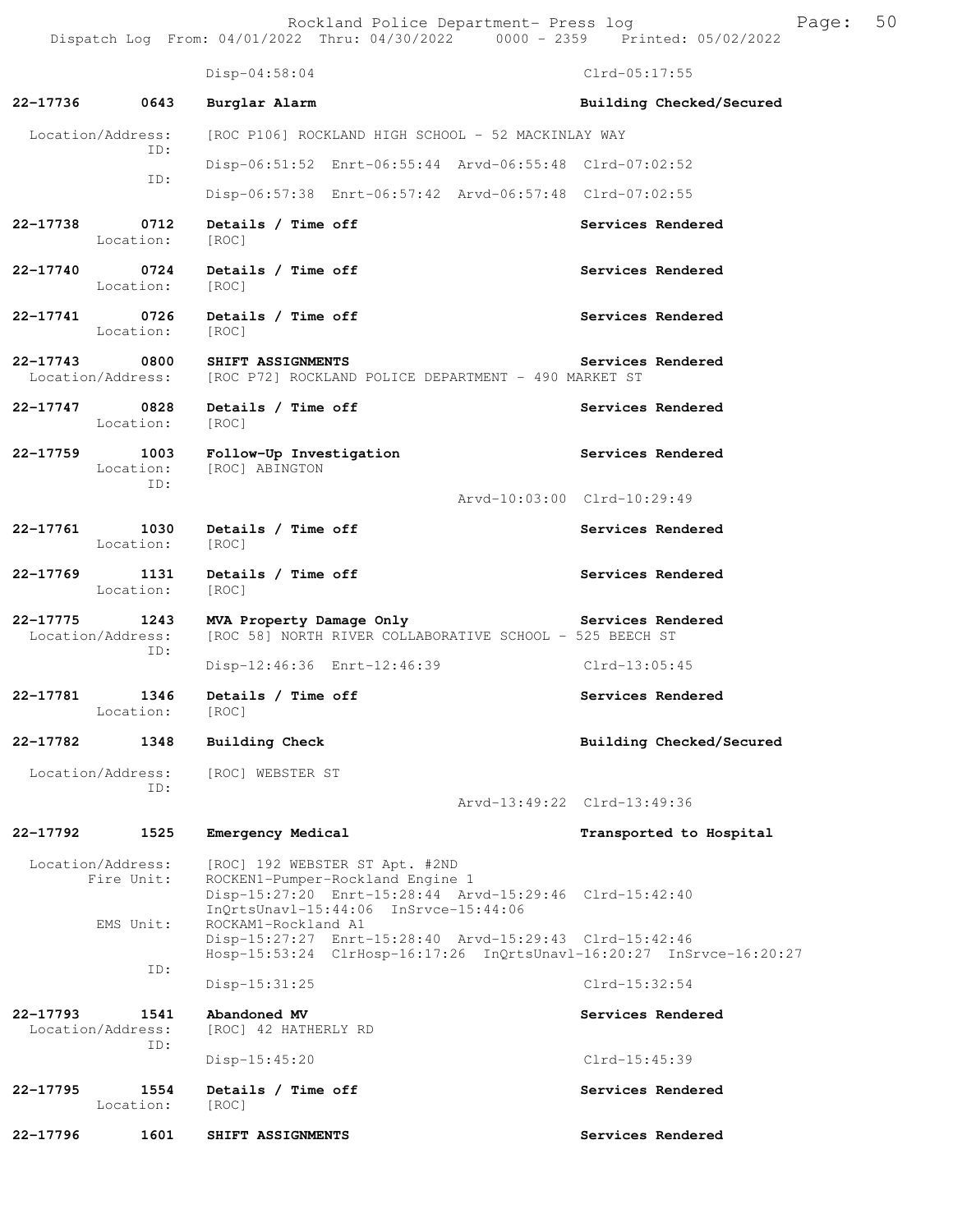Disp-04:58:04 Clrd-05:17:55

**22-17736 0643 Burglar Alarm** **Building Checked/Secured**

Location/Address: [ROC P106] ROCKLAND HIGH SCHOOL - 52 MACKINLAY WAY
ID:
Disp-06:51:52 Enrt-06:55:44 Arvd-06:55:48 Clrd-07:02:52
ID:
Disp-06:57:38 Enrt-06:57:42 Arvd-06:57:48 Clrd-07:02:55

**22-17738 0712 Details / Time off** **Services Rendered**
Location: [ROC]

**22-17740 0724 Details / Time off** **Services Rendered**
Location: [ROC]

**22-17741 0726 Details / Time off** **Services Rendered**
Location: [ROC]

**22-17743 0800 SHIFT ASSIGNMENTS** **Services Rendered**
Location/Address: [ROC P72] ROCKLAND POLICE DEPARTMENT - 490 MARKET ST

**22-17747 0828 Details / Time off** **Services Rendered**
Location: [ROC]

**22-17759 1003 Follow-Up Investigation** **Services Rendered**
Location: [ROC] ABINGTON
ID:
Arvd-10:03:00 Clrd-10:29:49

**22-17761 1030 Details / Time off** **Services Rendered**
Location: [ROC]

**22-17769 1131 Details / Time off** **Services Rendered**
Location: [ROC]

**22-17775 1243 MVA Property Damage Only** **Services Rendered**
Location/Address: [ROC 58] NORTH RIVER COLLABORATIVE SCHOOL - 525 BEECH ST
ID:
Disp-12:46:36 Enrt-12:46:39 Clrd-13:05:45

**22-17781 1346 Details / Time off** **Services Rendered**
Location: [ROC]

**22-17782 1348 Building Check** **Building Checked/Secured**

Location/Address: [ROC] WEBSTER ST
ID:
Arvd-13:49:22 Clrd-13:49:36

**22-17792 1525 Emergency Medical** **Transported to Hospital**

Location/Address: [ROC] 192 WEBSTER ST Apt. #2ND
Fire Unit: ROCKEN1-Pumper-Rockland Engine 1
Disp-15:27:20 Enrt-15:28:44 Arvd-15:29:46 Clrd-15:42:40
InQrtsUnavl-15:44:06 InSrvce-15:44:06
EMS Unit: ROCKAM1-Rockland A1
Disp-15:27:27 Enrt-15:28:40 Arvd-15:29:43 Clrd-15:42:46
Hosp-15:53:24 ClrHosp-16:17:26 InQrtsUnavl-16:20:27 InSrvce-16:20:27
ID:
Disp-15:31:25 Clrd-15:32:54

**22-17793 1541 Abandoned MV** **Services Rendered**
Location/Address: [ROC] 42 HATHERLY RD
ID:
Disp-15:45:20 Clrd-15:45:39

**22-17795 1554 Details / Time off** **Services Rendered**
Location: [ROC]

**22-17796 1601 SHIFT ASSIGNMENTS** **Services Rendered**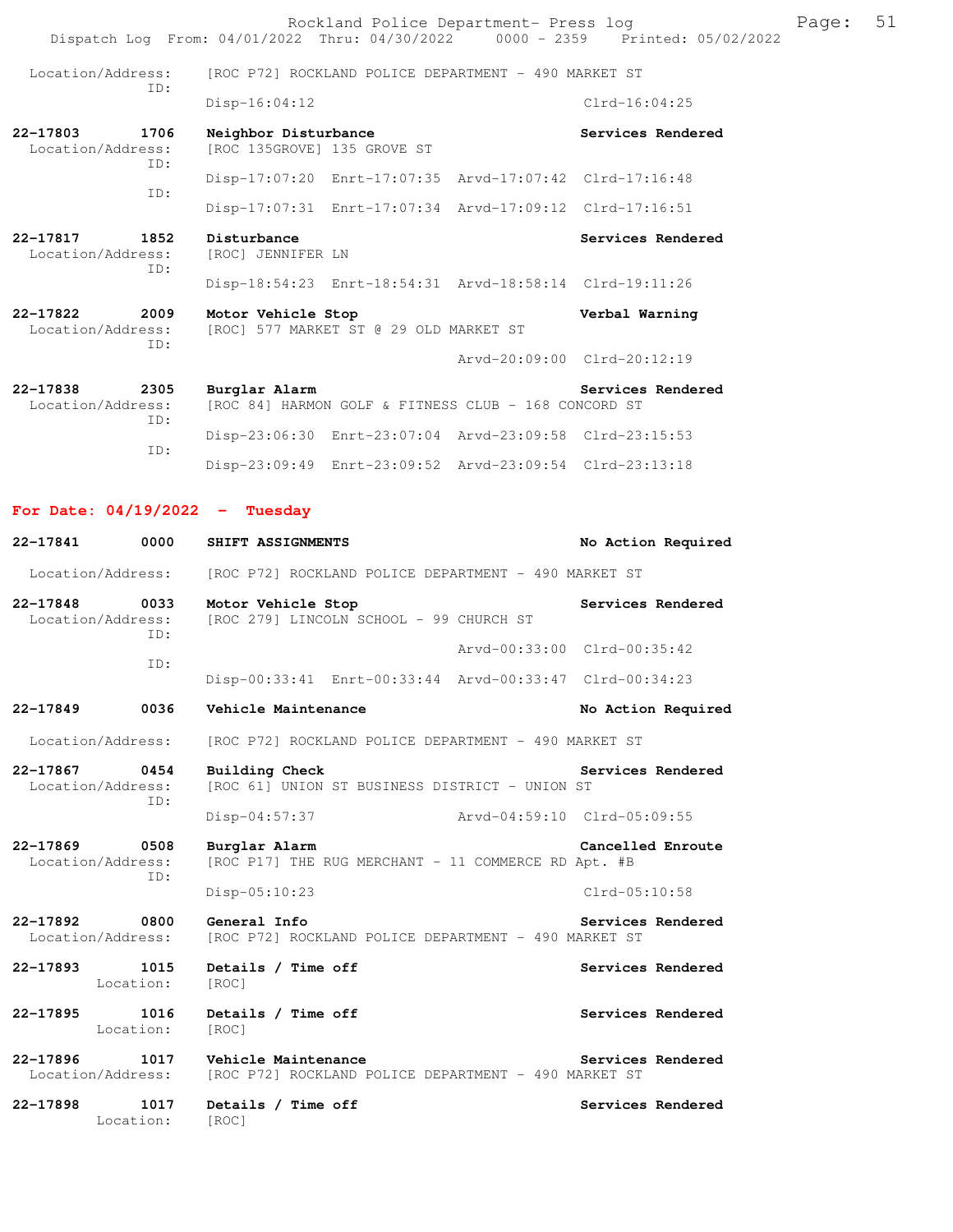Location/Address: [ROC P72] ROCKLAND POLICE DEPARTMENT - 490 MARKET ST
ID:
Disp-16:04:12 Clrd-16:04:25

**22-17803 1706 Neighbor Disturbance** — **Services Rendered**
Location/Address: [ROC 135GROVE] 135 GROVE ST
ID:
Disp-17:07:20 Enrt-17:07:35 Arvd-17:07:42 Clrd-17:16:48
ID:
Disp-17:07:31 Enrt-17:07:34 Arvd-17:09:12 Clrd-17:16:51

**22-17817 1852 Disturbance** — **Services Rendered**
Location/Address: [ROC] JENNIFER LN
ID:
Disp-18:54:23 Enrt-18:54:31 Arvd-18:58:14 Clrd-19:11:26

**22-17822 2009 Motor Vehicle Stop** — **Verbal Warning**
Location/Address: [ROC] 577 MARKET ST @ 29 OLD MARKET ST
ID:
Arvd-20:09:00 Clrd-20:12:19

**22-17838 2305 Burglar Alarm** — **Services Rendered**
Location/Address: [ROC 84] HARMON GOLF & FITNESS CLUB - 168 CONCORD ST
ID:
Disp-23:06:30 Enrt-23:07:04 Arvd-23:09:58 Clrd-23:15:53
ID:
Disp-23:09:49 Enrt-23:09:52 Arvd-23:09:54 Clrd-23:13:18

## For Date: 04/19/2022 - Tuesday

**22-17841 0000 SHIFT ASSIGNMENTS** — **No Action Required**
Location/Address: [ROC P72] ROCKLAND POLICE DEPARTMENT - 490 MARKET ST

**22-17848 0033 Motor Vehicle Stop** — **Services Rendered**
Location/Address: [ROC 279] LINCOLN SCHOOL - 99 CHURCH ST
ID:
Arvd-00:33:00 Clrd-00:35:42
ID:
Disp-00:33:41 Enrt-00:33:44 Arvd-00:33:47 Clrd-00:34:23

**22-17849 0036 Vehicle Maintenance** — **No Action Required**
Location/Address: [ROC P72] ROCKLAND POLICE DEPARTMENT - 490 MARKET ST

**22-17867 0454 Building Check** — **Services Rendered**
Location/Address: [ROC 61] UNION ST BUSINESS DISTRICT - UNION ST
ID:
Disp-04:57:37 Arvd-04:59:10 Clrd-05:09:55

**22-17869 0508 Burglar Alarm** — **Cancelled Enroute**
Location/Address: [ROC P17] THE RUG MERCHANT - 11 COMMERCE RD Apt. #B
ID:
Disp-05:10:23 Clrd-05:10:58

**22-17892 0800 General Info** — **Services Rendered**
Location/Address: [ROC P72] ROCKLAND POLICE DEPARTMENT - 490 MARKET ST

**22-17893 1015 Details / Time off** — **Services Rendered**
Location: [ROC]

**22-17895 1016 Details / Time off** — **Services Rendered**
Location: [ROC]

**22-17896 1017 Vehicle Maintenance** — **Services Rendered**
Location/Address: [ROC P72] ROCKLAND POLICE DEPARTMENT - 490 MARKET ST

**22-17898 1017 Details / Time off** — **Services Rendered**
Location: [ROC]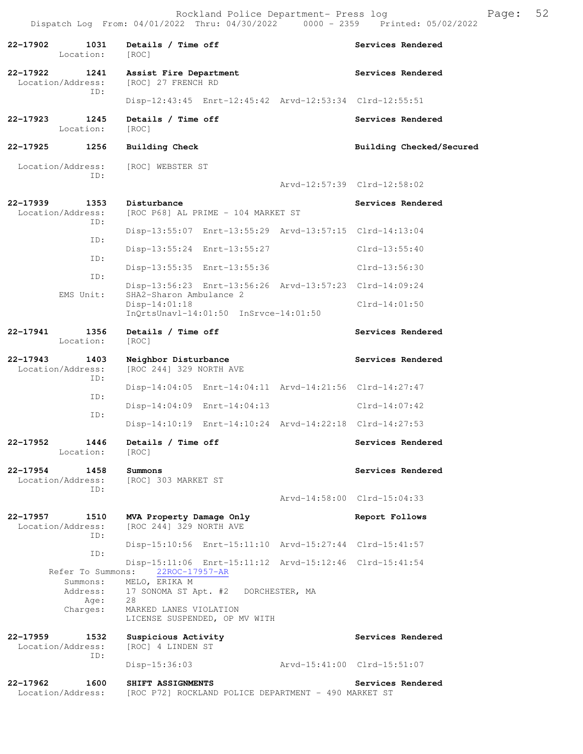22-17902 1031 Details / Time off Services Rendered
Location: [ROC]

22-17922 1241 Assist Fire Department Services Rendered
Location/Address: [ROC] 27 FRENCH RD
ID:
Disp-12:43:45 Enrt-12:45:42 Arvd-12:53:34 Clrd-12:55:51

22-17923 1245 Details / Time off Services Rendered
Location: [ROC]

22-17925 1256 Building Check Building Checked/Secured
Location/Address: [ROC] WEBSTER ST
ID:
Arvd-12:57:39 Clrd-12:58:02

22-17939 1353 Disturbance Services Rendered
Location/Address: [ROC P68] AL PRIME - 104 MARKET ST
ID:
Disp-13:55:07 Enrt-13:55:29 Arvd-13:57:15 Clrd-14:13:04
ID:
Disp-13:55:24 Enrt-13:55:27 Clrd-13:55:40
ID:
Disp-13:55:35 Enrt-13:55:36 Clrd-13:56:30
ID:
Disp-13:56:23 Enrt-13:56:26 Arvd-13:57:23 Clrd-14:09:24
EMS Unit: SHA2-Sharon Ambulance 2
Disp-14:01:18 Clrd-14:01:50
InQrtsUnavl-14:01:50 InSrvce-14:01:50

22-17941 1356 Details / Time off Services Rendered
Location: [ROC]

22-17943 1403 Neighbor Disturbance Services Rendered
Location/Address: [ROC 244] 329 NORTH AVE
ID:
Disp-14:04:05 Enrt-14:04:11 Arvd-14:21:56 Clrd-14:27:47
ID:
Disp-14:04:09 Enrt-14:04:13 Clrd-14:07:42
ID:
Disp-14:10:19 Enrt-14:10:24 Arvd-14:22:18 Clrd-14:27:53

22-17952 1446 Details / Time off Services Rendered
Location: [ROC]

22-17954 1458 Summons Services Rendered
Location/Address: [ROC] 303 MARKET ST
ID:
Arvd-14:58:00 Clrd-15:04:33

22-17957 1510 MVA Property Damage Only Report Follows
Location/Address: [ROC 244] 329 NORTH AVE
ID:
Disp-15:10:56 Enrt-15:11:10 Arvd-15:27:44 Clrd-15:41:57
ID:
Disp-15:11:06 Enrt-15:11:12 Arvd-15:12:46 Clrd-15:41:54
Refer To Summons: 22ROC-17957-AR
Summons: MELO, ERIKA M
Address: 17 SONOMA ST Apt. #2 DORCHESTER, MA
Age: 28
Charges: MARKED LANES VIOLATION
LICENSE SUSPENDED, OP MV WITH

22-17959 1532 Suspicious Activity Services Rendered
Location/Address: [ROC] 4 LINDEN ST
ID:
Disp-15:36:03 Arvd-15:41:00 Clrd-15:51:07

22-17962 1600 SHIFT ASSIGNMENTS Services Rendered
Location/Address: [ROC P72] ROCKLAND POLICE DEPARTMENT - 490 MARKET ST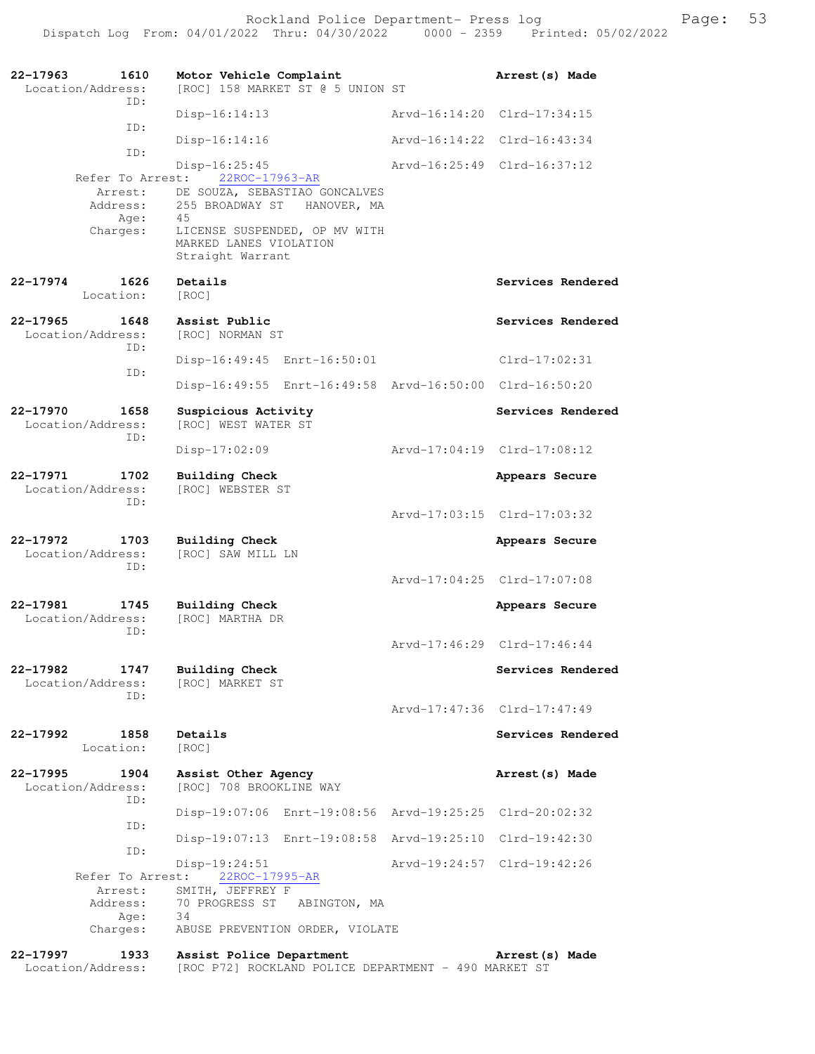**22-17963 1610 Motor Vehicle Complaint** — **Arrest(s) Made**
Location/Address: [ROC] 158 MARKET ST @ 5 UNION ST

ID:
Disp-16:14:13 Arvd-16:14:20 Clrd-17:34:15

ID:
Disp-16:14:16 Arvd-16:14:22 Clrd-16:43:34

ID:
Disp-16:25:45 Arvd-16:25:49 Clrd-16:37:12

Refer To Arrest: 22ROC-17963-AR
Arrest: DE SOUZA, SEBASTIAO GONCALVES
Address: 255 BROADWAY ST HANOVER, MA
Age: 45
Charges: LICENSE SUSPENDED, OP MV WITH
MARKED LANES VIOLATION
Straight Warrant

**22-17974 1626 Details** — **Services Rendered**
Location: [ROC]

**22-17965 1648 Assist Public** — **Services Rendered**
Location/Address: [ROC] NORMAN ST

ID:
Disp-16:49:45 Enrt-16:50:01 Clrd-17:02:31

ID:
Disp-16:49:55 Enrt-16:49:58 Arvd-16:50:00 Clrd-16:50:20

**22-17970 1658 Suspicious Activity** — **Services Rendered**
Location/Address: [ROC] WEST WATER ST

ID:
Disp-17:02:09 Arvd-17:04:19 Clrd-17:08:12

**22-17971 1702 Building Check** — **Appears Secure**
Location/Address: [ROC] WEBSTER ST

ID:
Arvd-17:03:15 Clrd-17:03:32

**22-17972 1703 Building Check** — **Appears Secure**
Location/Address: [ROC] SAW MILL LN

ID:
Arvd-17:04:25 Clrd-17:07:08

**22-17981 1745 Building Check** — **Appears Secure**
Location/Address: [ROC] MARTHA DR

ID:
Arvd-17:46:29 Clrd-17:46:44

**22-17982 1747 Building Check** — **Services Rendered**
Location/Address: [ROC] MARKET ST

ID:
Arvd-17:47:36 Clrd-17:47:49

**22-17992 1858 Details** — **Services Rendered**
Location: [ROC]

**22-17995 1904 Assist Other Agency** — **Arrest(s) Made**
Location/Address: [ROC] 708 BROOKLINE WAY

ID:
Disp-19:07:06 Enrt-19:08:56 Arvd-19:25:25 Clrd-20:02:32

ID:
Disp-19:07:13 Enrt-19:08:58 Arvd-19:25:10 Clrd-19:42:30

ID:
Disp-19:24:51 Arvd-19:24:57 Clrd-19:42:26

Refer To Arrest: 22ROC-17995-AR
Arrest: SMITH, JEFFREY F
Address: 70 PROGRESS ST ABINGTON, MA
Age: 34
Charges: ABUSE PREVENTION ORDER, VIOLATE

**22-17997 1933 Assist Police Department** — **Arrest(s) Made**
Location/Address: [ROC P72] ROCKLAND POLICE DEPARTMENT - 490 MARKET ST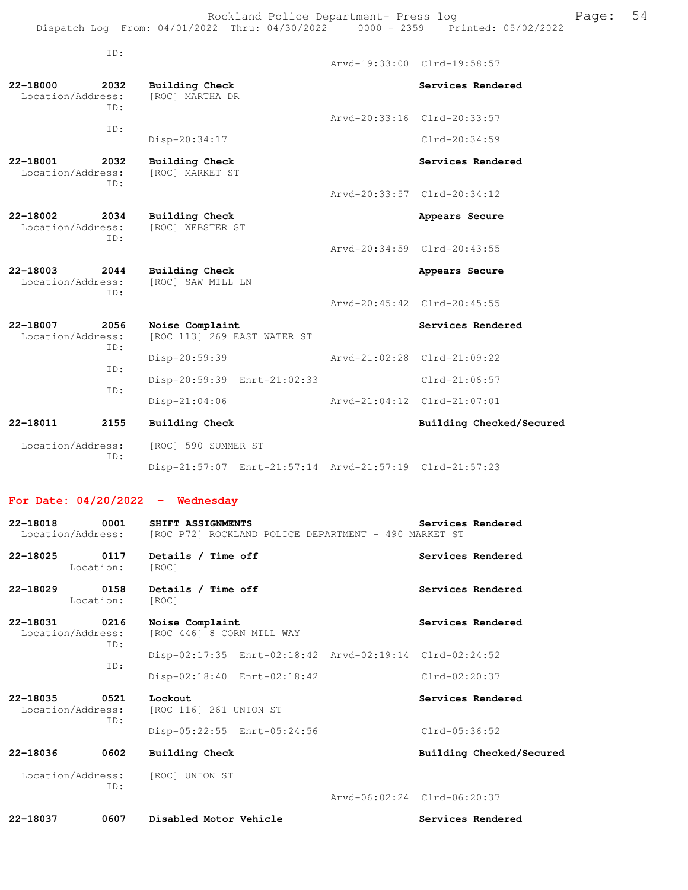ID:

Arvd-19:33:00 Clrd-19:58:57

**22-18000 2032 Building Check** **Services Rendered**
Location/Address: [ROC] MARTHA DR
ID:
Arvd-20:33:16 Clrd-20:33:57
ID:
Disp-20:34:17 Clrd-20:34:59

**22-18001 2032 Building Check** **Services Rendered**
Location/Address: [ROC] MARKET ST
ID:
Arvd-20:33:57 Clrd-20:34:12

**22-18002 2034 Building Check** **Appears Secure**
Location/Address: [ROC] WEBSTER ST
ID:
Arvd-20:34:59 Clrd-20:43:55

**22-18003 2044 Building Check** **Appears Secure**
Location/Address: [ROC] SAW MILL LN
ID:
Arvd-20:45:42 Clrd-20:45:55

**22-18007 2056 Noise Complaint** **Services Rendered**
Location/Address: [ROC 113] 269 EAST WATER ST
ID:
Disp-20:59:39 Arvd-21:02:28 Clrd-21:09:22
ID:
Disp-20:59:39 Enrt-21:02:33 Clrd-21:06:57
ID:
Disp-21:04:06 Arvd-21:04:12 Clrd-21:07:01

**22-18011 2155 Building Check** **Building Checked/Secured**
Location/Address: [ROC] 590 SUMMER ST
ID:
Disp-21:57:07 Enrt-21:57:14 Arvd-21:57:19 Clrd-21:57:23

## For Date: 04/20/2022 - Wednesday

**22-18018 0001 SHIFT ASSIGNMENTS** **Services Rendered**
Location/Address: [ROC P72] ROCKLAND POLICE DEPARTMENT - 490 MARKET ST

**22-18025 0117 Details / Time off** **Services Rendered**
Location: [ROC]

**22-18029 0158 Details / Time off** **Services Rendered**
Location: [ROC]

**22-18031 0216 Noise Complaint** **Services Rendered**
Location/Address: [ROC 446] 8 CORN MILL WAY
ID:
Disp-02:17:35 Enrt-02:18:42 Arvd-02:19:14 Clrd-02:24:52
ID:
Disp-02:18:40 Enrt-02:18:42 Clrd-02:20:37

**22-18035 0521 Lockout** **Services Rendered**
Location/Address: [ROC 116] 261 UNION ST
ID:
Disp-05:22:55 Enrt-05:24:56 Clrd-05:36:52

**22-18036 0602 Building Check** **Building Checked/Secured**
Location/Address: [ROC] UNION ST
ID:
Arvd-06:02:24 Clrd-06:20:37

**22-18037 0607 Disabled Motor Vehicle** **Services Rendered**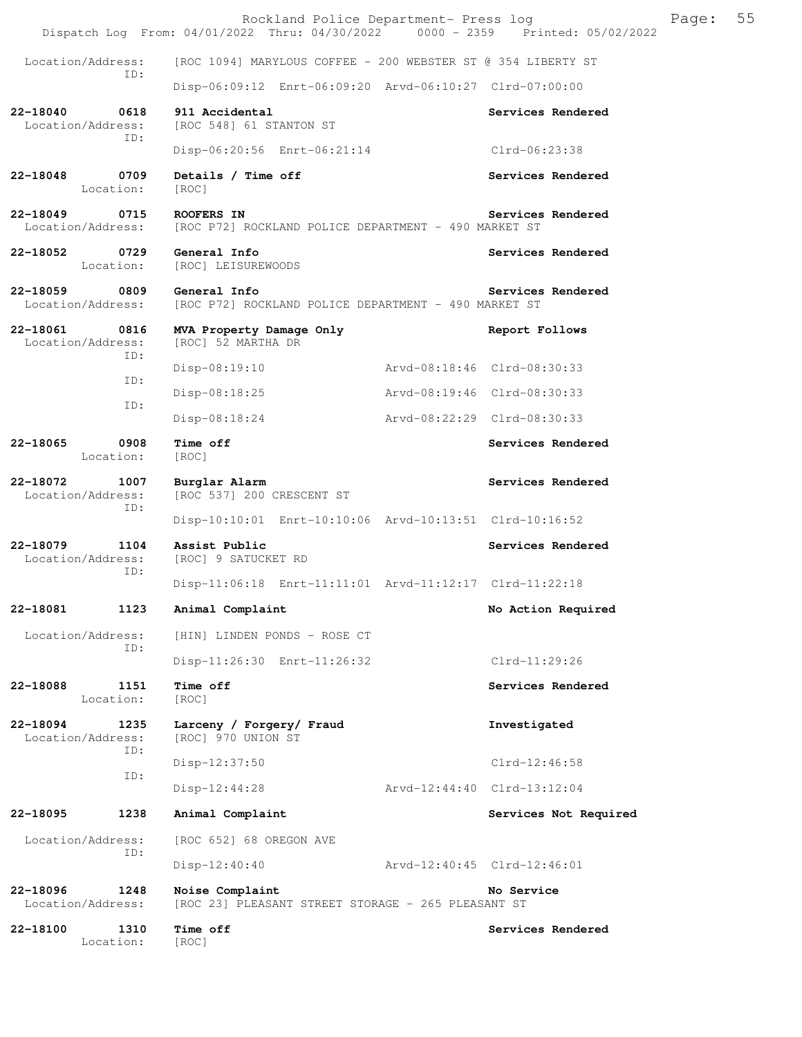Rockland Police Department- Press log

Dispatch Log From: 04/01/2022 Thru: 04/30/2022 0000 - 2359 Printed: 05/02/2022

```
 Location/Address:    [ROC 1094] MARYLOUS COFFEE - 200 WEBSTER ST @ 354 LIBERTY ST
               ID:
                      Disp-06:09:12  Enrt-06:09:20  Arvd-06:10:27  Clrd-07:00:00

22-18040      0618    911 Accidental                              Services Rendered
 Location/Address:    [ROC 548] 61 STANTON ST
               ID:
                      Disp-06:20:56  Enrt-06:21:14                 Clrd-06:23:38

22-18048      0709    Details / Time off                          Services Rendered
         Location:    [ROC]

22-18049      0715    ROOFERS IN                                  Services Rendered
 Location/Address:    [ROC P72] ROCKLAND POLICE DEPARTMENT - 490 MARKET ST

22-18052      0729    General Info                                Services Rendered
         Location:    [ROC] LEISUREWOODS

22-18059      0809    General Info                                Services Rendered
 Location/Address:    [ROC P72] ROCKLAND POLICE DEPARTMENT - 490 MARKET ST

22-18061      0816    MVA Property Damage Only                    Report Follows
 Location/Address:    [ROC] 52 MARTHA DR
               ID:
                      Disp-08:19:10                 Arvd-08:18:46  Clrd-08:30:33
               ID:
                      Disp-08:18:25                 Arvd-08:19:46  Clrd-08:30:33
               ID:
                      Disp-08:18:24                 Arvd-08:22:29  Clrd-08:30:33

22-18065      0908    Time off                                    Services Rendered
         Location:    [ROC]

22-18072      1007    Burglar Alarm                               Services Rendered
 Location/Address:    [ROC 537] 200 CRESCENT ST
               ID:
                      Disp-10:10:01  Enrt-10:10:06  Arvd-10:13:51  Clrd-10:16:52

22-18079      1104    Assist Public                               Services Rendered
 Location/Address:    [ROC] 9 SATUCKET RD
               ID:
                      Disp-11:06:18  Enrt-11:11:01  Arvd-11:12:17  Clrd-11:22:18

22-18081      1123    Animal Complaint                            No Action Required

 Location/Address:    [HIN] LINDEN PONDS - ROSE CT
               ID:
                      Disp-11:26:30  Enrt-11:26:32                 Clrd-11:29:26

22-18088      1151    Time off                                    Services Rendered
         Location:    [ROC]

22-18094      1235    Larceny / Forgery/ Fraud                    Investigated
 Location/Address:    [ROC] 970 UNION ST
               ID:
                      Disp-12:37:50                                Clrd-12:46:58
               ID:
                      Disp-12:44:28                 Arvd-12:44:40  Clrd-13:12:04

22-18095      1238    Animal Complaint                            Services Not Required

 Location/Address:    [ROC 652] 68 OREGON AVE
               ID:
                      Disp-12:40:40                 Arvd-12:40:45  Clrd-12:46:01

22-18096      1248    Noise Complaint                             No Service
 Location/Address:    [ROC 23] PLEASANT STREET STORAGE - 265 PLEASANT ST

22-18100      1310    Time off                                    Services Rendered
         Location:    [ROC]
```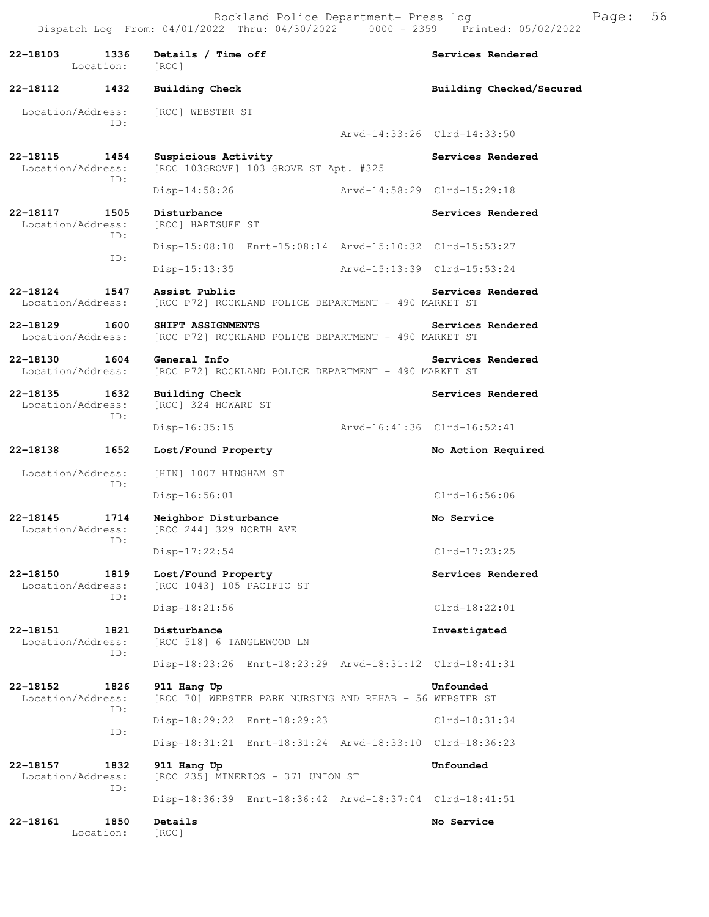Rockland Police Department- Press log

Dispatch Log From: 04/01/2022 Thru: 04/30/2022 0000 - 2359 Printed: 05/02/2022

```
22-18103      1336   Details / Time off                                Services Rendered
         Location:   [ROC]

22-18112      1432   Building Check                                    Building Checked/Secured

 Location/Address:   [ROC] WEBSTER ST
              ID:
                                                Arvd-14:33:26  Clrd-14:33:50

22-18115      1454   Suspicious Activity                               Services Rendered
 Location/Address:   [ROC 103GROVE] 103 GROVE ST Apt. #325
              ID:
                     Disp-14:58:26              Arvd-14:58:29  Clrd-15:29:18

22-18117      1505   Disturbance                                       Services Rendered
 Location/Address:   [ROC] HARTSUFF ST
              ID:
                     Disp-15:08:10  Enrt-15:08:14  Arvd-15:10:32  Clrd-15:53:27
              ID:
                     Disp-15:13:35              Arvd-15:13:39  Clrd-15:53:24

22-18124      1547   Assist Public                                     Services Rendered
 Location/Address:   [ROC P72] ROCKLAND POLICE DEPARTMENT - 490 MARKET ST

22-18129      1600   SHIFT ASSIGNMENTS                                 Services Rendered
 Location/Address:   [ROC P72] ROCKLAND POLICE DEPARTMENT - 490 MARKET ST

22-18130      1604   General Info                                      Services Rendered
 Location/Address:   [ROC P72] ROCKLAND POLICE DEPARTMENT - 490 MARKET ST

22-18135      1632   Building Check                                    Services Rendered
 Location/Address:   [ROC] 324 HOWARD ST
              ID:
                     Disp-16:35:15              Arvd-16:41:36  Clrd-16:52:41

22-18138      1652   Lost/Found Property                               No Action Required

 Location/Address:   [HIN] 1007 HINGHAM ST
              ID:
                     Disp-16:56:01                             Clrd-16:56:06

22-18145      1714   Neighbor Disturbance                              No Service
 Location/Address:   [ROC 244] 329 NORTH AVE
              ID:
                     Disp-17:22:54                             Clrd-17:23:25

22-18150      1819   Lost/Found Property                               Services Rendered
 Location/Address:   [ROC 1043] 105 PACIFIC ST
              ID:
                     Disp-18:21:56                             Clrd-18:22:01

22-18151      1821   Disturbance                                       Investigated
 Location/Address:   [ROC 518] 6 TANGLEWOOD LN
              ID:
                     Disp-18:23:26  Enrt-18:23:29  Arvd-18:31:12  Clrd-18:41:31

22-18152      1826   911 Hang Up                                       Unfounded
 Location/Address:   [ROC 70] WEBSTER PARK NURSING AND REHAB - 56 WEBSTER ST
              ID:
                     Disp-18:29:22  Enrt-18:29:23                 Clrd-18:31:34
              ID:
                     Disp-18:31:21  Enrt-18:31:24  Arvd-18:33:10  Clrd-18:36:23

22-18157      1832   911 Hang Up                                       Unfounded
 Location/Address:   [ROC 235] MINERIOS - 371 UNION ST
              ID:
                     Disp-18:36:39  Enrt-18:36:42  Arvd-18:37:04  Clrd-18:41:51

22-18161      1850   Details                                           No Service
         Location:   [ROC]
```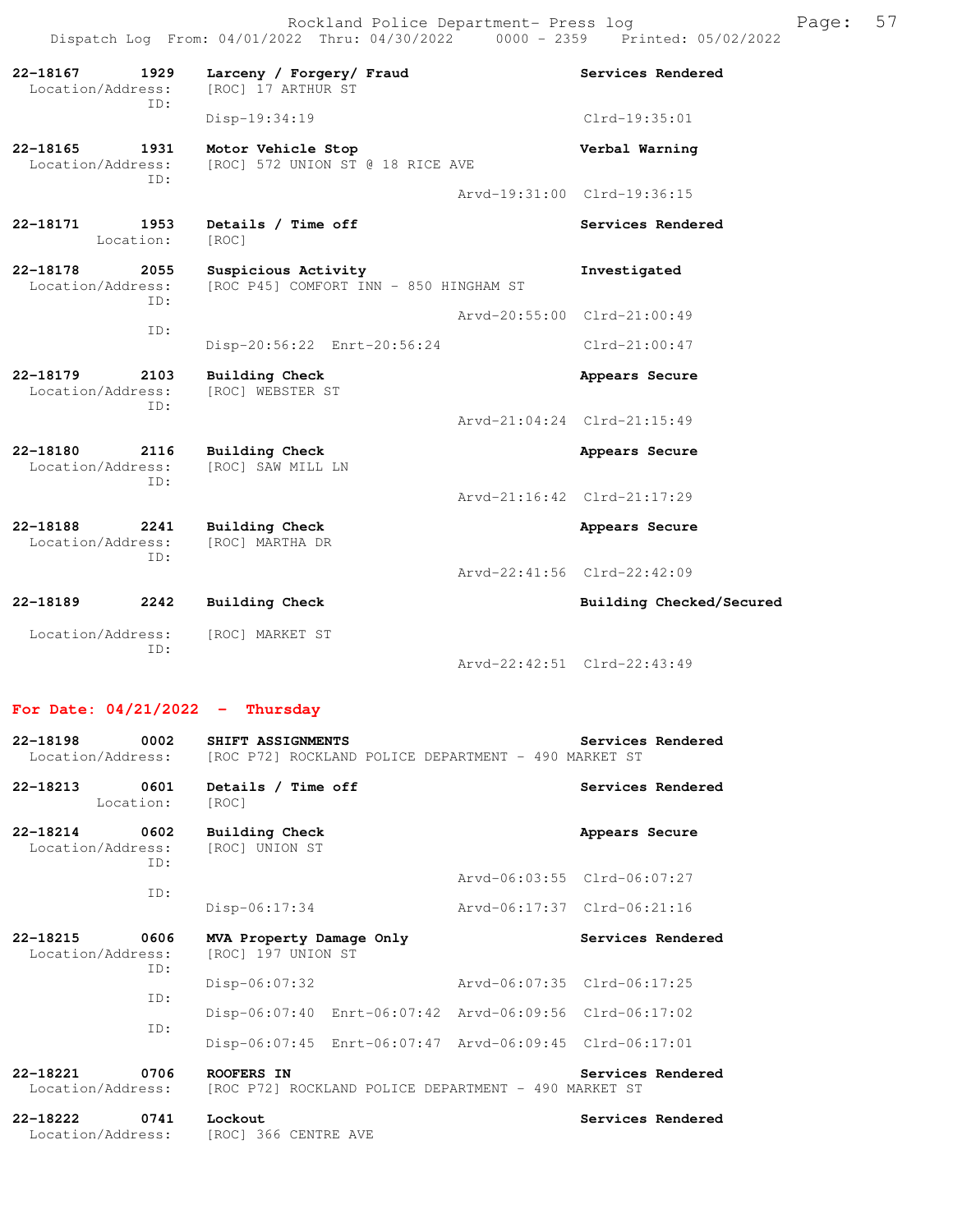| Call Number | Time | Call Reason | Action |
|---|---|---|---|
| **22-18167** | **1929** | **Larceny / Forgery/ Fraud** | **Services Rendered** |
| Location/Address: | | [ROC] 17 ARTHUR ST | |
| ID: | | Disp-19:34:19 | Clrd-19:35:01 |
| **22-18165** | **1931** | **Motor Vehicle Stop** | **Verbal Warning** |
| Location/Address: | | [ROC] 572 UNION ST @ 18 RICE AVE | |
| ID: | | Arvd-19:31:00 | Clrd-19:36:15 |
| **22-18171** | **1953** | **Details / Time off** | **Services Rendered** |
| Location: | | [ROC] | |
| **22-18178** | **2055** | **Suspicious Activity** | **Investigated** |
| Location/Address: | | [ROC P45] COMFORT INN - 850 HINGHAM ST | |
| ID: | | Arvd-20:55:00 | Clrd-21:00:49 |
| ID: | | Disp-20:56:22 Enrt-20:56:24 | Clrd-21:00:47 |
| **22-18179** | **2103** | **Building Check** | **Appears Secure** |
| Location/Address: | | [ROC] WEBSTER ST | |
| ID: | | Arvd-21:04:24 | Clrd-21:15:49 |
| **22-18180** | **2116** | **Building Check** | **Appears Secure** |
| Location/Address: | | [ROC] SAW MILL LN | |
| ID: | | Arvd-21:16:42 | Clrd-21:17:29 |
| **22-18188** | **2241** | **Building Check** | **Appears Secure** |
| Location/Address: | | [ROC] MARTHA DR | |
| ID: | | Arvd-22:41:56 | Clrd-22:42:09 |
| **22-18189** | **2242** | **Building Check** | **Building Checked/Secured** |
| Location/Address: | | [ROC] MARKET ST | |
| ID: | | Arvd-22:42:51 | Clrd-22:43:49 |

## For Date: 04/21/2022 - Thursday

| Call Number | Time | Call Reason | Action |
|---|---|---|---|
| **22-18198** | **0002** | **SHIFT ASSIGNMENTS** | **Services Rendered** |
| Location/Address: | | [ROC P72] ROCKLAND POLICE DEPARTMENT - 490 MARKET ST | |
| **22-18213** | **0601** | **Details / Time off** | **Services Rendered** |
| Location: | | [ROC] | |
| **22-18214** | **0602** | **Building Check** | **Appears Secure** |
| Location/Address: | | [ROC] UNION ST | |
| ID: | | Arvd-06:03:55 | Clrd-06:07:27 |
| ID: | | Disp-06:17:34 Arvd-06:17:37 | Clrd-06:21:16 |
| **22-18215** | **0606** | **MVA Property Damage Only** | **Services Rendered** |
| Location/Address: | | [ROC] 197 UNION ST | |
| ID: | | Disp-06:07:32 Arvd-06:07:35 | Clrd-06:17:25 |
| ID: | | Disp-06:07:40 Enrt-06:07:42 Arvd-06:09:56 | Clrd-06:17:02 |
| ID: | | Disp-06:07:45 Enrt-06:07:47 Arvd-06:09:45 | Clrd-06:17:01 |
| **22-18221** | **0706** | **ROOFERS IN** | **Services Rendered** |
| Location/Address: | | [ROC P72] ROCKLAND POLICE DEPARTMENT - 490 MARKET ST | |
| **22-18222** | **0741** | **Lockout** | **Services Rendered** |
| Location/Address: | | [ROC] 366 CENTRE AVE | |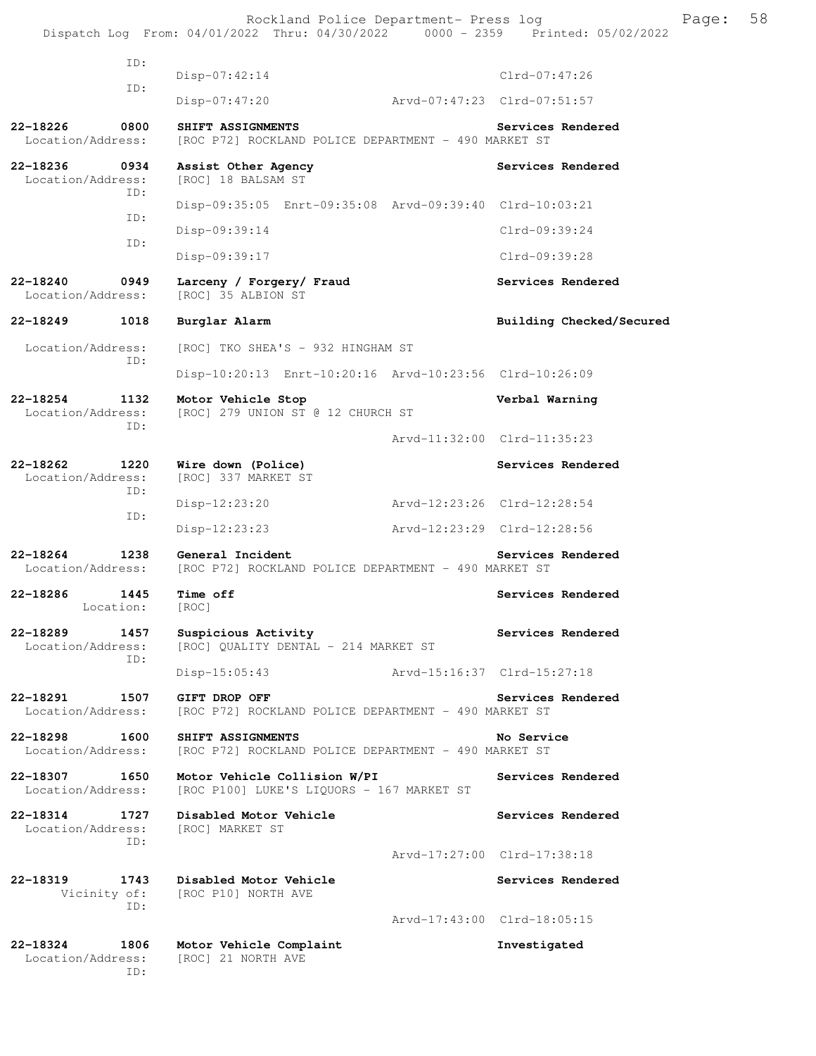```
            ID:
                    Disp-07:42:14                           Clrd-07:47:26
            ID:
                    Disp-07:47:20          Arvd-07:47:23  Clrd-07:51:57

22-18226       0800  SHIFT ASSIGNMENTS                         Services Rendered
  Location/Address:  [ROC P72] ROCKLAND POLICE DEPARTMENT - 490 MARKET ST

22-18236       0934  Assist Other Agency                       Services Rendered
  Location/Address:  [ROC] 18 BALSAM ST
            ID:
                    Disp-09:35:05  Enrt-09:35:08  Arvd-09:39:40  Clrd-10:03:21
            ID:
                    Disp-09:39:14                           Clrd-09:39:24
            ID:
                    Disp-09:39:17                           Clrd-09:39:28

22-18240       0949  Larceny / Forgery/ Fraud                  Services Rendered
  Location/Address:  [ROC] 35 ALBION ST

22-18249       1018  Burglar Alarm                             Building Checked/Secured

  Location/Address:  [ROC] TKO SHEA'S - 932 HINGHAM ST
            ID:
                    Disp-10:20:13  Enrt-10:20:16  Arvd-10:23:56  Clrd-10:26:09

22-18254       1132  Motor Vehicle Stop                        Verbal Warning
  Location/Address:  [ROC] 279 UNION ST @ 12 CHURCH ST
            ID:
                                           Arvd-11:32:00  Clrd-11:35:23

22-18262       1220  Wire down (Police)                        Services Rendered
  Location/Address:  [ROC] 337 MARKET ST
            ID:
                    Disp-12:23:20          Arvd-12:23:26  Clrd-12:28:54
            ID:
                    Disp-12:23:23          Arvd-12:23:29  Clrd-12:28:56

22-18264       1238  General Incident                          Services Rendered
  Location/Address:  [ROC P72] ROCKLAND POLICE DEPARTMENT - 490 MARKET ST

22-18286       1445  Time off                                  Services Rendered
         Location:   [ROC]

22-18289       1457  Suspicious Activity                       Services Rendered
  Location/Address:  [ROC] QUALITY DENTAL - 214 MARKET ST
            ID:
                    Disp-15:05:43          Arvd-15:16:37  Clrd-15:27:18

22-18291       1507  GIFT DROP OFF                             Services Rendered
  Location/Address:  [ROC P72] ROCKLAND POLICE DEPARTMENT - 490 MARKET ST

22-18298       1600  SHIFT ASSIGNMENTS                         No Service
  Location/Address:  [ROC P72] ROCKLAND POLICE DEPARTMENT - 490 MARKET ST

22-18307       1650  Motor Vehicle Collision W/PI              Services Rendered
  Location/Address:  [ROC P100] LUKE'S LIQUORS - 167 MARKET ST

22-18314       1727  Disabled Motor Vehicle                    Services Rendered
  Location/Address:  [ROC] MARKET ST
            ID:
                                           Arvd-17:27:00  Clrd-17:38:18

22-18319       1743  Disabled Motor Vehicle                    Services Rendered
      Vicinity of:   [ROC P10] NORTH AVE
            ID:
                                           Arvd-17:43:00  Clrd-18:05:15

22-18324       1806  Motor Vehicle Complaint                   Investigated
  Location/Address:  [ROC] 21 NORTH AVE
            ID:
```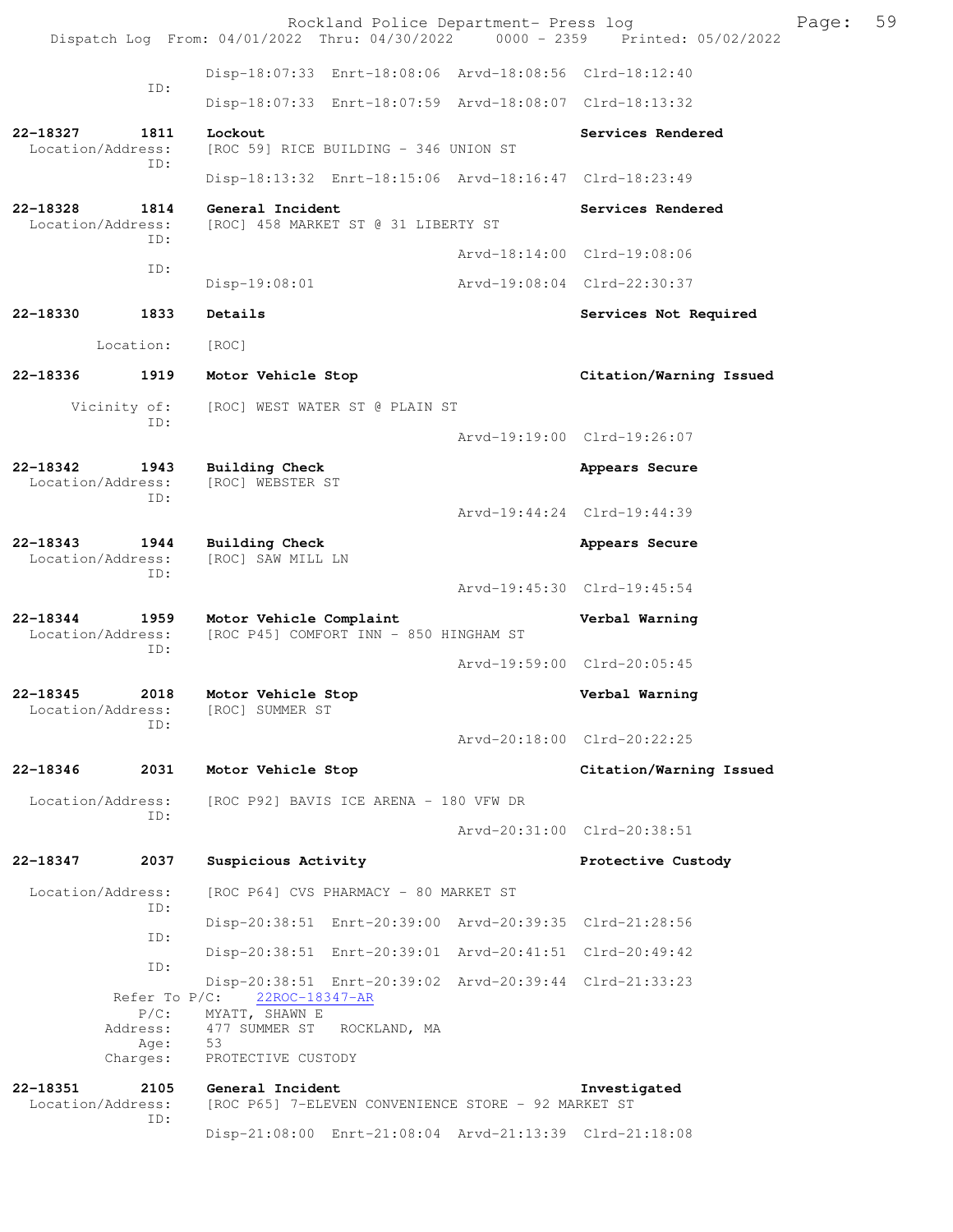Rockland Police Department- Press log

Dispatch Log From: 04/01/2022 Thru: 04/30/2022 0000 - 2359 Printed: 05/02/2022

```
                    Disp-18:07:33  Enrt-18:08:06  Arvd-18:08:56  Clrd-18:12:40
              ID:
                    Disp-18:07:33  Enrt-18:07:59  Arvd-18:08:07  Clrd-18:13:32

22-18327     1811   Lockout                                      Services Rendered
  Location/Address:  [ROC 59] RICE BUILDING - 346 UNION ST
              ID:
                    Disp-18:13:32  Enrt-18:15:06  Arvd-18:16:47  Clrd-18:23:49

22-18328     1814   General Incident                             Services Rendered
  Location/Address:  [ROC] 458 MARKET ST @ 31 LIBERTY ST
              ID:
                                                  Arvd-18:14:00  Clrd-19:08:06
              ID:
                    Disp-19:08:01                 Arvd-19:08:04  Clrd-22:30:37

22-18330     1833   Details                                      Services Not Required

        Location:   [ROC]

22-18336     1919   Motor Vehicle Stop                           Citation/Warning Issued

      Vicinity of:   [ROC] WEST WATER ST @ PLAIN ST
              ID:
                                                  Arvd-19:19:00  Clrd-19:26:07

22-18342     1943   Building Check                               Appears Secure
  Location/Address:  [ROC] WEBSTER ST
              ID:
                                                  Arvd-19:44:24  Clrd-19:44:39

22-18343     1944   Building Check                               Appears Secure
  Location/Address:  [ROC] SAW MILL LN
              ID:
                                                  Arvd-19:45:30  Clrd-19:45:54

22-18344     1959   Motor Vehicle Complaint                      Verbal Warning
  Location/Address:  [ROC P45] COMFORT INN - 850 HINGHAM ST
              ID:
                                                  Arvd-19:59:00  Clrd-20:05:45

22-18345     2018   Motor Vehicle Stop                           Verbal Warning
  Location/Address:  [ROC] SUMMER ST
              ID:
                                                  Arvd-20:18:00  Clrd-20:22:25

22-18346     2031   Motor Vehicle Stop                           Citation/Warning Issued

  Location/Address:  [ROC P92] BAVIS ICE ARENA - 180 VFW DR
              ID:
                                                  Arvd-20:31:00  Clrd-20:38:51

22-18347     2037   Suspicious Activity                          Protective Custody

  Location/Address:  [ROC P64] CVS PHARMACY - 80 MARKET ST
              ID:
                    Disp-20:38:51  Enrt-20:39:00  Arvd-20:39:35  Clrd-21:28:56
              ID:
                    Disp-20:38:51  Enrt-20:39:01  Arvd-20:41:51  Clrd-20:49:42
              ID:
                    Disp-20:38:51  Enrt-20:39:02  Arvd-20:39:44  Clrd-21:33:23
        Refer To P/C:   22ROC-18347-AR
             P/C:   MYATT, SHAWN E
         Address:   477 SUMMER ST   ROCKLAND, MA
             Age:   53
         Charges:   PROTECTIVE CUSTODY

22-18351     2105   General Incident                             Investigated
  Location/Address:  [ROC P65] 7-ELEVEN CONVENIENCE STORE - 92 MARKET ST
              ID:
                    Disp-21:08:00  Enrt-21:08:04  Arvd-21:13:39  Clrd-21:18:08
```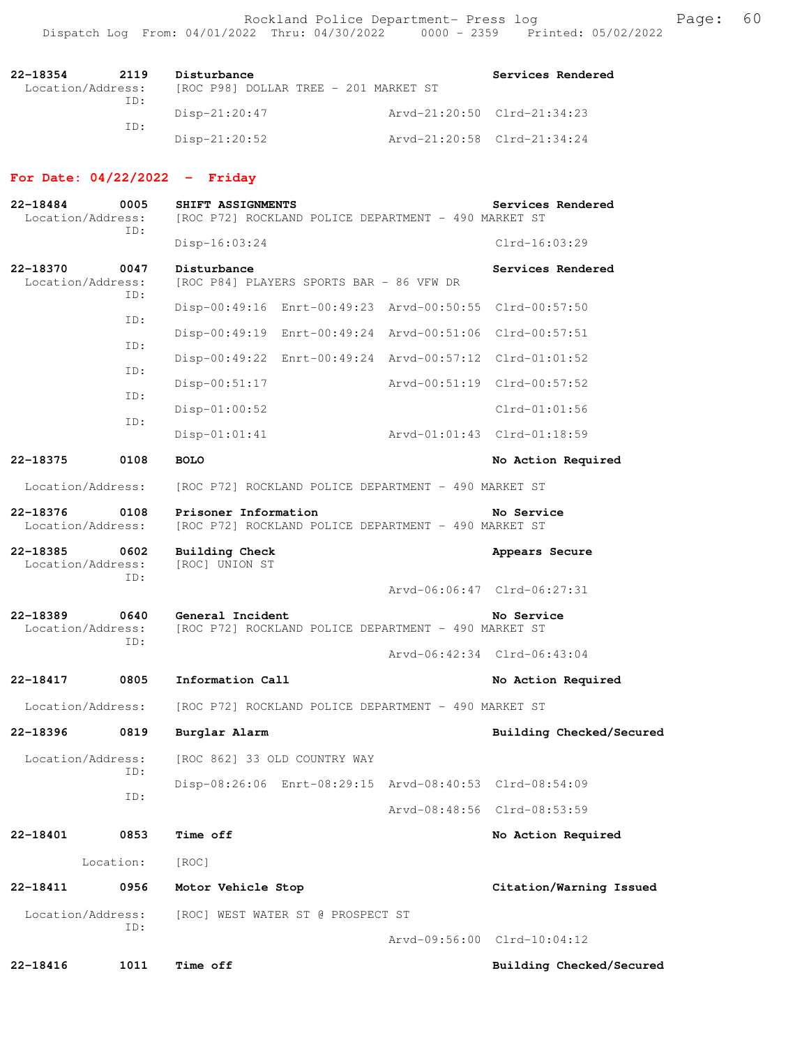**22-18354** 2119 **Disturbance** **Services Rendered**
Location/Address: [ROC P98] DOLLAR TREE - 201 MARKET ST
ID: Disp-21:20:47 Arvd-21:20:50 Clrd-21:34:23
ID: Disp-21:20:52 Arvd-21:20:58 Clrd-21:34:24

## For Date: 04/22/2022 - Friday

**22-18484** 0005 **SHIFT ASSIGNMENTS** **Services Rendered**
Location/Address: [ROC P72] ROCKLAND POLICE DEPARTMENT - 490 MARKET ST
ID: Disp-16:03:24 Clrd-16:03:29

**22-18370** 0047 **Disturbance** **Services Rendered**
Location/Address: [ROC P84] PLAYERS SPORTS BAR - 86 VFW DR
ID: Disp-00:49:16 Enrt-00:49:23 Arvd-00:50:55 Clrd-00:57:50
ID: Disp-00:49:19 Enrt-00:49:24 Arvd-00:51:06 Clrd-00:57:51
ID: Disp-00:49:22 Enrt-00:49:24 Arvd-00:57:12 Clrd-01:01:52
ID: Disp-00:51:17 Arvd-00:51:19 Clrd-00:57:52
ID: Disp-01:00:52 Clrd-01:01:56
ID: Disp-01:01:41 Arvd-01:01:43 Clrd-01:18:59

**22-18375** 0108 **BOLO** **No Action Required**
Location/Address: [ROC P72] ROCKLAND POLICE DEPARTMENT - 490 MARKET ST

**22-18376** 0108 **Prisoner Information** **No Service**
Location/Address: [ROC P72] ROCKLAND POLICE DEPARTMENT - 490 MARKET ST

**22-18385** 0602 **Building Check** **Appears Secure**
Location/Address: [ROC] UNION ST
ID: Arvd-06:06:47 Clrd-06:27:31

**22-18389** 0640 **General Incident** **No Service**
Location/Address: [ROC P72] ROCKLAND POLICE DEPARTMENT - 490 MARKET ST
ID: Arvd-06:42:34 Clrd-06:43:04

**22-18417** 0805 **Information Call** **No Action Required**
Location/Address: [ROC P72] ROCKLAND POLICE DEPARTMENT - 490 MARKET ST

**22-18396** 0819 **Burglar Alarm** **Building Checked/Secured**
Location/Address: [ROC 862] 33 OLD COUNTRY WAY
ID: Disp-08:26:06 Enrt-08:29:15 Arvd-08:40:53 Clrd-08:54:09
ID: Arvd-08:48:56 Clrd-08:53:59

**22-18401** 0853 **Time off** **No Action Required**
Location: [ROC]

**22-18411** 0956 **Motor Vehicle Stop** **Citation/Warning Issued**
Location/Address: [ROC] WEST WATER ST @ PROSPECT ST
ID: Arvd-09:56:00 Clrd-10:04:12

**22-18416** 1011 **Time off** **Building Checked/Secured**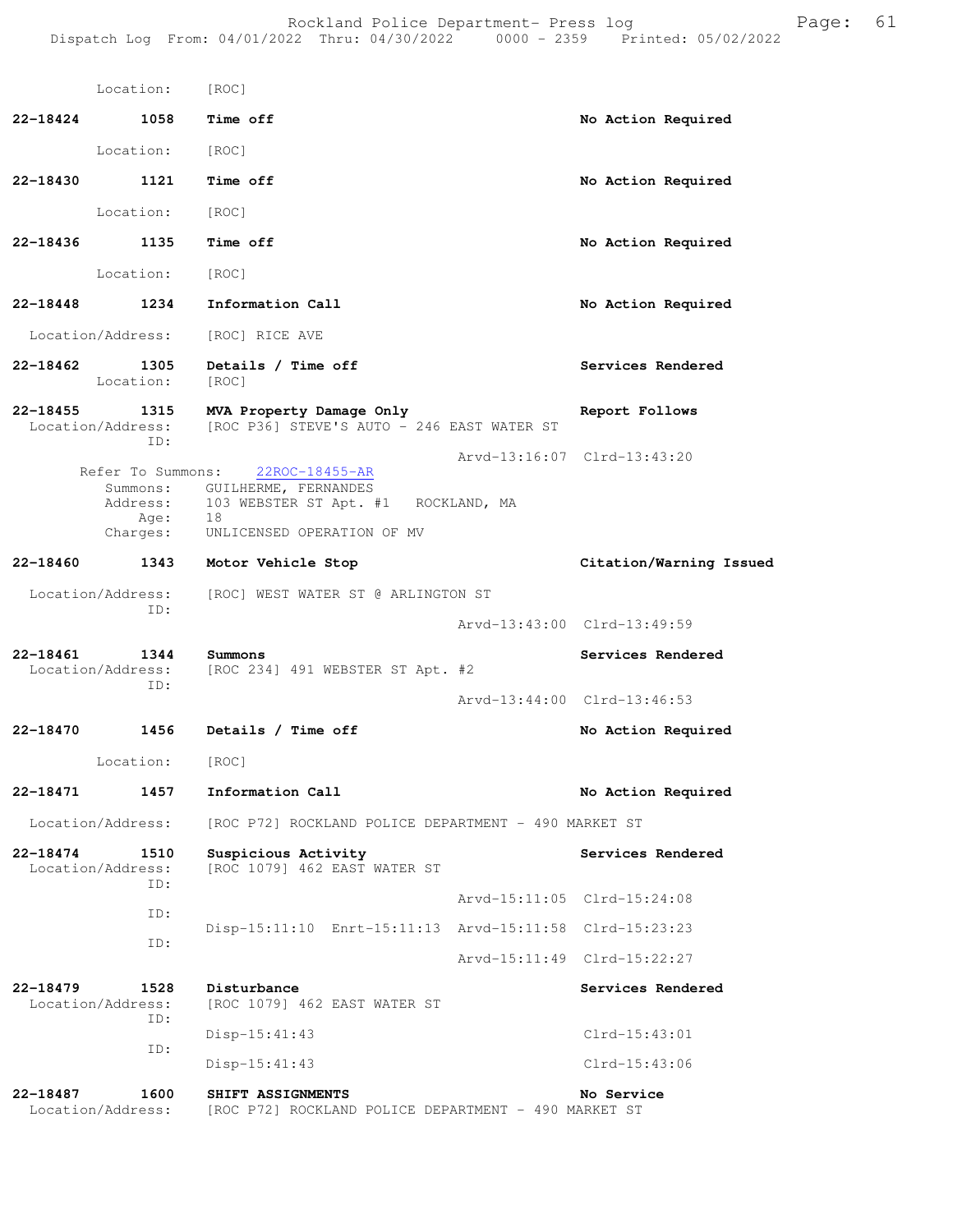Location: [ROC]

**22-18424 1058 Time off** — No Action Required

Location: [ROC]

**22-18430 1121 Time off** — No Action Required

Location: [ROC]

**22-18436 1135 Time off** — No Action Required

Location: [ROC]

**22-18448 1234 Information Call** — No Action Required

Location/Address: [ROC] RICE AVE

**22-18462 1305 Details / Time off** — Services Rendered

Location: [ROC]

**22-18455 1315 MVA Property Damage Only** — Report Follows

Location/Address: [ROC P36] STEVE'S AUTO - 246 EAST WATER ST

ID:

Arvd-13:16:07 Clrd-13:43:20

Refer To Summons: 22ROC-18455-AR

Summons: GUILHERME, FERNANDES

Address: 103 WEBSTER ST Apt. #1 ROCKLAND, MA

Age: 18

Charges: UNLICENSED OPERATION OF MV

**22-18460 1343 Motor Vehicle Stop** — Citation/Warning Issued

Location/Address: [ROC] WEST WATER ST @ ARLINGTON ST

ID:

Arvd-13:43:00 Clrd-13:49:59

**22-18461 1344 Summons** — Services Rendered

Location/Address: [ROC 234] 491 WEBSTER ST Apt. #2

ID:

Arvd-13:44:00 Clrd-13:46:53

**22-18470 1456 Details / Time off** — No Action Required

Location: [ROC]

**22-18471 1457 Information Call** — No Action Required

Location/Address: [ROC P72] ROCKLAND POLICE DEPARTMENT - 490 MARKET ST

**22-18474 1510 Suspicious Activity** — Services Rendered

Location/Address: [ROC 1079] 462 EAST WATER ST

ID:

Arvd-15:11:05 Clrd-15:24:08

ID:

Disp-15:11:10 Enrt-15:11:13 Arvd-15:11:58 Clrd-15:23:23

ID:

Arvd-15:11:49 Clrd-15:22:27

**22-18479 1528 Disturbance** — Services Rendered

Location/Address: [ROC 1079] 462 EAST WATER ST

ID:

Disp-15:41:43 Clrd-15:43:01

ID:

Disp-15:41:43 Clrd-15:43:06

**22-18487 1600 SHIFT ASSIGNMENTS** — No Service

Location/Address: [ROC P72] ROCKLAND POLICE DEPARTMENT - 490 MARKET ST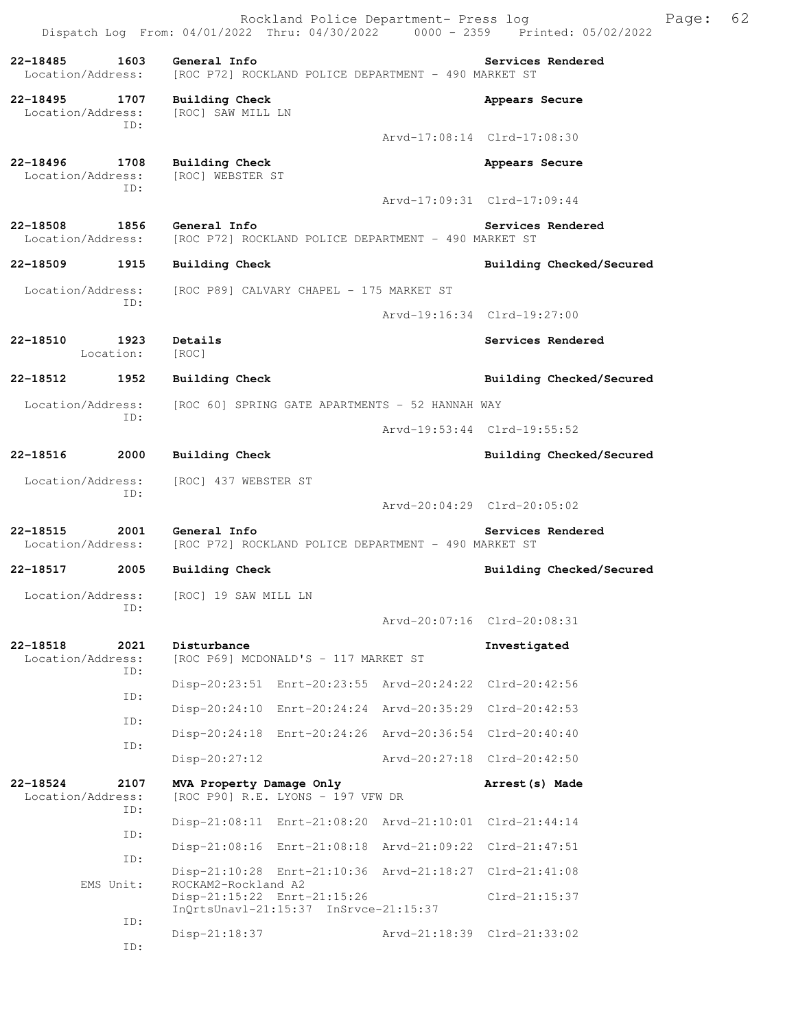| | | | | |
|---|---|---|---|---|
| 22-18485 1603 | General Info | | | Services Rendered |
| Location/Address: | [ROC P72] ROCKLAND POLICE DEPARTMENT - 490 MARKET ST | | | |
| 22-18495 1707 | Building Check | | | Appears Secure |
| Location/Address: | [ROC] SAW MILL LN | | | |
| ID: | | | Arvd-17:08:14 | Clrd-17:08:30 |
| 22-18496 1708 | Building Check | | | Appears Secure |
| Location/Address: | [ROC] WEBSTER ST | | | |
| ID: | | | Arvd-17:09:31 | Clrd-17:09:44 |
| 22-18508 1856 | General Info | | | Services Rendered |
| Location/Address: | [ROC P72] ROCKLAND POLICE DEPARTMENT - 490 MARKET ST | | | |
| 22-18509 1915 | Building Check | | | Building Checked/Secured |
| Location/Address: | [ROC P89] CALVARY CHAPEL - 175 MARKET ST | | | |
| ID: | | | Arvd-19:16:34 | Clrd-19:27:00 |
| 22-18510 1923 | Details | | | Services Rendered |
| Location: | [ROC] | | | |
| 22-18512 1952 | Building Check | | | Building Checked/Secured |
| Location/Address: | [ROC 60] SPRING GATE APARTMENTS - 52 HANNAH WAY | | | |
| ID: | | | Arvd-19:53:44 | Clrd-19:55:52 |
| 22-18516 2000 | Building Check | | | Building Checked/Secured |
| Location/Address: | [ROC] 437 WEBSTER ST | | | |
| ID: | | | Arvd-20:04:29 | Clrd-20:05:02 |
| 22-18515 2001 | General Info | | | Services Rendered |
| Location/Address: | [ROC P72] ROCKLAND POLICE DEPARTMENT - 490 MARKET ST | | | |
| 22-18517 2005 | Building Check | | | Building Checked/Secured |
| Location/Address: | [ROC] 19 SAW MILL LN | | | |
| ID: | | | Arvd-20:07:16 | Clrd-20:08:31 |
| 22-18518 2021 | Disturbance | | | Investigated |
| Location/Address: | [ROC P69] MCDONALD'S - 117 MARKET ST | | | |
| ID: | Disp-20:23:51 | Enrt-20:23:55 | Arvd-20:24:22 | Clrd-20:42:56 |
| ID: | Disp-20:24:10 | Enrt-20:24:24 | Arvd-20:35:29 | Clrd-20:42:53 |
| ID: | Disp-20:24:18 | Enrt-20:24:26 | Arvd-20:36:54 | Clrd-20:40:40 |
| ID: | Disp-20:27:12 | | Arvd-20:27:18 | Clrd-20:42:50 |
| 22-18524 2107 | MVA Property Damage Only | | | Arrest(s) Made |
| Location/Address: | [ROC P90] R.E. LYONS - 197 VFW DR | | | |
| ID: | Disp-21:08:11 | Enrt-21:08:20 | Arvd-21:10:01 | Clrd-21:44:14 |
| ID: | Disp-21:08:16 | Enrt-21:08:18 | Arvd-21:09:22 | Clrd-21:47:51 |
| ID: | Disp-21:10:28 | Enrt-21:10:36 | Arvd-21:18:27 | Clrd-21:41:08 |
| EMS Unit: | ROCKAM2-Rockland A2 | | | |
| | Disp-21:15:22 | Enrt-21:15:26 | | Clrd-21:15:37 |
| | InQrtsUnavl-21:15:37 | InSrvce-21:15:37 | | |
| ID: | Disp-21:18:37 | | Arvd-21:18:39 | Clrd-21:33:02 |
| ID: | | | | |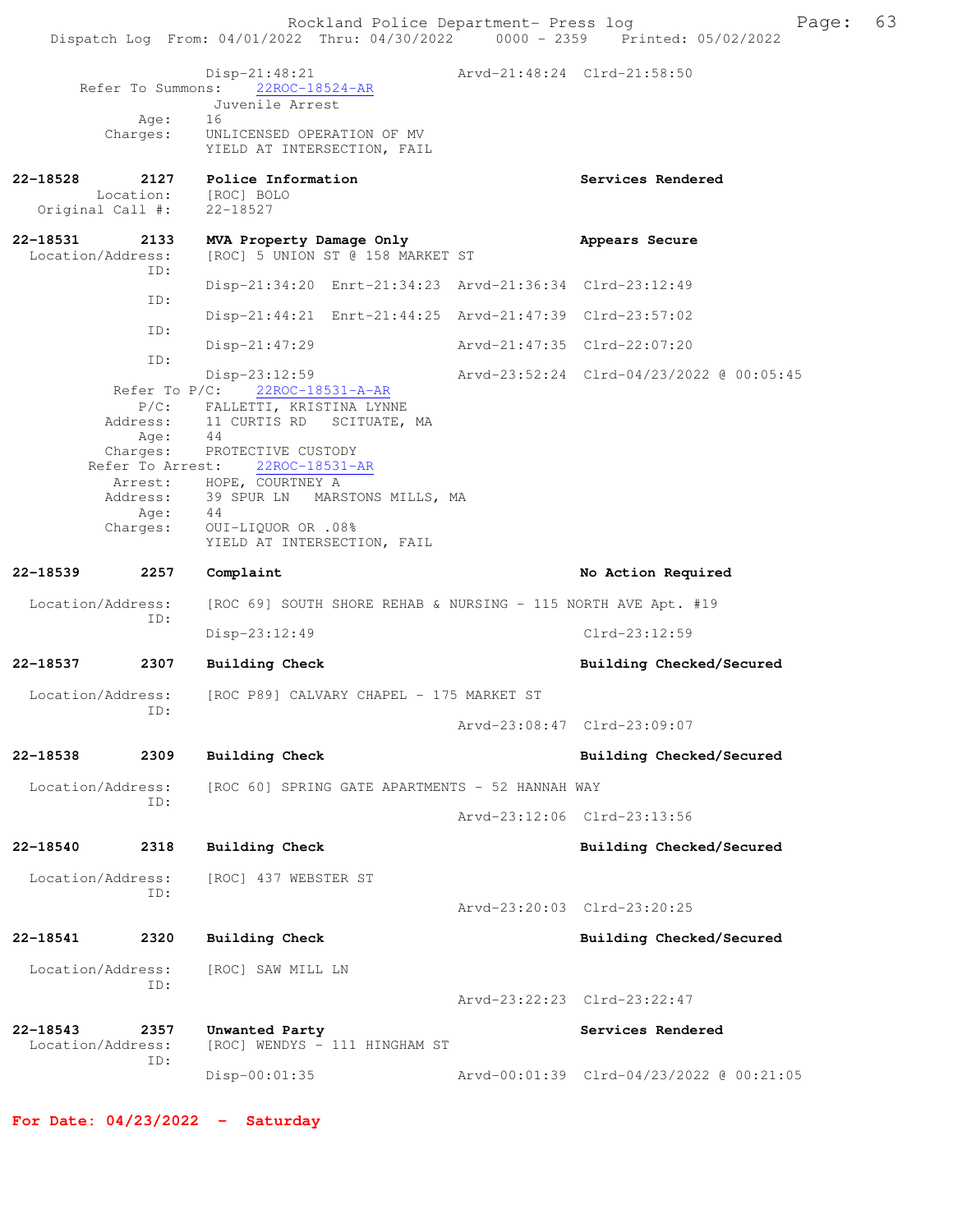Disp-21:48:21 Arvd-21:48:24 Clrd-21:58:50
Refer To Summons: 22ROC-18524-AR
Juvenile Arrest
Age: 16
Charges: UNLICENSED OPERATION OF MV
YIELD AT INTERSECTION, FAIL

**22-18528 2127 Police Information** **Services Rendered**
Location: [ROC] BOLO
Original Call #: 22-18527

**22-18531 2133 MVA Property Damage Only** **Appears Secure**
Location/Address: [ROC] 5 UNION ST @ 158 MARKET ST
ID:
Disp-21:34:20 Enrt-21:34:23 Arvd-21:36:34 Clrd-23:12:49
ID:
Disp-21:44:21 Enrt-21:44:25 Arvd-21:47:39 Clrd-23:57:02
ID:
Disp-21:47:29 Arvd-21:47:35 Clrd-22:07:20
ID:
Disp-23:12:59 Arvd-23:52:24 Clrd-04/23/2022 @ 00:05:45
Refer To P/C: 22ROC-18531-A-AR
P/C: FALLETTI, KRISTINA LYNNE
Address: 11 CURTIS RD SCITUATE, MA
Age: 44
Charges: PROTECTIVE CUSTODY
Refer To Arrest: 22ROC-18531-AR
Arrest: HOPE, COURTNEY A
Address: 39 SPUR LN MARSTONS MILLS, MA
Age: 44
Charges: OUI-LIQUOR OR .08%
YIELD AT INTERSECTION, FAIL

**22-18539 2257 Complaint** **No Action Required**
Location/Address: [ROC 69] SOUTH SHORE REHAB & NURSING - 115 NORTH AVE Apt. #19
ID:
Disp-23:12:49 Clrd-23:12:59

**22-18537 2307 Building Check** **Building Checked/Secured**
Location/Address: [ROC P89] CALVARY CHAPEL - 175 MARKET ST
ID:
Arvd-23:08:47 Clrd-23:09:07

**22-18538 2309 Building Check** **Building Checked/Secured**
Location/Address: [ROC 60] SPRING GATE APARTMENTS - 52 HANNAH WAY
ID:
Arvd-23:12:06 Clrd-23:13:56

**22-18540 2318 Building Check** **Building Checked/Secured**
Location/Address: [ROC] 437 WEBSTER ST
ID:
Arvd-23:20:03 Clrd-23:20:25

**22-18541 2320 Building Check** **Building Checked/Secured**
Location/Address: [ROC] SAW MILL LN
ID:
Arvd-23:22:23 Clrd-23:22:47

**22-18543 2357 Unwanted Party** **Services Rendered**
Location/Address: [ROC] WENDYS - 111 HINGHAM ST
ID:
Disp-00:01:35 Arvd-00:01:39 Clrd-04/23/2022 @ 00:21:05

**For Date: 04/23/2022 - Saturday**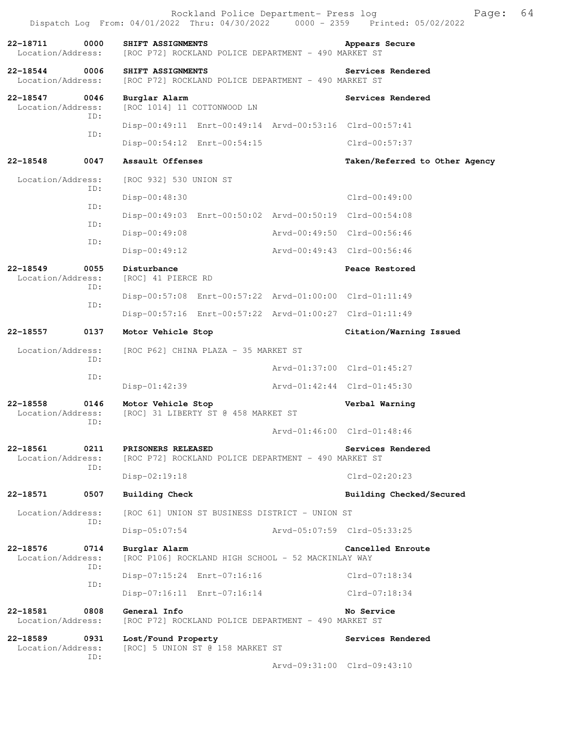Rockland Police Department- Press log

Dispatch Log From: 04/01/2022 Thru: 04/30/2022 0000 - 2359 Printed: 05/02/2022

```
22-18711      0000   SHIFT ASSIGNMENTS                                  Appears Secure
 Location/Address:   [ROC P72] ROCKLAND POLICE DEPARTMENT - 490 MARKET ST

22-18544      0006   SHIFT ASSIGNMENTS                                  Services Rendered
 Location/Address:   [ROC P72] ROCKLAND POLICE DEPARTMENT - 490 MARKET ST

22-18547      0046   Burglar Alarm                                      Services Rendered
 Location/Address:   [ROC 1014] 11 COTTONWOOD LN
              ID:
                     Disp-00:49:11  Enrt-00:49:14  Arvd-00:53:16  Clrd-00:57:41
              ID:
                     Disp-00:54:12  Enrt-00:54:15                 Clrd-00:57:37

22-18548      0047   Assault Offenses                                   Taken/Referred to Other Agency
 Location/Address:   [ROC 932] 530 UNION ST
              ID:
                     Disp-00:48:30                                Clrd-00:49:00
              ID:
                     Disp-00:49:03  Enrt-00:50:02  Arvd-00:50:19  Clrd-00:54:08
              ID:
                     Disp-00:49:08                 Arvd-00:49:50  Clrd-00:56:46
              ID:
                     Disp-00:49:12                 Arvd-00:49:43  Clrd-00:56:46

22-18549      0055   Disturbance                                        Peace Restored
 Location/Address:   [ROC] 41 PIERCE RD
              ID:
                     Disp-00:57:08  Enrt-00:57:22  Arvd-01:00:00  Clrd-01:11:49
              ID:
                     Disp-00:57:16  Enrt-00:57:22  Arvd-01:00:27  Clrd-01:11:49

22-18557      0137   Motor Vehicle Stop                                 Citation/Warning Issued
 Location/Address:   [ROC P62] CHINA PLAZA - 35 MARKET ST
              ID:
                                                   Arvd-01:37:00  Clrd-01:45:27
              ID:
                     Disp-01:42:39                 Arvd-01:42:44  Clrd-01:45:30

22-18558      0146   Motor Vehicle Stop                                 Verbal Warning
 Location/Address:   [ROC] 31 LIBERTY ST @ 458 MARKET ST
              ID:
                                                   Arvd-01:46:00  Clrd-01:48:46

22-18561      0211   PRISONERS RELEASED                                 Services Rendered
 Location/Address:   [ROC P72] ROCKLAND POLICE DEPARTMENT - 490 MARKET ST
              ID:
                     Disp-02:19:18                                Clrd-02:20:23

22-18571      0507   Building Check                                     Building Checked/Secured
 Location/Address:   [ROC 61] UNION ST BUSINESS DISTRICT - UNION ST
              ID:
                     Disp-05:07:54                 Arvd-05:07:59  Clrd-05:33:25

22-18576      0714   Burglar Alarm                                      Cancelled Enroute
 Location/Address:   [ROC P106] ROCKLAND HIGH SCHOOL - 52 MACKINLAY WAY
              ID:
                     Disp-07:15:24  Enrt-07:16:16                 Clrd-07:18:34
              ID:
                     Disp-07:16:11  Enrt-07:16:14                 Clrd-07:18:34

22-18581      0808   General Info                                       No Service
 Location/Address:   [ROC P72] ROCKLAND POLICE DEPARTMENT - 490 MARKET ST

22-18589      0931   Lost/Found Property                                Services Rendered
 Location/Address:   [ROC] 5 UNION ST @ 158 MARKET ST
              ID:
                                                   Arvd-09:31:00  Clrd-09:43:10
```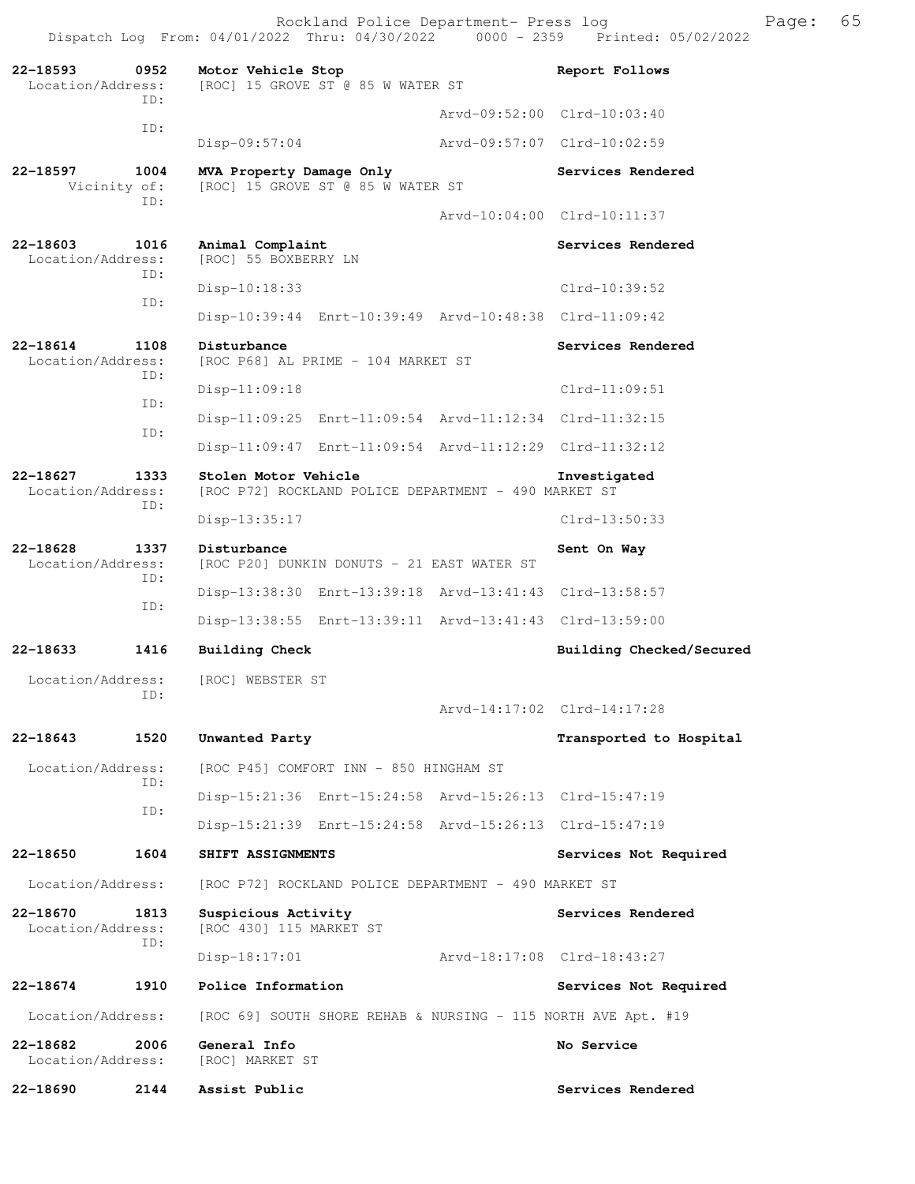Rockland Police Department- Press log

Dispatch Log From: 04/01/2022 Thru: 04/30/2022 0000 - 2359 Printed: 05/02/2022

```
22-18593     0952   Motor Vehicle Stop                              Report Follows
 Location/Address:  [ROC] 15 GROVE ST @ 85 W WATER ST
              ID:
                                               Arvd-09:52:00  Clrd-10:03:40
              ID:
                    Disp-09:57:04              Arvd-09:57:07  Clrd-10:02:59

22-18597     1004   MVA Property Damage Only                        Services Rendered
     Vicinity of:   [ROC] 15 GROVE ST @ 85 W WATER ST
              ID:
                                               Arvd-10:04:00  Clrd-10:11:37

22-18603     1016   Animal Complaint                                Services Rendered
 Location/Address:  [ROC] 55 BOXBERRY LN
              ID:
                    Disp-10:18:33                             Clrd-10:39:52
              ID:
                    Disp-10:39:44  Enrt-10:39:49  Arvd-10:48:38  Clrd-11:09:42

22-18614     1108   Disturbance                                     Services Rendered
 Location/Address:  [ROC P68] AL PRIME - 104 MARKET ST
              ID:
                    Disp-11:09:18                             Clrd-11:09:51
              ID:
                    Disp-11:09:25  Enrt-11:09:54  Arvd-11:12:34  Clrd-11:32:15
              ID:
                    Disp-11:09:47  Enrt-11:09:54  Arvd-11:12:29  Clrd-11:32:12

22-18627     1333   Stolen Motor Vehicle                            Investigated
 Location/Address:  [ROC P72] ROCKLAND POLICE DEPARTMENT - 490 MARKET ST
              ID:
                    Disp-13:35:17                             Clrd-13:50:33

22-18628     1337   Disturbance                                     Sent On Way
 Location/Address:  [ROC P20] DUNKIN DONUTS - 21 EAST WATER ST
              ID:
                    Disp-13:38:30  Enrt-13:39:18  Arvd-13:41:43  Clrd-13:58:57
              ID:
                    Disp-13:38:55  Enrt-13:39:11  Arvd-13:41:43  Clrd-13:59:00

22-18633     1416   Building Check                                  Building Checked/Secured

 Location/Address:  [ROC] WEBSTER ST
              ID:
                                               Arvd-14:17:02  Clrd-14:17:28

22-18643     1520   Unwanted Party                                  Transported to Hospital

 Location/Address:  [ROC P45] COMFORT INN - 850 HINGHAM ST
              ID:
                    Disp-15:21:36  Enrt-15:24:58  Arvd-15:26:13  Clrd-15:47:19
              ID:
                    Disp-15:21:39  Enrt-15:24:58  Arvd-15:26:13  Clrd-15:47:19

22-18650     1604   SHIFT ASSIGNMENTS                               Services Not Required

 Location/Address:  [ROC P72] ROCKLAND POLICE DEPARTMENT - 490 MARKET ST

22-18670     1813   Suspicious Activity                             Services Rendered
 Location/Address:  [ROC 430] 115 MARKET ST
              ID:
                    Disp-18:17:01              Arvd-18:17:08  Clrd-18:43:27

22-18674     1910   Police Information                              Services Not Required

 Location/Address:  [ROC 69] SOUTH SHORE REHAB & NURSING - 115 NORTH AVE Apt. #19

22-18682     2006   General Info                                    No Service
 Location/Address:  [ROC] MARKET ST

22-18690     2144   Assist Public                                   Services Rendered
```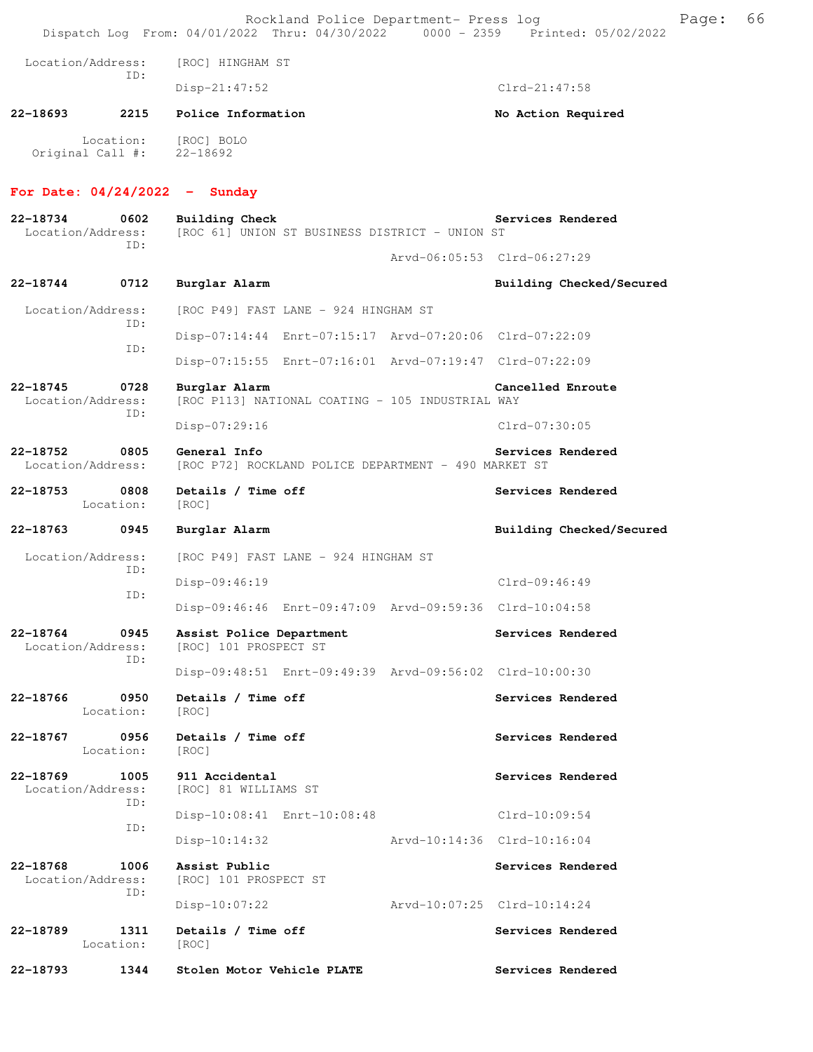Location/Address: [ROC] HINGHAM ST
ID:
Disp-21:47:52 Clrd-21:47:58

**22-18693 2215 Police Information** **No Action Required**
Location: [ROC] BOLO
Original Call #: 22-18692

## For Date: 04/24/2022 - Sunday

**22-18734 0602 Building Check** **Services Rendered**
Location/Address: [ROC 61] UNION ST BUSINESS DISTRICT - UNION ST
ID:
Arvd-06:05:53 Clrd-06:27:29

**22-18744 0712 Burglar Alarm** **Building Checked/Secured**
Location/Address: [ROC P49] FAST LANE - 924 HINGHAM ST
ID:
Disp-07:14:44 Enrt-07:15:17 Arvd-07:20:06 Clrd-07:22:09
ID:
Disp-07:15:55 Enrt-07:16:01 Arvd-07:19:47 Clrd-07:22:09

**22-18745 0728 Burglar Alarm** **Cancelled Enroute**
Location/Address: [ROC P113] NATIONAL COATING - 105 INDUSTRIAL WAY
ID:
Disp-07:29:16 Clrd-07:30:05

**22-18752 0805 General Info** **Services Rendered**
Location/Address: [ROC P72] ROCKLAND POLICE DEPARTMENT - 490 MARKET ST

**22-18753 0808 Details / Time off** **Services Rendered**
Location: [ROC]

**22-18763 0945 Burglar Alarm** **Building Checked/Secured**
Location/Address: [ROC P49] FAST LANE - 924 HINGHAM ST
ID:
Disp-09:46:19 Clrd-09:46:49
ID:
Disp-09:46:46 Enrt-09:47:09 Arvd-09:59:36 Clrd-10:04:58

**22-18764 0945 Assist Police Department** **Services Rendered**
Location/Address: [ROC] 101 PROSPECT ST
ID:
Disp-09:48:51 Enrt-09:49:39 Arvd-09:56:02 Clrd-10:00:30

**22-18766 0950 Details / Time off** **Services Rendered**
Location: [ROC]

**22-18767 0956 Details / Time off** **Services Rendered**
Location: [ROC]

**22-18769 1005 911 Accidental** **Services Rendered**
Location/Address: [ROC] 81 WILLIAMS ST
ID:
Disp-10:08:41 Enrt-10:08:48 Clrd-10:09:54
ID:
Disp-10:14:32 Arvd-10:14:36 Clrd-10:16:04

**22-18768 1006 Assist Public** **Services Rendered**
Location/Address: [ROC] 101 PROSPECT ST
ID:
Disp-10:07:22 Arvd-10:07:25 Clrd-10:14:24

**22-18789 1311 Details / Time off** **Services Rendered**
Location: [ROC]

**22-18793 1344 Stolen Motor Vehicle PLATE** **Services Rendered**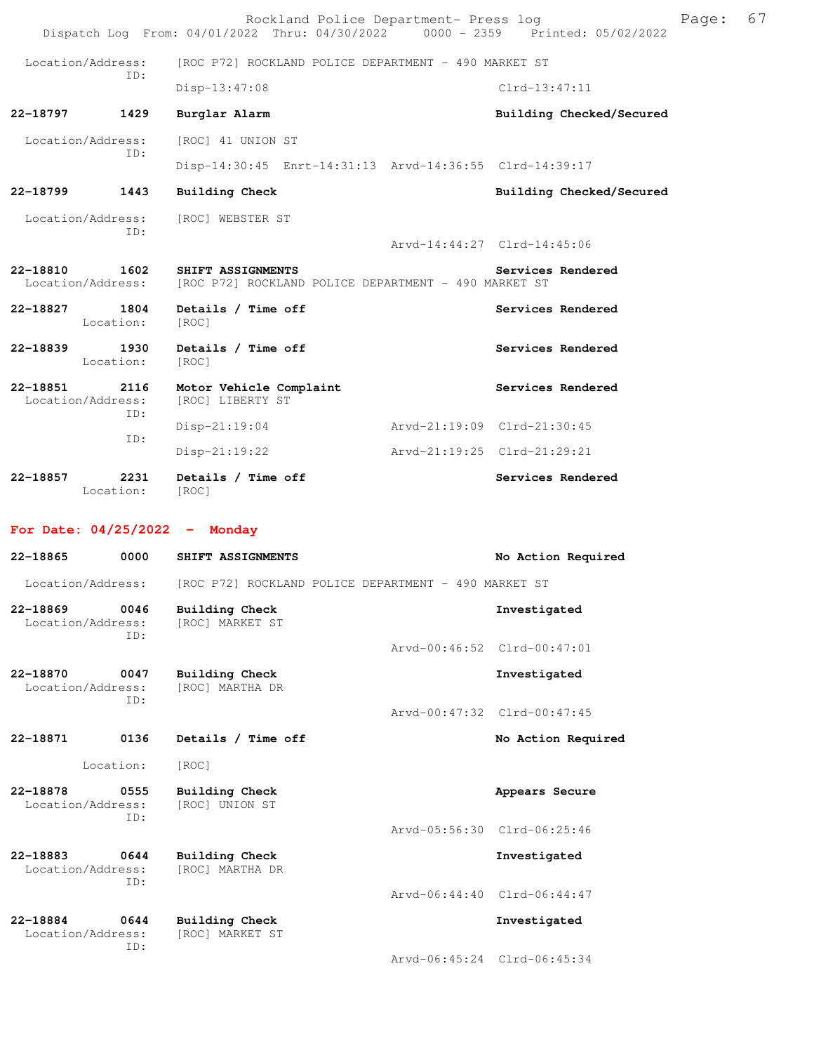Location/Address: [ROC P72] ROCKLAND POLICE DEPARTMENT - 490 MARKET ST
ID:
Disp-13:47:08 Clrd-13:47:11

**22-18797 1429 Burglar Alarm** **Building Checked/Secured**

Location/Address: [ROC] 41 UNION ST
ID:
Disp-14:30:45 Enrt-14:31:13 Arvd-14:36:55 Clrd-14:39:17

**22-18799 1443 Building Check** **Building Checked/Secured**

Location/Address: [ROC] WEBSTER ST
ID:
Arvd-14:44:27 Clrd-14:45:06

**22-18810 1602 SHIFT ASSIGNMENTS** **Services Rendered**
Location/Address: [ROC P72] ROCKLAND POLICE DEPARTMENT - 490 MARKET ST

**22-18827 1804 Details / Time off** **Services Rendered**
Location: [ROC]

**22-18839 1930 Details / Time off** **Services Rendered**
Location: [ROC]

**22-18851 2116 Motor Vehicle Complaint** **Services Rendered**
Location/Address: [ROC] LIBERTY ST
ID:
Disp-21:19:04 Arvd-21:19:09 Clrd-21:30:45
ID:
Disp-21:19:22 Arvd-21:19:25 Clrd-21:29:21

**22-18857 2231 Details / Time off** **Services Rendered**
Location: [ROC]

## For Date: 04/25/2022 - Monday

**22-18865 0000 SHIFT ASSIGNMENTS** **No Action Required**

Location/Address: [ROC P72] ROCKLAND POLICE DEPARTMENT - 490 MARKET ST

**22-18869 0046 Building Check** **Investigated**
Location/Address: [ROC] MARKET ST
ID:
Arvd-00:46:52 Clrd-00:47:01

**22-18870 0047 Building Check** **Investigated**
Location/Address: [ROC] MARTHA DR
ID:
Arvd-00:47:32 Clrd-00:47:45

**22-18871 0136 Details / Time off** **No Action Required**

Location: [ROC]

**22-18878 0555 Building Check** **Appears Secure**
Location/Address: [ROC] UNION ST
ID:
Arvd-05:56:30 Clrd-06:25:46

**22-18883 0644 Building Check** **Investigated**
Location/Address: [ROC] MARTHA DR
ID:
Arvd-06:44:40 Clrd-06:44:47

**22-18884 0644 Building Check** **Investigated**
Location/Address: [ROC] MARKET ST
ID:
Arvd-06:45:24 Clrd-06:45:34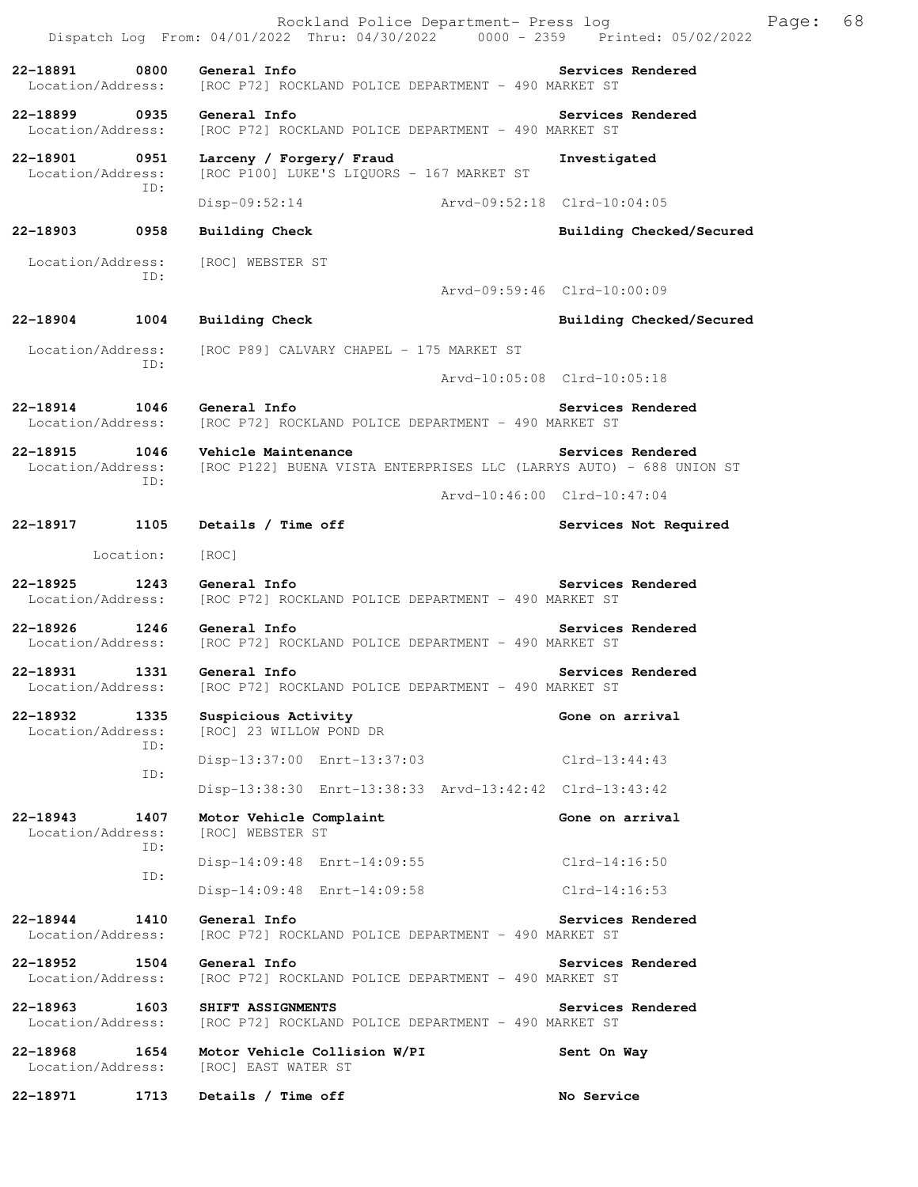**22-18891 0800 General Info** **Services Rendered**
Location/Address: [ROC P72] ROCKLAND POLICE DEPARTMENT - 490 MARKET ST

**22-18899 0935 General Info** **Services Rendered**
Location/Address: [ROC P72] ROCKLAND POLICE DEPARTMENT - 490 MARKET ST

**22-18901 0951 Larceny / Forgery/ Fraud** **Investigated**
Location/Address: [ROC P100] LUKE'S LIQUORS - 167 MARKET ST
ID:
Disp-09:52:14 Arvd-09:52:18 Clrd-10:04:05

**22-18903 0958 Building Check** **Building Checked/Secured**
Location/Address: [ROC] WEBSTER ST
ID:
Arvd-09:59:46 Clrd-10:00:09

**22-18904 1004 Building Check** **Building Checked/Secured**
Location/Address: [ROC P89] CALVARY CHAPEL - 175 MARKET ST
ID:
Arvd-10:05:08 Clrd-10:05:18

**22-18914 1046 General Info** **Services Rendered**
Location/Address: [ROC P72] ROCKLAND POLICE DEPARTMENT - 490 MARKET ST

**22-18915 1046 Vehicle Maintenance** **Services Rendered**
Location/Address: [ROC P122] BUENA VISTA ENTERPRISES LLC (LARRYS AUTO) - 688 UNION ST
ID:
Arvd-10:46:00 Clrd-10:47:04

**22-18917 1105 Details / Time off** **Services Not Required**
Location: [ROC]

**22-18925 1243 General Info** **Services Rendered**
Location/Address: [ROC P72] ROCKLAND POLICE DEPARTMENT - 490 MARKET ST

**22-18926 1246 General Info** **Services Rendered**
Location/Address: [ROC P72] ROCKLAND POLICE DEPARTMENT - 490 MARKET ST

**22-18931 1331 General Info** **Services Rendered**
Location/Address: [ROC P72] ROCKLAND POLICE DEPARTMENT - 490 MARKET ST

**22-18932 1335 Suspicious Activity** **Gone on arrival**
Location/Address: [ROC] 23 WILLOW POND DR
ID:
Disp-13:37:00 Enrt-13:37:03 Clrd-13:44:43
ID:
Disp-13:38:30 Enrt-13:38:33 Arvd-13:42:42 Clrd-13:43:42

**22-18943 1407 Motor Vehicle Complaint** **Gone on arrival**
Location/Address: [ROC] WEBSTER ST
ID:
Disp-14:09:48 Enrt-14:09:55 Clrd-14:16:50
ID:
Disp-14:09:48 Enrt-14:09:58 Clrd-14:16:53

**22-18944 1410 General Info** **Services Rendered**
Location/Address: [ROC P72] ROCKLAND POLICE DEPARTMENT - 490 MARKET ST

**22-18952 1504 General Info** **Services Rendered**
Location/Address: [ROC P72] ROCKLAND POLICE DEPARTMENT - 490 MARKET ST

**22-18963 1603 SHIFT ASSIGNMENTS** **Services Rendered**
Location/Address: [ROC P72] ROCKLAND POLICE DEPARTMENT - 490 MARKET ST

**22-18968 1654 Motor Vehicle Collision W/PI** **Sent On Way**
Location/Address: [ROC] EAST WATER ST

**22-18971 1713 Details / Time off** **No Service**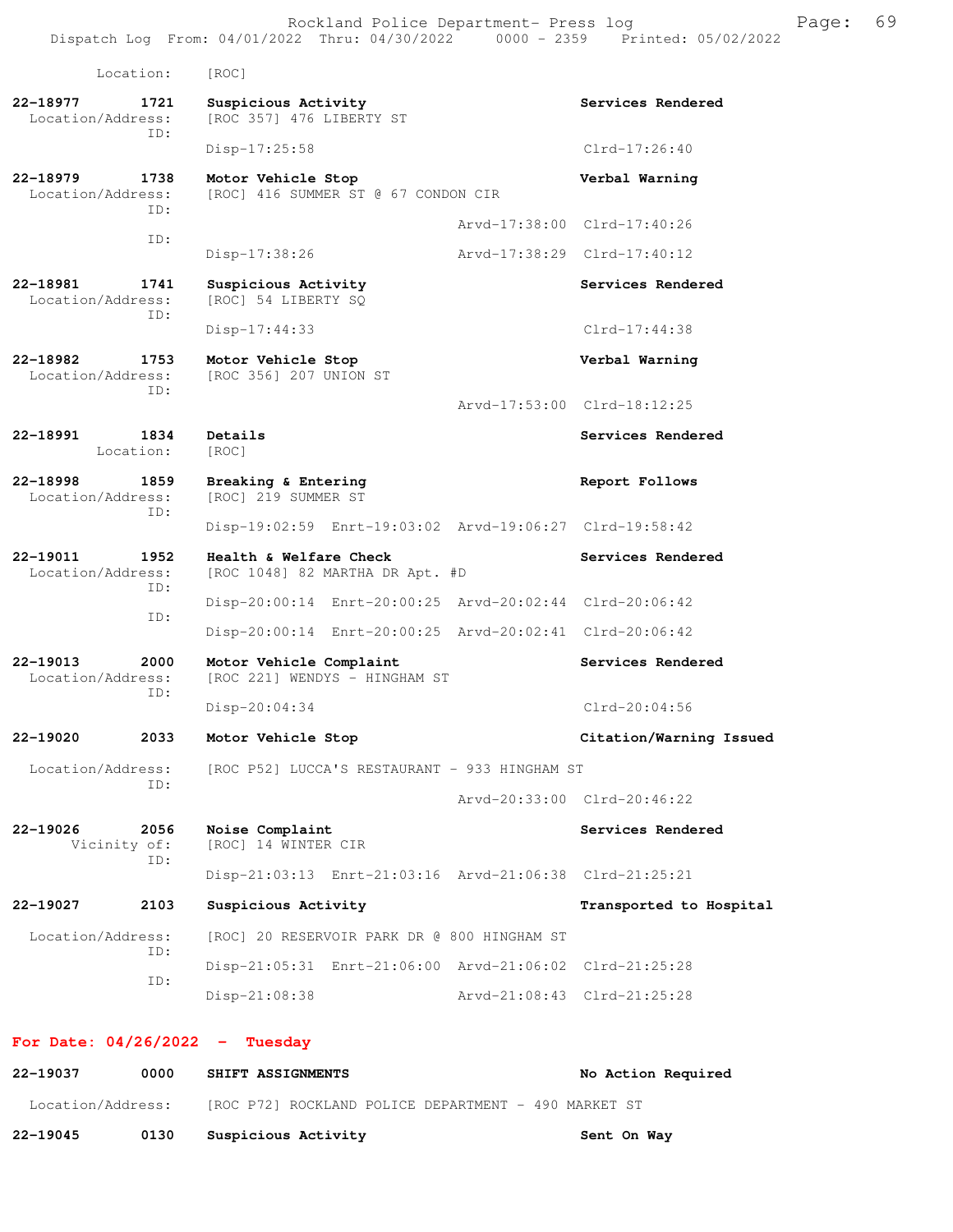Location: [ROC]

**22-18977 1721 Suspicious Activity** — **Services Rendered**
Location/Address: [ROC 357] 476 LIBERTY ST
ID:
Disp-17:25:58 Clrd-17:26:40

**22-18979 1738 Motor Vehicle Stop** — **Verbal Warning**
Location/Address: [ROC] 416 SUMMER ST @ 67 CONDON CIR
ID:
Arvd-17:38:00 Clrd-17:40:26
ID:
Disp-17:38:26 Arvd-17:38:29 Clrd-17:40:12

**22-18981 1741 Suspicious Activity** — **Services Rendered**
Location/Address: [ROC] 54 LIBERTY SQ
ID:
Disp-17:44:33 Clrd-17:44:38

**22-18982 1753 Motor Vehicle Stop** — **Verbal Warning**
Location/Address: [ROC 356] 207 UNION ST
ID:
Arvd-17:53:00 Clrd-18:12:25

**22-18991 1834 Details** — **Services Rendered**
Location: [ROC]

**22-18998 1859 Breaking & Entering** — **Report Follows**
Location/Address: [ROC] 219 SUMMER ST
ID:
Disp-19:02:59 Enrt-19:03:02 Arvd-19:06:27 Clrd-19:58:42

**22-19011 1952 Health & Welfare Check** — **Services Rendered**
Location/Address: [ROC 1048] 82 MARTHA DR Apt. #D
ID:
Disp-20:00:14 Enrt-20:00:25 Arvd-20:02:44 Clrd-20:06:42
ID:
Disp-20:00:14 Enrt-20:00:25 Arvd-20:02:41 Clrd-20:06:42

**22-19013 2000 Motor Vehicle Complaint** — **Services Rendered**
Location/Address: [ROC 221] WENDYS - HINGHAM ST
ID:
Disp-20:04:34 Clrd-20:04:56

**22-19020 2033 Motor Vehicle Stop** — **Citation/Warning Issued**
Location/Address: [ROC P52] LUCCA'S RESTAURANT - 933 HINGHAM ST
ID:
Arvd-20:33:00 Clrd-20:46:22

**22-19026 2056 Noise Complaint** — **Services Rendered**
Vicinity of: [ROC] 14 WINTER CIR
ID:
Disp-21:03:13 Enrt-21:03:16 Arvd-21:06:38 Clrd-21:25:21

**22-19027 2103 Suspicious Activity** — **Transported to Hospital**
Location/Address: [ROC] 20 RESERVOIR PARK DR @ 800 HINGHAM ST
ID:
Disp-21:05:31 Enrt-21:06:00 Arvd-21:06:02 Clrd-21:25:28
ID:
Disp-21:08:38 Arvd-21:08:43 Clrd-21:25:28

## For Date: 04/26/2022 - Tuesday

**22-19037 0000 SHIFT ASSIGNMENTS** — **No Action Required**
Location/Address: [ROC P72] ROCKLAND POLICE DEPARTMENT - 490 MARKET ST

**22-19045 0130 Suspicious Activity** — **Sent On Way**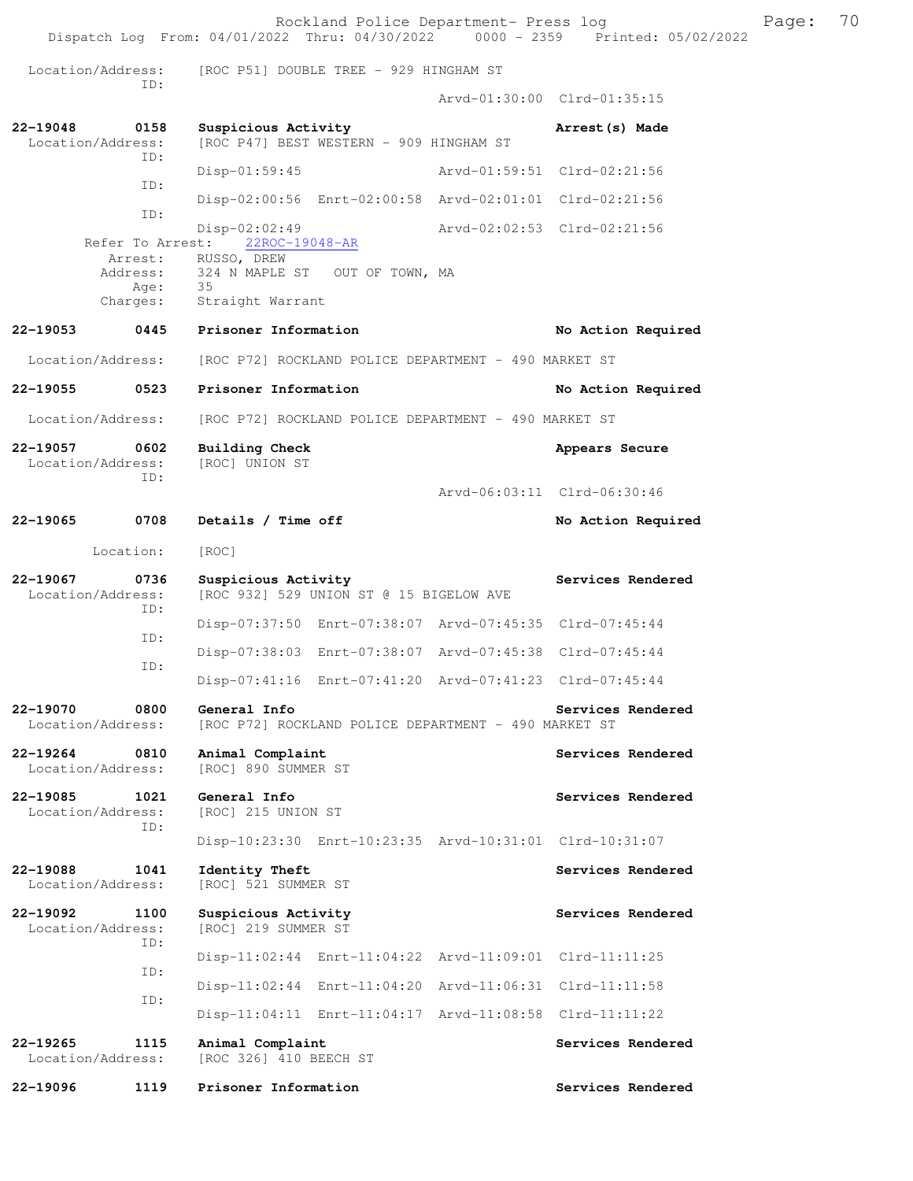Location/Address: [ROC P51] DOUBLE TREE - 929 HINGHAM ST
ID:
Arvd-01:30:00 Clrd-01:35:15

**22-19048 0158 Suspicious Activity** **Arrest(s) Made**
Location/Address: [ROC P47] BEST WESTERN - 909 HINGHAM ST
ID:
Disp-01:59:45 Arvd-01:59:51 Clrd-02:21:56
ID:
Disp-02:00:56 Enrt-02:00:58 Arvd-02:01:01 Clrd-02:21:56
ID:
Disp-02:02:49 Arvd-02:02:53 Clrd-02:21:56
Refer To Arrest: 22ROC-19048-AR
Arrest: RUSSO, DREW
Address: 324 N MAPLE ST OUT OF TOWN, MA
Age: 35
Charges: Straight Warrant

**22-19053 0445 Prisoner Information** **No Action Required**
Location/Address: [ROC P72] ROCKLAND POLICE DEPARTMENT - 490 MARKET ST

**22-19055 0523 Prisoner Information** **No Action Required**
Location/Address: [ROC P72] ROCKLAND POLICE DEPARTMENT - 490 MARKET ST

**22-19057 0602 Building Check** **Appears Secure**
Location/Address: [ROC] UNION ST
ID:
Arvd-06:03:11 Clrd-06:30:46

**22-19065 0708 Details / Time off** **No Action Required**
Location: [ROC]

**22-19067 0736 Suspicious Activity** **Services Rendered**
Location/Address: [ROC 932] 529 UNION ST @ 15 BIGELOW AVE
ID:
Disp-07:37:50 Enrt-07:38:07 Arvd-07:45:35 Clrd-07:45:44
ID:
Disp-07:38:03 Enrt-07:38:07 Arvd-07:45:38 Clrd-07:45:44
ID:
Disp-07:41:16 Enrt-07:41:20 Arvd-07:41:23 Clrd-07:45:44

**22-19070 0800 General Info** **Services Rendered**
Location/Address: [ROC P72] ROCKLAND POLICE DEPARTMENT - 490 MARKET ST

**22-19264 0810 Animal Complaint** **Services Rendered**
Location/Address: [ROC] 890 SUMMER ST

**22-19085 1021 General Info** **Services Rendered**
Location/Address: [ROC] 215 UNION ST
ID:
Disp-10:23:30 Enrt-10:23:35 Arvd-10:31:01 Clrd-10:31:07

**22-19088 1041 Identity Theft** **Services Rendered**
Location/Address: [ROC] 521 SUMMER ST

**22-19092 1100 Suspicious Activity** **Services Rendered**
Location/Address: [ROC] 219 SUMMER ST
ID:
Disp-11:02:44 Enrt-11:04:22 Arvd-11:09:01 Clrd-11:11:25
ID:
Disp-11:02:44 Enrt-11:04:20 Arvd-11:06:31 Clrd-11:11:58
ID:
Disp-11:04:11 Enrt-11:04:17 Arvd-11:08:58 Clrd-11:11:22

**22-19265 1115 Animal Complaint** **Services Rendered**
Location/Address: [ROC 326] 410 BEECH ST

**22-19096 1119 Prisoner Information** **Services Rendered**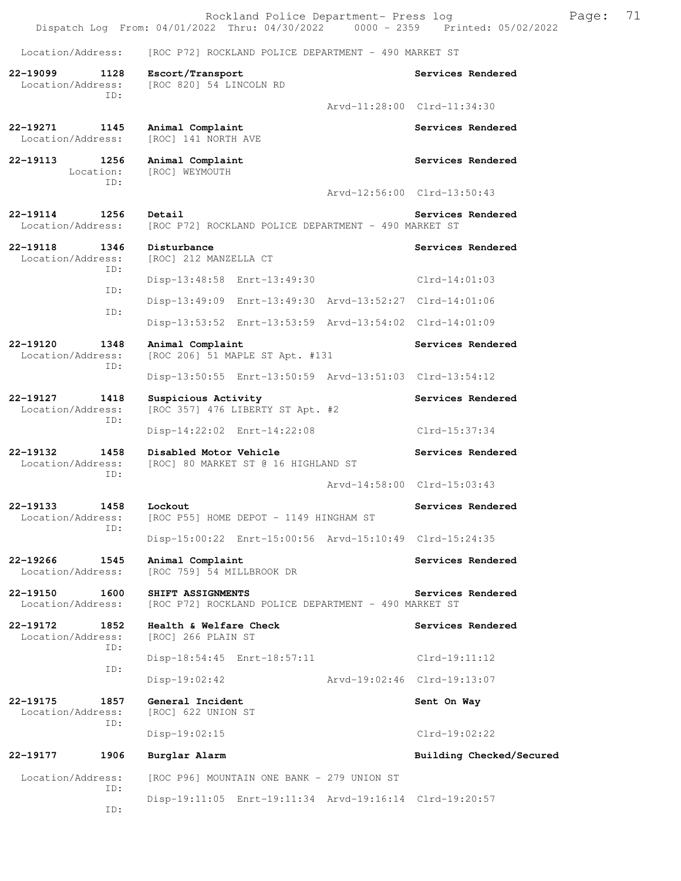Location/Address: [ROC P72] ROCKLAND POLICE DEPARTMENT - 490 MARKET ST

**22-19099 1128 Escort/Transport** — Services Rendered
Location/Address: [ROC 820] 54 LINCOLN RD
ID:
Arvd-11:28:00 Clrd-11:34:30

**22-19271 1145 Animal Complaint** — Services Rendered
Location/Address: [ROC] 141 NORTH AVE

**22-19113 1256 Animal Complaint** — Services Rendered
Location: [ROC] WEYMOUTH
ID:
Arvd-12:56:00 Clrd-13:50:43

**22-19114 1256 Detail** — Services Rendered
Location/Address: [ROC P72] ROCKLAND POLICE DEPARTMENT - 490 MARKET ST

**22-19118 1346 Disturbance** — Services Rendered
Location/Address: [ROC] 212 MANZELLA CT
ID:
Disp-13:48:58 Enrt-13:49:30 Clrd-14:01:03
ID:
Disp-13:49:09 Enrt-13:49:30 Arvd-13:52:27 Clrd-14:01:06
ID:
Disp-13:53:52 Enrt-13:53:59 Arvd-13:54:02 Clrd-14:01:09

**22-19120 1348 Animal Complaint** — Services Rendered
Location/Address: [ROC 206] 51 MAPLE ST Apt. #131
ID:
Disp-13:50:55 Enrt-13:50:59 Arvd-13:51:03 Clrd-13:54:12

**22-19127 1418 Suspicious Activity** — Services Rendered
Location/Address: [ROC 357] 476 LIBERTY ST Apt. #2
ID:
Disp-14:22:02 Enrt-14:22:08 Clrd-15:37:34

**22-19132 1458 Disabled Motor Vehicle** — Services Rendered
Location/Address: [ROC] 80 MARKET ST @ 16 HIGHLAND ST
ID:
Arvd-14:58:00 Clrd-15:03:43

**22-19133 1458 Lockout** — Services Rendered
Location/Address: [ROC P55] HOME DEPOT - 1149 HINGHAM ST
ID:
Disp-15:00:22 Enrt-15:00:56 Arvd-15:10:49 Clrd-15:24:35

**22-19266 1545 Animal Complaint** — Services Rendered
Location/Address: [ROC 759] 54 MILLBROOK DR

**22-19150 1600 SHIFT ASSIGNMENTS** — Services Rendered
Location/Address: [ROC P72] ROCKLAND POLICE DEPARTMENT - 490 MARKET ST

**22-19172 1852 Health & Welfare Check** — Services Rendered
Location/Address: [ROC] 266 PLAIN ST
ID:
Disp-18:54:45 Enrt-18:57:11 Clrd-19:11:12
ID:
Disp-19:02:42 Arvd-19:02:46 Clrd-19:13:07

**22-19175 1857 General Incident** — Sent On Way
Location/Address: [ROC] 622 UNION ST
ID:
Disp-19:02:15 Clrd-19:02:22

**22-19177 1906 Burglar Alarm** — Building Checked/Secured
Location/Address: [ROC P96] MOUNTAIN ONE BANK - 279 UNION ST
ID:
Disp-19:11:05 Enrt-19:11:34 Arvd-19:16:14 Clrd-19:20:57
ID: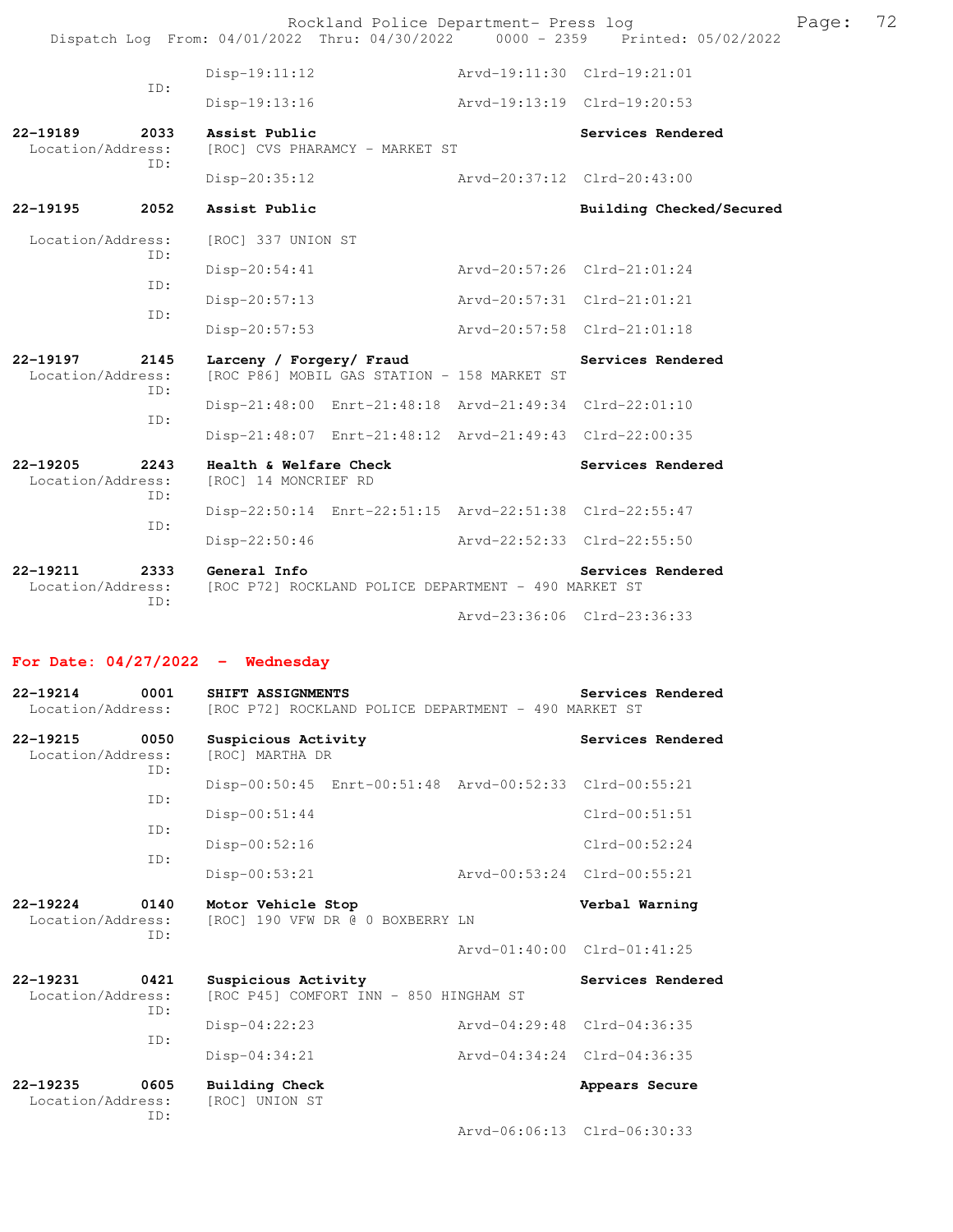```
        Disp-19:11:12                Arvd-19:11:30  Clrd-19:21:01
   ID:
        Disp-19:13:16                Arvd-19:13:19  Clrd-19:20:53

22-19189     2033    Assist Public                              Services Rendered
  Location/Address:  [ROC] CVS PHARAMCY - MARKET ST
   ID:
        Disp-20:35:12                Arvd-20:37:12  Clrd-20:43:00

22-19195     2052    Assist Public                              Building Checked/Secured

  Location/Address:  [ROC] 337 UNION ST
   ID:
        Disp-20:54:41                Arvd-20:57:26  Clrd-21:01:24
   ID:
        Disp-20:57:13                Arvd-20:57:31  Clrd-21:01:21
   ID:
        Disp-20:57:53                Arvd-20:57:58  Clrd-21:01:18

22-19197     2145    Larceny / Forgery/ Fraud                   Services Rendered
  Location/Address:  [ROC P86] MOBIL GAS STATION - 158 MARKET ST
   ID:
        Disp-21:48:00  Enrt-21:48:18  Arvd-21:49:34  Clrd-22:01:10
   ID:
        Disp-21:48:07  Enrt-21:48:12  Arvd-21:49:43  Clrd-22:00:35

22-19205     2243    Health & Welfare Check                     Services Rendered
  Location/Address:  [ROC] 14 MONCRIEF RD
   ID:
        Disp-22:50:14  Enrt-22:51:15  Arvd-22:51:38  Clrd-22:55:47
   ID:
        Disp-22:50:46                Arvd-22:52:33  Clrd-22:55:50

22-19211     2333    General Info                               Services Rendered
  Location/Address:  [ROC P72] ROCKLAND POLICE DEPARTMENT - 490 MARKET ST
   ID:
                                     Arvd-23:36:06  Clrd-23:36:33
```

**For Date: 04/27/2022 - Wednesday**

```
22-19214     0001    SHIFT ASSIGNMENTS                          Services Rendered
  Location/Address:  [ROC P72] ROCKLAND POLICE DEPARTMENT - 490 MARKET ST

22-19215     0050    Suspicious Activity                        Services Rendered
  Location/Address:  [ROC] MARTHA DR
   ID:
        Disp-00:50:45  Enrt-00:51:48  Arvd-00:52:33  Clrd-00:55:21
   ID:
        Disp-00:51:44                               Clrd-00:51:51
   ID:
        Disp-00:52:16                               Clrd-00:52:24
   ID:
        Disp-00:53:21                Arvd-00:53:24  Clrd-00:55:21

22-19224     0140    Motor Vehicle Stop                         Verbal Warning
  Location/Address:  [ROC] 190 VFW DR @ 0 BOXBERRY LN
   ID:
                                     Arvd-01:40:00  Clrd-01:41:25

22-19231     0421    Suspicious Activity                        Services Rendered
  Location/Address:  [ROC P45] COMFORT INN - 850 HINGHAM ST
   ID:
        Disp-04:22:23                Arvd-04:29:48  Clrd-04:36:35
   ID:
        Disp-04:34:21                Arvd-04:34:24  Clrd-04:36:35

22-19235     0605    Building Check                             Appears Secure
  Location/Address:  [ROC] UNION ST
   ID:
                                     Arvd-06:06:13  Clrd-06:30:33
```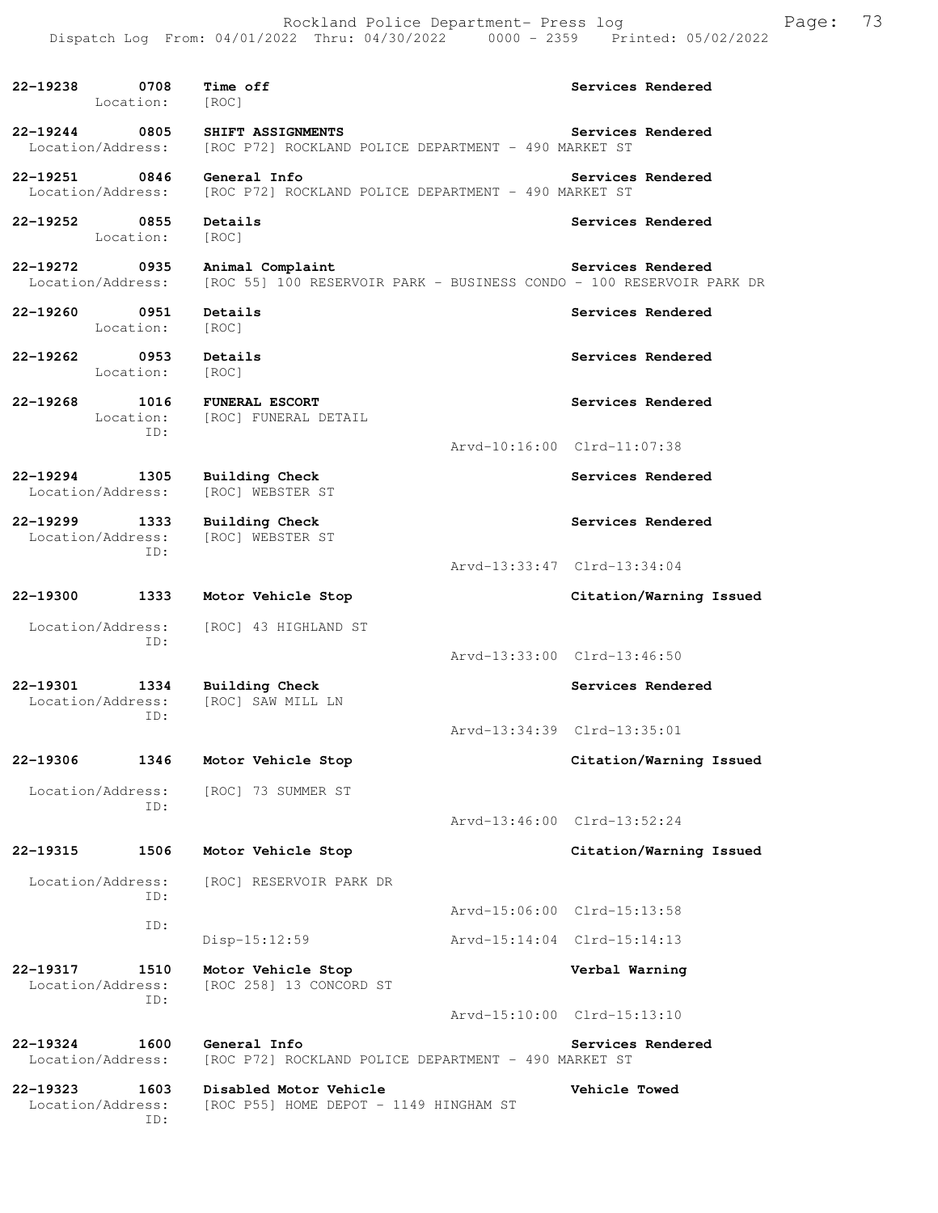| Call # | Time | Call Reason | Action |
|---|---|---|---|
| 22-19238 | 0708 | Time off | Services Rendered |
| | Location: | [ROC] | |
| 22-19244 | 0805 | SHIFT ASSIGNMENTS | Services Rendered |
| | Location/Address: | [ROC P72] ROCKLAND POLICE DEPARTMENT - 490 MARKET ST | |
| 22-19251 | 0846 | General Info | Services Rendered |
| | Location/Address: | [ROC P72] ROCKLAND POLICE DEPARTMENT - 490 MARKET ST | |
| 22-19252 | 0855 | Details | Services Rendered |
| | Location: | [ROC] | |
| 22-19272 | 0935 | Animal Complaint | Services Rendered |
| | Location/Address: | [ROC 55] 100 RESERVOIR PARK - BUSINESS CONDO - 100 RESERVOIR PARK DR | |
| 22-19260 | 0951 | Details | Services Rendered |
| | Location: | [ROC] | |
| 22-19262 | 0953 | Details | Services Rendered |
| | Location: | [ROC] | |
| 22-19268 | 1016 | FUNERAL ESCORT | Services Rendered |
| | Location: | [ROC] FUNERAL DETAIL | |
| | ID: | Arvd-10:16:00 Clrd-11:07:38 | |
| 22-19294 | 1305 | Building Check | Services Rendered |
| | Location/Address: | [ROC] WEBSTER ST | |
| 22-19299 | 1333 | Building Check | Services Rendered |
| | Location/Address: | [ROC] WEBSTER ST | |
| | ID: | Arvd-13:33:47 Clrd-13:34:04 | |
| 22-19300 | 1333 | Motor Vehicle Stop | Citation/Warning Issued |
| | Location/Address: | [ROC] 43 HIGHLAND ST | |
| | ID: | Arvd-13:33:00 Clrd-13:46:50 | |
| 22-19301 | 1334 | Building Check | Services Rendered |
| | Location/Address: | [ROC] SAW MILL LN | |
| | ID: | Arvd-13:34:39 Clrd-13:35:01 | |
| 22-19306 | 1346 | Motor Vehicle Stop | Citation/Warning Issued |
| | Location/Address: | [ROC] 73 SUMMER ST | |
| | ID: | Arvd-13:46:00 Clrd-13:52:24 | |
| 22-19315 | 1506 | Motor Vehicle Stop | Citation/Warning Issued |
| | Location/Address: | [ROC] RESERVOIR PARK DR | |
| | ID: | Arvd-15:06:00 Clrd-15:13:58 | |
| | ID: | Disp-15:12:59 Arvd-15:14:04 Clrd-15:14:13 | |
| 22-19317 | 1510 | Motor Vehicle Stop | Verbal Warning |
| | Location/Address: | [ROC 258] 13 CONCORD ST | |
| | ID: | Arvd-15:10:00 Clrd-15:13:10 | |
| 22-19324 | 1600 | General Info | Services Rendered |
| | Location/Address: | [ROC P72] ROCKLAND POLICE DEPARTMENT - 490 MARKET ST | |
| 22-19323 | 1603 | Disabled Motor Vehicle | Vehicle Towed |
| | Location/Address: | [ROC P55] HOME DEPOT - 1149 HINGHAM ST | |
| | ID: | | |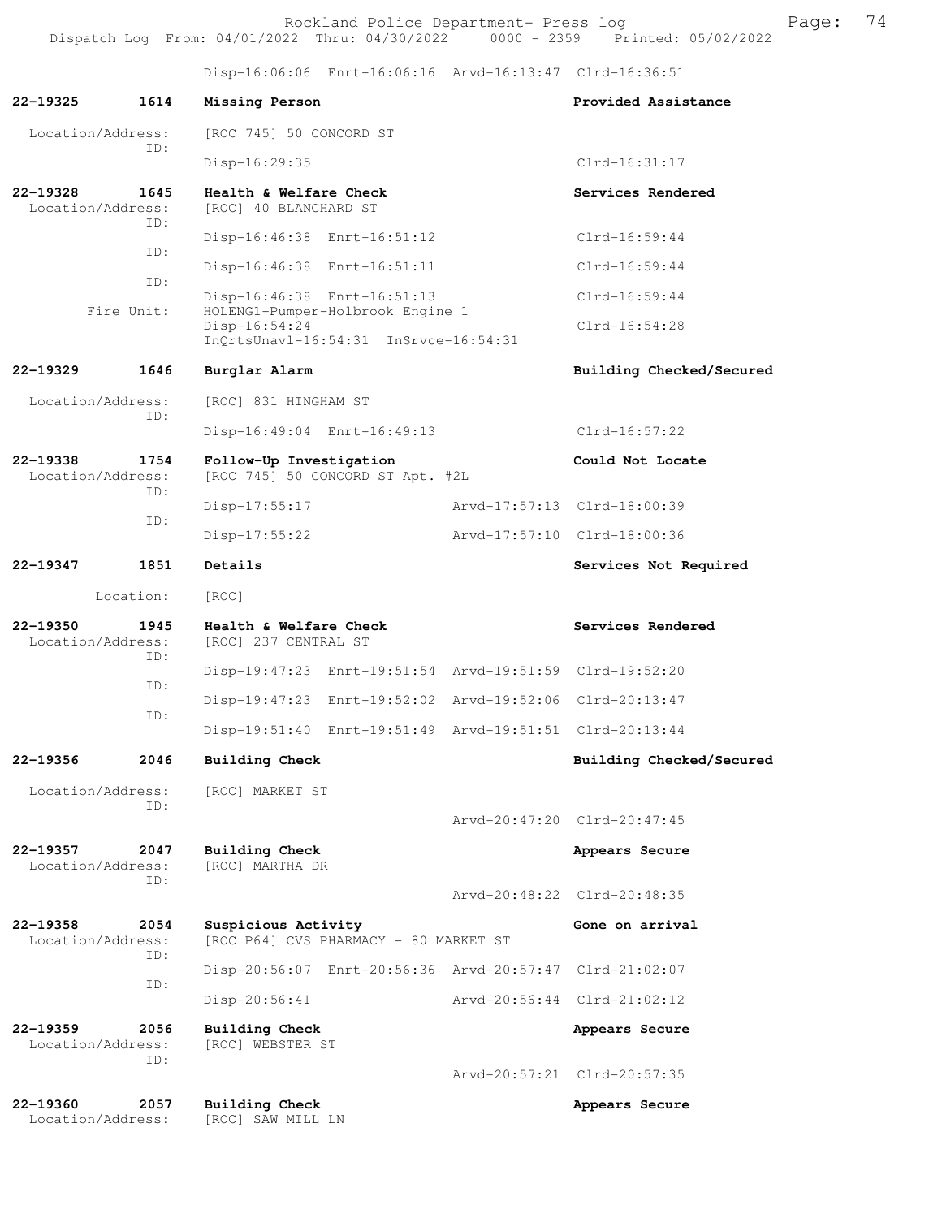Disp-16:06:06 Enrt-16:06:16 Arvd-16:13:47 Clrd-16:36:51

**22-19325 1614 Missing Person** Provided Assistance

Location/Address: [ROC 745] 50 CONCORD ST
ID:
Disp-16:29:35 Clrd-16:31:17

**22-19328 1645 Health & Welfare Check** Services Rendered

Location/Address: [ROC] 40 BLANCHARD ST
ID:
Disp-16:46:38 Enrt-16:51:12 Clrd-16:59:44
ID:
Disp-16:46:38 Enrt-16:51:11 Clrd-16:59:44
ID:
Disp-16:46:38 Enrt-16:51:13 Clrd-16:59:44
Fire Unit: HOLENG1-Pumper-Holbrook Engine 1
Disp-16:54:24 Clrd-16:54:28
InQrtsUnavl-16:54:31 InSrvce-16:54:31

**22-19329 1646 Burglar Alarm** Building Checked/Secured

Location/Address: [ROC] 831 HINGHAM ST
ID:
Disp-16:49:04 Enrt-16:49:13 Clrd-16:57:22

**22-19338 1754 Follow-Up Investigation** Could Not Locate

Location/Address: [ROC 745] 50 CONCORD ST Apt. #2L
ID:
Disp-17:55:17 Arvd-17:57:13 Clrd-18:00:39
ID:
Disp-17:55:22 Arvd-17:57:10 Clrd-18:00:36

**22-19347 1851 Details** Services Not Required

Location: [ROC]

**22-19350 1945 Health & Welfare Check** Services Rendered

Location/Address: [ROC] 237 CENTRAL ST
ID:
Disp-19:47:23 Enrt-19:51:54 Arvd-19:51:59 Clrd-19:52:20
ID:
Disp-19:47:23 Enrt-19:52:02 Arvd-19:52:06 Clrd-20:13:47
ID:
Disp-19:51:40 Enrt-19:51:49 Arvd-19:51:51 Clrd-20:13:44

**22-19356 2046 Building Check** Building Checked/Secured

Location/Address: [ROC] MARKET ST
ID:
Arvd-20:47:20 Clrd-20:47:45

**22-19357 2047 Building Check** Appears Secure

Location/Address: [ROC] MARTHA DR
ID:
Arvd-20:48:22 Clrd-20:48:35

**22-19358 2054 Suspicious Activity** Gone on arrival

Location/Address: [ROC P64] CVS PHARMACY - 80 MARKET ST
ID:
Disp-20:56:07 Enrt-20:56:36 Arvd-20:57:47 Clrd-21:02:07
ID:
Disp-20:56:41 Arvd-20:56:44 Clrd-21:02:12

**22-19359 2056 Building Check** Appears Secure

Location/Address: [ROC] WEBSTER ST
ID:
Arvd-20:57:21 Clrd-20:57:35

**22-19360 2057 Building Check** Appears Secure

Location/Address: [ROC] SAW MILL LN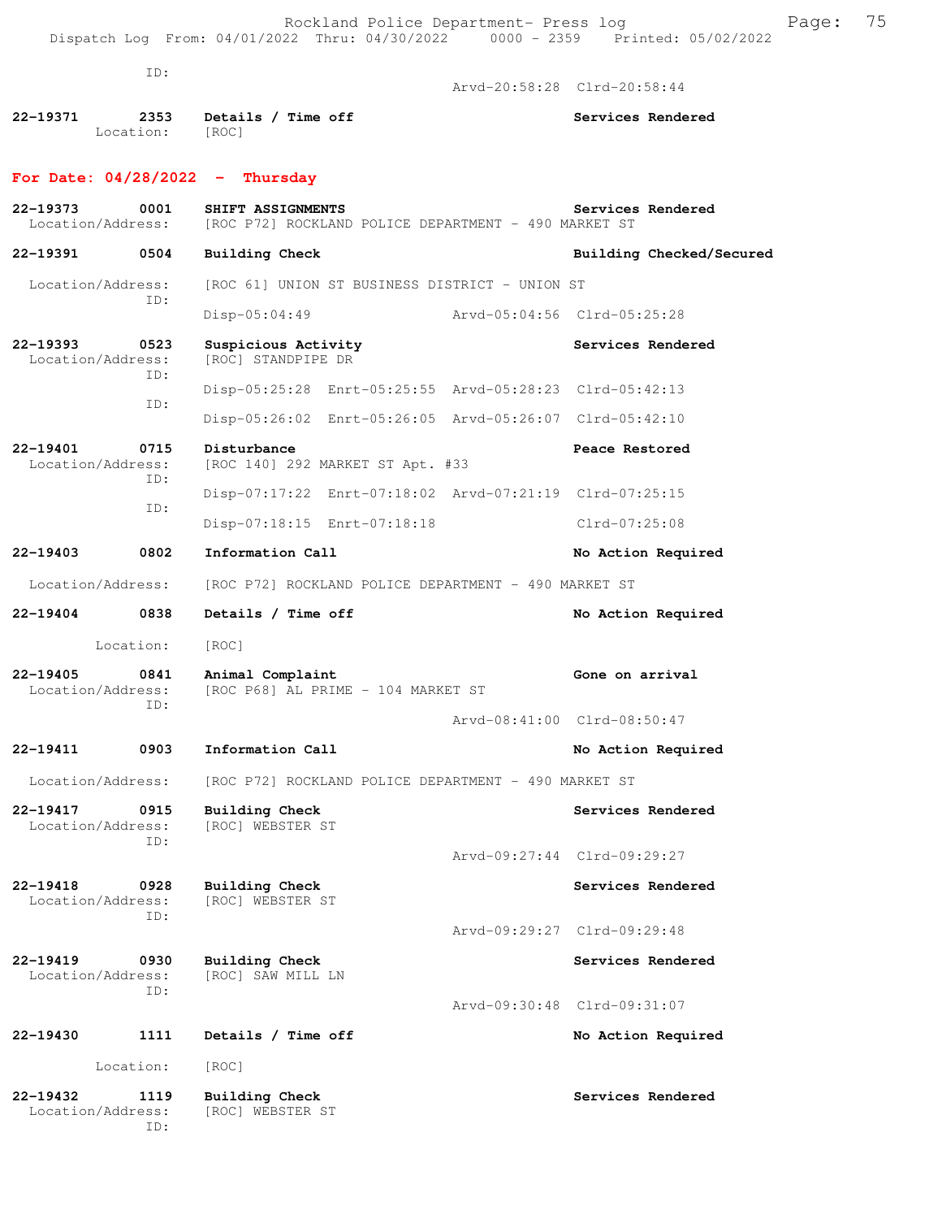ID:

Arvd-20:58:28 Clrd-20:58:44

**22-19371** 2353 **Details / Time off** **Services Rendered**
Location: [ROC]

## For Date: 04/28/2022 - Thursday

**22-19373** 0001 **SHIFT ASSIGNMENTS** **Services Rendered**
Location/Address: [ROC P72] ROCKLAND POLICE DEPARTMENT - 490 MARKET ST

**22-19391** 0504 **Building Check** **Building Checked/Secured**
Location/Address: [ROC 61] UNION ST BUSINESS DISTRICT - UNION ST
ID:
Disp-05:04:49 Arvd-05:04:56 Clrd-05:25:28

**22-19393** 0523 **Suspicious Activity** **Services Rendered**
Location/Address: [ROC] STANDPIPE DR
ID:
Disp-05:25:28 Enrt-05:25:55 Arvd-05:28:23 Clrd-05:42:13
ID:
Disp-05:26:02 Enrt-05:26:05 Arvd-05:26:07 Clrd-05:42:10

**22-19401** 0715 **Disturbance** **Peace Restored**
Location/Address: [ROC 140] 292 MARKET ST Apt. #33
ID:
Disp-07:17:22 Enrt-07:18:02 Arvd-07:21:19 Clrd-07:25:15
ID:
Disp-07:18:15 Enrt-07:18:18 Clrd-07:25:08

**22-19403** 0802 **Information Call** **No Action Required**
Location/Address: [ROC P72] ROCKLAND POLICE DEPARTMENT - 490 MARKET ST

**22-19404** 0838 **Details / Time off** **No Action Required**
Location: [ROC]

**22-19405** 0841 **Animal Complaint** **Gone on arrival**
Location/Address: [ROC P68] AL PRIME - 104 MARKET ST
ID:
Arvd-08:41:00 Clrd-08:50:47

**22-19411** 0903 **Information Call** **No Action Required**
Location/Address: [ROC P72] ROCKLAND POLICE DEPARTMENT - 490 MARKET ST

**22-19417** 0915 **Building Check** **Services Rendered**
Location/Address: [ROC] WEBSTER ST
ID:
Arvd-09:27:44 Clrd-09:29:27

**22-19418** 0928 **Building Check** **Services Rendered**
Location/Address: [ROC] WEBSTER ST
ID:
Arvd-09:29:27 Clrd-09:29:48

**22-19419** 0930 **Building Check** **Services Rendered**
Location/Address: [ROC] SAW MILL LN
ID:
Arvd-09:30:48 Clrd-09:31:07

**22-19430** 1111 **Details / Time off** **No Action Required**
Location: [ROC]

**22-19432** 1119 **Building Check** **Services Rendered**
Location/Address: [ROC] WEBSTER ST
ID: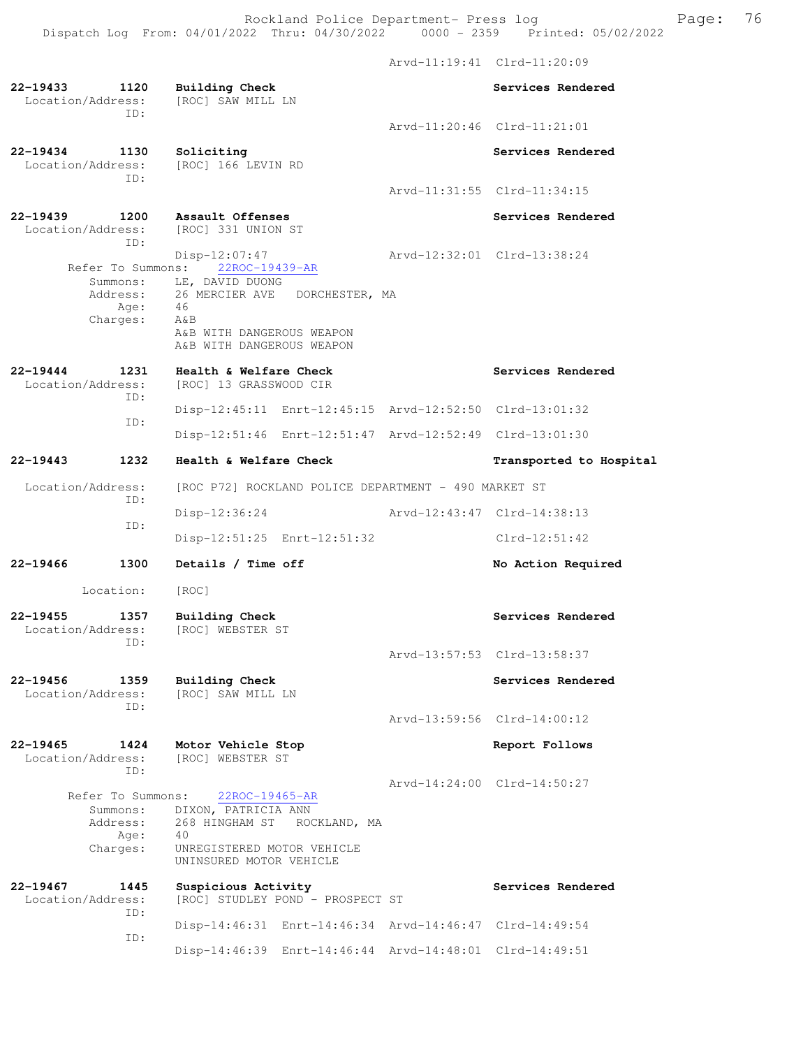Arvd-11:19:41 Clrd-11:20:09

**22-19433 1120 Building Check** — Services Rendered
Location/Address: [ROC] SAW MILL LN
ID:
Arvd-11:20:46 Clrd-11:21:01

**22-19434 1130 Soliciting** — Services Rendered
Location/Address: [ROC] 166 LEVIN RD
ID:
Arvd-11:31:55 Clrd-11:34:15

**22-19439 1200 Assault Offenses** — Services Rendered
Location/Address: [ROC] 331 UNION ST
ID:
Disp-12:07:47 Arvd-12:32:01 Clrd-13:38:24
Refer To Summons: 22ROC-19439-AR
Summons: LE, DAVID DUONG
Address: 26 MERCIER AVE DORCHESTER, MA
Age: 46
Charges: A&B
A&B WITH DANGEROUS WEAPON
A&B WITH DANGEROUS WEAPON

**22-19444 1231 Health & Welfare Check** — Services Rendered
Location/Address: [ROC] 13 GRASSWOOD CIR
ID:
Disp-12:45:11 Enrt-12:45:15 Arvd-12:52:50 Clrd-13:01:32
ID:
Disp-12:51:46 Enrt-12:51:47 Arvd-12:52:49 Clrd-13:01:30

**22-19443 1232 Health & Welfare Check** — Transported to Hospital
Location/Address: [ROC P72] ROCKLAND POLICE DEPARTMENT - 490 MARKET ST
ID:
Disp-12:36:24 Arvd-12:43:47 Clrd-14:38:13
ID:
Disp-12:51:25 Enrt-12:51:32 Clrd-12:51:42

**22-19466 1300 Details / Time off** — No Action Required
Location: [ROC]

**22-19455 1357 Building Check** — Services Rendered
Location/Address: [ROC] WEBSTER ST
ID:
Arvd-13:57:53 Clrd-13:58:37

**22-19456 1359 Building Check** — Services Rendered
Location/Address: [ROC] SAW MILL LN
ID:
Arvd-13:59:56 Clrd-14:00:12

**22-19465 1424 Motor Vehicle Stop** — Report Follows
Location/Address: [ROC] WEBSTER ST
ID:
Arvd-14:24:00 Clrd-14:50:27
Refer To Summons: 22ROC-19465-AR
Summons: DIXON, PATRICIA ANN
Address: 268 HINGHAM ST ROCKLAND, MA
Age: 40
Charges: UNREGISTERED MOTOR VEHICLE
UNINSURED MOTOR VEHICLE

**22-19467 1445 Suspicious Activity** — Services Rendered
Location/Address: [ROC] STUDLEY POND - PROSPECT ST
ID:
Disp-14:46:31 Enrt-14:46:34 Arvd-14:46:47 Clrd-14:49:54
ID:
Disp-14:46:39 Enrt-14:46:44 Arvd-14:48:01 Clrd-14:49:51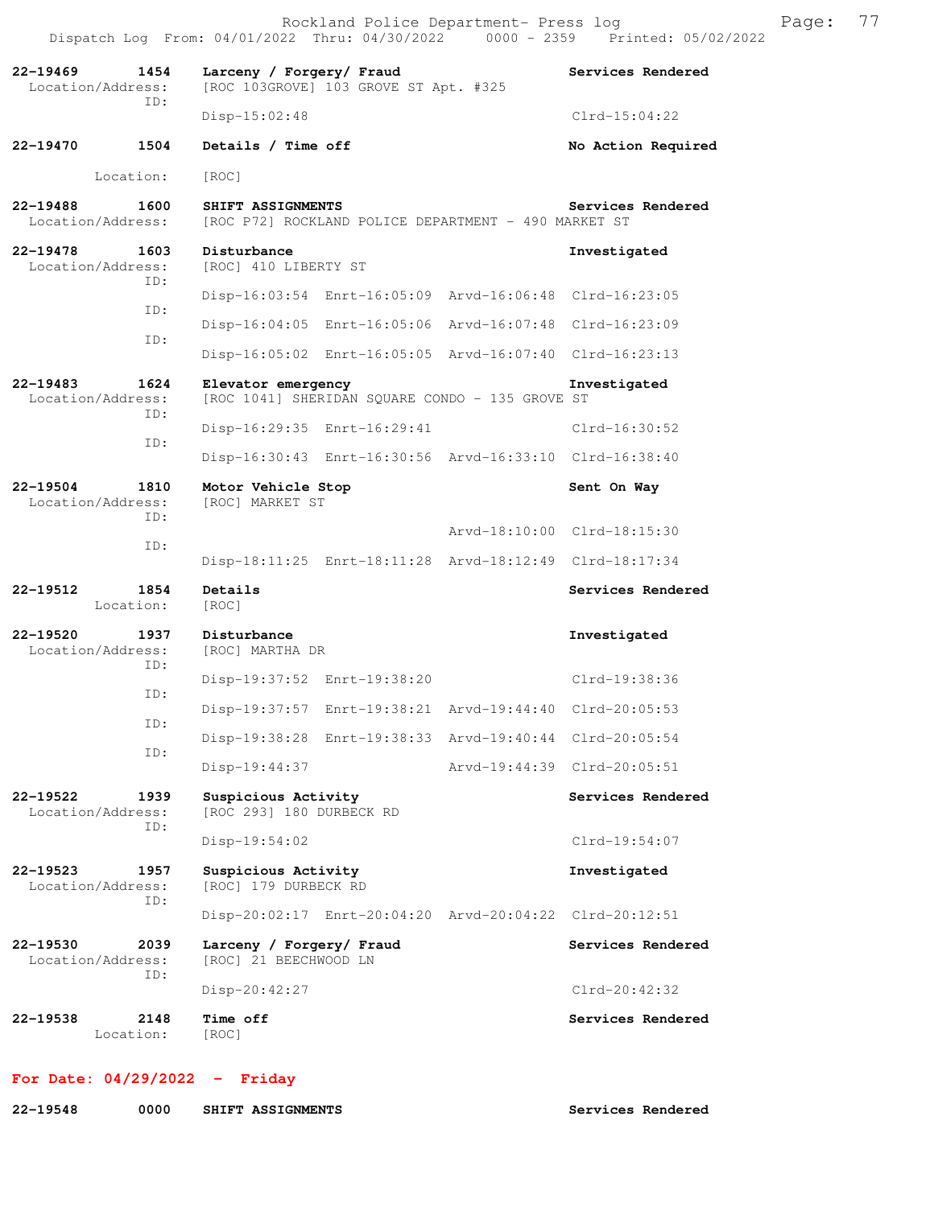**22-19469 1454 Larceny / Forgery/ Fraud** — **Services Rendered**
Location/Address: [ROC 103GROVE] 103 GROVE ST Apt. #325
ID:
Disp-15:02:48 Clrd-15:04:22

**22-19470 1504 Details / Time off** — **No Action Required**
Location: [ROC]

**22-19488 1600 SHIFT ASSIGNMENTS** — **Services Rendered**
Location/Address: [ROC P72] ROCKLAND POLICE DEPARTMENT - 490 MARKET ST

**22-19478 1603 Disturbance** — **Investigated**
Location/Address: [ROC] 410 LIBERTY ST
ID:
Disp-16:03:54 Enrt-16:05:09 Arvd-16:06:48 Clrd-16:23:05
ID:
Disp-16:04:05 Enrt-16:05:06 Arvd-16:07:48 Clrd-16:23:09
ID:
Disp-16:05:02 Enrt-16:05:05 Arvd-16:07:40 Clrd-16:23:13

**22-19483 1624 Elevator emergency** — **Investigated**
Location/Address: [ROC 1041] SHERIDAN SQUARE CONDO - 135 GROVE ST
ID:
Disp-16:29:35 Enrt-16:29:41 Clrd-16:30:52
ID:
Disp-16:30:43 Enrt-16:30:56 Arvd-16:33:10 Clrd-16:38:40

**22-19504 1810 Motor Vehicle Stop** — **Sent On Way**
Location/Address: [ROC] MARKET ST
ID:
Arvd-18:10:00 Clrd-18:15:30
ID:
Disp-18:11:25 Enrt-18:11:28 Arvd-18:12:49 Clrd-18:17:34

**22-19512 1854 Details** — **Services Rendered**
Location: [ROC]

**22-19520 1937 Disturbance** — **Investigated**
Location/Address: [ROC] MARTHA DR
ID:
Disp-19:37:52 Enrt-19:38:20 Clrd-19:38:36
ID:
Disp-19:37:57 Enrt-19:38:21 Arvd-19:44:40 Clrd-20:05:53
ID:
Disp-19:38:28 Enrt-19:38:33 Arvd-19:40:44 Clrd-20:05:54
ID:
Disp-19:44:37 Arvd-19:44:39 Clrd-20:05:51

**22-19522 1939 Suspicious Activity** — **Services Rendered**
Location/Address: [ROC 293] 180 DURBECK RD
ID:
Disp-19:54:02 Clrd-19:54:07

**22-19523 1957 Suspicious Activity** — **Investigated**
Location/Address: [ROC] 179 DURBECK RD
ID:
Disp-20:02:17 Enrt-20:04:20 Arvd-20:04:22 Clrd-20:12:51

**22-19530 2039 Larceny / Forgery/ Fraud** — **Services Rendered**
Location/Address: [ROC] 21 BEECHWOOD LN
ID:
Disp-20:42:27 Clrd-20:42:32

**22-19538 2148 Time off** — **Services Rendered**
Location: [ROC]

## For Date: 04/29/2022 - Friday

**22-19548 0000 SHIFT ASSIGNMENTS** — **Services Rendered**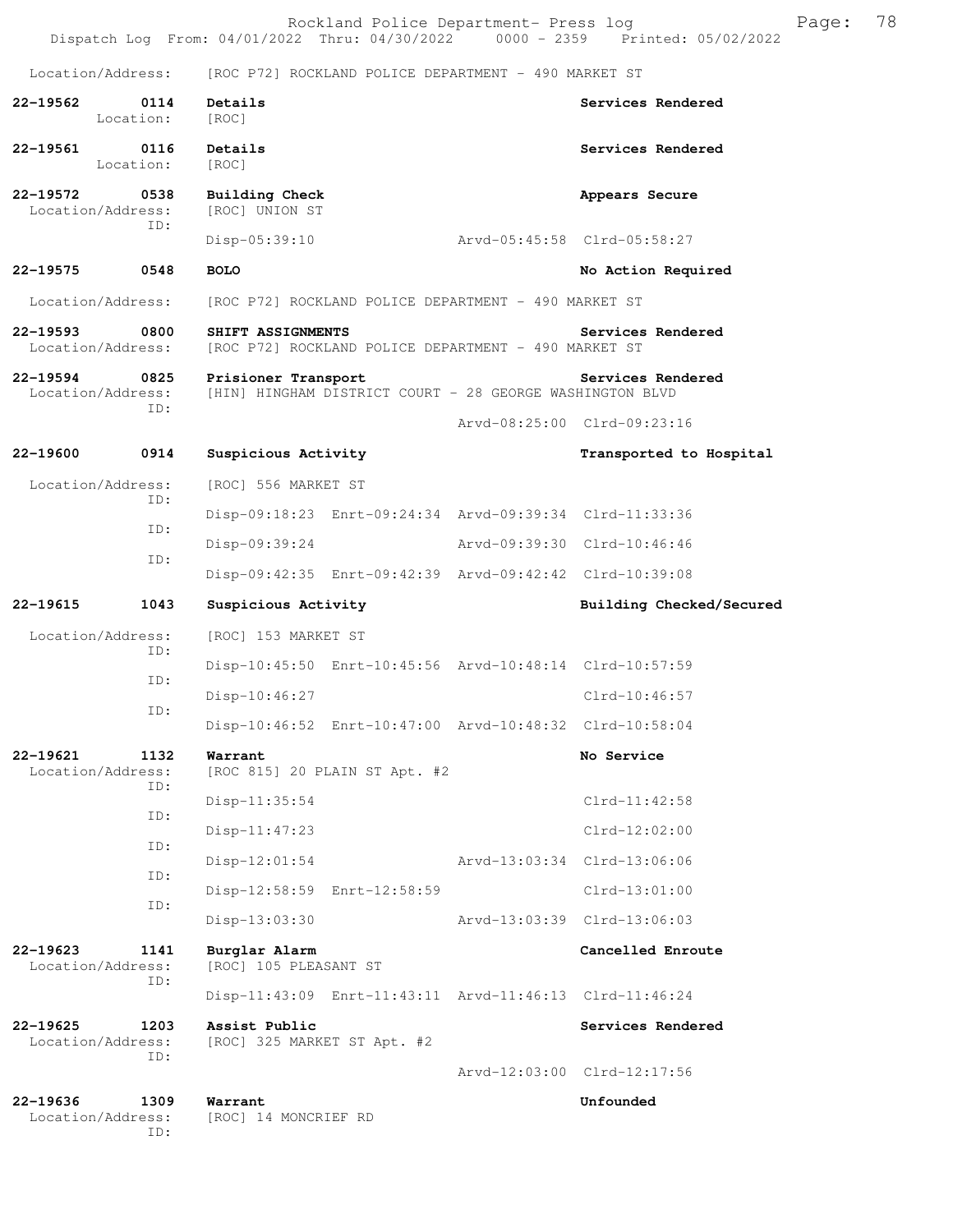Location/Address: [ROC P72] ROCKLAND POLICE DEPARTMENT - 490 MARKET ST

**22-19562** 0114 **Details** **Services Rendered**
Location: [ROC]

**22-19561** 0116 **Details** **Services Rendered**
Location: [ROC]

**22-19572** 0538 **Building Check** **Appears Secure**
Location/Address: [ROC] UNION ST
ID:
Disp-05:39:10 Arvd-05:45:58 Clrd-05:58:27

**22-19575** 0548 **BOLO** **No Action Required**

Location/Address: [ROC P72] ROCKLAND POLICE DEPARTMENT - 490 MARKET ST

**22-19593** 0800 **SHIFT ASSIGNMENTS** **Services Rendered**
Location/Address: [ROC P72] ROCKLAND POLICE DEPARTMENT - 490 MARKET ST

**22-19594** 0825 **Prisioner Transport** **Services Rendered**
Location/Address: [HIN] HINGHAM DISTRICT COURT - 28 GEORGE WASHINGTON BLVD
ID:
Arvd-08:25:00 Clrd-09:23:16

**22-19600** 0914 **Suspicious Activity** **Transported to Hospital**

Location/Address: [ROC] 556 MARKET ST
ID:
Disp-09:18:23 Enrt-09:24:34 Arvd-09:39:34 Clrd-11:33:36
ID:
Disp-09:39:24 Arvd-09:39:30 Clrd-10:46:46
ID:
Disp-09:42:35 Enrt-09:42:39 Arvd-09:42:42 Clrd-10:39:08

**22-19615** 1043 **Suspicious Activity** **Building Checked/Secured**

Location/Address: [ROC] 153 MARKET ST
ID:
Disp-10:45:50 Enrt-10:45:56 Arvd-10:48:14 Clrd-10:57:59
ID:
Disp-10:46:27 Clrd-10:46:57
ID:
Disp-10:46:52 Enrt-10:47:00 Arvd-10:48:32 Clrd-10:58:04

**22-19621** 1132 **Warrant** **No Service**
Location/Address: [ROC 815] 20 PLAIN ST Apt. #2
ID:
Disp-11:35:54 Clrd-11:42:58
ID:
Disp-11:47:23 Clrd-12:02:00
ID:
Disp-12:01:54 Arvd-13:03:34 Clrd-13:06:06
ID:
Disp-12:58:59 Enrt-12:58:59 Clrd-13:01:00
ID:
Disp-13:03:30 Arvd-13:03:39 Clrd-13:06:03

**22-19623** 1141 **Burglar Alarm** **Cancelled Enroute**
Location/Address: [ROC] 105 PLEASANT ST
ID:
Disp-11:43:09 Enrt-11:43:11 Arvd-11:46:13 Clrd-11:46:24

**22-19625** 1203 **Assist Public** **Services Rendered**
Location/Address: [ROC] 325 MARKET ST Apt. #2
ID:
Arvd-12:03:00 Clrd-12:17:56

**22-19636** 1309 **Warrant** **Unfounded**
Location/Address: [ROC] 14 MONCRIEF RD
ID: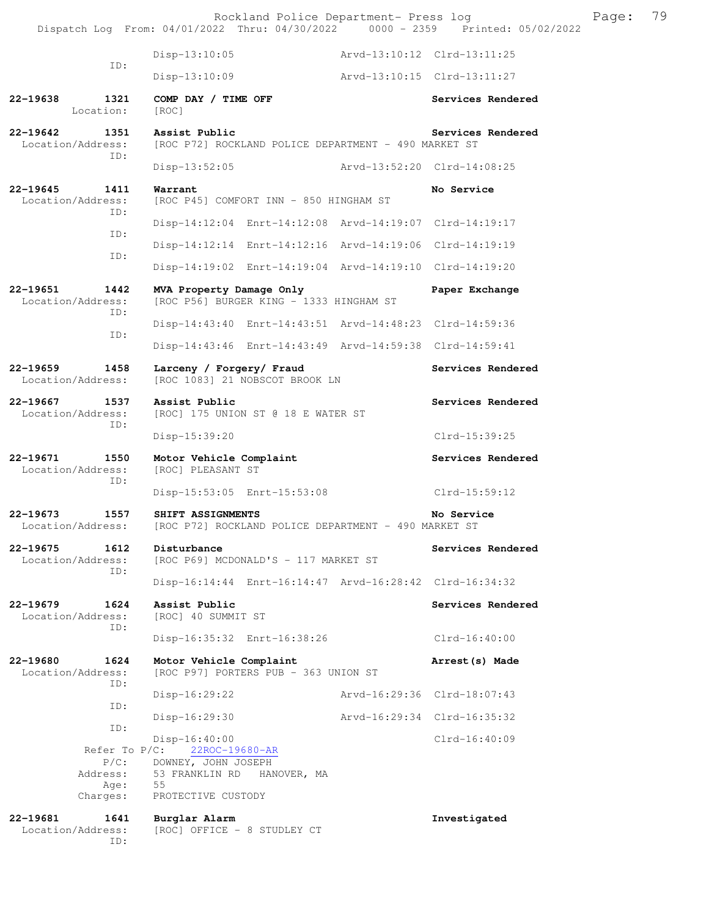```
                ID:
                         Disp-13:10:05                   Arvd-13:10:12  Clrd-13:11:25
                         Disp-13:10:09                   Arvd-13:10:15  Clrd-13:11:27

22-19638        1321     COMP DAY / TIME OFF                            Services Rendered
         Location:       [ROC]

22-19642        1351     Assist Public                                  Services Rendered
  Location/Address:      [ROC P72] ROCKLAND POLICE DEPARTMENT - 490 MARKET ST
                ID:
                         Disp-13:52:05                   Arvd-13:52:20  Clrd-14:08:25

22-19645        1411     Warrant                                        No Service
  Location/Address:      [ROC P45] COMFORT INN - 850 HINGHAM ST
                ID:
                         Disp-14:12:04  Enrt-14:12:08   Arvd-14:19:07  Clrd-14:19:17
                ID:
                         Disp-14:12:14  Enrt-14:12:16   Arvd-14:19:06  Clrd-14:19:19
                ID:
                         Disp-14:19:02  Enrt-14:19:04   Arvd-14:19:10  Clrd-14:19:20

22-19651        1442     MVA Property Damage Only                       Paper Exchange
  Location/Address:      [ROC P56] BURGER KING - 1333 HINGHAM ST
                ID:
                         Disp-14:43:40  Enrt-14:43:51   Arvd-14:48:23  Clrd-14:59:36
                ID:
                         Disp-14:43:46  Enrt-14:43:49   Arvd-14:59:38  Clrd-14:59:41

22-19659        1458     Larceny / Forgery/ Fraud                       Services Rendered
  Location/Address:      [ROC 1083] 21 NOBSCOT BROOK LN

22-19667        1537     Assist Public                                  Services Rendered
  Location/Address:      [ROC] 175 UNION ST @ 18 E WATER ST
                ID:
                         Disp-15:39:20                                  Clrd-15:39:25

22-19671        1550     Motor Vehicle Complaint                        Services Rendered
  Location/Address:      [ROC] PLEASANT ST
                ID:
                         Disp-15:53:05  Enrt-15:53:08                   Clrd-15:59:12

22-19673        1557     SHIFT ASSIGNMENTS                              No Service
  Location/Address:      [ROC P72] ROCKLAND POLICE DEPARTMENT - 490 MARKET ST

22-19675        1612     Disturbance                                    Services Rendered
  Location/Address:      [ROC P69] MCDONALD'S - 117 MARKET ST
                ID:
                         Disp-16:14:44  Enrt-16:14:47   Arvd-16:28:42  Clrd-16:34:32

22-19679        1624     Assist Public                                  Services Rendered
  Location/Address:      [ROC] 40 SUMMIT ST
                ID:
                         Disp-16:35:32  Enrt-16:38:26                   Clrd-16:40:00

22-19680        1624     Motor Vehicle Complaint                        Arrest(s) Made
  Location/Address:      [ROC P97] PORTERS PUB - 363 UNION ST
                ID:
                         Disp-16:29:22                   Arvd-16:29:36  Clrd-18:07:43
                ID:
                         Disp-16:29:30                   Arvd-16:29:34  Clrd-16:35:32
                ID:
                         Disp-16:40:00                                  Clrd-16:40:09
       Refer To P/C:     22ROC-19680-AR
               P/C:      DOWNEY, JOHN JOSEPH
           Address:      53 FRANKLIN RD   HANOVER, MA
               Age:      55
           Charges:      PROTECTIVE CUSTODY

22-19681        1641     Burglar Alarm                                  Investigated
  Location/Address:      [ROC] OFFICE - 8 STUDLEY CT
                ID:
```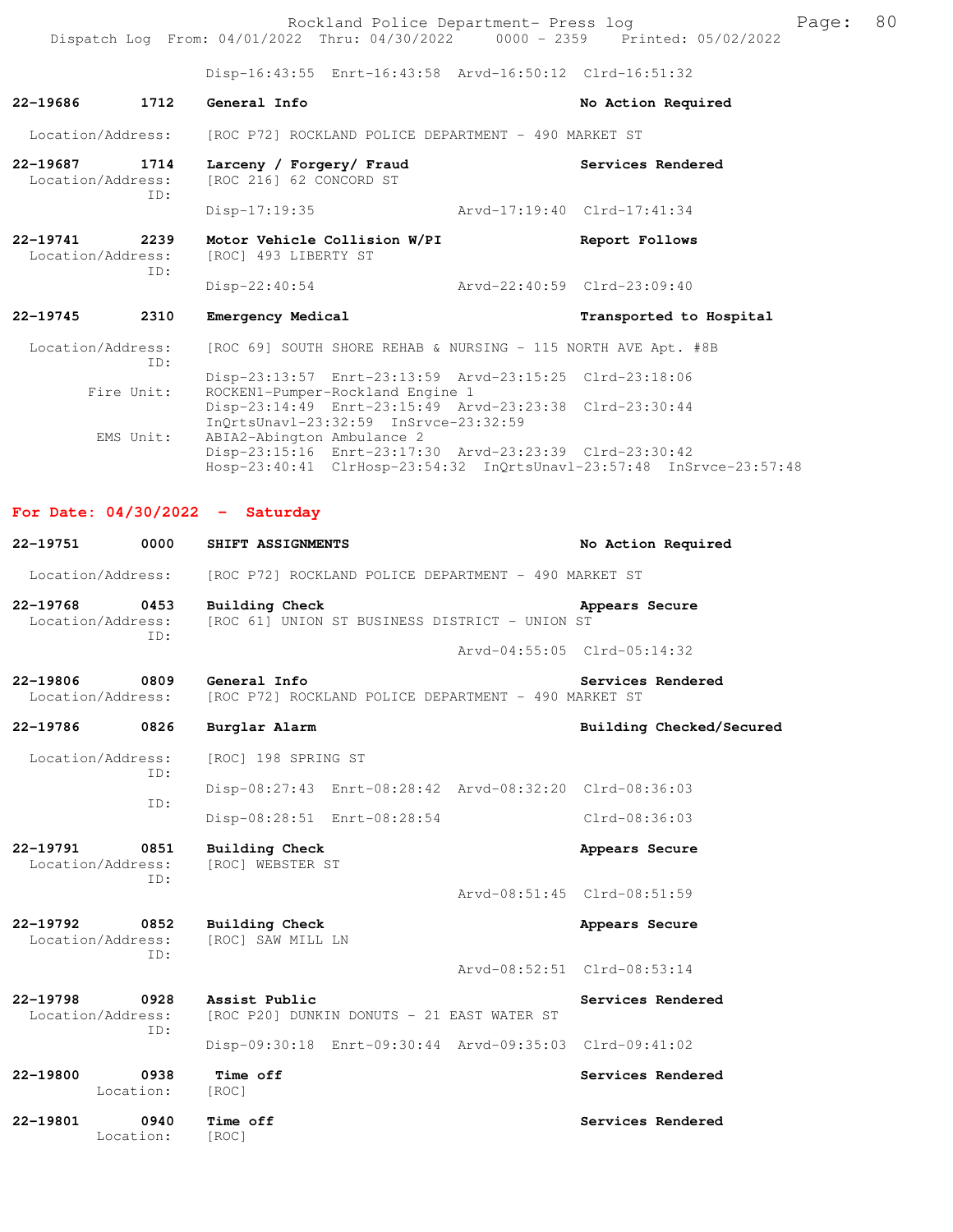Disp-16:43:55 Enrt-16:43:58 Arvd-16:50:12 Clrd-16:51:32

**22-19686 1712 General Info** — **No Action Required**

Location/Address: [ROC P72] ROCKLAND POLICE DEPARTMENT - 490 MARKET ST

**22-19687 1714 Larceny / Forgery/ Fraud** — **Services Rendered**

Location/Address: [ROC 216] 62 CONCORD ST
ID:
Disp-17:19:35 Arvd-17:19:40 Clrd-17:41:34

**22-19741 2239 Motor Vehicle Collision W/PI** — **Report Follows**

Location/Address: [ROC] 493 LIBERTY ST
ID:
Disp-22:40:54 Arvd-22:40:59 Clrd-23:09:40

**22-19745 2310 Emergency Medical** — **Transported to Hospital**

Location/Address: [ROC 69] SOUTH SHORE REHAB & NURSING - 115 NORTH AVE Apt. #8B
ID:
Disp-23:13:57 Enrt-23:13:59 Arvd-23:15:25 Clrd-23:18:06
Fire Unit: ROCKEN1-Pumper-Rockland Engine 1
Disp-23:14:49 Enrt-23:15:49 Arvd-23:23:38 Clrd-23:30:44
InQrtsUnavl-23:32:59 InSrvce-23:32:59
EMS Unit: ABIA2-Abington Ambulance 2
Disp-23:15:16 Enrt-23:17:30 Arvd-23:23:39 Clrd-23:30:42
Hosp-23:40:41 ClrHosp-23:54:32 InQrtsUnavl-23:57:48 InSrvce-23:57:48

## For Date: 04/30/2022 - Saturday

**22-19751 0000 SHIFT ASSIGNMENTS** — **No Action Required**

Location/Address: [ROC P72] ROCKLAND POLICE DEPARTMENT - 490 MARKET ST

**22-19768 0453 Building Check** — **Appears Secure**

Location/Address: [ROC 61] UNION ST BUSINESS DISTRICT - UNION ST
ID:
Arvd-04:55:05 Clrd-05:14:32

**22-19806 0809 General Info** — **Services Rendered**

Location/Address: [ROC P72] ROCKLAND POLICE DEPARTMENT - 490 MARKET ST

**22-19786 0826 Burglar Alarm** — **Building Checked/Secured**

Location/Address: [ROC] 198 SPRING ST
ID:
Disp-08:27:43 Enrt-08:28:42 Arvd-08:32:20 Clrd-08:36:03
ID:
Disp-08:28:51 Enrt-08:28:54 Clrd-08:36:03

**22-19791 0851 Building Check** — **Appears Secure**

Location/Address: [ROC] WEBSTER ST
ID:
Arvd-08:51:45 Clrd-08:51:59

**22-19792 0852 Building Check** — **Appears Secure**

Location/Address: [ROC] SAW MILL LN
ID:
Arvd-08:52:51 Clrd-08:53:14

**22-19798 0928 Assist Public** — **Services Rendered**

Location/Address: [ROC P20] DUNKIN DONUTS - 21 EAST WATER ST
ID:
Disp-09:30:18 Enrt-09:30:44 Arvd-09:35:03 Clrd-09:41:02

**22-19800 0938 Time off** — **Services Rendered**

Location: [ROC]

**22-19801 0940 Time off** — **Services Rendered**

Location: [ROC]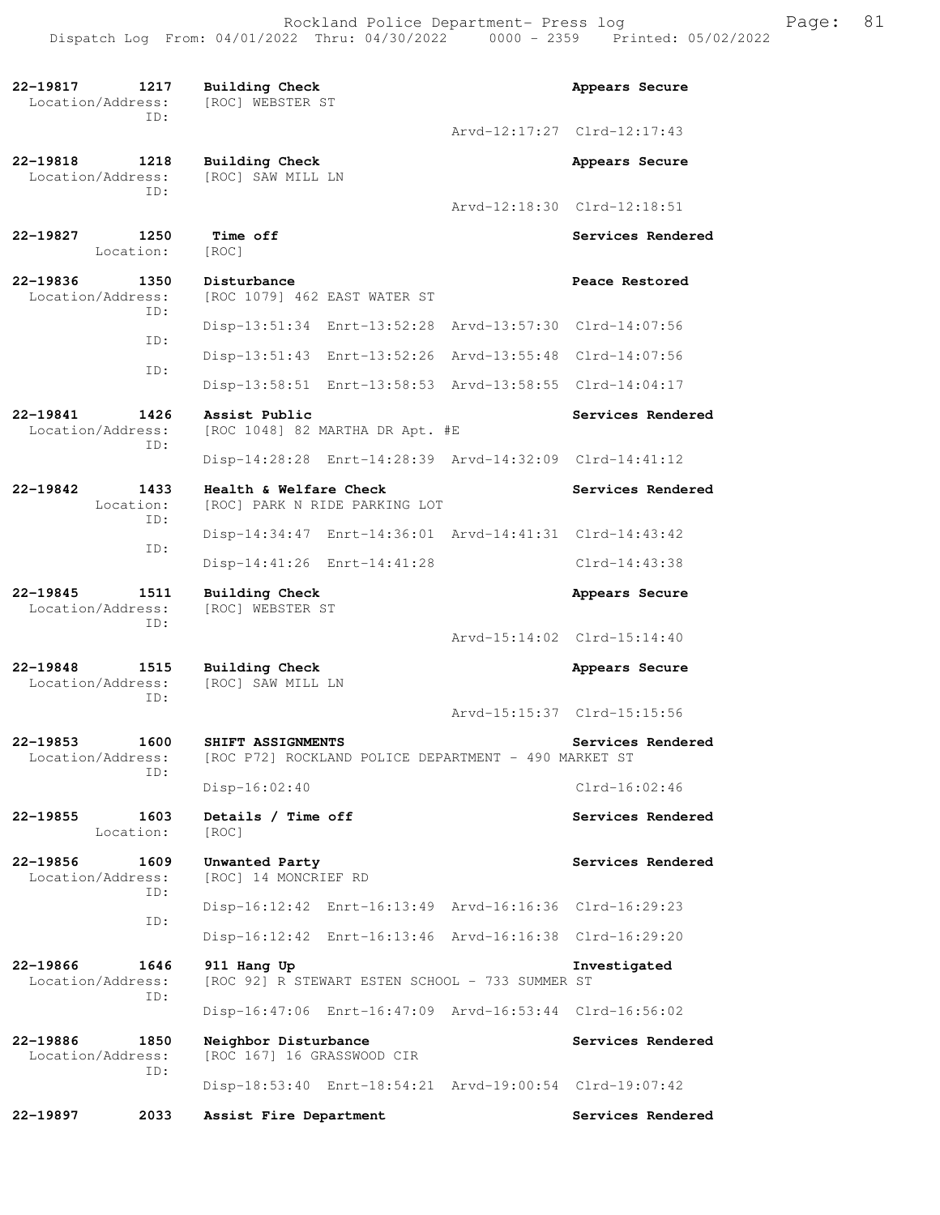22-19817 1217 Building Check Appears Secure
Location/Address: [ROC] WEBSTER ST
ID:
Arvd-12:17:27 Clrd-12:17:43

22-19818 1218 Building Check Appears Secure
Location/Address: [ROC] SAW MILL LN
ID:
Arvd-12:18:30 Clrd-12:18:51

22-19827 1250 Time off Services Rendered
Location: [ROC]

22-19836 1350 Disturbance Peace Restored
Location/Address: [ROC 1079] 462 EAST WATER ST
ID:
Disp-13:51:34 Enrt-13:52:28 Arvd-13:57:30 Clrd-14:07:56
ID:
Disp-13:51:43 Enrt-13:52:26 Arvd-13:55:48 Clrd-14:07:56
ID:
Disp-13:58:51 Enrt-13:58:53 Arvd-13:58:55 Clrd-14:04:17

22-19841 1426 Assist Public Services Rendered
Location/Address: [ROC 1048] 82 MARTHA DR Apt. #E
ID:
Disp-14:28:28 Enrt-14:28:39 Arvd-14:32:09 Clrd-14:41:12

22-19842 1433 Health & Welfare Check Services Rendered
Location: [ROC] PARK N RIDE PARKING LOT
ID:
Disp-14:34:47 Enrt-14:36:01 Arvd-14:41:31 Clrd-14:43:42
ID:
Disp-14:41:26 Enrt-14:41:28 Clrd-14:43:38

22-19845 1511 Building Check Appears Secure
Location/Address: [ROC] WEBSTER ST
ID:
Arvd-15:14:02 Clrd-15:14:40

22-19848 1515 Building Check Appears Secure
Location/Address: [ROC] SAW MILL LN
ID:
Arvd-15:15:37 Clrd-15:15:56

22-19853 1600 SHIFT ASSIGNMENTS Services Rendered
Location/Address: [ROC P72] ROCKLAND POLICE DEPARTMENT - 490 MARKET ST
ID:
Disp-16:02:40 Clrd-16:02:46

22-19855 1603 Details / Time off Services Rendered
Location: [ROC]

22-19856 1609 Unwanted Party Services Rendered
Location/Address: [ROC] 14 MONCRIEF RD
ID:
Disp-16:12:42 Enrt-16:13:49 Arvd-16:16:36 Clrd-16:29:23
ID:
Disp-16:12:42 Enrt-16:13:46 Arvd-16:16:38 Clrd-16:29:20

22-19866 1646 911 Hang Up Investigated
Location/Address: [ROC 92] R STEWART ESTEN SCHOOL - 733 SUMMER ST
ID:
Disp-16:47:06 Enrt-16:47:09 Arvd-16:53:44 Clrd-16:56:02

22-19886 1850 Neighbor Disturbance Services Rendered
Location/Address: [ROC 167] 16 GRASSWOOD CIR
ID:
Disp-18:53:40 Enrt-18:54:21 Arvd-19:00:54 Clrd-19:07:42

22-19897 2033 Assist Fire Department Services Rendered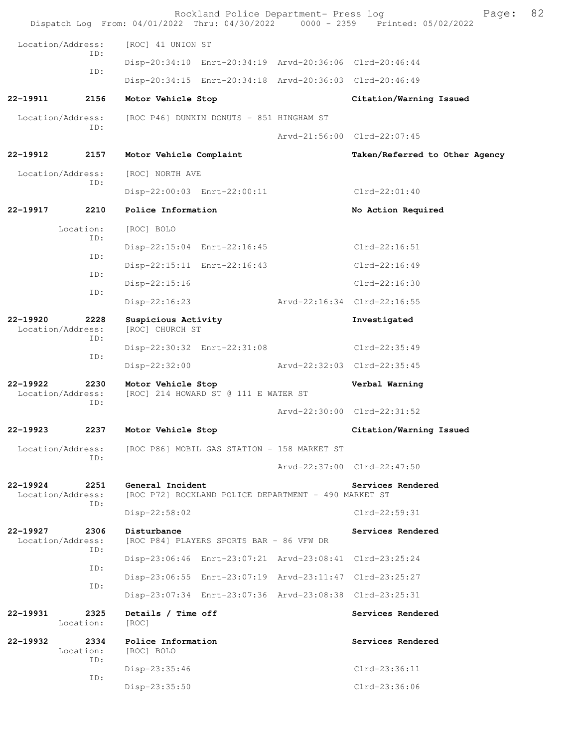Location/Address: [ROC] 41 UNION ST
ID:
Disp-20:34:10 Enrt-20:34:19 Arvd-20:36:06 Clrd-20:46:44
ID:
Disp-20:34:15 Enrt-20:34:18 Arvd-20:36:03 Clrd-20:46:49

**22-19911 2156 Motor Vehicle Stop — Citation/Warning Issued**
Location/Address: [ROC P46] DUNKIN DONUTS - 851 HINGHAM ST
ID:
Arvd-21:56:00 Clrd-22:07:45

**22-19912 2157 Motor Vehicle Complaint — Taken/Referred to Other Agency**
Location/Address: [ROC] NORTH AVE
ID:
Disp-22:00:03 Enrt-22:00:11 Clrd-22:01:40

**22-19917 2210 Police Information — No Action Required**
Location: [ROC] BOLO
ID:
Disp-22:15:04 Enrt-22:16:45 Clrd-22:16:51
ID:
Disp-22:15:11 Enrt-22:16:43 Clrd-22:16:49
ID:
Disp-22:15:16 Clrd-22:16:30
ID:
Disp-22:16:23 Arvd-22:16:34 Clrd-22:16:55

**22-19920 2228 Suspicious Activity — Investigated**
Location/Address: [ROC] CHURCH ST
ID:
Disp-22:30:32 Enrt-22:31:08 Clrd-22:35:49
ID:
Disp-22:32:00 Arvd-22:32:03 Clrd-22:35:45

**22-19922 2230 Motor Vehicle Stop — Verbal Warning**
Location/Address: [ROC] 214 HOWARD ST @ 111 E WATER ST
ID:
Arvd-22:30:00 Clrd-22:31:52

**22-19923 2237 Motor Vehicle Stop — Citation/Warning Issued**
Location/Address: [ROC P86] MOBIL GAS STATION - 158 MARKET ST
ID:
Arvd-22:37:00 Clrd-22:47:50

**22-19924 2251 General Incident — Services Rendered**
Location/Address: [ROC P72] ROCKLAND POLICE DEPARTMENT - 490 MARKET ST
ID:
Disp-22:58:02 Clrd-22:59:31

**22-19927 2306 Disturbance — Services Rendered**
Location/Address: [ROC P84] PLAYERS SPORTS BAR - 86 VFW DR
ID:
Disp-23:06:46 Enrt-23:07:21 Arvd-23:08:41 Clrd-23:25:24
ID:
Disp-23:06:55 Enrt-23:07:19 Arvd-23:11:47 Clrd-23:25:27
ID:
Disp-23:07:34 Enrt-23:07:36 Arvd-23:08:38 Clrd-23:25:31

**22-19931 2325 Details / Time off — Services Rendered**
Location: [ROC]

**22-19932 2334 Police Information — Services Rendered**
Location: [ROC] BOLO
ID:
Disp-23:35:46 Clrd-23:36:11
ID:
Disp-23:35:50 Clrd-23:36:06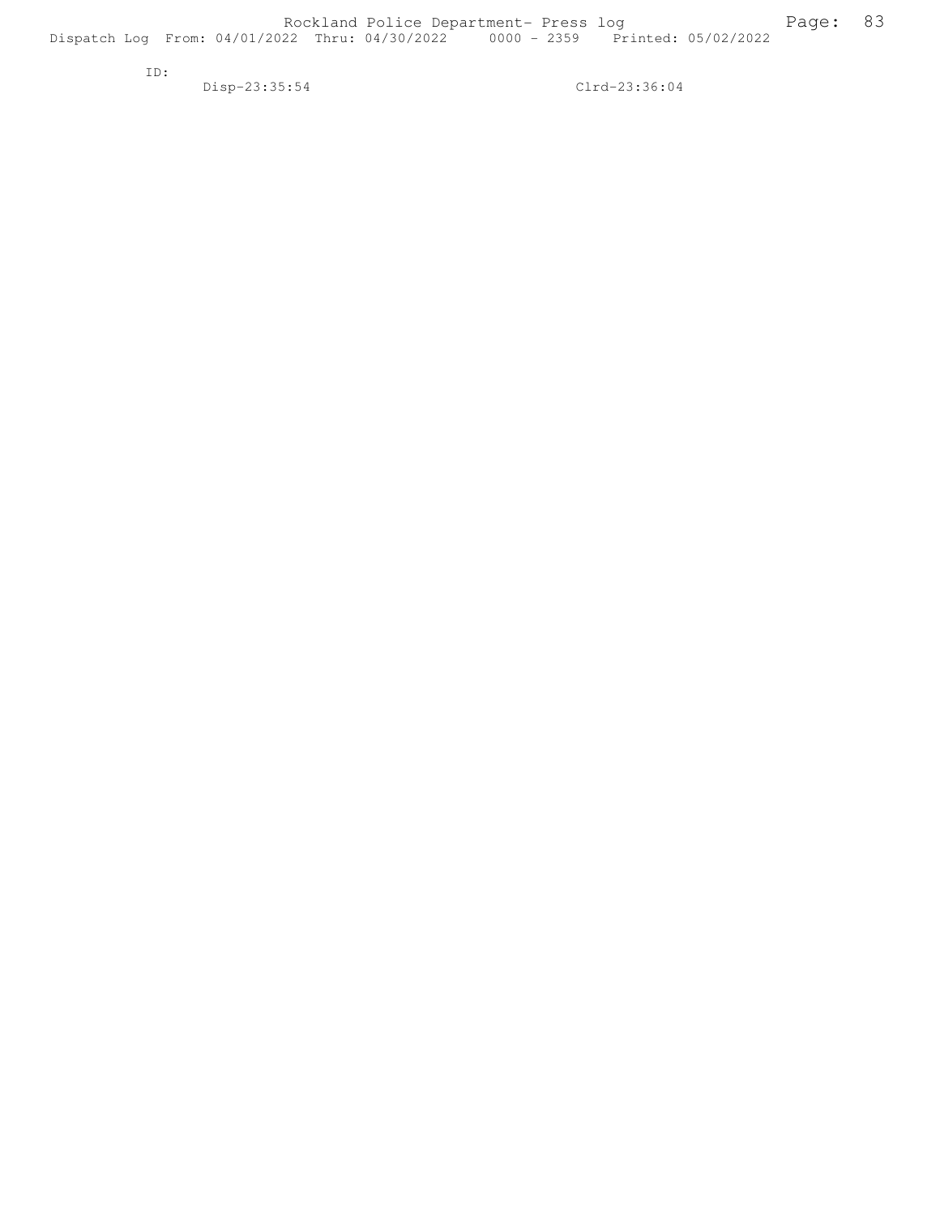ID:

Disp-23:35:54 Clrd-23:36:04